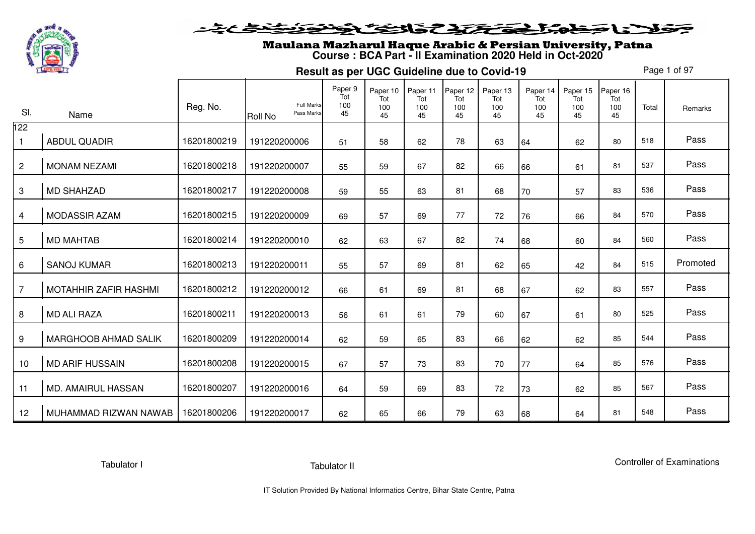# Maulana Mazharul Haque Arabic & Persian University, Patna

## Course : BCA Part - II Examination 2020 Held in Oct-2020

### Result as per UGC Guideline due to Covid-19

| Sl. | Name | Reg. No. | Roll No (Full Marks / Pass Marks) | Paper 9 Tot 100 45 | Paper 10 Tot 100 45 | Paper 11 Tot 100 45 | Paper 12 Tot 100 45 | Paper 13 Tot 100 45 | Paper 14 Tot 100 45 | Paper 15 Tot 100 45 | Paper 16 Tot 100 45 | Total | Remarks |
|---|---|---|---|---|---|---|---|---|---|---|---|---|---|
| 122 | | | | | | | | | | | | | |
| 1 | ABDUL QUADIR | 16201800219 | 191220200006 | 51 | 58 | 62 | 78 | 63 | 64 | 62 | 80 | 518 | Pass |
| 2 | MONAM NEZAMI | 16201800218 | 191220200007 | 55 | 59 | 67 | 82 | 66 | 66 | 61 | 81 | 537 | Pass |
| 3 | MD SHAHZAD | 16201800217 | 191220200008 | 59 | 55 | 63 | 81 | 68 | 70 | 57 | 83 | 536 | Pass |
| 4 | MODASSIR AZAM | 16201800215 | 191220200009 | 69 | 57 | 69 | 77 | 72 | 76 | 66 | 84 | 570 | Pass |
| 5 | MD MAHTAB | 16201800214 | 191220200010 | 62 | 63 | 67 | 82 | 74 | 68 | 60 | 84 | 560 | Pass |
| 6 | SANOJ KUMAR | 16201800213 | 191220200011 | 55 | 57 | 69 | 81 | 62 | 65 | 42 | 84 | 515 | Promoted |
| 7 | MOTAHHIR ZAFIR HASHMI | 16201800212 | 191220200012 | 66 | 61 | 69 | 81 | 68 | 67 | 62 | 83 | 557 | Pass |
| 8 | MD ALI RAZA | 16201800211 | 191220200013 | 56 | 61 | 61 | 79 | 60 | 67 | 61 | 80 | 525 | Pass |
| 9 | MARGHOOB AHMAD SALIK | 16201800209 | 191220200014 | 62 | 59 | 65 | 83 | 66 | 62 | 62 | 85 | 544 | Pass |
| 10 | MD ARIF HUSSAIN | 16201800208 | 191220200015 | 67 | 57 | 73 | 83 | 70 | 77 | 64 | 85 | 576 | Pass |
| 11 | MD. AMAIRUL HASSAN | 16201800207 | 191220200016 | 64 | 59 | 69 | 83 | 72 | 73 | 62 | 85 | 567 | Pass |
| 12 | MUHAMMAD RIZWAN NAWAB | 16201800206 | 191220200017 | 62 | 65 | 66 | 79 | 63 | 68 | 64 | 81 | 548 | Pass |

Tabulator I

Tabulator II

Controller of Examinations

IT Solution Provided By National Informatics Centre, Bihar State Centre, Patna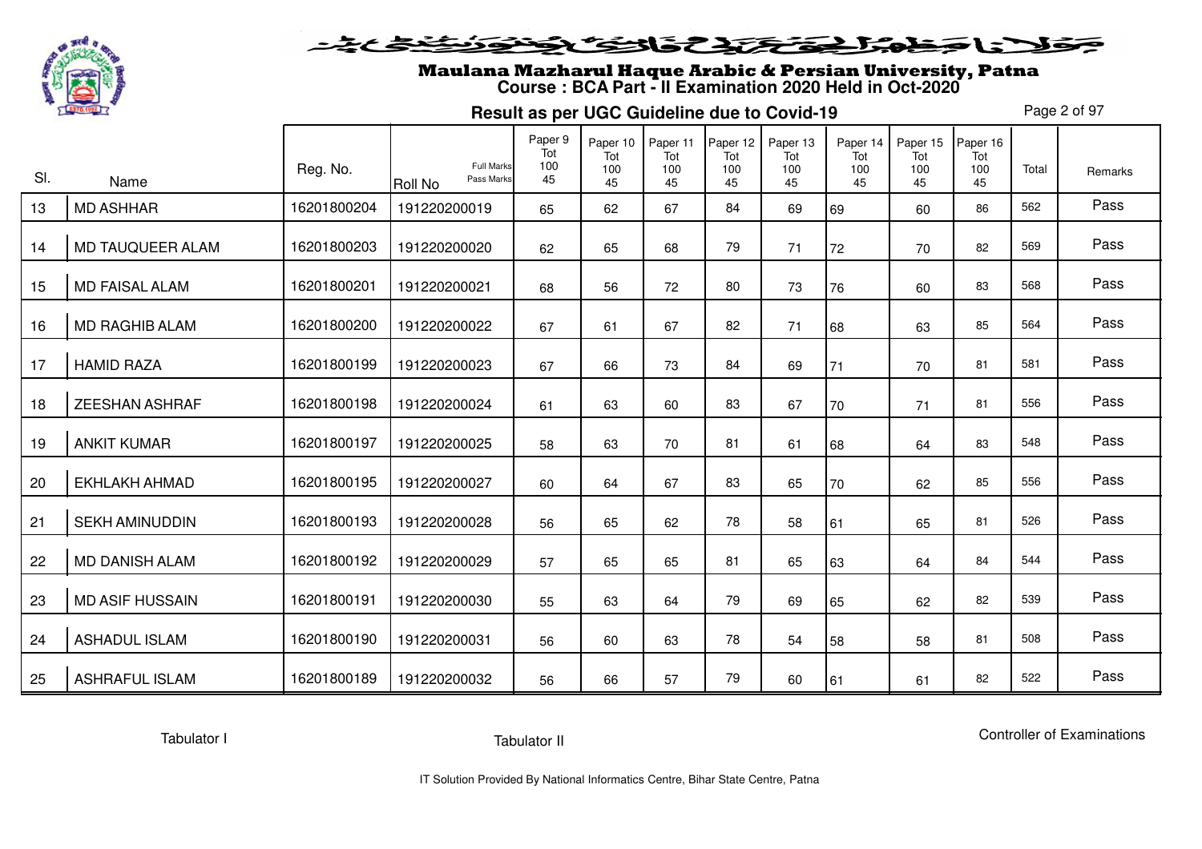## Maulana Mazharul Haque Arabic & Persian University, Patna

### Course : BCA Part - II Examination 2020 Held in Oct-2020

### Result as per UGC Guideline due to Covid-19

| Sl. | Name | Reg. No. | Roll No (Full Marks / Pass Marks) | Paper 9 Tot 100 45 | Paper 10 Tot 100 45 | Paper 11 Tot 100 45 | Paper 12 Tot 100 45 | Paper 13 Tot 100 45 | Paper 14 Tot 100 45 | Paper 15 Tot 100 45 | Paper 16 Tot 100 45 | Total | Remarks |
|---|---|---|---|---|---|---|---|---|---|---|---|---|---|
| 13 | MD ASHHAR | 16201800204 | 191220200019 | 65 | 62 | 67 | 84 | 69 | 69 | 60 | 86 | 562 | Pass |
| 14 | MD TAUQUEER ALAM | 16201800203 | 191220200020 | 62 | 65 | 68 | 79 | 71 | 72 | 70 | 82 | 569 | Pass |
| 15 | MD FAISAL ALAM | 16201800201 | 191220200021 | 68 | 56 | 72 | 80 | 73 | 76 | 60 | 83 | 568 | Pass |
| 16 | MD RAGHIB ALAM | 16201800200 | 191220200022 | 67 | 61 | 67 | 82 | 71 | 68 | 63 | 85 | 564 | Pass |
| 17 | HAMID RAZA | 16201800199 | 191220200023 | 67 | 66 | 73 | 84 | 69 | 71 | 70 | 81 | 581 | Pass |
| 18 | ZEESHAN ASHRAF | 16201800198 | 191220200024 | 61 | 63 | 60 | 83 | 67 | 70 | 71 | 81 | 556 | Pass |
| 19 | ANKIT KUMAR | 16201800197 | 191220200025 | 58 | 63 | 70 | 81 | 61 | 68 | 64 | 83 | 548 | Pass |
| 20 | EKHLAKH AHMAD | 16201800195 | 191220200027 | 60 | 64 | 67 | 83 | 65 | 70 | 62 | 85 | 556 | Pass |
| 21 | SEKH AMINUDDIN | 16201800193 | 191220200028 | 56 | 65 | 62 | 78 | 58 | 61 | 65 | 81 | 526 | Pass |
| 22 | MD DANISH ALAM | 16201800192 | 191220200029 | 57 | 65 | 65 | 81 | 65 | 63 | 64 | 84 | 544 | Pass |
| 23 | MD ASIF HUSSAIN | 16201800191 | 191220200030 | 55 | 63 | 64 | 79 | 69 | 65 | 62 | 82 | 539 | Pass |
| 24 | ASHADUL ISLAM | 16201800190 | 191220200031 | 56 | 60 | 63 | 78 | 54 | 58 | 58 | 81 | 508 | Pass |
| 25 | ASHRAFUL ISLAM | 16201800189 | 191220200032 | 56 | 66 | 57 | 79 | 60 | 61 | 61 | 82 | 522 | Pass |

Tabulator I    Tabulator II    Controller of Examinations

IT Solution Provided By National Informatics Centre, Bihar State Centre, Patna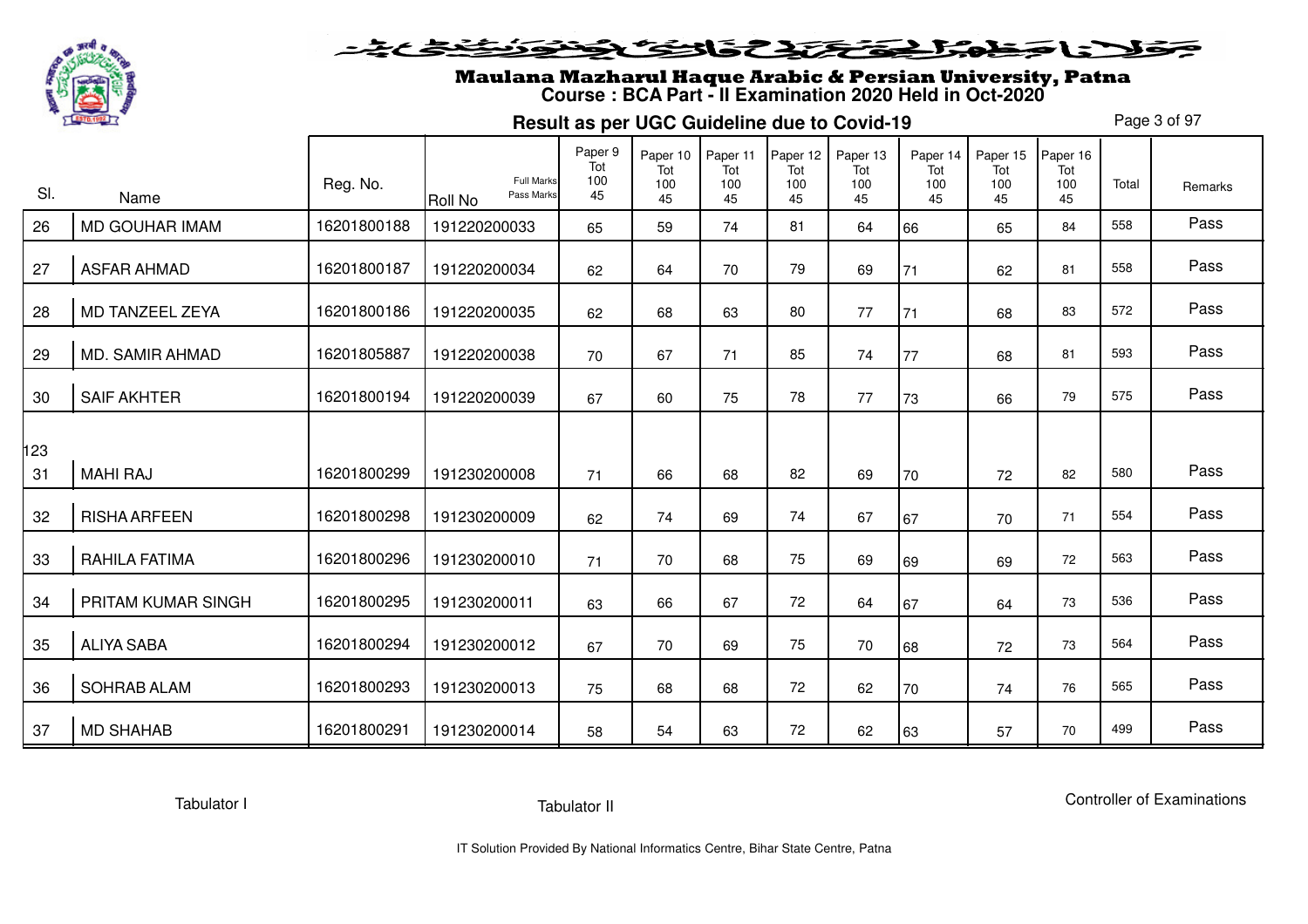# Maulana Mazharul Haque Arabic & Persian University, Patna

## Course : BCA Part - II Examination 2020 Held in Oct-2020

### Result as per UGC Guideline due to Covid-19

| Sl. | Name | Reg. No. | Roll No (Full Marks / Pass Marks) | Paper 9 Tot 100 45 | Paper 10 Tot 100 45 | Paper 11 Tot 100 45 | Paper 12 Tot 100 45 | Paper 13 Tot 100 45 | Paper 14 Tot 100 45 | Paper 15 Tot 100 45 | Paper 16 Tot 100 45 | Total | Remarks |
|---|---|---|---|---|---|---|---|---|---|---|---|---|---|
| 26 | MD GOUHAR IMAM | 16201800188 | 191220200033 | 65 | 59 | 74 | 81 | 64 | 66 | 65 | 84 | 558 | Pass |
| 27 | ASFAR AHMAD | 16201800187 | 191220200034 | 62 | 64 | 70 | 79 | 69 | 71 | 62 | 81 | 558 | Pass |
| 28 | MD TANZEEL ZEYA | 16201800186 | 191220200035 | 62 | 68 | 63 | 80 | 77 | 71 | 68 | 83 | 572 | Pass |
| 29 | MD. SAMIR AHMAD | 16201805887 | 191220200038 | 70 | 67 | 71 | 85 | 74 | 77 | 68 | 81 | 593 | Pass |
| 30 | SAIF AKHTER | 16201800194 | 191220200039 | 67 | 60 | 75 | 78 | 77 | 73 | 66 | 79 | 575 | Pass |
| 123 | | | | | | | | | | | | | |
| 31 | MAHI RAJ | 16201800299 | 191230200008 | 71 | 66 | 68 | 82 | 69 | 70 | 72 | 82 | 580 | Pass |
| 32 | RISHA ARFEEN | 16201800298 | 191230200009 | 62 | 74 | 69 | 74 | 67 | 67 | 70 | 71 | 554 | Pass |
| 33 | RAHILA FATIMA | 16201800296 | 191230200010 | 71 | 70 | 68 | 75 | 69 | 69 | 69 | 72 | 563 | Pass |
| 34 | PRITAM KUMAR SINGH | 16201800295 | 191230200011 | 63 | 66 | 67 | 72 | 64 | 67 | 64 | 73 | 536 | Pass |
| 35 | ALIYA SABA | 16201800294 | 191230200012 | 67 | 70 | 69 | 75 | 70 | 68 | 72 | 73 | 564 | Pass |
| 36 | SOHRAB ALAM | 16201800293 | 191230200013 | 75 | 68 | 68 | 72 | 62 | 70 | 74 | 76 | 565 | Pass |
| 37 | MD SHAHAB | 16201800291 | 191230200014 | 58 | 54 | 63 | 72 | 62 | 63 | 57 | 70 | 499 | Pass |

Tabulator I

Tabulator II

Controller of Examinations

IT Solution Provided By National Informatics Centre, Bihar State Centre, Patna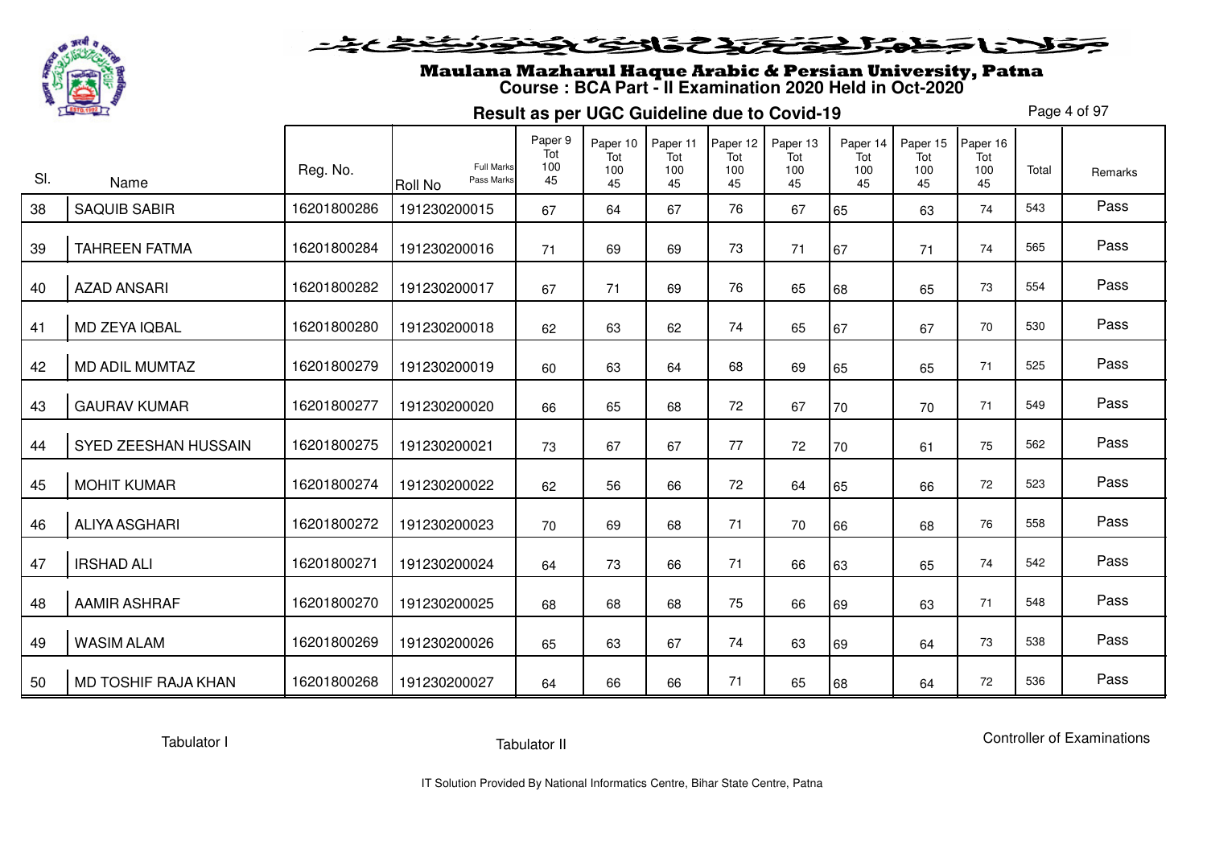# Maulana Mazharul Haque Arabic & Persian University, Patna

## Course : BCA Part - II Examination 2020 Held in Oct-2020

### Result as per UGC Guideline due to Covid-19

| Sl. | Name | Reg. No. | Roll No (Full Marks / Pass Marks) | Paper 9 Tot 100 45 | Paper 10 Tot 100 45 | Paper 11 Tot 100 45 | Paper 12 Tot 100 45 | Paper 13 Tot 100 45 | Paper 14 Tot 100 45 | Paper 15 Tot 100 45 | Paper 16 Tot 100 45 | Total | Remarks |
|---|---|---|---|---|---|---|---|---|---|---|---|---|---|
| 38 | SAQUIB SABIR | 16201800286 | 191230200015 | 67 | 64 | 67 | 76 | 67 | 65 | 63 | 74 | 543 | Pass |
| 39 | TAHREEN FATMA | 16201800284 | 191230200016 | 71 | 69 | 69 | 73 | 71 | 67 | 71 | 74 | 565 | Pass |
| 40 | AZAD ANSARI | 16201800282 | 191230200017 | 67 | 71 | 69 | 76 | 65 | 68 | 65 | 73 | 554 | Pass |
| 41 | MD ZEYA IQBAL | 16201800280 | 191230200018 | 62 | 63 | 62 | 74 | 65 | 67 | 67 | 70 | 530 | Pass |
| 42 | MD ADIL MUMTAZ | 16201800279 | 191230200019 | 60 | 63 | 64 | 68 | 69 | 65 | 65 | 71 | 525 | Pass |
| 43 | GAURAV KUMAR | 16201800277 | 191230200020 | 66 | 65 | 68 | 72 | 67 | 70 | 70 | 71 | 549 | Pass |
| 44 | SYED ZEESHAN HUSSAIN | 16201800275 | 191230200021 | 73 | 67 | 67 | 77 | 72 | 70 | 61 | 75 | 562 | Pass |
| 45 | MOHIT KUMAR | 16201800274 | 191230200022 | 62 | 56 | 66 | 72 | 64 | 65 | 66 | 72 | 523 | Pass |
| 46 | ALIYA ASGHARI | 16201800272 | 191230200023 | 70 | 69 | 68 | 71 | 70 | 66 | 68 | 76 | 558 | Pass |
| 47 | IRSHAD ALI | 16201800271 | 191230200024 | 64 | 73 | 66 | 71 | 66 | 63 | 65 | 74 | 542 | Pass |
| 48 | AAMIR ASHRAF | 16201800270 | 191230200025 | 68 | 68 | 68 | 75 | 66 | 69 | 63 | 71 | 548 | Pass |
| 49 | WASIM ALAM | 16201800269 | 191230200026 | 65 | 63 | 67 | 74 | 63 | 69 | 64 | 73 | 538 | Pass |
| 50 | MD TOSHIF RAJA KHAN | 16201800268 | 191230200027 | 64 | 66 | 66 | 71 | 65 | 68 | 64 | 72 | 536 | Pass |

Tabulator I    Tabulator II    Controller of Examinations

IT Solution Provided By National Informatics Centre, Bihar State Centre, Patna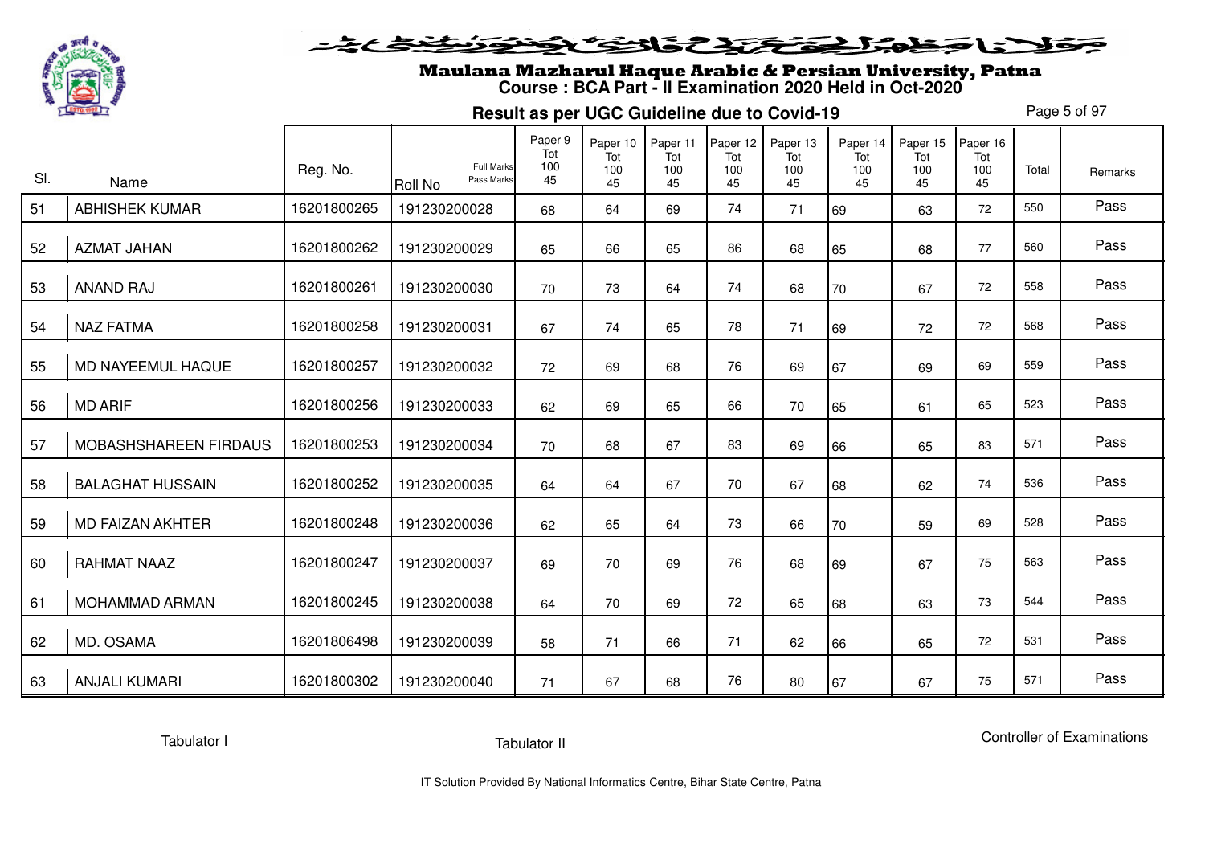# Maulana Mazharul Haque Arabic & Persian University, Patna

## Course : BCA Part - II Examination 2020 Held in Oct-2020

### Result as per UGC Guideline due to Covid-19

| Sl. | Name | Reg. No. | Roll No (Full Marks / Pass Marks) | Paper 9 Tot 100 45 | Paper 10 Tot 100 45 | Paper 11 Tot 100 45 | Paper 12 Tot 100 45 | Paper 13 Tot 100 45 | Paper 14 Tot 100 45 | Paper 15 Tot 100 45 | Paper 16 Tot 100 45 | Total | Remarks |
|---|---|---|---|---|---|---|---|---|---|---|---|---|---|
| 51 | ABHISHEK KUMAR | 16201800265 | 191230200028 | 68 | 64 | 69 | 74 | 71 | 69 | 63 | 72 | 550 | Pass |
| 52 | AZMAT JAHAN | 16201800262 | 191230200029 | 65 | 66 | 65 | 86 | 68 | 65 | 68 | 77 | 560 | Pass |
| 53 | ANAND RAJ | 16201800261 | 191230200030 | 70 | 73 | 64 | 74 | 68 | 70 | 67 | 72 | 558 | Pass |
| 54 | NAZ FATMA | 16201800258 | 191230200031 | 67 | 74 | 65 | 78 | 71 | 69 | 72 | 72 | 568 | Pass |
| 55 | MD NAYEEMUL HAQUE | 16201800257 | 191230200032 | 72 | 69 | 68 | 76 | 69 | 67 | 69 | 69 | 559 | Pass |
| 56 | MD ARIF | 16201800256 | 191230200033 | 62 | 69 | 65 | 66 | 70 | 65 | 61 | 65 | 523 | Pass |
| 57 | MOBASHSHAREEN FIRDAUS | 16201800253 | 191230200034 | 70 | 68 | 67 | 83 | 69 | 66 | 65 | 83 | 571 | Pass |
| 58 | BALAGHAT HUSSAIN | 16201800252 | 191230200035 | 64 | 64 | 67 | 70 | 67 | 68 | 62 | 74 | 536 | Pass |
| 59 | MD FAIZAN AKHTER | 16201800248 | 191230200036 | 62 | 65 | 64 | 73 | 66 | 70 | 59 | 69 | 528 | Pass |
| 60 | RAHMAT NAAZ | 16201800247 | 191230200037 | 69 | 70 | 69 | 76 | 68 | 69 | 67 | 75 | 563 | Pass |
| 61 | MOHAMMAD ARMAN | 16201800245 | 191230200038 | 64 | 70 | 69 | 72 | 65 | 68 | 63 | 73 | 544 | Pass |
| 62 | MD. OSAMA | 16201806498 | 191230200039 | 58 | 71 | 66 | 71 | 62 | 66 | 65 | 72 | 531 | Pass |
| 63 | ANJALI KUMARI | 16201800302 | 191230200040 | 71 | 67 | 68 | 76 | 80 | 67 | 67 | 75 | 571 | Pass |

Tabulator I

Tabulator II

Controller of Examinations

IT Solution Provided By National Informatics Centre, Bihar State Centre, Patna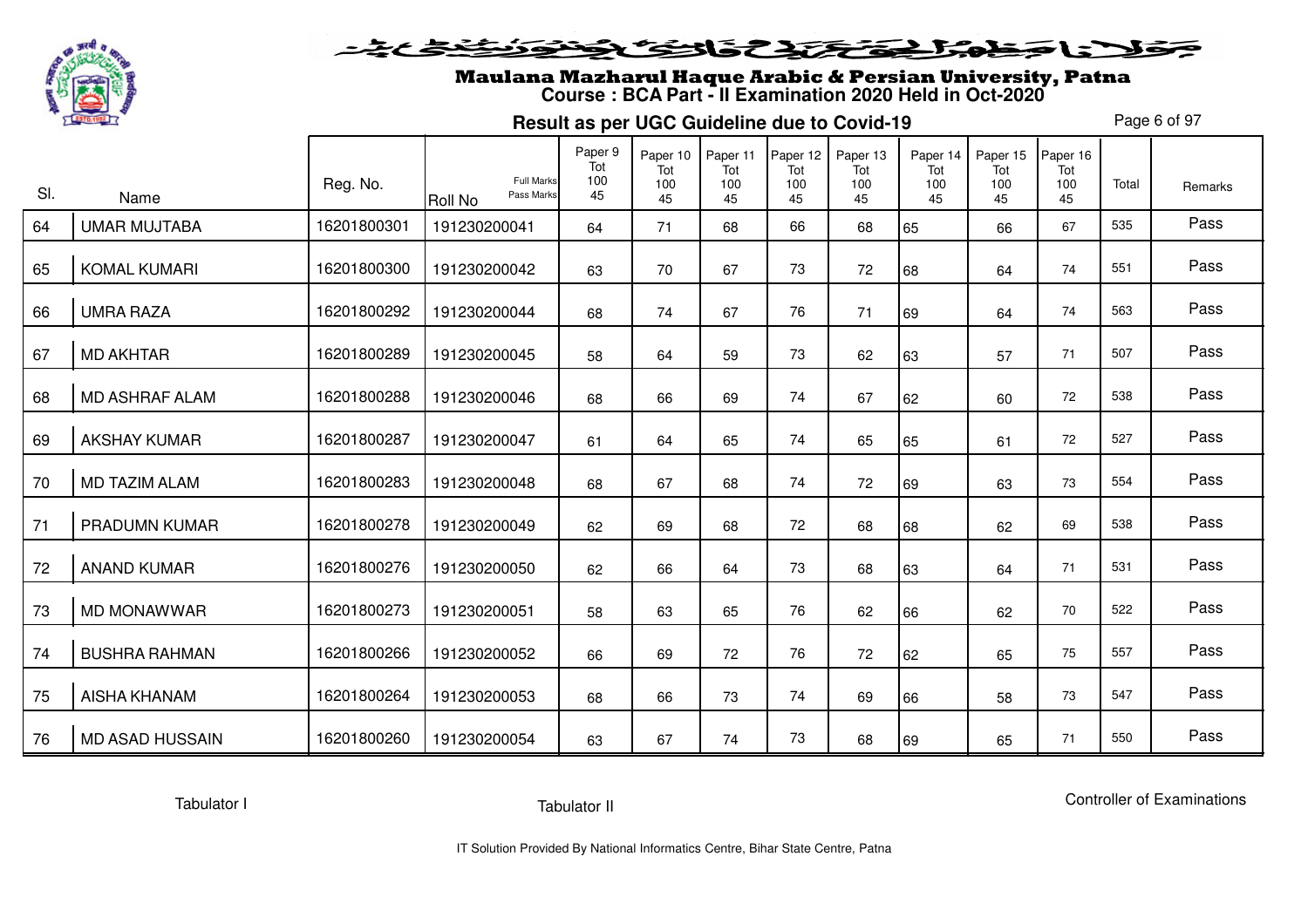# Maulana Mazharul Haque Arabic & Persian University, Patna

## Course : BCA Part - II Examination 2020 Held in Oct-2020

### Result as per UGC Guideline due to Covid-19

| Sl. | Name | Reg. No. | Roll No (Full Marks / Pass Marks) | Paper 9 Tot 100 45 | Paper 10 Tot 100 45 | Paper 11 Tot 100 45 | Paper 12 Tot 100 45 | Paper 13 Tot 100 45 | Paper 14 Tot 100 45 | Paper 15 Tot 100 45 | Paper 16 Tot 100 45 | Total | Remarks |
|---|---|---|---|---|---|---|---|---|---|---|---|---|---|
| 64 | UMAR MUJTABA | 16201800301 | 191230200041 | 64 | 71 | 68 | 66 | 68 | 65 | 66 | 67 | 535 | Pass |
| 65 | KOMAL KUMARI | 16201800300 | 191230200042 | 63 | 70 | 67 | 73 | 72 | 68 | 64 | 74 | 551 | Pass |
| 66 | UMRA RAZA | 16201800292 | 191230200044 | 68 | 74 | 67 | 76 | 71 | 69 | 64 | 74 | 563 | Pass |
| 67 | MD AKHTAR | 16201800289 | 191230200045 | 58 | 64 | 59 | 73 | 62 | 63 | 57 | 71 | 507 | Pass |
| 68 | MD ASHRAF ALAM | 16201800288 | 191230200046 | 68 | 66 | 69 | 74 | 67 | 62 | 60 | 72 | 538 | Pass |
| 69 | AKSHAY KUMAR | 16201800287 | 191230200047 | 61 | 64 | 65 | 74 | 65 | 65 | 61 | 72 | 527 | Pass |
| 70 | MD TAZIM ALAM | 16201800283 | 191230200048 | 68 | 67 | 68 | 74 | 72 | 69 | 63 | 73 | 554 | Pass |
| 71 | PRADUMN KUMAR | 16201800278 | 191230200049 | 62 | 69 | 68 | 72 | 68 | 68 | 62 | 69 | 538 | Pass |
| 72 | ANAND KUMAR | 16201800276 | 191230200050 | 62 | 66 | 64 | 73 | 68 | 63 | 64 | 71 | 531 | Pass |
| 73 | MD MONAWWAR | 16201800273 | 191230200051 | 58 | 63 | 65 | 76 | 62 | 66 | 62 | 70 | 522 | Pass |
| 74 | BUSHRA RAHMAN | 16201800266 | 191230200052 | 66 | 69 | 72 | 76 | 72 | 62 | 65 | 75 | 557 | Pass |
| 75 | AISHA KHANAM | 16201800264 | 191230200053 | 68 | 66 | 73 | 74 | 69 | 66 | 58 | 73 | 547 | Pass |
| 76 | MD ASAD HUSSAIN | 16201800260 | 191230200054 | 63 | 67 | 74 | 73 | 68 | 69 | 65 | 71 | 550 | Pass |

Tabulator I　　　　Tabulator II　　　　Controller of Examinations

IT Solution Provided By National Informatics Centre, Bihar State Centre, Patna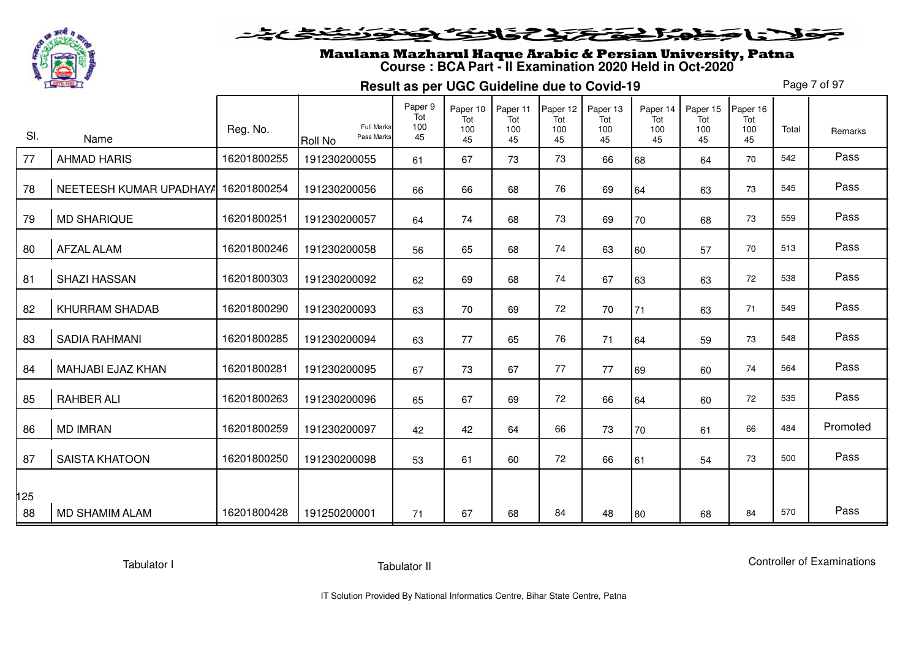# Maulana Mazharul Haque Arabic & Persian University, Patna

## Course : BCA Part - II Examination 2020 Held in Oct-2020

### Result as per UGC Guideline due to Covid-19

| Sl. | Name | Reg. No. | Roll No (Full Marks / Pass Marks) | Paper 9 Tot 100 45 | Paper 10 Tot 100 45 | Paper 11 Tot 100 45 | Paper 12 Tot 100 45 | Paper 13 Tot 100 45 | Paper 14 Tot 100 45 | Paper 15 Tot 100 45 | Paper 16 Tot 100 45 | Total | Remarks |
|---|---|---|---|---|---|---|---|---|---|---|---|---|---|
| 77 | AHMAD HARIS | 16201800255 | 191230200055 | 61 | 67 | 73 | 73 | 66 | 68 | 64 | 70 | 542 | Pass |
| 78 | NEETEESH KUMAR UPADHAYA | 16201800254 | 191230200056 | 66 | 66 | 68 | 76 | 69 | 64 | 63 | 73 | 545 | Pass |
| 79 | MD SHARIQUE | 16201800251 | 191230200057 | 64 | 74 | 68 | 73 | 69 | 70 | 68 | 73 | 559 | Pass |
| 80 | AFZAL ALAM | 16201800246 | 191230200058 | 56 | 65 | 68 | 74 | 63 | 60 | 57 | 70 | 513 | Pass |
| 81 | SHAZI HASSAN | 16201800303 | 191230200092 | 62 | 69 | 68 | 74 | 67 | 63 | 63 | 72 | 538 | Pass |
| 82 | KHURRAM SHADAB | 16201800290 | 191230200093 | 63 | 70 | 69 | 72 | 70 | 71 | 63 | 71 | 549 | Pass |
| 83 | SADIA RAHMANI | 16201800285 | 191230200094 | 63 | 77 | 65 | 76 | 71 | 64 | 59 | 73 | 548 | Pass |
| 84 | MAHJABI EJAZ KHAN | 16201800281 | 191230200095 | 67 | 73 | 67 | 77 | 77 | 69 | 60 | 74 | 564 | Pass |
| 85 | RAHBER ALI | 16201800263 | 191230200096 | 65 | 67 | 69 | 72 | 66 | 64 | 60 | 72 | 535 | Pass |
| 86 | MD IMRAN | 16201800259 | 191230200097 | 42 | 42 | 64 | 66 | 73 | 70 | 61 | 66 | 484 | Promoted |
| 87 | SAISTA KHATOON | 16201800250 | 191230200098 | 53 | 61 | 60 | 72 | 66 | 61 | 54 | 73 | 500 | Pass |
| 125<br>88 | MD SHAMIM ALAM | 16201800428 | 191250200001 | 71 | 67 | 68 | 84 | 48 | 80 | 68 | 84 | 570 | Pass |

Tabulator I

Tabulator II

Controller of Examinations

IT Solution Provided By National Informatics Centre, Bihar State Centre, Patna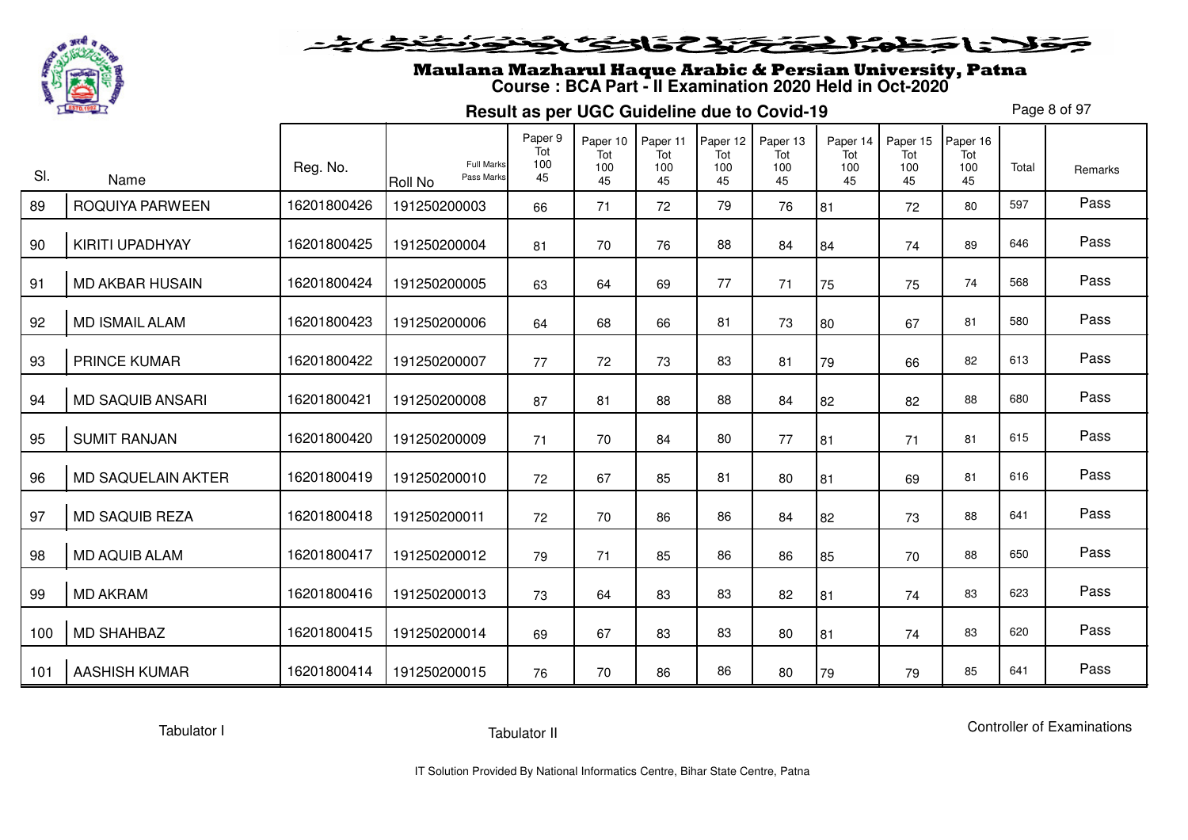# Maulana Mazharul Haque Arabic & Persian University, Patna

## Course : BCA Part - II Examination 2020 Held in Oct-2020

### Result as per UGC Guideline due to Covid-19

| Sl. | Name | Reg. No. | Roll No (Full Marks / Pass Marks) | Paper 9 Tot 100 45 | Paper 10 Tot 100 45 | Paper 11 Tot 100 45 | Paper 12 Tot 100 45 | Paper 13 Tot 100 45 | Paper 14 Tot 100 45 | Paper 15 Tot 100 45 | Paper 16 Tot 100 45 | Total | Remarks |
|---|---|---|---|---|---|---|---|---|---|---|---|---|---|
| 89 | ROQUIYA PARWEEN | 16201800426 | 191250200003 | 66 | 71 | 72 | 79 | 76 | 81 | 72 | 80 | 597 | Pass |
| 90 | KIRITI UPADHYAY | 16201800425 | 191250200004 | 81 | 70 | 76 | 88 | 84 | 84 | 74 | 89 | 646 | Pass |
| 91 | MD AKBAR HUSAIN | 16201800424 | 191250200005 | 63 | 64 | 69 | 77 | 71 | 75 | 75 | 74 | 568 | Pass |
| 92 | MD ISMAIL ALAM | 16201800423 | 191250200006 | 64 | 68 | 66 | 81 | 73 | 80 | 67 | 81 | 580 | Pass |
| 93 | PRINCE KUMAR | 16201800422 | 191250200007 | 77 | 72 | 73 | 83 | 81 | 79 | 66 | 82 | 613 | Pass |
| 94 | MD SAQUIB ANSARI | 16201800421 | 191250200008 | 87 | 81 | 88 | 88 | 84 | 82 | 82 | 88 | 680 | Pass |
| 95 | SUMIT RANJAN | 16201800420 | 191250200009 | 71 | 70 | 84 | 80 | 77 | 81 | 71 | 81 | 615 | Pass |
| 96 | MD SAQUELAIN AKTER | 16201800419 | 191250200010 | 72 | 67 | 85 | 81 | 80 | 81 | 69 | 81 | 616 | Pass |
| 97 | MD SAQUIB REZA | 16201800418 | 191250200011 | 72 | 70 | 86 | 86 | 84 | 82 | 73 | 88 | 641 | Pass |
| 98 | MD AQUIB ALAM | 16201800417 | 191250200012 | 79 | 71 | 85 | 86 | 86 | 85 | 70 | 88 | 650 | Pass |
| 99 | MD AKRAM | 16201800416 | 191250200013 | 73 | 64 | 83 | 83 | 82 | 81 | 74 | 83 | 623 | Pass |
| 100 | MD SHAHBAZ | 16201800415 | 191250200014 | 69 | 67 | 83 | 83 | 80 | 81 | 74 | 83 | 620 | Pass |
| 101 | AASHISH KUMAR | 16201800414 | 191250200015 | 76 | 70 | 86 | 86 | 80 | 79 | 79 | 85 | 641 | Pass |

Tabulator I | Tabulator II | Controller of Examinations

IT Solution Provided By National Informatics Centre, Bihar State Centre, Patna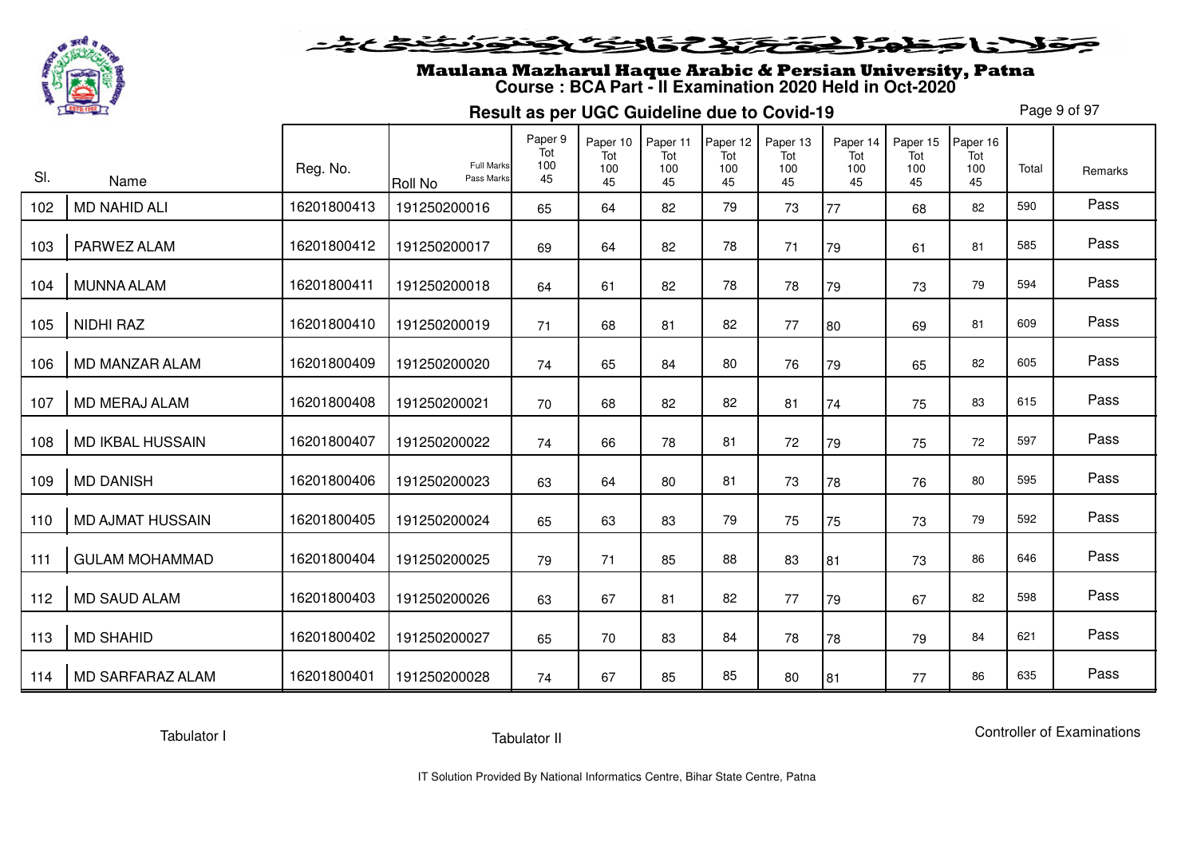# Maulana Mazharul Haque Arabic & Persian University, Patna

## Course : BCA Part - II Examination 2020 Held in Oct-2020

### Result as per UGC Guideline due to Covid-19

| Sl. | Name | Reg. No. | Roll No (Full Marks / Pass Marks) | Paper 9 Tot 100 45 | Paper 10 Tot 100 45 | Paper 11 Tot 100 45 | Paper 12 Tot 100 45 | Paper 13 Tot 100 45 | Paper 14 Tot 100 45 | Paper 15 Tot 100 45 | Paper 16 Tot 100 45 | Total | Remarks |
|---|---|---|---|---|---|---|---|---|---|---|---|---|---|
| 102 | MD NAHID ALI | 16201800413 | 191250200016 | 65 | 64 | 82 | 79 | 73 | 77 | 68 | 82 | 590 | Pass |
| 103 | PARWEZ ALAM | 16201800412 | 191250200017 | 69 | 64 | 82 | 78 | 71 | 79 | 61 | 81 | 585 | Pass |
| 104 | MUNNA ALAM | 16201800411 | 191250200018 | 64 | 61 | 82 | 78 | 78 | 79 | 73 | 79 | 594 | Pass |
| 105 | NIDHI RAZ | 16201800410 | 191250200019 | 71 | 68 | 81 | 82 | 77 | 80 | 69 | 81 | 609 | Pass |
| 106 | MD MANZAR ALAM | 16201800409 | 191250200020 | 74 | 65 | 84 | 80 | 76 | 79 | 65 | 82 | 605 | Pass |
| 107 | MD MERAJ ALAM | 16201800408 | 191250200021 | 70 | 68 | 82 | 82 | 81 | 74 | 75 | 83 | 615 | Pass |
| 108 | MD IKBAL HUSSAIN | 16201800407 | 191250200022 | 74 | 66 | 78 | 81 | 72 | 79 | 75 | 72 | 597 | Pass |
| 109 | MD DANISH | 16201800406 | 191250200023 | 63 | 64 | 80 | 81 | 73 | 78 | 76 | 80 | 595 | Pass |
| 110 | MD AJMAT HUSSAIN | 16201800405 | 191250200024 | 65 | 63 | 83 | 79 | 75 | 75 | 73 | 79 | 592 | Pass |
| 111 | GULAM MOHAMMAD | 16201800404 | 191250200025 | 79 | 71 | 85 | 88 | 83 | 81 | 73 | 86 | 646 | Pass |
| 112 | MD SAUD ALAM | 16201800403 | 191250200026 | 63 | 67 | 81 | 82 | 77 | 79 | 67 | 82 | 598 | Pass |
| 113 | MD SHAHID | 16201800402 | 191250200027 | 65 | 70 | 83 | 84 | 78 | 78 | 79 | 84 | 621 | Pass |
| 114 | MD SARFARAZ ALAM | 16201800401 | 191250200028 | 74 | 67 | 85 | 85 | 80 | 81 | 77 | 86 | 635 | Pass |

Tabulator I    Tabulator II    Controller of Examinations

IT Solution Provided By National Informatics Centre, Bihar State Centre, Patna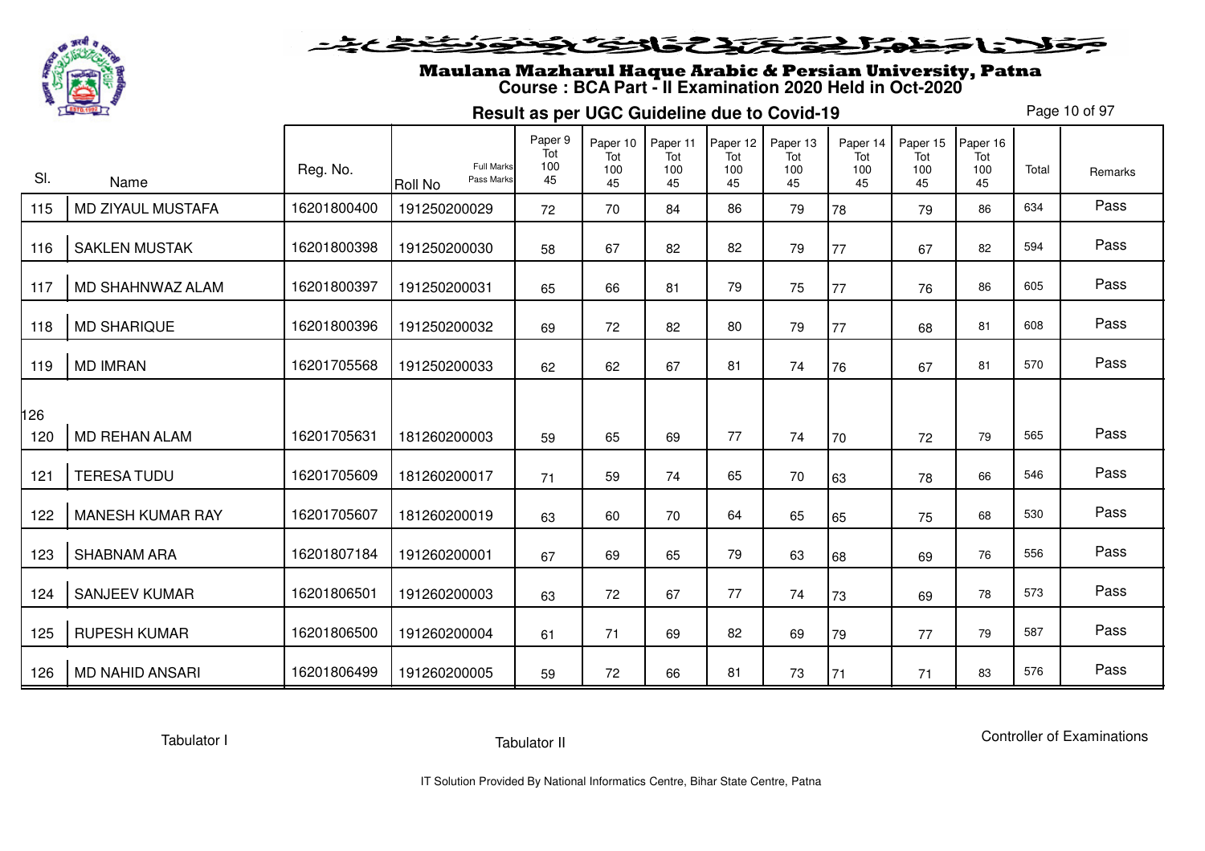# Maulana Mazharul Haque Arabic & Persian University, Patna

## Course : BCA Part - II Examination 2020 Held in Oct-2020

### Result as per UGC Guideline due to Covid-19

| Sl. | Name | Reg. No. | Roll No (Full Marks / Pass Marks) | Paper 9 Tot 100 45 | Paper 10 Tot 100 45 | Paper 11 Tot 100 45 | Paper 12 Tot 100 45 | Paper 13 Tot 100 45 | Paper 14 Tot 100 45 | Paper 15 Tot 100 45 | Paper 16 Tot 100 45 | Total | Remarks |
|---|---|---|---|---|---|---|---|---|---|---|---|---|---|
| 115 | MD ZIYAUL MUSTAFA | 16201800400 | 191250200029 | 72 | 70 | 84 | 86 | 79 | 78 | 79 | 86 | 634 | Pass |
| 116 | SAKLEN MUSTAK | 16201800398 | 191250200030 | 58 | 67 | 82 | 82 | 79 | 77 | 67 | 82 | 594 | Pass |
| 117 | MD SHAHNWAZ ALAM | 16201800397 | 191250200031 | 65 | 66 | 81 | 79 | 75 | 77 | 76 | 86 | 605 | Pass |
| 118 | MD SHARIQUE | 16201800396 | 191250200032 | 69 | 72 | 82 | 80 | 79 | 77 | 68 | 81 | 608 | Pass |
| 119 | MD IMRAN | 16201705568 | 191250200033 | 62 | 62 | 67 | 81 | 74 | 76 | 67 | 81 | 570 | Pass |
| 126 | | | | | | | | | | | | | |
| 120 | MD REHAN ALAM | 16201705631 | 181260200003 | 59 | 65 | 69 | 77 | 74 | 70 | 72 | 79 | 565 | Pass |
| 121 | TERESA TUDU | 16201705609 | 181260200017 | 71 | 59 | 74 | 65 | 70 | 63 | 78 | 66 | 546 | Pass |
| 122 | MANESH KUMAR RAY | 16201705607 | 181260200019 | 63 | 60 | 70 | 64 | 65 | 65 | 75 | 68 | 530 | Pass |
| 123 | SHABNAM ARA | 16201807184 | 191260200001 | 67 | 69 | 65 | 79 | 63 | 68 | 69 | 76 | 556 | Pass |
| 124 | SANJEEV KUMAR | 16201806501 | 191260200003 | 63 | 72 | 67 | 77 | 74 | 73 | 69 | 78 | 573 | Pass |
| 125 | RUPESH KUMAR | 16201806500 | 191260200004 | 61 | 71 | 69 | 82 | 69 | 79 | 77 | 79 | 587 | Pass |
| 126 | MD NAHID ANSARI | 16201806499 | 191260200005 | 59 | 72 | 66 | 81 | 73 | 71 | 71 | 83 | 576 | Pass |

Tabulator I

Tabulator II

Controller of Examinations

IT Solution Provided By National Informatics Centre, Bihar State Centre, Patna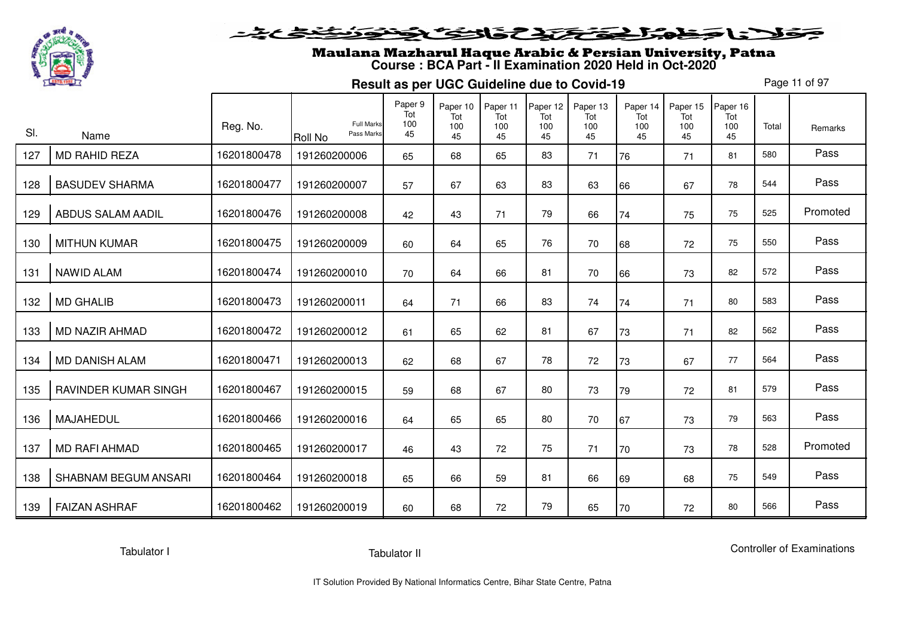# Maulana Mazharul Haque Arabic & Persian University, Patna

## Course : BCA Part - II Examination 2020 Held in Oct-2020

### Result as per UGC Guideline due to Covid-19

| Sl. | Name | Reg. No. | Roll No (Full Marks / Pass Marks) | Paper 9 Tot 100 45 | Paper 10 Tot 100 45 | Paper 11 Tot 100 45 | Paper 12 Tot 100 45 | Paper 13 Tot 100 45 | Paper 14 Tot 100 45 | Paper 15 Tot 100 45 | Paper 16 Tot 100 45 | Total | Remarks |
|---|---|---|---|---|---|---|---|---|---|---|---|---|---|
| 127 | MD RAHID REZA | 16201800478 | 191260200006 | 65 | 68 | 65 | 83 | 71 | 76 | 71 | 81 | 580 | Pass |
| 128 | BASUDEV SHARMA | 16201800477 | 191260200007 | 57 | 67 | 63 | 83 | 63 | 66 | 67 | 78 | 544 | Pass |
| 129 | ABDUS SALAM AADIL | 16201800476 | 191260200008 | 42 | 43 | 71 | 79 | 66 | 74 | 75 | 75 | 525 | Promoted |
| 130 | MITHUN KUMAR | 16201800475 | 191260200009 | 60 | 64 | 65 | 76 | 70 | 68 | 72 | 75 | 550 | Pass |
| 131 | NAWID ALAM | 16201800474 | 191260200010 | 70 | 64 | 66 | 81 | 70 | 66 | 73 | 82 | 572 | Pass |
| 132 | MD GHALIB | 16201800473 | 191260200011 | 64 | 71 | 66 | 83 | 74 | 74 | 71 | 80 | 583 | Pass |
| 133 | MD NAZIR AHMAD | 16201800472 | 191260200012 | 61 | 65 | 62 | 81 | 67 | 73 | 71 | 82 | 562 | Pass |
| 134 | MD DANISH ALAM | 16201800471 | 191260200013 | 62 | 68 | 67 | 78 | 72 | 73 | 67 | 77 | 564 | Pass |
| 135 | RAVINDER KUMAR SINGH | 16201800467 | 191260200015 | 59 | 68 | 67 | 80 | 73 | 79 | 72 | 81 | 579 | Pass |
| 136 | MAJAHEDUL | 16201800466 | 191260200016 | 64 | 65 | 65 | 80 | 70 | 67 | 73 | 79 | 563 | Pass |
| 137 | MD RAFI AHMAD | 16201800465 | 191260200017 | 46 | 43 | 72 | 75 | 71 | 70 | 73 | 78 | 528 | Promoted |
| 138 | SHABNAM BEGUM ANSARI | 16201800464 | 191260200018 | 65 | 66 | 59 | 81 | 66 | 69 | 68 | 75 | 549 | Pass |
| 139 | FAIZAN ASHRAF | 16201800462 | 191260200019 | 60 | 68 | 72 | 79 | 65 | 70 | 72 | 80 | 566 | Pass |

Tabulator I

Tabulator II

Controller of Examinations

IT Solution Provided By National Informatics Centre, Bihar State Centre, Patna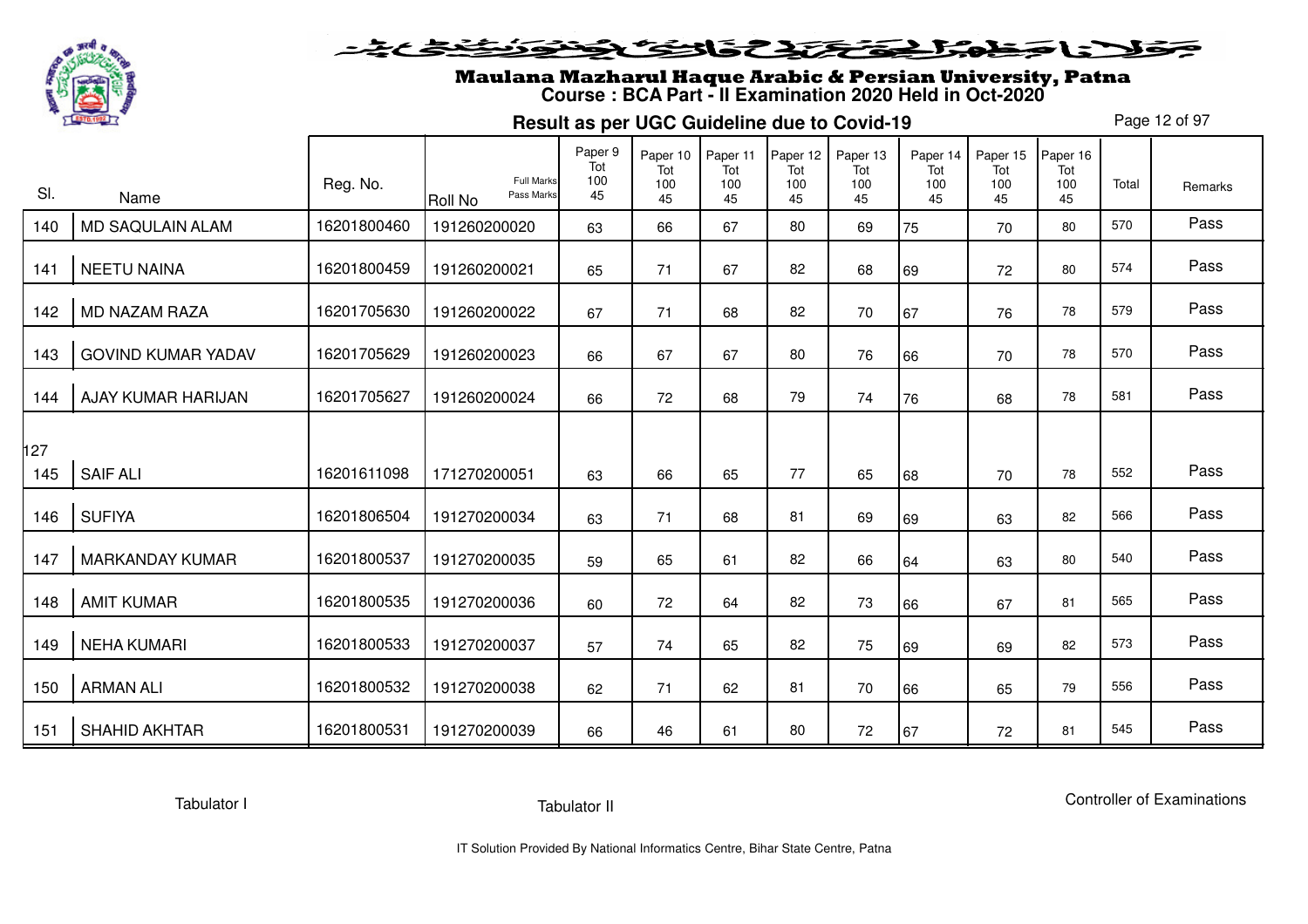# Maulana Mazharul Haque Arabic & Persian University, Patna

## Course : BCA Part - II Examination 2020 Held in Oct-2020

### Result as per UGC Guideline due to Covid-19

| Sl. | Name | Reg. No. | Roll No (Full Marks / Pass Marks) | Paper 9 Tot 100 45 | Paper 10 Tot 100 45 | Paper 11 Tot 100 45 | Paper 12 Tot 100 45 | Paper 13 Tot 100 45 | Paper 14 Tot 100 45 | Paper 15 Tot 100 45 | Paper 16 Tot 100 45 | Total | Remarks |
|---|---|---|---|---|---|---|---|---|---|---|---|---|---|
| 140 | MD SAQULAIN ALAM | 16201800460 | 191260200020 | 63 | 66 | 67 | 80 | 69 | 75 | 70 | 80 | 570 | Pass |
| 141 | NEETU NAINA | 16201800459 | 191260200021 | 65 | 71 | 67 | 82 | 68 | 69 | 72 | 80 | 574 | Pass |
| 142 | MD NAZAM RAZA | 16201705630 | 191260200022 | 67 | 71 | 68 | 82 | 70 | 67 | 76 | 78 | 579 | Pass |
| 143 | GOVIND KUMAR YADAV | 16201705629 | 191260200023 | 66 | 67 | 67 | 80 | 76 | 66 | 70 | 78 | 570 | Pass |
| 144 | AJAY KUMAR HARIJAN | 16201705627 | 191260200024 | 66 | 72 | 68 | 79 | 74 | 76 | 68 | 78 | 581 | Pass |
| 127 | | | | | | | | | | | | | |
| 145 | SAIF ALI | 16201611098 | 171270200051 | 63 | 66 | 65 | 77 | 65 | 68 | 70 | 78 | 552 | Pass |
| 146 | SUFIYA | 16201806504 | 191270200034 | 63 | 71 | 68 | 81 | 69 | 69 | 63 | 82 | 566 | Pass |
| 147 | MARKANDAY KUMAR | 16201800537 | 191270200035 | 59 | 65 | 61 | 82 | 66 | 64 | 63 | 80 | 540 | Pass |
| 148 | AMIT KUMAR | 16201800535 | 191270200036 | 60 | 72 | 64 | 82 | 73 | 66 | 67 | 81 | 565 | Pass |
| 149 | NEHA KUMARI | 16201800533 | 191270200037 | 57 | 74 | 65 | 82 | 75 | 69 | 69 | 82 | 573 | Pass |
| 150 | ARMAN ALI | 16201800532 | 191270200038 | 62 | 71 | 62 | 81 | 70 | 66 | 65 | 79 | 556 | Pass |
| 151 | SHAHID AKHTAR | 16201800531 | 191270200039 | 66 | 46 | 61 | 80 | 72 | 67 | 72 | 81 | 545 | Pass |

Tabulator I    Tabulator II    Controller of Examinations

IT Solution Provided By National Informatics Centre, Bihar State Centre, Patna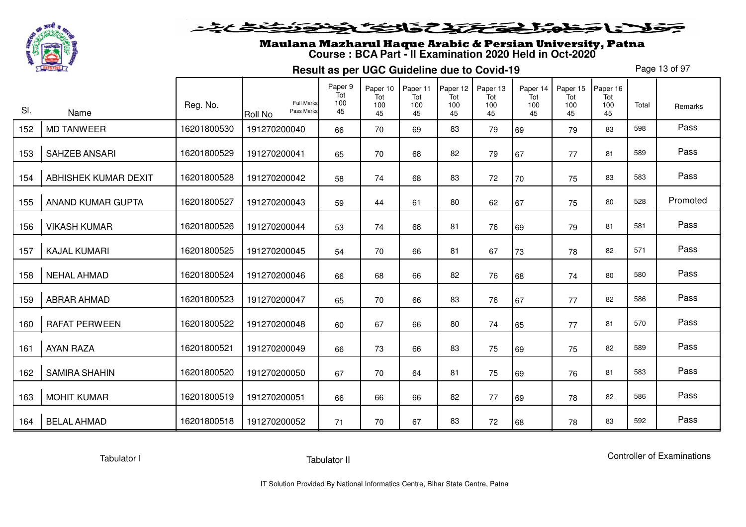# Maulana Mazharul Haque Arabic & Persian University, Patna

## Course : BCA Part - II Examination 2020 Held in Oct-2020

### Result as per UGC Guideline due to Covid-19

| Sl. | Name | Reg. No. | Roll No (Full Marks / Pass Marks) | Paper 9 Tot 100 45 | Paper 10 Tot 100 45 | Paper 11 Tot 100 45 | Paper 12 Tot 100 45 | Paper 13 Tot 100 45 | Paper 14 Tot 100 45 | Paper 15 Tot 100 45 | Paper 16 Tot 100 45 | Total | Remarks |
|---|---|---|---|---|---|---|---|---|---|---|---|---|---|
| 152 | MD TANWEER | 16201800530 | 191270200040 | 66 | 70 | 69 | 83 | 79 | 69 | 79 | 83 | 598 | Pass |
| 153 | SAHZEB ANSARI | 16201800529 | 191270200041 | 65 | 70 | 68 | 82 | 79 | 67 | 77 | 81 | 589 | Pass |
| 154 | ABHISHEK KUMAR DEXIT | 16201800528 | 191270200042 | 58 | 74 | 68 | 83 | 72 | 70 | 75 | 83 | 583 | Pass |
| 155 | ANAND KUMAR GUPTA | 16201800527 | 191270200043 | 59 | 44 | 61 | 80 | 62 | 67 | 75 | 80 | 528 | Promoted |
| 156 | VIKASH KUMAR | 16201800526 | 191270200044 | 53 | 74 | 68 | 81 | 76 | 69 | 79 | 81 | 581 | Pass |
| 157 | KAJAL KUMARI | 16201800525 | 191270200045 | 54 | 70 | 66 | 81 | 67 | 73 | 78 | 82 | 571 | Pass |
| 158 | NEHAL AHMAD | 16201800524 | 191270200046 | 66 | 68 | 66 | 82 | 76 | 68 | 74 | 80 | 580 | Pass |
| 159 | ABRAR AHMAD | 16201800523 | 191270200047 | 65 | 70 | 66 | 83 | 76 | 67 | 77 | 82 | 586 | Pass |
| 160 | RAFAT PERWEEN | 16201800522 | 191270200048 | 60 | 67 | 66 | 80 | 74 | 65 | 77 | 81 | 570 | Pass |
| 161 | AYAN RAZA | 16201800521 | 191270200049 | 66 | 73 | 66 | 83 | 75 | 69 | 75 | 82 | 589 | Pass |
| 162 | SAMIRA SHAHIN | 16201800520 | 191270200050 | 67 | 70 | 64 | 81 | 75 | 69 | 76 | 81 | 583 | Pass |
| 163 | MOHIT KUMAR | 16201800519 | 191270200051 | 66 | 66 | 66 | 82 | 77 | 69 | 78 | 82 | 586 | Pass |
| 164 | BELAL AHMAD | 16201800518 | 191270200052 | 71 | 70 | 67 | 83 | 72 | 68 | 78 | 83 | 592 | Pass |

Tabulator I | Tabulator II | Controller of Examinations

IT Solution Provided By National Informatics Centre, Bihar State Centre, Patna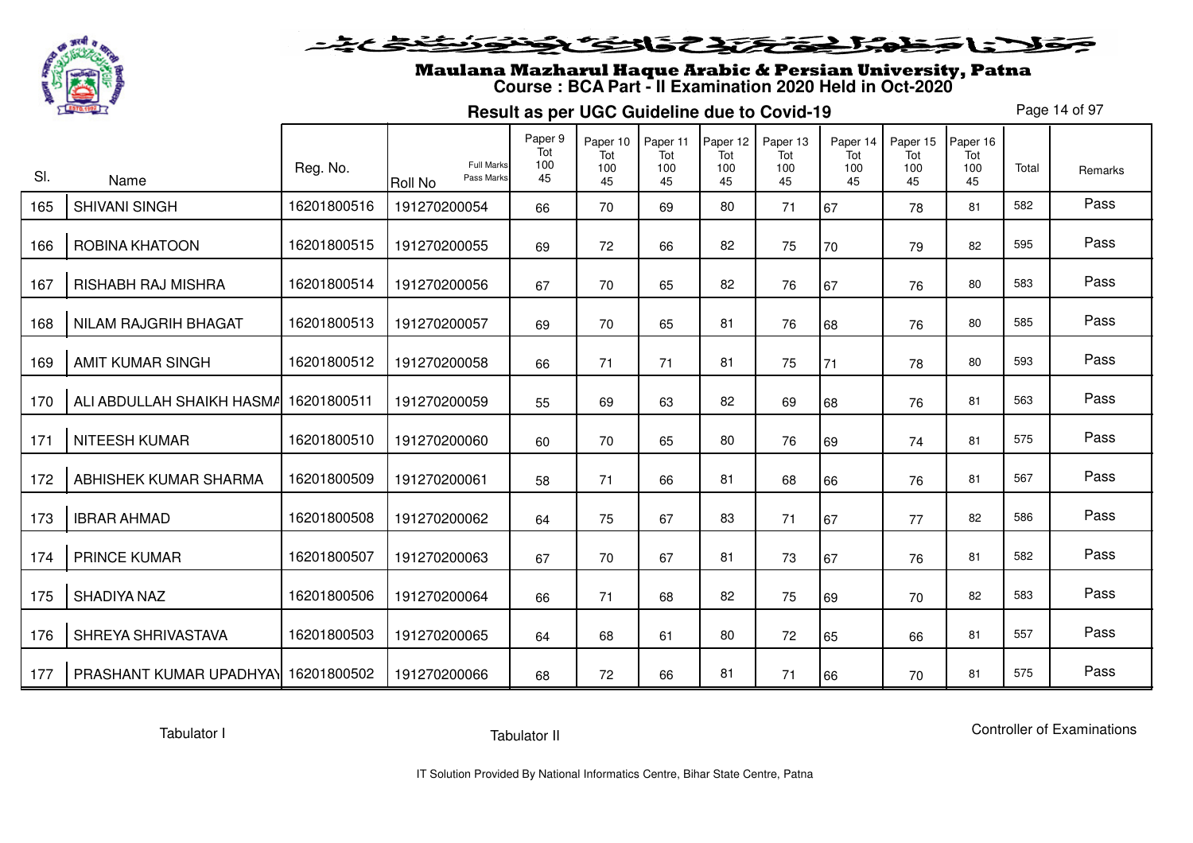# Maulana Mazharul Haque Arabic & Persian University, Patna

## Course : BCA Part - II Examination 2020 Held in Oct-2020

### Result as per UGC Guideline due to Covid-19

| Sl. | Name | Reg. No. | Roll No (Full Marks / Pass Marks) | Paper 9 Tot 100 45 | Paper 10 Tot 100 45 | Paper 11 Tot 100 45 | Paper 12 Tot 100 45 | Paper 13 Tot 100 45 | Paper 14 Tot 100 45 | Paper 15 Tot 100 45 | Paper 16 Tot 100 45 | Total | Remarks |
|---|---|---|---|---|---|---|---|---|---|---|---|---|---|
| 165 | SHIVANI SINGH | 16201800516 | 191270200054 | 66 | 70 | 69 | 80 | 71 | 67 | 78 | 81 | 582 | Pass |
| 166 | ROBINA KHATOON | 16201800515 | 191270200055 | 69 | 72 | 66 | 82 | 75 | 70 | 79 | 82 | 595 | Pass |
| 167 | RISHABH RAJ MISHRA | 16201800514 | 191270200056 | 67 | 70 | 65 | 82 | 76 | 67 | 76 | 80 | 583 | Pass |
| 168 | NILAM RAJGRIH BHAGAT | 16201800513 | 191270200057 | 69 | 70 | 65 | 81 | 76 | 68 | 76 | 80 | 585 | Pass |
| 169 | AMIT KUMAR SINGH | 16201800512 | 191270200058 | 66 | 71 | 71 | 81 | 75 | 71 | 78 | 80 | 593 | Pass |
| 170 | ALI ABDULLAH SHAIKH HASMA | 16201800511 | 191270200059 | 55 | 69 | 63 | 82 | 69 | 68 | 76 | 81 | 563 | Pass |
| 171 | NITEESH KUMAR | 16201800510 | 191270200060 | 60 | 70 | 65 | 80 | 76 | 69 | 74 | 81 | 575 | Pass |
| 172 | ABHISHEK KUMAR SHARMA | 16201800509 | 191270200061 | 58 | 71 | 66 | 81 | 68 | 66 | 76 | 81 | 567 | Pass |
| 173 | IBRAR AHMAD | 16201800508 | 191270200062 | 64 | 75 | 67 | 83 | 71 | 67 | 77 | 82 | 586 | Pass |
| 174 | PRINCE KUMAR | 16201800507 | 191270200063 | 67 | 70 | 67 | 81 | 73 | 67 | 76 | 81 | 582 | Pass |
| 175 | SHADIYA NAZ | 16201800506 | 191270200064 | 66 | 71 | 68 | 82 | 75 | 69 | 70 | 82 | 583 | Pass |
| 176 | SHREYA SHRIVASTAVA | 16201800503 | 191270200065 | 64 | 68 | 61 | 80 | 72 | 65 | 66 | 81 | 557 | Pass |
| 177 | PRASHANT KUMAR UPADHYAY | 16201800502 | 191270200066 | 68 | 72 | 66 | 81 | 71 | 66 | 70 | 81 | 575 | Pass |

Tabulator I    Tabulator II    Controller of Examinations

IT Solution Provided By National Informatics Centre, Bihar State Centre, Patna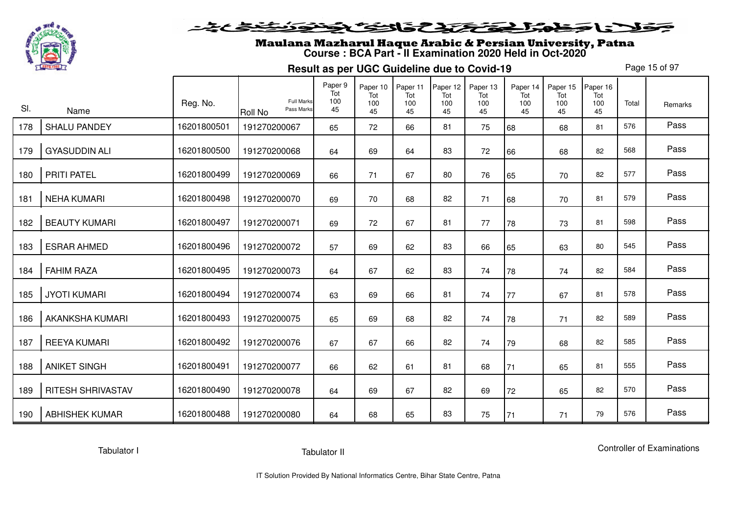# Maulana Mazharul Haque Arabic & Persian University, Patna

## Course : BCA Part - II Examination 2020 Held in Oct-2020

### Result as per UGC Guideline due to Covid-19

| Sl. | Name | Reg. No. | Roll No (Full Marks / Pass Marks) | Paper 9 Tot 100 45 | Paper 10 Tot 100 45 | Paper 11 Tot 100 45 | Paper 12 Tot 100 45 | Paper 13 Tot 100 45 | Paper 14 Tot 100 45 | Paper 15 Tot 100 45 | Paper 16 Tot 100 45 | Total | Remarks |
|---|---|---|---|---|---|---|---|---|---|---|---|---|---|
| 178 | SHALU PANDEY | 16201800501 | 191270200067 | 65 | 72 | 66 | 81 | 75 | 68 | 68 | 81 | 576 | Pass |
| 179 | GYASUDDIN ALI | 16201800500 | 191270200068 | 64 | 69 | 64 | 83 | 72 | 66 | 68 | 82 | 568 | Pass |
| 180 | PRITI PATEL | 16201800499 | 191270200069 | 66 | 71 | 67 | 80 | 76 | 65 | 70 | 82 | 577 | Pass |
| 181 | NEHA KUMARI | 16201800498 | 191270200070 | 69 | 70 | 68 | 82 | 71 | 68 | 70 | 81 | 579 | Pass |
| 182 | BEAUTY KUMARI | 16201800497 | 191270200071 | 69 | 72 | 67 | 81 | 77 | 78 | 73 | 81 | 598 | Pass |
| 183 | ESRAR AHMED | 16201800496 | 191270200072 | 57 | 69 | 62 | 83 | 66 | 65 | 63 | 80 | 545 | Pass |
| 184 | FAHIM RAZA | 16201800495 | 191270200073 | 64 | 67 | 62 | 83 | 74 | 78 | 74 | 82 | 584 | Pass |
| 185 | JYOTI KUMARI | 16201800494 | 191270200074 | 63 | 69 | 66 | 81 | 74 | 77 | 67 | 81 | 578 | Pass |
| 186 | AKANKSHA KUMARI | 16201800493 | 191270200075 | 65 | 69 | 68 | 82 | 74 | 78 | 71 | 82 | 589 | Pass |
| 187 | REEYA KUMARI | 16201800492 | 191270200076 | 67 | 67 | 66 | 82 | 74 | 79 | 68 | 82 | 585 | Pass |
| 188 | ANIKET SINGH | 16201800491 | 191270200077 | 66 | 62 | 61 | 81 | 68 | 71 | 65 | 81 | 555 | Pass |
| 189 | RITESH SHRIVASTAV | 16201800490 | 191270200078 | 64 | 69 | 67 | 82 | 69 | 72 | 65 | 82 | 570 | Pass |
| 190 | ABHISHEK KUMAR | 16201800488 | 191270200080 | 64 | 68 | 65 | 83 | 75 | 71 | 71 | 79 | 576 | Pass |

Tabulator I    Tabulator II    Controller of Examinations

IT Solution Provided By National Informatics Centre, Bihar State Centre, Patna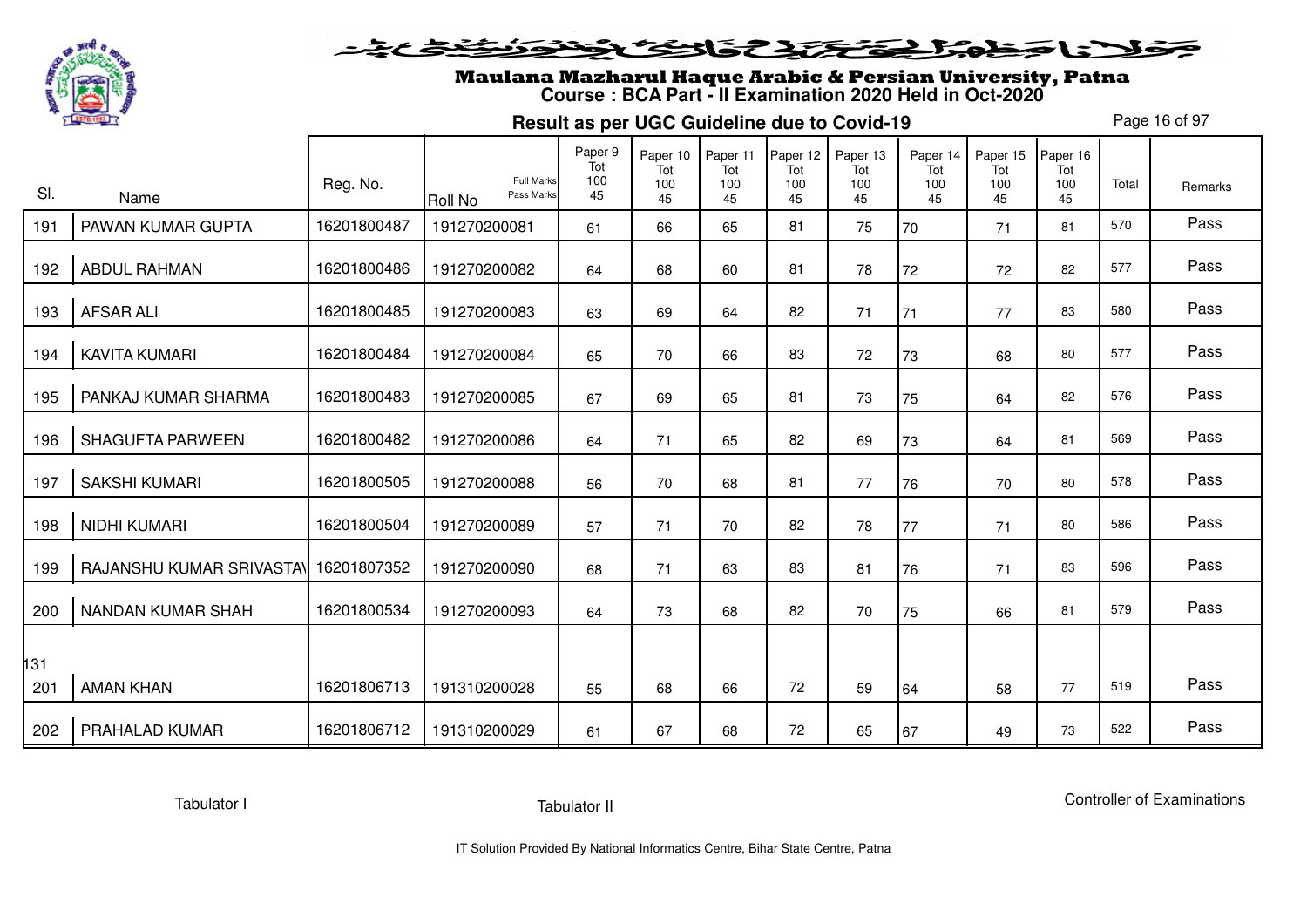# Maulana Mazharul Haque Arabic & Persian University, Patna

## Course : BCA Part - II Examination 2020 Held in Oct-2020

### Result as per UGC Guideline due to Covid-19

| Sl. | Name | Reg. No. | Roll No (Full Marks / Pass Marks) | Paper 9 Tot 100 45 | Paper 10 Tot 100 45 | Paper 11 Tot 100 45 | Paper 12 Tot 100 45 | Paper 13 Tot 100 45 | Paper 14 Tot 100 45 | Paper 15 Tot 100 45 | Paper 16 Tot 100 45 | Total | Remarks |
|---|---|---|---|---|---|---|---|---|---|---|---|---|---|
| 191 | PAWAN KUMAR GUPTA | 16201800487 | 191270200081 | 61 | 66 | 65 | 81 | 75 | 70 | 71 | 81 | 570 | Pass |
| 192 | ABDUL RAHMAN | 16201800486 | 191270200082 | 64 | 68 | 60 | 81 | 78 | 72 | 72 | 82 | 577 | Pass |
| 193 | AFSAR ALI | 16201800485 | 191270200083 | 63 | 69 | 64 | 82 | 71 | 71 | 77 | 83 | 580 | Pass |
| 194 | KAVITA KUMARI | 16201800484 | 191270200084 | 65 | 70 | 66 | 83 | 72 | 73 | 68 | 80 | 577 | Pass |
| 195 | PANKAJ KUMAR SHARMA | 16201800483 | 191270200085 | 67 | 69 | 65 | 81 | 73 | 75 | 64 | 82 | 576 | Pass |
| 196 | SHAGUFTA PARWEEN | 16201800482 | 191270200086 | 64 | 71 | 65 | 82 | 69 | 73 | 64 | 81 | 569 | Pass |
| 197 | SAKSHI KUMARI | 16201800505 | 191270200088 | 56 | 70 | 68 | 81 | 77 | 76 | 70 | 80 | 578 | Pass |
| 198 | NIDHI KUMARI | 16201800504 | 191270200089 | 57 | 71 | 70 | 82 | 78 | 77 | 71 | 80 | 586 | Pass |
| 199 | RAJANSHU KUMAR SRIVASTAV | 16201807352 | 191270200090 | 68 | 71 | 63 | 83 | 81 | 76 | 71 | 83 | 596 | Pass |
| 200 | NANDAN KUMAR SHAH | 16201800534 | 191270200093 | 64 | 73 | 68 | 82 | 70 | 75 | 66 | 81 | 579 | Pass |
| 131 | | | | | | | | | | | | | |
| 201 | AMAN KHAN | 16201806713 | 191310200028 | 55 | 68 | 66 | 72 | 59 | 64 | 58 | 77 | 519 | Pass |
| 202 | PRAHALAD KUMAR | 16201806712 | 191310200029 | 61 | 67 | 68 | 72 | 65 | 67 | 49 | 73 | 522 | Pass |

Tabulator I

Tabulator II

Controller of Examinations

IT Solution Provided By National Informatics Centre, Bihar State Centre, Patna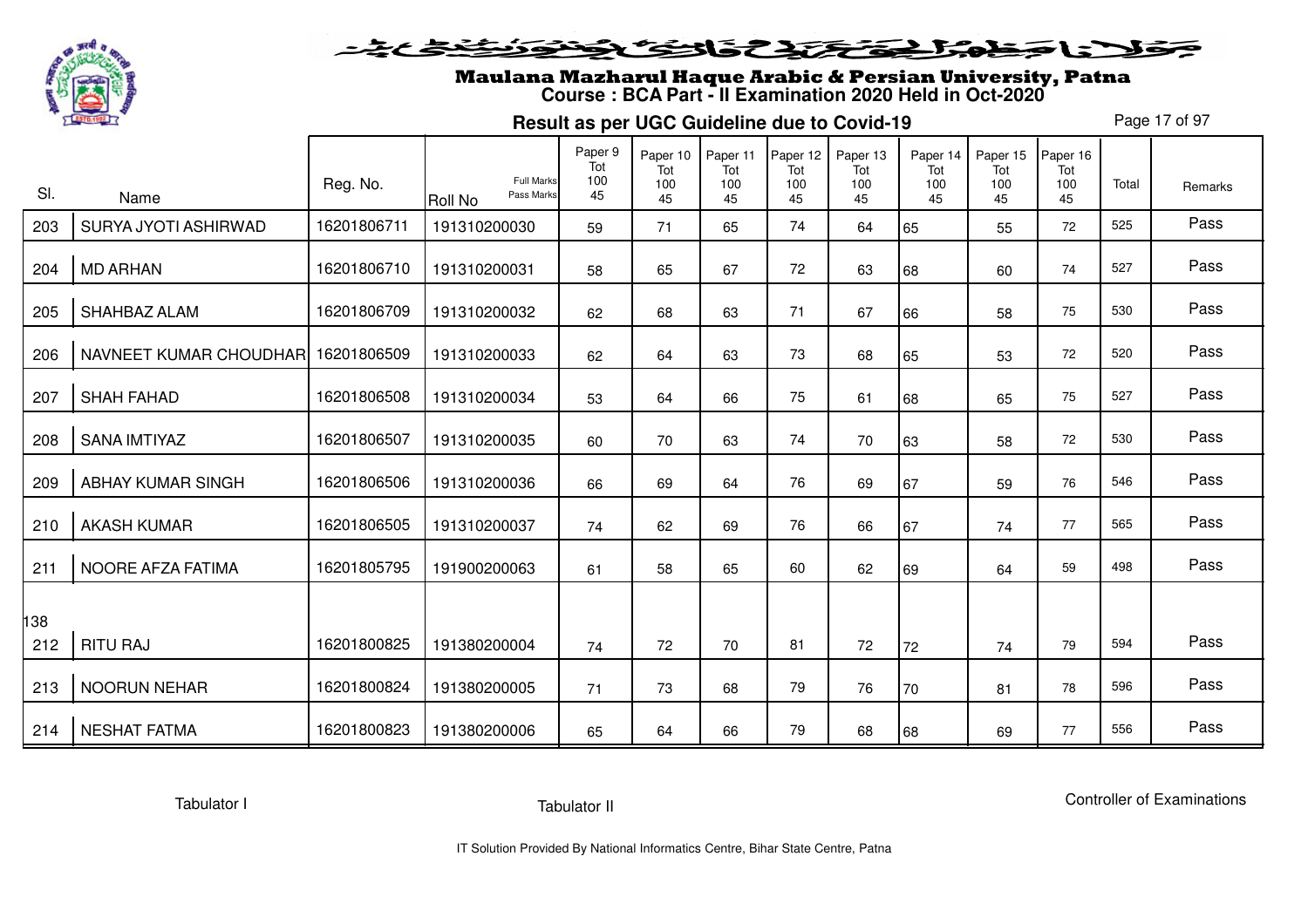# Maulana Mazharul Haque Arabic & Persian University, Patna

## Course : BCA Part - II Examination 2020 Held in Oct-2020

### Result as per UGC Guideline due to Covid-19

| Sl. | Name | Reg. No. | Roll No (Full Marks / Pass Marks) | Paper 9 Tot 100 45 | Paper 10 Tot 100 45 | Paper 11 Tot 100 45 | Paper 12 Tot 100 45 | Paper 13 Tot 100 45 | Paper 14 Tot 100 45 | Paper 15 Tot 100 45 | Paper 16 Tot 100 45 | Total | Remarks |
|---|---|---|---|---|---|---|---|---|---|---|---|---|---|
| 203 | SURYA JYOTI ASHIRWAD | 16201806711 | 191310200030 | 59 | 71 | 65 | 74 | 64 | 65 | 55 | 72 | 525 | Pass |
| 204 | MD ARHAN | 16201806710 | 191310200031 | 58 | 65 | 67 | 72 | 63 | 68 | 60 | 74 | 527 | Pass |
| 205 | SHAHBAZ ALAM | 16201806709 | 191310200032 | 62 | 68 | 63 | 71 | 67 | 66 | 58 | 75 | 530 | Pass |
| 206 | NAVNEET KUMAR CHOUDHAR | 16201806509 | 191310200033 | 62 | 64 | 63 | 73 | 68 | 65 | 53 | 72 | 520 | Pass |
| 207 | SHAH FAHAD | 16201806508 | 191310200034 | 53 | 64 | 66 | 75 | 61 | 68 | 65 | 75 | 527 | Pass |
| 208 | SANA IMTIYAZ | 16201806507 | 191310200035 | 60 | 70 | 63 | 74 | 70 | 63 | 58 | 72 | 530 | Pass |
| 209 | ABHAY KUMAR SINGH | 16201806506 | 191310200036 | 66 | 69 | 64 | 76 | 69 | 67 | 59 | 76 | 546 | Pass |
| 210 | AKASH KUMAR | 16201806505 | 191310200037 | 74 | 62 | 69 | 76 | 66 | 67 | 74 | 77 | 565 | Pass |
| 211 | NOORE AFZA FATIMA | 16201805795 | 191900200063 | 61 | 58 | 65 | 60 | 62 | 69 | 64 | 59 | 498 | Pass |
| 138 | | | | | | | | | | | | | |
| 212 | RITU RAJ | 16201800825 | 191380200004 | 74 | 72 | 70 | 81 | 72 | 72 | 74 | 79 | 594 | Pass |
| 213 | NOORUN NEHAR | 16201800824 | 191380200005 | 71 | 73 | 68 | 79 | 76 | 70 | 81 | 78 | 596 | Pass |
| 214 | NESHAT FATMA | 16201800823 | 191380200006 | 65 | 64 | 66 | 79 | 68 | 68 | 69 | 77 | 556 | Pass |

Tabulator I

Tabulator II

Controller of Examinations

IT Solution Provided By National Informatics Centre, Bihar State Centre, Patna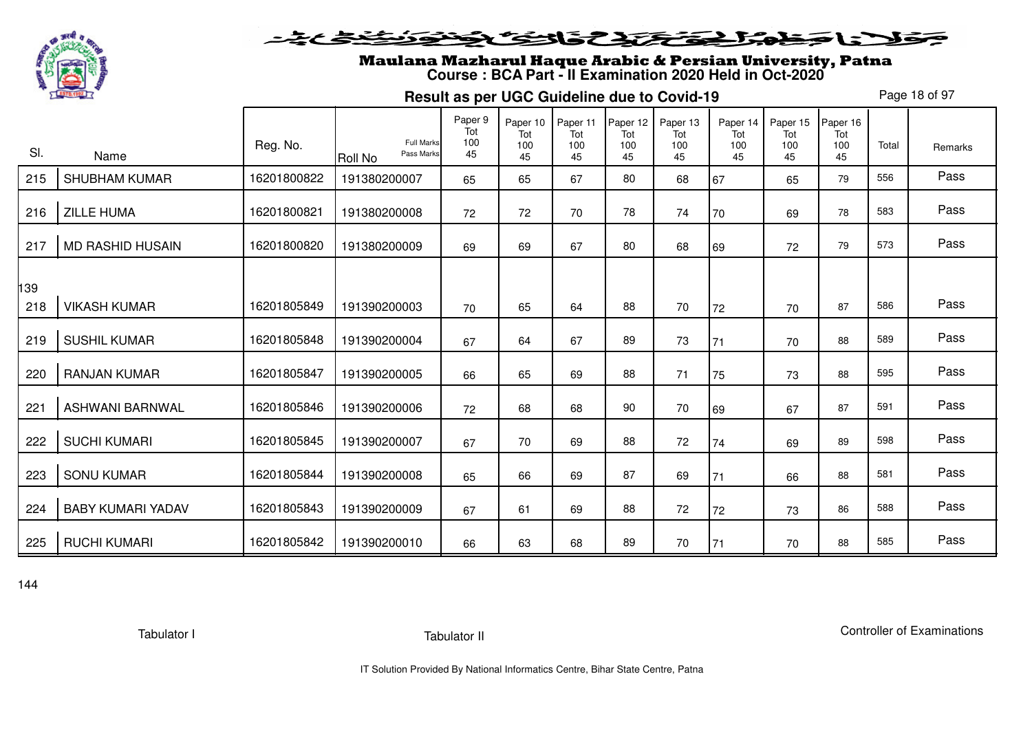# Maulana Mazharul Haque Arabic & Persian University, Patna

## Course : BCA Part - II Examination 2020 Held in Oct-2020

### Result as per UGC Guideline due to Covid-19

| Sl. | Name | Reg. No. | Roll No (Full Marks / Pass Marks) | Paper 9 Tot 100 45 | Paper 10 Tot 100 45 | Paper 11 Tot 100 45 | Paper 12 Tot 100 45 | Paper 13 Tot 100 45 | Paper 14 Tot 100 45 | Paper 15 Tot 100 45 | Paper 16 Tot 100 45 | Total | Remarks |
|---|---|---|---|---|---|---|---|---|---|---|---|---|---|
| 215 | SHUBHAM KUMAR | 16201800822 | 191380200007 | 65 | 65 | 67 | 80 | 68 | 67 | 65 | 79 | 556 | Pass |
| 216 | ZILLE HUMA | 16201800821 | 191380200008 | 72 | 72 | 70 | 78 | 74 | 70 | 69 | 78 | 583 | Pass |
| 217 | MD RASHID HUSAIN | 16201800820 | 191380200009 | 69 | 69 | 67 | 80 | 68 | 69 | 72 | 79 | 573 | Pass |
| 139 | | | | | | | | | | | | | |
| 218 | VIKASH KUMAR | 16201805849 | 191390200003 | 70 | 65 | 64 | 88 | 70 | 72 | 70 | 87 | 586 | Pass |
| 219 | SUSHIL KUMAR | 16201805848 | 191390200004 | 67 | 64 | 67 | 89 | 73 | 71 | 70 | 88 | 589 | Pass |
| 220 | RANJAN KUMAR | 16201805847 | 191390200005 | 66 | 65 | 69 | 88 | 71 | 75 | 73 | 88 | 595 | Pass |
| 221 | ASHWANI BARNWAL | 16201805846 | 191390200006 | 72 | 68 | 68 | 90 | 70 | 69 | 67 | 87 | 591 | Pass |
| 222 | SUCHI KUMARI | 16201805845 | 191390200007 | 67 | 70 | 69 | 88 | 72 | 74 | 69 | 89 | 598 | Pass |
| 223 | SONU KUMAR | 16201805844 | 191390200008 | 65 | 66 | 69 | 87 | 69 | 71 | 66 | 88 | 581 | Pass |
| 224 | BABY KUMARI YADAV | 16201805843 | 191390200009 | 67 | 61 | 69 | 88 | 72 | 72 | 73 | 86 | 588 | Pass |
| 225 | RUCHI KUMARI | 16201805842 | 191390200010 | 66 | 63 | 68 | 89 | 70 | 71 | 70 | 88 | 585 | Pass |

144

Tabulator I | Tabulator II | Controller of Examinations

IT Solution Provided By National Informatics Centre, Bihar State Centre, Patna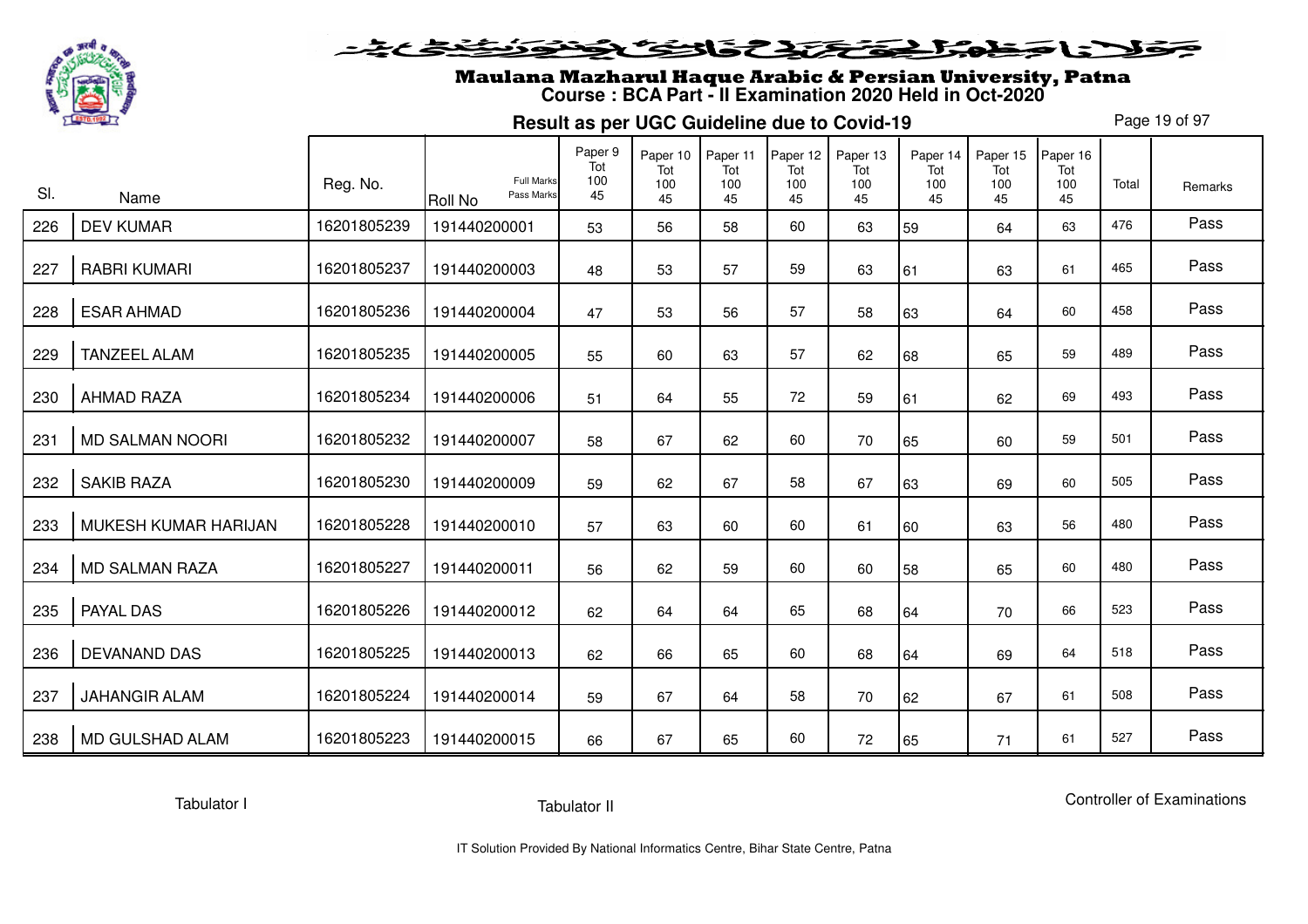# Maulana Mazharul Haque Arabic & Persian University, Patna

## Course : BCA Part - II Examination 2020 Held in Oct-2020

### Result as per UGC Guideline due to Covid-19

| Sl. | Name | Reg. No. | Roll No (Full Marks / Pass Marks) | Paper 9 Tot 100 45 | Paper 10 Tot 100 45 | Paper 11 Tot 100 45 | Paper 12 Tot 100 45 | Paper 13 Tot 100 45 | Paper 14 Tot 100 45 | Paper 15 Tot 100 45 | Paper 16 Tot 100 45 | Total | Remarks |
|---|---|---|---|---|---|---|---|---|---|---|---|---|---|
| 226 | DEV KUMAR | 16201805239 | 191440200001 | 53 | 56 | 58 | 60 | 63 | 59 | 64 | 63 | 476 | Pass |
| 227 | RABRI KUMARI | 16201805237 | 191440200003 | 48 | 53 | 57 | 59 | 63 | 61 | 63 | 61 | 465 | Pass |
| 228 | ESAR AHMAD | 16201805236 | 191440200004 | 47 | 53 | 56 | 57 | 58 | 63 | 64 | 60 | 458 | Pass |
| 229 | TANZEEL ALAM | 16201805235 | 191440200005 | 55 | 60 | 63 | 57 | 62 | 68 | 65 | 59 | 489 | Pass |
| 230 | AHMAD RAZA | 16201805234 | 191440200006 | 51 | 64 | 55 | 72 | 59 | 61 | 62 | 69 | 493 | Pass |
| 231 | MD SALMAN NOORI | 16201805232 | 191440200007 | 58 | 67 | 62 | 60 | 70 | 65 | 60 | 59 | 501 | Pass |
| 232 | SAKIB RAZA | 16201805230 | 191440200009 | 59 | 62 | 67 | 58 | 67 | 63 | 69 | 60 | 505 | Pass |
| 233 | MUKESH KUMAR HARIJAN | 16201805228 | 191440200010 | 57 | 63 | 60 | 60 | 61 | 60 | 63 | 56 | 480 | Pass |
| 234 | MD SALMAN RAZA | 16201805227 | 191440200011 | 56 | 62 | 59 | 60 | 60 | 58 | 65 | 60 | 480 | Pass |
| 235 | PAYAL DAS | 16201805226 | 191440200012 | 62 | 64 | 64 | 65 | 68 | 64 | 70 | 66 | 523 | Pass |
| 236 | DEVANAND DAS | 16201805225 | 191440200013 | 62 | 66 | 65 | 60 | 68 | 64 | 69 | 64 | 518 | Pass |
| 237 | JAHANGIR ALAM | 16201805224 | 191440200014 | 59 | 67 | 64 | 58 | 70 | 62 | 67 | 61 | 508 | Pass |
| 238 | MD GULSHAD ALAM | 16201805223 | 191440200015 | 66 | 67 | 65 | 60 | 72 | 65 | 71 | 61 | 527 | Pass |

Tabulator I                Tabulator II                Controller of Examinations

IT Solution Provided By National Informatics Centre, Bihar State Centre, Patna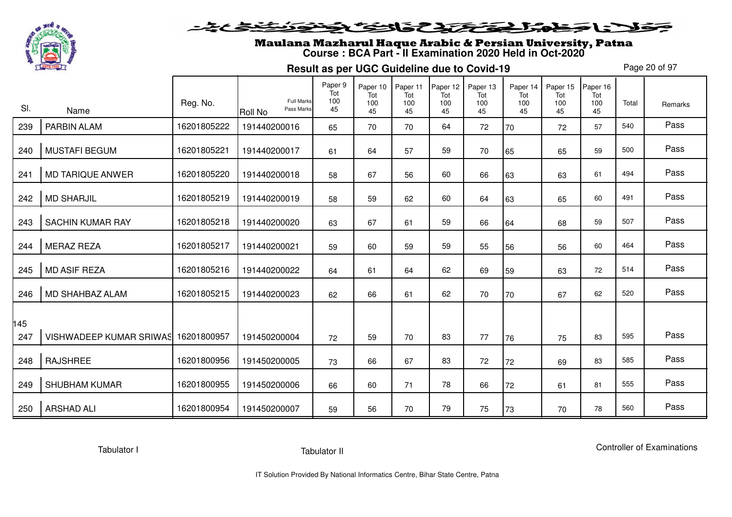# Maulana Mazharul Haque Arabic & Persian University, Patna

## Course : BCA Part - II Examination 2020 Held in Oct-2020

### Result as per UGC Guideline due to Covid-19

| Sl. | Name | Reg. No. | Roll No (Full Marks / Pass Marks) | Paper 9 Tot 100 45 | Paper 10 Tot 100 45 | Paper 11 Tot 100 45 | Paper 12 Tot 100 45 | Paper 13 Tot 100 45 | Paper 14 Tot 100 45 | Paper 15 Tot 100 45 | Paper 16 Tot 100 45 | Total | Remarks |
|---|---|---|---|---|---|---|---|---|---|---|---|---|---|
| 239 | PARBIN ALAM | 16201805222 | 191440200016 | 65 | 70 | 70 | 64 | 72 | 70 | 72 | 57 | 540 | Pass |
| 240 | MUSTAFI BEGUM | 16201805221 | 191440200017 | 61 | 64 | 57 | 59 | 70 | 65 | 65 | 59 | 500 | Pass |
| 241 | MD TARIQUE ANWER | 16201805220 | 191440200018 | 58 | 67 | 56 | 60 | 66 | 63 | 63 | 61 | 494 | Pass |
| 242 | MD SHARJIL | 16201805219 | 191440200019 | 58 | 59 | 62 | 60 | 64 | 63 | 65 | 60 | 491 | Pass |
| 243 | SACHIN KUMAR RAY | 16201805218 | 191440200020 | 63 | 67 | 61 | 59 | 66 | 64 | 68 | 59 | 507 | Pass |
| 244 | MERAZ REZA | 16201805217 | 191440200021 | 59 | 60 | 59 | 59 | 55 | 56 | 56 | 60 | 464 | Pass |
| 245 | MD ASIF REZA | 16201805216 | 191440200022 | 64 | 61 | 64 | 62 | 69 | 59 | 63 | 72 | 514 | Pass |
| 246 | MD SHAHBAZ ALAM | 16201805215 | 191440200023 | 62 | 66 | 61 | 62 | 70 | 70 | 67 | 62 | 520 | Pass |
| 145 | | | | | | | | | | | | | |
| 247 | VISHWADEEP KUMAR SRIWAS | 16201800957 | 191450200004 | 72 | 59 | 70 | 83 | 77 | 76 | 75 | 83 | 595 | Pass |
| 248 | RAJSHREE | 16201800956 | 191450200005 | 73 | 66 | 67 | 83 | 72 | 72 | 69 | 83 | 585 | Pass |
| 249 | SHUBHAM KUMAR | 16201800955 | 191450200006 | 66 | 60 | 71 | 78 | 66 | 72 | 61 | 81 | 555 | Pass |
| 250 | ARSHAD ALI | 16201800954 | 191450200007 | 59 | 56 | 70 | 79 | 75 | 73 | 70 | 78 | 560 | Pass |

Tabulator I    Tabulator II    Controller of Examinations

IT Solution Provided By National Informatics Centre, Bihar State Centre, Patna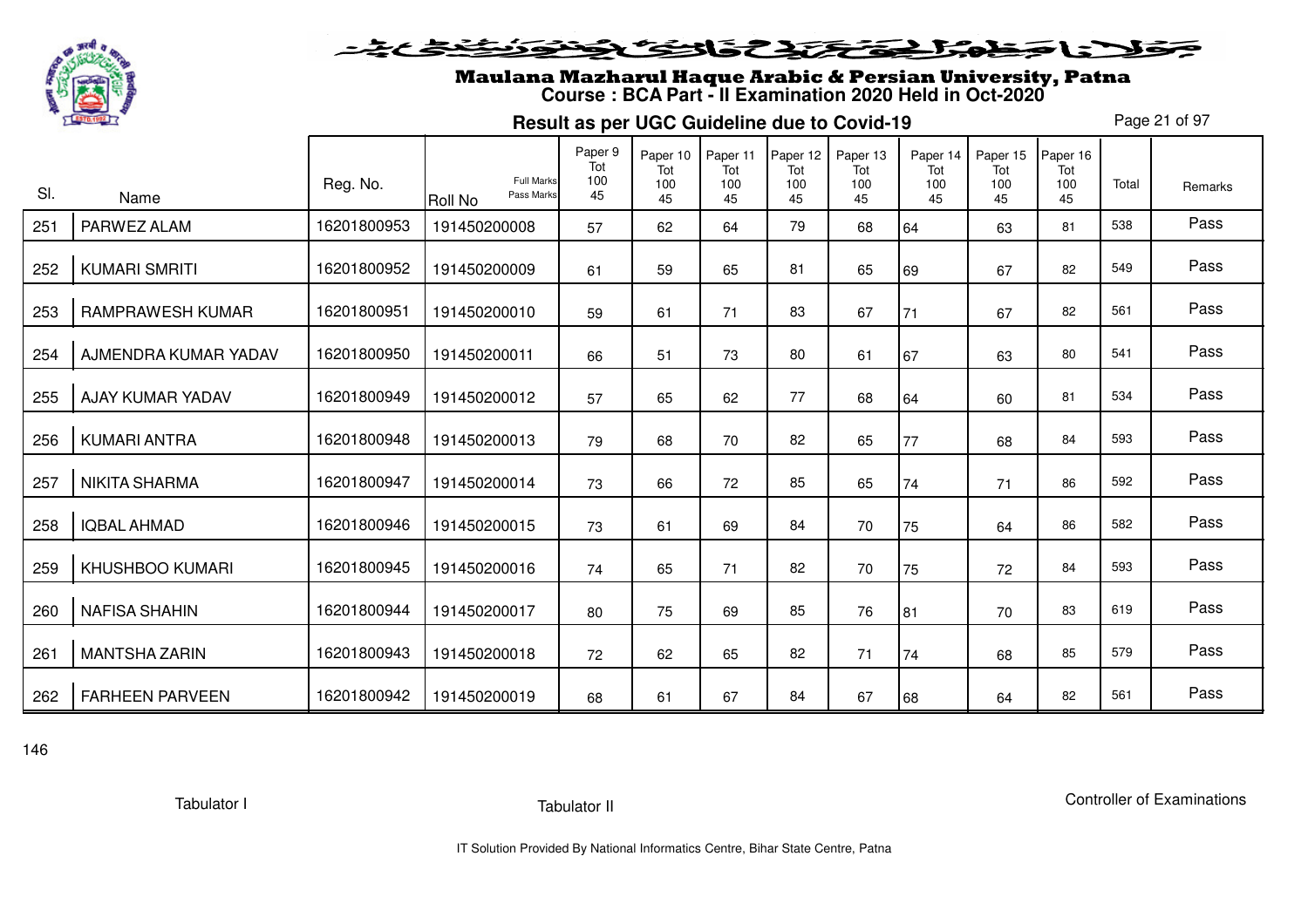# Maulana Mazharul Haque Arabic & Persian University, Patna

## Course : BCA Part - II Examination 2020 Held in Oct-2020

### Result as per UGC Guideline due to Covid-19

| Sl. | Name | Reg. No. | Roll No (Full Marks / Pass Marks) | Paper 9 Tot 100 45 | Paper 10 Tot 100 45 | Paper 11 Tot 100 45 | Paper 12 Tot 100 45 | Paper 13 Tot 100 45 | Paper 14 Tot 100 45 | Paper 15 Tot 100 45 | Paper 16 Tot 100 45 | Total | Remarks |
|---|---|---|---|---|---|---|---|---|---|---|---|---|---|
| 251 | PARWEZ ALAM | 16201800953 | 191450200008 | 57 | 62 | 64 | 79 | 68 | 64 | 63 | 81 | 538 | Pass |
| 252 | KUMARI SMRITI | 16201800952 | 191450200009 | 61 | 59 | 65 | 81 | 65 | 69 | 67 | 82 | 549 | Pass |
| 253 | RAMPRAWESH KUMAR | 16201800951 | 191450200010 | 59 | 61 | 71 | 83 | 67 | 71 | 67 | 82 | 561 | Pass |
| 254 | AJMENDRA KUMAR YADAV | 16201800950 | 191450200011 | 66 | 51 | 73 | 80 | 61 | 67 | 63 | 80 | 541 | Pass |
| 255 | AJAY KUMAR YADAV | 16201800949 | 191450200012 | 57 | 65 | 62 | 77 | 68 | 64 | 60 | 81 | 534 | Pass |
| 256 | KUMARI ANTRA | 16201800948 | 191450200013 | 79 | 68 | 70 | 82 | 65 | 77 | 68 | 84 | 593 | Pass |
| 257 | NIKITA SHARMA | 16201800947 | 191450200014 | 73 | 66 | 72 | 85 | 65 | 74 | 71 | 86 | 592 | Pass |
| 258 | IQBAL AHMAD | 16201800946 | 191450200015 | 73 | 61 | 69 | 84 | 70 | 75 | 64 | 86 | 582 | Pass |
| 259 | KHUSHBOO KUMARI | 16201800945 | 191450200016 | 74 | 65 | 71 | 82 | 70 | 75 | 72 | 84 | 593 | Pass |
| 260 | NAFISA SHAHIN | 16201800944 | 191450200017 | 80 | 75 | 69 | 85 | 76 | 81 | 70 | 83 | 619 | Pass |
| 261 | MANTSHA ZARIN | 16201800943 | 191450200018 | 72 | 62 | 65 | 82 | 71 | 74 | 68 | 85 | 579 | Pass |
| 262 | FARHEEN PARVEEN | 16201800942 | 191450200019 | 68 | 61 | 67 | 84 | 67 | 68 | 64 | 82 | 561 | Pass |

146

Tabulator I    Tabulator II    Controller of Examinations

IT Solution Provided By National Informatics Centre, Bihar State Centre, Patna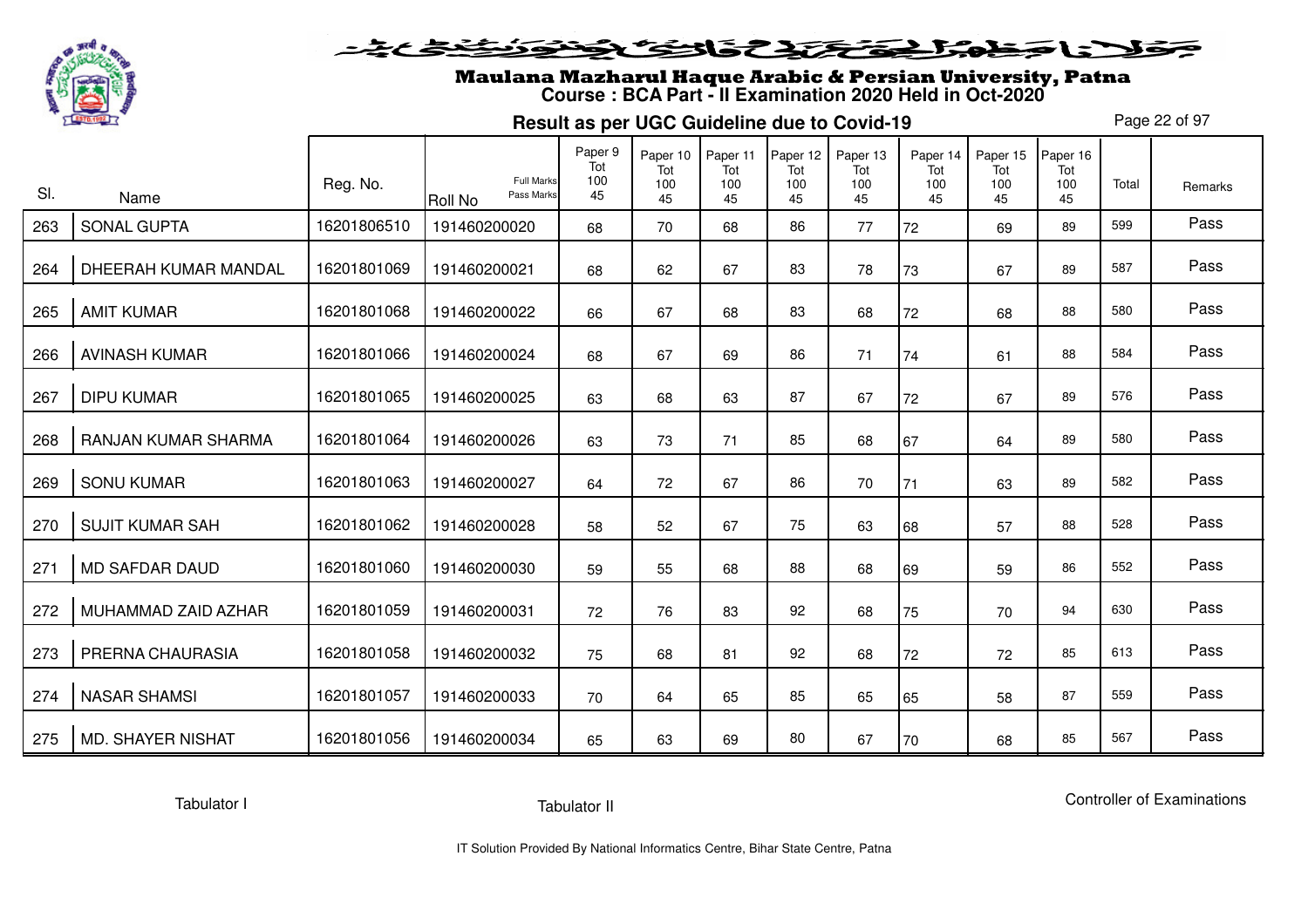# Maulana Mazharul Haque Arabic & Persian University, Patna

## Course : BCA Part - II Examination 2020 Held in Oct-2020

### Result as per UGC Guideline due to Covid-19

| Sl. | Name | Reg. No. | Roll No (Full Marks / Pass Marks) | Paper 9 Tot 100 45 | Paper 10 Tot 100 45 | Paper 11 Tot 100 45 | Paper 12 Tot 100 45 | Paper 13 Tot 100 45 | Paper 14 Tot 100 45 | Paper 15 Tot 100 45 | Paper 16 Tot 100 45 | Total | Remarks |
|---|---|---|---|---|---|---|---|---|---|---|---|---|---|
| 263 | SONAL GUPTA | 16201806510 | 191460200020 | 68 | 70 | 68 | 86 | 77 | 72 | 69 | 89 | 599 | Pass |
| 264 | DHEERAH KUMAR MANDAL | 16201801069 | 191460200021 | 68 | 62 | 67 | 83 | 78 | 73 | 67 | 89 | 587 | Pass |
| 265 | AMIT KUMAR | 16201801068 | 191460200022 | 66 | 67 | 68 | 83 | 68 | 72 | 68 | 88 | 580 | Pass |
| 266 | AVINASH KUMAR | 16201801066 | 191460200024 | 68 | 67 | 69 | 86 | 71 | 74 | 61 | 88 | 584 | Pass |
| 267 | DIPU KUMAR | 16201801065 | 191460200025 | 63 | 68 | 63 | 87 | 67 | 72 | 67 | 89 | 576 | Pass |
| 268 | RANJAN KUMAR SHARMA | 16201801064 | 191460200026 | 63 | 73 | 71 | 85 | 68 | 67 | 64 | 89 | 580 | Pass |
| 269 | SONU KUMAR | 16201801063 | 191460200027 | 64 | 72 | 67 | 86 | 70 | 71 | 63 | 89 | 582 | Pass |
| 270 | SUJIT KUMAR SAH | 16201801062 | 191460200028 | 58 | 52 | 67 | 75 | 63 | 68 | 57 | 88 | 528 | Pass |
| 271 | MD SAFDAR DAUD | 16201801060 | 191460200030 | 59 | 55 | 68 | 88 | 68 | 69 | 59 | 86 | 552 | Pass |
| 272 | MUHAMMAD ZAID AZHAR | 16201801059 | 191460200031 | 72 | 76 | 83 | 92 | 68 | 75 | 70 | 94 | 630 | Pass |
| 273 | PRERNA CHAURASIA | 16201801058 | 191460200032 | 75 | 68 | 81 | 92 | 68 | 72 | 72 | 85 | 613 | Pass |
| 274 | NASAR SHAMSI | 16201801057 | 191460200033 | 70 | 64 | 65 | 85 | 65 | 65 | 58 | 87 | 559 | Pass |
| 275 | MD. SHAYER NISHAT | 16201801056 | 191460200034 | 65 | 63 | 69 | 80 | 67 | 70 | 68 | 85 | 567 | Pass |

Tabulator I    Tabulator II    Controller of Examinations

IT Solution Provided By National Informatics Centre, Bihar State Centre, Patna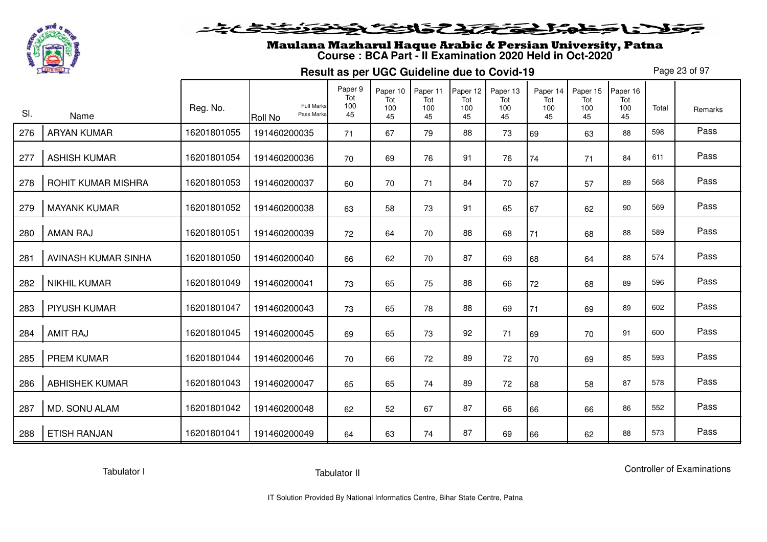# Maulana Mazharul Haque Arabic & Persian University, Patna

## Course : BCA Part - II Examination 2020 Held in Oct-2020

### Result as per UGC Guideline due to Covid-19

| Sl. | Name | Reg. No. | Roll No (Full Marks / Pass Marks) | Paper 9 Tot 100 45 | Paper 10 Tot 100 45 | Paper 11 Tot 100 45 | Paper 12 Tot 100 45 | Paper 13 Tot 100 45 | Paper 14 Tot 100 45 | Paper 15 Tot 100 45 | Paper 16 Tot 100 45 | Total | Remarks |
|---|---|---|---|---|---|---|---|---|---|---|---|---|---|
| 276 | ARYAN KUMAR | 16201801055 | 191460200035 | 71 | 67 | 79 | 88 | 73 | 69 | 63 | 88 | 598 | Pass |
| 277 | ASHISH KUMAR | 16201801054 | 191460200036 | 70 | 69 | 76 | 91 | 76 | 74 | 71 | 84 | 611 | Pass |
| 278 | ROHIT KUMAR MISHRA | 16201801053 | 191460200037 | 60 | 70 | 71 | 84 | 70 | 67 | 57 | 89 | 568 | Pass |
| 279 | MAYANK KUMAR | 16201801052 | 191460200038 | 63 | 58 | 73 | 91 | 65 | 67 | 62 | 90 | 569 | Pass |
| 280 | AMAN RAJ | 16201801051 | 191460200039 | 72 | 64 | 70 | 88 | 68 | 71 | 68 | 88 | 589 | Pass |
| 281 | AVINASH KUMAR SINHA | 16201801050 | 191460200040 | 66 | 62 | 70 | 87 | 69 | 68 | 64 | 88 | 574 | Pass |
| 282 | NIKHIL KUMAR | 16201801049 | 191460200041 | 73 | 65 | 75 | 88 | 66 | 72 | 68 | 89 | 596 | Pass |
| 283 | PIYUSH KUMAR | 16201801047 | 191460200043 | 73 | 65 | 78 | 88 | 69 | 71 | 69 | 89 | 602 | Pass |
| 284 | AMIT RAJ | 16201801045 | 191460200045 | 69 | 65 | 73 | 92 | 71 | 69 | 70 | 91 | 600 | Pass |
| 285 | PREM KUMAR | 16201801044 | 191460200046 | 70 | 66 | 72 | 89 | 72 | 70 | 69 | 85 | 593 | Pass |
| 286 | ABHISHEK KUMAR | 16201801043 | 191460200047 | 65 | 65 | 74 | 89 | 72 | 68 | 58 | 87 | 578 | Pass |
| 287 | MD. SONU ALAM | 16201801042 | 191460200048 | 62 | 52 | 67 | 87 | 66 | 66 | 66 | 86 | 552 | Pass |
| 288 | ETISH RANJAN | 16201801041 | 191460200049 | 64 | 63 | 74 | 87 | 69 | 66 | 62 | 88 | 573 | Pass |

Tabulator I          Tabulator II          Controller of Examinations

IT Solution Provided By National Informatics Centre, Bihar State Centre, Patna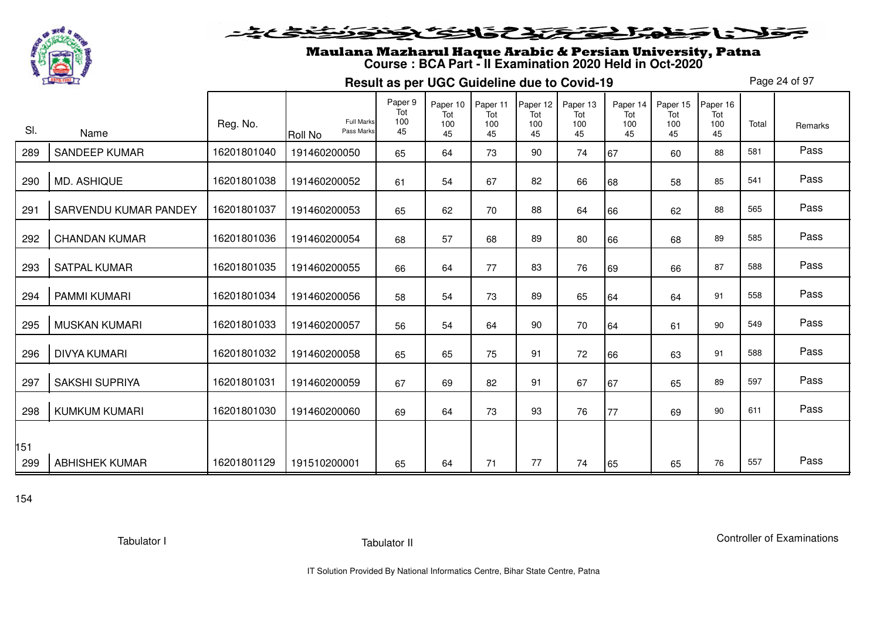# Maulana Mazharul Haque Arabic & Persian University, Patna

## Course : BCA Part - II Examination 2020 Held in Oct-2020

### Result as per UGC Guideline due to Covid-19

| Sl. | Name | Reg. No. | Roll No (Full Marks / Pass Marks) | Paper 9 Tot 100 45 | Paper 10 Tot 100 45 | Paper 11 Tot 100 45 | Paper 12 Tot 100 45 | Paper 13 Tot 100 45 | Paper 14 Tot 100 45 | Paper 15 Tot 100 45 | Paper 16 Tot 100 45 | Total | Remarks |
|---|---|---|---|---|---|---|---|---|---|---|---|---|---|
| 289 | SANDEEP KUMAR | 16201801040 | 191460200050 | 65 | 64 | 73 | 90 | 74 | 67 | 60 | 88 | 581 | Pass |
| 290 | MD. ASHIQUE | 16201801038 | 191460200052 | 61 | 54 | 67 | 82 | 66 | 68 | 58 | 85 | 541 | Pass |
| 291 | SARVENDU KUMAR PANDEY | 16201801037 | 191460200053 | 65 | 62 | 70 | 88 | 64 | 66 | 62 | 88 | 565 | Pass |
| 292 | CHANDAN KUMAR | 16201801036 | 191460200054 | 68 | 57 | 68 | 89 | 80 | 66 | 68 | 89 | 585 | Pass |
| 293 | SATPAL KUMAR | 16201801035 | 191460200055 | 66 | 64 | 77 | 83 | 76 | 69 | 66 | 87 | 588 | Pass |
| 294 | PAMMI KUMARI | 16201801034 | 191460200056 | 58 | 54 | 73 | 89 | 65 | 64 | 64 | 91 | 558 | Pass |
| 295 | MUSKAN KUMARI | 16201801033 | 191460200057 | 56 | 54 | 64 | 90 | 70 | 64 | 61 | 90 | 549 | Pass |
| 296 | DIVYA KUMARI | 16201801032 | 191460200058 | 65 | 65 | 75 | 91 | 72 | 66 | 63 | 91 | 588 | Pass |
| 297 | SAKSHI SUPRIYA | 16201801031 | 191460200059 | 67 | 69 | 82 | 91 | 67 | 67 | 65 | 89 | 597 | Pass |
| 298 | KUMKUM KUMARI | 16201801030 | 191460200060 | 69 | 64 | 73 | 93 | 76 | 77 | 69 | 90 | 611 | Pass |
| 151<br>299 | ABHISHEK KUMAR | 16201801129 | 191510200001 | 65 | 64 | 71 | 77 | 74 | 65 | 65 | 76 | 557 | Pass |

154

Tabulator I

Tabulator II

Controller of Examinations

IT Solution Provided By National Informatics Centre, Bihar State Centre, Patna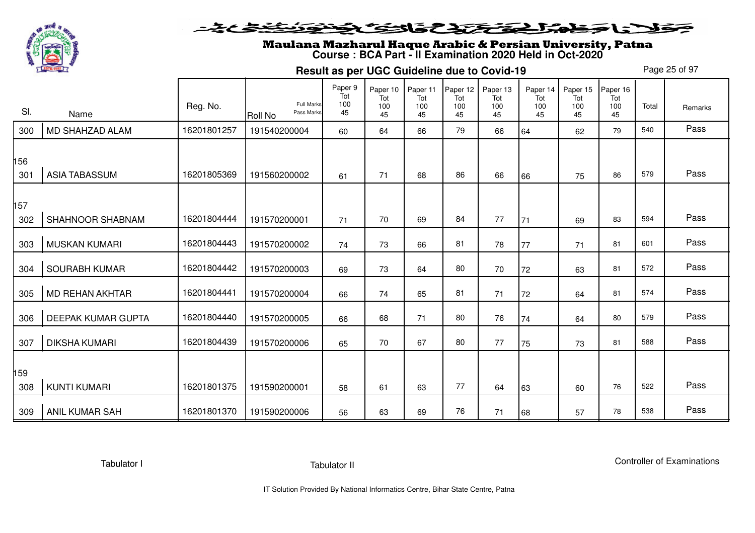# Maulana Mazharul Haque Arabic & Persian University, Patna

## Course : BCA Part - II Examination 2020 Held in Oct-2020

### Result as per UGC Guideline due to Covid-19

| Sl. | Name | Reg. No. | Roll No (Full Marks / Pass Marks) | Paper 9 Tot 100 45 | Paper 10 Tot 100 45 | Paper 11 Tot 100 45 | Paper 12 Tot 100 45 | Paper 13 Tot 100 45 | Paper 14 Tot 100 45 | Paper 15 Tot 100 45 | Paper 16 Tot 100 45 | Total | Remarks |
|---|---|---|---|---|---|---|---|---|---|---|---|---|---|
| 300 | MD SHAHZAD ALAM | 16201801257 | 191540200004 | 60 | 64 | 66 | 79 | 66 | 64 | 62 | 79 | 540 | Pass |
| 156 | | | | | | | | | | | | | |
| 301 | ASIA TABASSUM | 16201805369 | 191560200002 | 61 | 71 | 68 | 86 | 66 | 66 | 75 | 86 | 579 | Pass |
| 157 | | | | | | | | | | | | | |
| 302 | SHAHNOOR SHABNAM | 16201804444 | 191570200001 | 71 | 70 | 69 | 84 | 77 | 71 | 69 | 83 | 594 | Pass |
| 303 | MUSKAN KUMARI | 16201804443 | 191570200002 | 74 | 73 | 66 | 81 | 78 | 77 | 71 | 81 | 601 | Pass |
| 304 | SOURABH KUMAR | 16201804442 | 191570200003 | 69 | 73 | 64 | 80 | 70 | 72 | 63 | 81 | 572 | Pass |
| 305 | MD REHAN AKHTAR | 16201804441 | 191570200004 | 66 | 74 | 65 | 81 | 71 | 72 | 64 | 81 | 574 | Pass |
| 306 | DEEPAK KUMAR GUPTA | 16201804440 | 191570200005 | 66 | 68 | 71 | 80 | 76 | 74 | 64 | 80 | 579 | Pass |
| 307 | DIKSHA KUMARI | 16201804439 | 191570200006 | 65 | 70 | 67 | 80 | 77 | 75 | 73 | 81 | 588 | Pass |
| 159 | | | | | | | | | | | | | |
| 308 | KUNTI KUMARI | 16201801375 | 191590200001 | 58 | 61 | 63 | 77 | 64 | 63 | 60 | 76 | 522 | Pass |
| 309 | ANIL KUMAR SAH | 16201801370 | 191590200006 | 56 | 63 | 69 | 76 | 71 | 68 | 57 | 78 | 538 | Pass |

Tabulator I    Tabulator II    Controller of Examinations

IT Solution Provided By National Informatics Centre, Bihar State Centre, Patna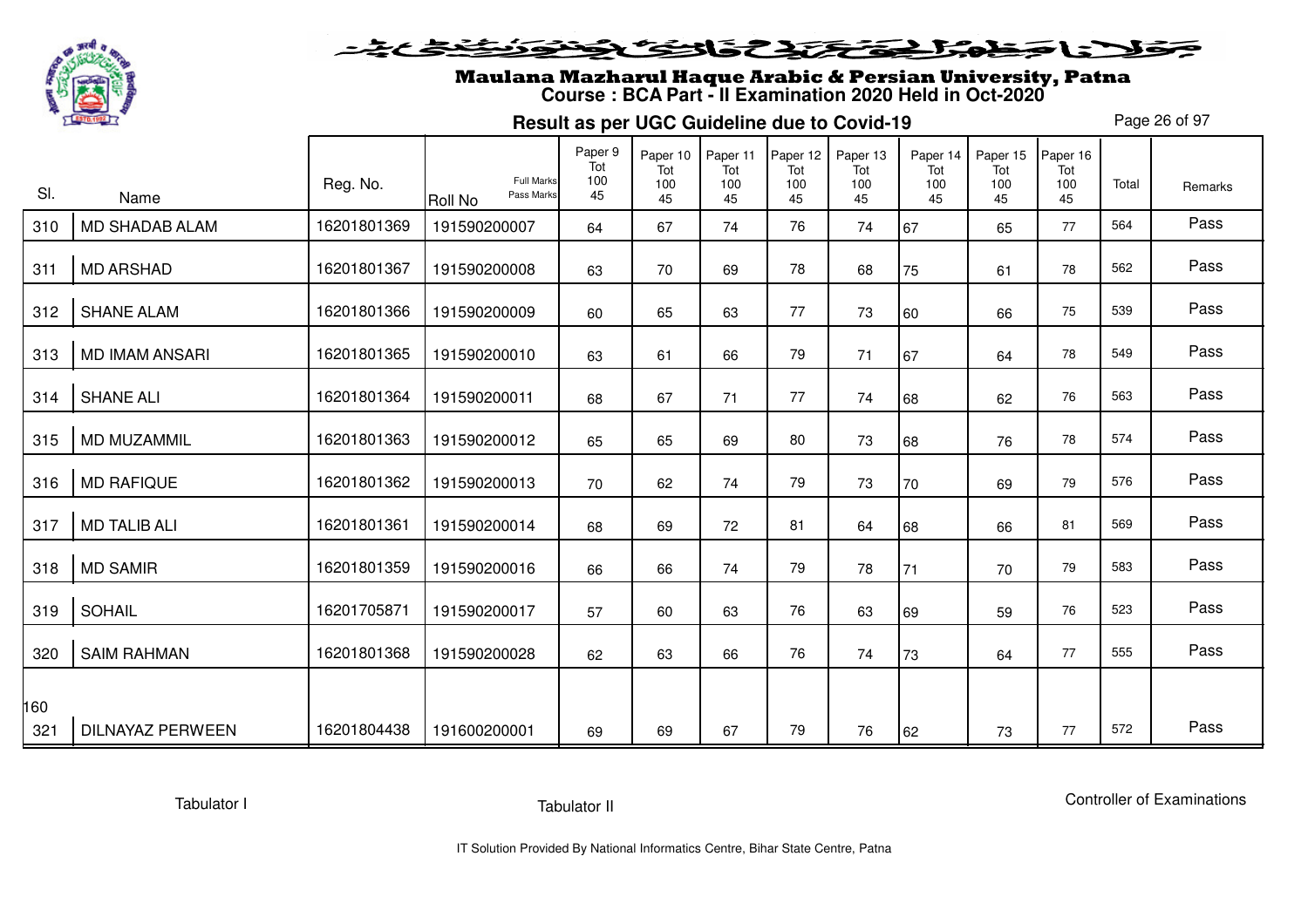# Maulana Mazharul Haque Arabic & Persian University, Patna

## Course : BCA Part - II Examination 2020 Held in Oct-2020

### Result as per UGC Guideline due to Covid-19

| Sl. | Name | Reg. No. | Roll No (Full Marks / Pass Marks) | Paper 9 Tot 100 45 | Paper 10 Tot 100 45 | Paper 11 Tot 100 45 | Paper 12 Tot 100 45 | Paper 13 Tot 100 45 | Paper 14 Tot 100 45 | Paper 15 Tot 100 45 | Paper 16 Tot 100 45 | Total | Remarks |
|---|---|---|---|---|---|---|---|---|---|---|---|---|---|
| 310 | MD SHADAB ALAM | 16201801369 | 191590200007 | 64 | 67 | 74 | 76 | 74 | 67 | 65 | 77 | 564 | Pass |
| 311 | MD ARSHAD | 16201801367 | 191590200008 | 63 | 70 | 69 | 78 | 68 | 75 | 61 | 78 | 562 | Pass |
| 312 | SHANE ALAM | 16201801366 | 191590200009 | 60 | 65 | 63 | 77 | 73 | 60 | 66 | 75 | 539 | Pass |
| 313 | MD IMAM ANSARI | 16201801365 | 191590200010 | 63 | 61 | 66 | 79 | 71 | 67 | 64 | 78 | 549 | Pass |
| 314 | SHANE ALI | 16201801364 | 191590200011 | 68 | 67 | 71 | 77 | 74 | 68 | 62 | 76 | 563 | Pass |
| 315 | MD MUZAMMIL | 16201801363 | 191590200012 | 65 | 65 | 69 | 80 | 73 | 68 | 76 | 78 | 574 | Pass |
| 316 | MD RAFIQUE | 16201801362 | 191590200013 | 70 | 62 | 74 | 79 | 73 | 70 | 69 | 79 | 576 | Pass |
| 317 | MD TALIB ALI | 16201801361 | 191590200014 | 68 | 69 | 72 | 81 | 64 | 68 | 66 | 81 | 569 | Pass |
| 318 | MD SAMIR | 16201801359 | 191590200016 | 66 | 66 | 74 | 79 | 78 | 71 | 70 | 79 | 583 | Pass |
| 319 | SOHAIL | 16201705871 | 191590200017 | 57 | 60 | 63 | 76 | 63 | 69 | 59 | 76 | 523 | Pass |
| 320 | SAIM RAHMAN | 16201801368 | 191590200028 | 62 | 63 | 66 | 76 | 74 | 73 | 64 | 77 | 555 | Pass |
| 160<br>321 | DILNAYAZ PERWEEN | 16201804438 | 191600200001 | 69 | 69 | 67 | 79 | 76 | 62 | 73 | 77 | 572 | Pass |

Tabulator I　　　Tabulator II　　　Controller of Examinations

IT Solution Provided By National Informatics Centre, Bihar State Centre, Patna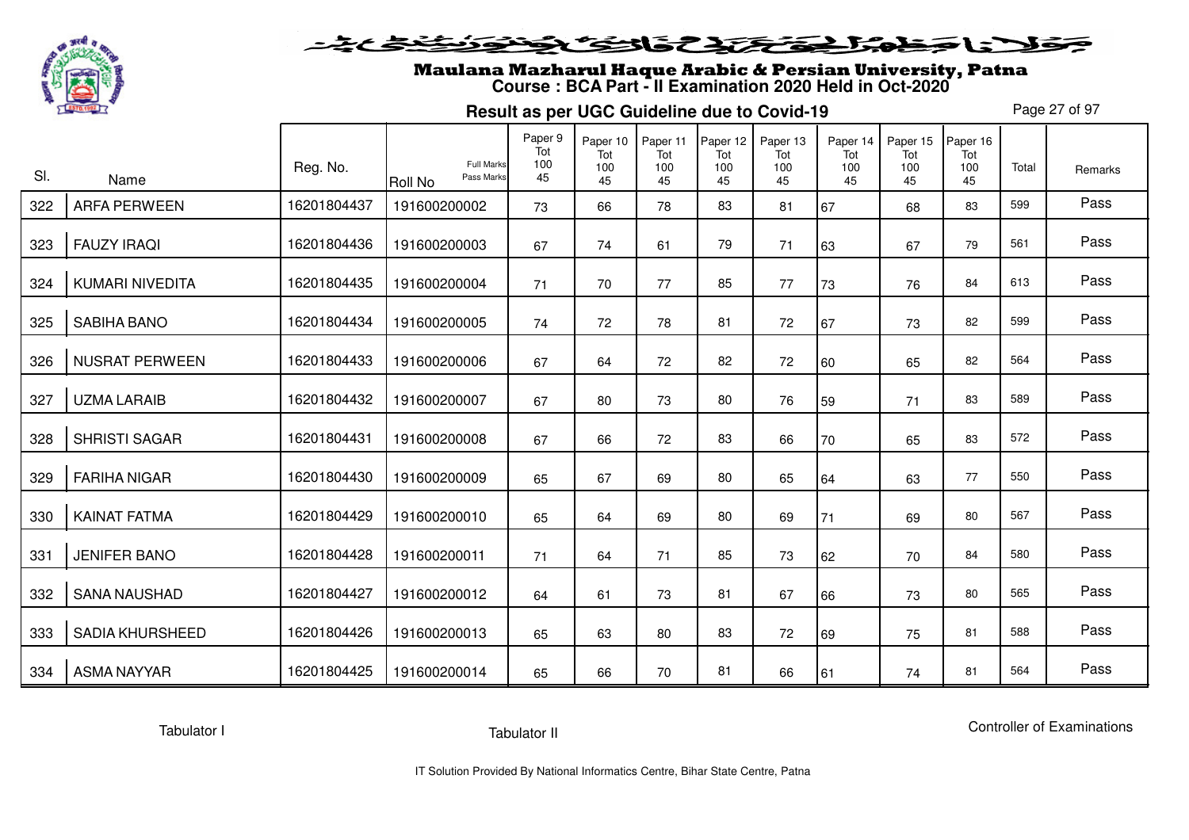# Maulana Mazharul Haque Arabic & Persian University, Patna

## Course : BCA Part - II Examination 2020 Held in Oct-2020

### Result as per UGC Guideline due to Covid-19

| Sl. | Name | Reg. No. | Roll No (Full Marks / Pass Marks) | Paper 9 Tot 100 45 | Paper 10 Tot 100 45 | Paper 11 Tot 100 45 | Paper 12 Tot 100 45 | Paper 13 Tot 100 45 | Paper 14 Tot 100 45 | Paper 15 Tot 100 45 | Paper 16 Tot 100 45 | Total | Remarks |
|---|---|---|---|---|---|---|---|---|---|---|---|---|---|
| 322 | ARFA PERWEEN | 16201804437 | 191600200002 | 73 | 66 | 78 | 83 | 81 | 67 | 68 | 83 | 599 | Pass |
| 323 | FAUZY IRAQI | 16201804436 | 191600200003 | 67 | 74 | 61 | 79 | 71 | 63 | 67 | 79 | 561 | Pass |
| 324 | KUMARI NIVEDITA | 16201804435 | 191600200004 | 71 | 70 | 77 | 85 | 77 | 73 | 76 | 84 | 613 | Pass |
| 325 | SABIHA BANO | 16201804434 | 191600200005 | 74 | 72 | 78 | 81 | 72 | 67 | 73 | 82 | 599 | Pass |
| 326 | NUSRAT PERWEEN | 16201804433 | 191600200006 | 67 | 64 | 72 | 82 | 72 | 60 | 65 | 82 | 564 | Pass |
| 327 | UZMA LARAIB | 16201804432 | 191600200007 | 67 | 80 | 73 | 80 | 76 | 59 | 71 | 83 | 589 | Pass |
| 328 | SHRISTI SAGAR | 16201804431 | 191600200008 | 67 | 66 | 72 | 83 | 66 | 70 | 65 | 83 | 572 | Pass |
| 329 | FARIHA NIGAR | 16201804430 | 191600200009 | 65 | 67 | 69 | 80 | 65 | 64 | 63 | 77 | 550 | Pass |
| 330 | KAINAT FATMA | 16201804429 | 191600200010 | 65 | 64 | 69 | 80 | 69 | 71 | 69 | 80 | 567 | Pass |
| 331 | JENIFER BANO | 16201804428 | 191600200011 | 71 | 64 | 71 | 85 | 73 | 62 | 70 | 84 | 580 | Pass |
| 332 | SANA NAUSHAD | 16201804427 | 191600200012 | 64 | 61 | 73 | 81 | 67 | 66 | 73 | 80 | 565 | Pass |
| 333 | SADIA KHURSHEED | 16201804426 | 191600200013 | 65 | 63 | 80 | 83 | 72 | 69 | 75 | 81 | 588 | Pass |
| 334 | ASMA NAYYAR | 16201804425 | 191600200014 | 65 | 66 | 70 | 81 | 66 | 61 | 74 | 81 | 564 | Pass |

Tabulator I

Tabulator II

Controller of Examinations

IT Solution Provided By National Informatics Centre, Bihar State Centre, Patna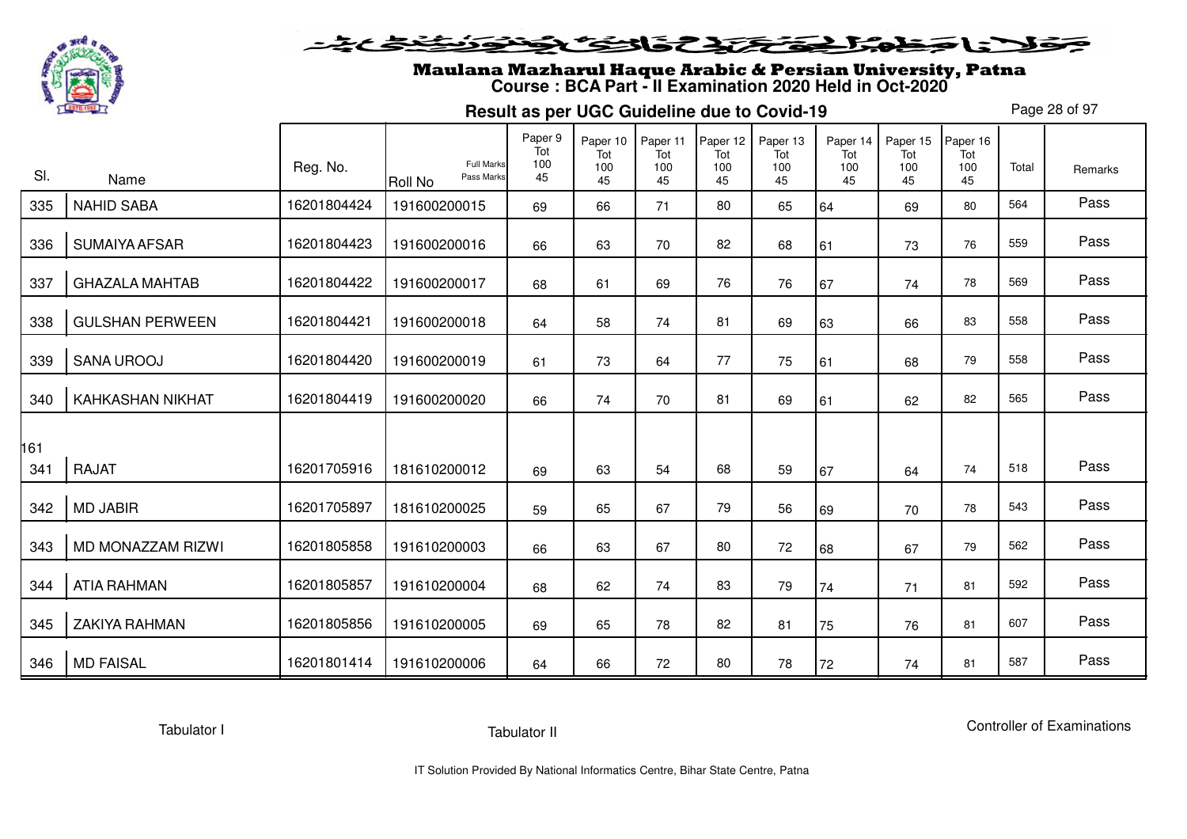# Maulana Mazharul Haque Arabic & Persian University, Patna

## Course : BCA Part - II Examination 2020 Held in Oct-2020

### Result as per UGC Guideline due to Covid-19

| Sl. | Name | Reg. No. | Roll No (Full Marks / Pass Marks) | Paper 9 Tot 100 45 | Paper 10 Tot 100 45 | Paper 11 Tot 100 45 | Paper 12 Tot 100 45 | Paper 13 Tot 100 45 | Paper 14 Tot 100 45 | Paper 15 Tot 100 45 | Paper 16 Tot 100 45 | Total | Remarks |
|---|---|---|---|---|---|---|---|---|---|---|---|---|---|
| 335 | NAHID SABA | 16201804424 | 191600200015 | 69 | 66 | 71 | 80 | 65 | 64 | 69 | 80 | 564 | Pass |
| 336 | SUMAIYA AFSAR | 16201804423 | 191600200016 | 66 | 63 | 70 | 82 | 68 | 61 | 73 | 76 | 559 | Pass |
| 337 | GHAZALA MAHTAB | 16201804422 | 191600200017 | 68 | 61 | 69 | 76 | 76 | 67 | 74 | 78 | 569 | Pass |
| 338 | GULSHAN PERWEEN | 16201804421 | 191600200018 | 64 | 58 | 74 | 81 | 69 | 63 | 66 | 83 | 558 | Pass |
| 339 | SANA UROOJ | 16201804420 | 191600200019 | 61 | 73 | 64 | 77 | 75 | 61 | 68 | 79 | 558 | Pass |
| 340 | KAHKASHAN NIKHAT | 16201804419 | 191600200020 | 66 | 74 | 70 | 81 | 69 | 61 | 62 | 82 | 565 | Pass |
| 161 | | | | | | | | | | | | | |
| 341 | RAJAT | 16201705916 | 181610200012 | 69 | 63 | 54 | 68 | 59 | 67 | 64 | 74 | 518 | Pass |
| 342 | MD JABIR | 16201705897 | 181610200025 | 59 | 65 | 67 | 79 | 56 | 69 | 70 | 78 | 543 | Pass |
| 343 | MD MONAZZAM RIZWI | 16201805858 | 191610200003 | 66 | 63 | 67 | 80 | 72 | 68 | 67 | 79 | 562 | Pass |
| 344 | ATIA RAHMAN | 16201805857 | 191610200004 | 68 | 62 | 74 | 83 | 79 | 74 | 71 | 81 | 592 | Pass |
| 345 | ZAKIYA RAHMAN | 16201805856 | 191610200005 | 69 | 65 | 78 | 82 | 81 | 75 | 76 | 81 | 607 | Pass |
| 346 | MD FAISAL | 16201801414 | 191610200006 | 64 | 66 | 72 | 80 | 78 | 72 | 74 | 81 | 587 | Pass |

Tabulator I

Tabulator II

Controller of Examinations

IT Solution Provided By National Informatics Centre, Bihar State Centre, Patna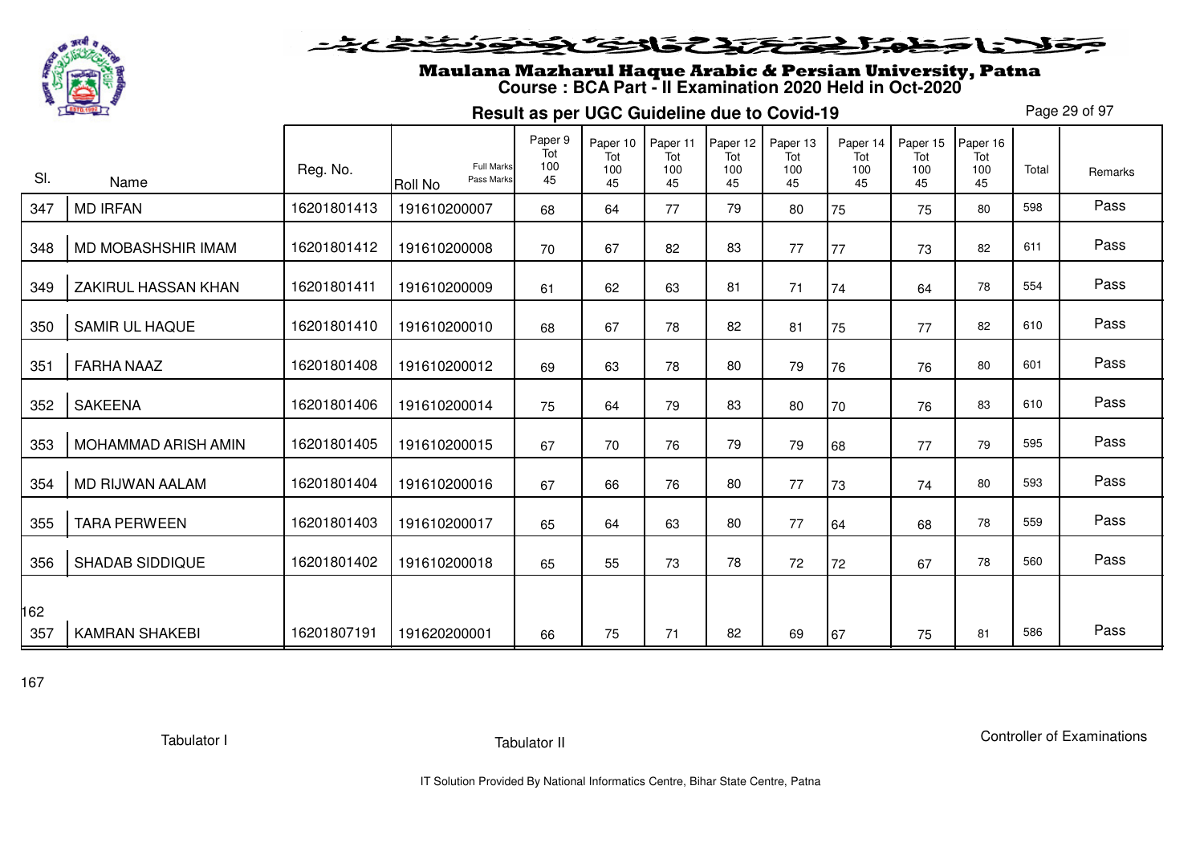# Maulana Mazharul Haque Arabic & Persian University, Patna

## Course : BCA Part - II Examination 2020 Held in Oct-2020

### Result as per UGC Guideline due to Covid-19

| Sl. | Name | Reg. No. | Roll No (Full Marks / Pass Marks) | Paper 9 Tot 100 45 | Paper 10 Tot 100 45 | Paper 11 Tot 100 45 | Paper 12 Tot 100 45 | Paper 13 Tot 100 45 | Paper 14 Tot 100 45 | Paper 15 Tot 100 45 | Paper 16 Tot 100 45 | Total | Remarks |
|---|---|---|---|---|---|---|---|---|---|---|---|---|---|
| 347 | MD IRFAN | 16201801413 | 191610200007 | 68 | 64 | 77 | 79 | 80 | 75 | 75 | 80 | 598 | Pass |
| 348 | MD MOBASHSHIR IMAM | 16201801412 | 191610200008 | 70 | 67 | 82 | 83 | 77 | 77 | 73 | 82 | 611 | Pass |
| 349 | ZAKIRUL HASSAN KHAN | 16201801411 | 191610200009 | 61 | 62 | 63 | 81 | 71 | 74 | 64 | 78 | 554 | Pass |
| 350 | SAMIR UL HAQUE | 16201801410 | 191610200010 | 68 | 67 | 78 | 82 | 81 | 75 | 77 | 82 | 610 | Pass |
| 351 | FARHA NAAZ | 16201801408 | 191610200012 | 69 | 63 | 78 | 80 | 79 | 76 | 76 | 80 | 601 | Pass |
| 352 | SAKEENA | 16201801406 | 191610200014 | 75 | 64 | 79 | 83 | 80 | 70 | 76 | 83 | 610 | Pass |
| 353 | MOHAMMAD ARISH AMIN | 16201801405 | 191610200015 | 67 | 70 | 76 | 79 | 79 | 68 | 77 | 79 | 595 | Pass |
| 354 | MD RIJWAN AALAM | 16201801404 | 191610200016 | 67 | 66 | 76 | 80 | 77 | 73 | 74 | 80 | 593 | Pass |
| 355 | TARA PERWEEN | 16201801403 | 191610200017 | 65 | 64 | 63 | 80 | 77 | 64 | 68 | 78 | 559 | Pass |
| 356 | SHADAB SIDDIQUE | 16201801402 | 191610200018 | 65 | 55 | 73 | 78 | 72 | 72 | 67 | 78 | 560 | Pass |
| 162<br>357 | KAMRAN SHAKEBI | 16201807191 | 191620200001 | 66 | 75 | 71 | 82 | 69 | 67 | 75 | 81 | 586 | Pass |

167

Tabulator I | Tabulator II | Controller of Examinations

IT Solution Provided By National Informatics Centre, Bihar State Centre, Patna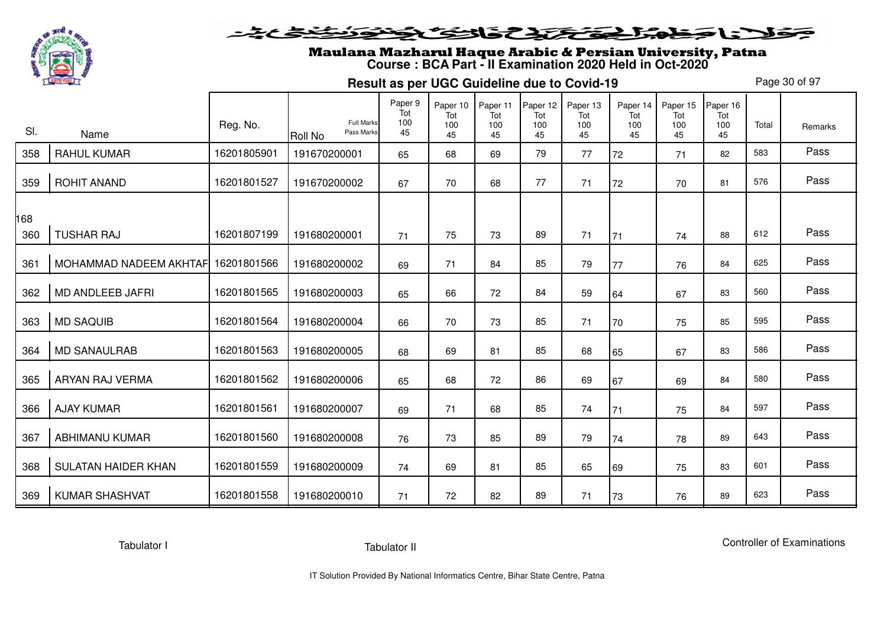# Maulana Mazharul Haque Arabic & Persian University, Patna

## Course : BCA Part - II Examination 2020 Held in Oct-2020

### Result as per UGC Guideline due to Covid-19

| Sl. | Name | Reg. No. | Roll No (Full Marks / Pass Marks) | Paper 9 Tot 100 45 | Paper 10 Tot 100 45 | Paper 11 Tot 100 45 | Paper 12 Tot 100 45 | Paper 13 Tot 100 45 | Paper 14 Tot 100 45 | Paper 15 Tot 100 45 | Paper 16 Tot 100 45 | Total | Remarks |
|---|---|---|---|---|---|---|---|---|---|---|---|---|---|
| 358 | RAHUL KUMAR | 16201805901 | 191670200001 | 65 | 68 | 69 | 79 | 77 | 72 | 71 | 82 | 583 | Pass |
| 359 | ROHIT ANAND | 16201801527 | 191670200002 | 67 | 70 | 68 | 77 | 71 | 72 | 70 | 81 | 576 | Pass |
| 168 | | | | | | | | | | | | | |
| 360 | TUSHAR RAJ | 16201807199 | 191680200001 | 71 | 75 | 73 | 89 | 71 | 71 | 74 | 88 | 612 | Pass |
| 361 | MOHAMMAD NADEEM AKHTAR | 16201801566 | 191680200002 | 69 | 71 | 84 | 85 | 79 | 77 | 76 | 84 | 625 | Pass |
| 362 | MD ANDLEEB JAFRI | 16201801565 | 191680200003 | 65 | 66 | 72 | 84 | 59 | 64 | 67 | 83 | 560 | Pass |
| 363 | MD SAQUIB | 16201801564 | 191680200004 | 66 | 70 | 73 | 85 | 71 | 70 | 75 | 85 | 595 | Pass |
| 364 | MD SANAULRAB | 16201801563 | 191680200005 | 68 | 69 | 81 | 85 | 68 | 65 | 67 | 83 | 586 | Pass |
| 365 | ARYAN RAJ VERMA | 16201801562 | 191680200006 | 65 | 68 | 72 | 86 | 69 | 67 | 69 | 84 | 580 | Pass |
| 366 | AJAY KUMAR | 16201801561 | 191680200007 | 69 | 71 | 68 | 85 | 74 | 71 | 75 | 84 | 597 | Pass |
| 367 | ABHIMANU KUMAR | 16201801560 | 191680200008 | 76 | 73 | 85 | 89 | 79 | 74 | 78 | 89 | 643 | Pass |
| 368 | SULATAN HAIDER KHAN | 16201801559 | 191680200009 | 74 | 69 | 81 | 85 | 65 | 69 | 75 | 83 | 601 | Pass |
| 369 | KUMAR SHASHVAT | 16201801558 | 191680200010 | 71 | 72 | 82 | 89 | 71 | 73 | 76 | 89 | 623 | Pass |

Tabulator I Tabulator II Controller of Examinations

IT Solution Provided By National Informatics Centre, Bihar State Centre, Patna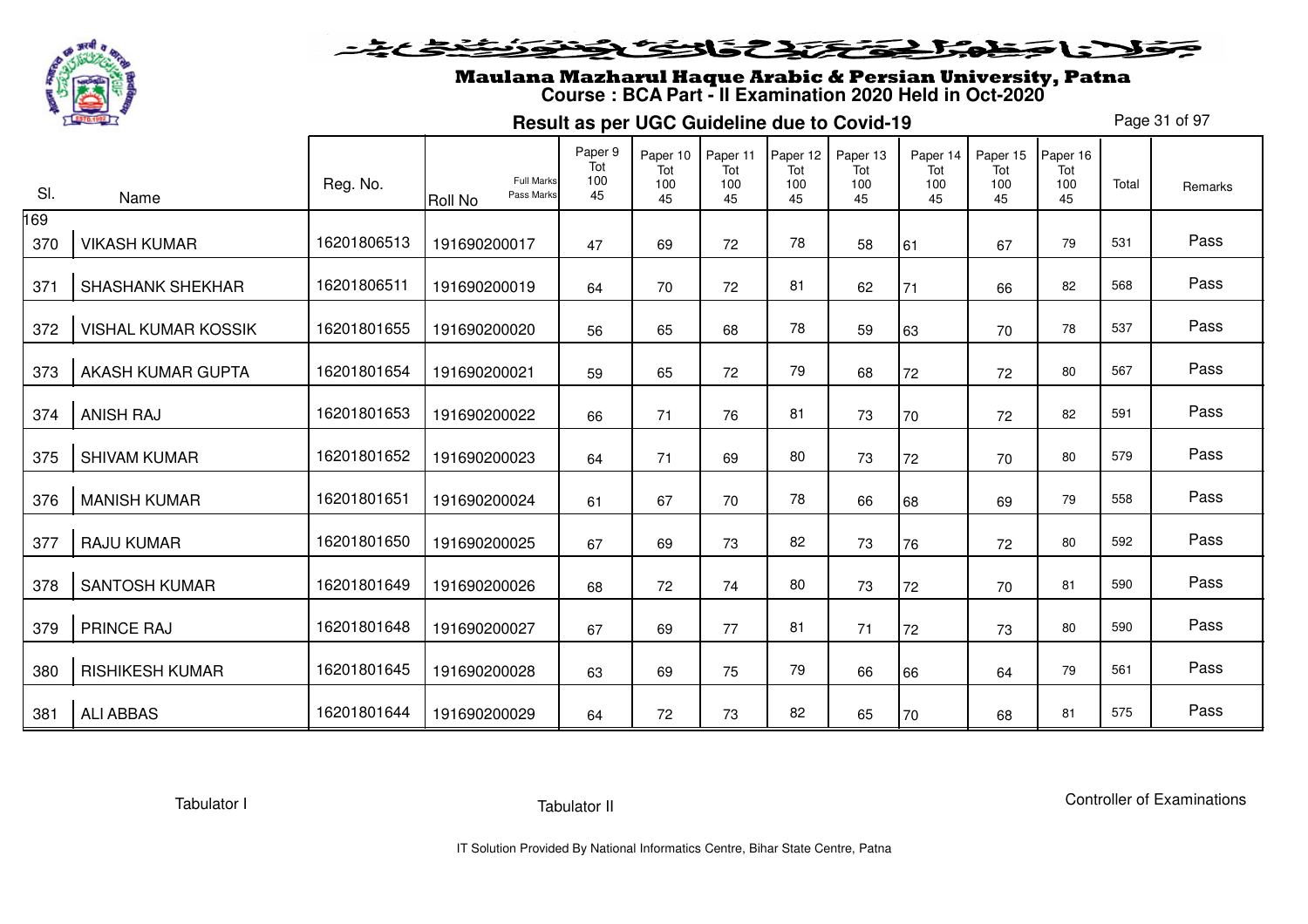# Maulana Mazharul Haque Arabic & Persian University, Patna

## Course : BCA Part - II Examination 2020 Held in Oct-2020

### Result as per UGC Guideline due to Covid-19

| Sl. | Name | Reg. No. | Roll No (Full Marks / Pass Marks) | Paper 9 Tot 100 45 | Paper 10 Tot 100 45 | Paper 11 Tot 100 45 | Paper 12 Tot 100 45 | Paper 13 Tot 100 45 | Paper 14 Tot 100 45 | Paper 15 Tot 100 45 | Paper 16 Tot 100 45 | Total | Remarks |
|---|---|---|---|---|---|---|---|---|---|---|---|---|---|
| 169 | | | | | | | | | | | | | |
| 370 | VIKASH KUMAR | 16201806513 | 191690200017 | 47 | 69 | 72 | 78 | 58 | 61 | 67 | 79 | 531 | Pass |
| 371 | SHASHANK SHEKHAR | 16201806511 | 191690200019 | 64 | 70 | 72 | 81 | 62 | 71 | 66 | 82 | 568 | Pass |
| 372 | VISHAL KUMAR KOSSIK | 16201801655 | 191690200020 | 56 | 65 | 68 | 78 | 59 | 63 | 70 | 78 | 537 | Pass |
| 373 | AKASH KUMAR GUPTA | 16201801654 | 191690200021 | 59 | 65 | 72 | 79 | 68 | 72 | 72 | 80 | 567 | Pass |
| 374 | ANISH RAJ | 16201801653 | 191690200022 | 66 | 71 | 76 | 81 | 73 | 70 | 72 | 82 | 591 | Pass |
| 375 | SHIVAM KUMAR | 16201801652 | 191690200023 | 64 | 71 | 69 | 80 | 73 | 72 | 70 | 80 | 579 | Pass |
| 376 | MANISH KUMAR | 16201801651 | 191690200024 | 61 | 67 | 70 | 78 | 66 | 68 | 69 | 79 | 558 | Pass |
| 377 | RAJU KUMAR | 16201801650 | 191690200025 | 67 | 69 | 73 | 82 | 73 | 76 | 72 | 80 | 592 | Pass |
| 378 | SANTOSH KUMAR | 16201801649 | 191690200026 | 68 | 72 | 74 | 80 | 73 | 72 | 70 | 81 | 590 | Pass |
| 379 | PRINCE RAJ | 16201801648 | 191690200027 | 67 | 69 | 77 | 81 | 71 | 72 | 73 | 80 | 590 | Pass |
| 380 | RISHIKESH KUMAR | 16201801645 | 191690200028 | 63 | 69 | 75 | 79 | 66 | 66 | 64 | 79 | 561 | Pass |
| 381 | ALI ABBAS | 16201801644 | 191690200029 | 64 | 72 | 73 | 82 | 65 | 70 | 68 | 81 | 575 | Pass |

Tabulator I　　　　Tabulator II　　　　Controller of Examinations

IT Solution Provided By National Informatics Centre, Bihar State Centre, Patna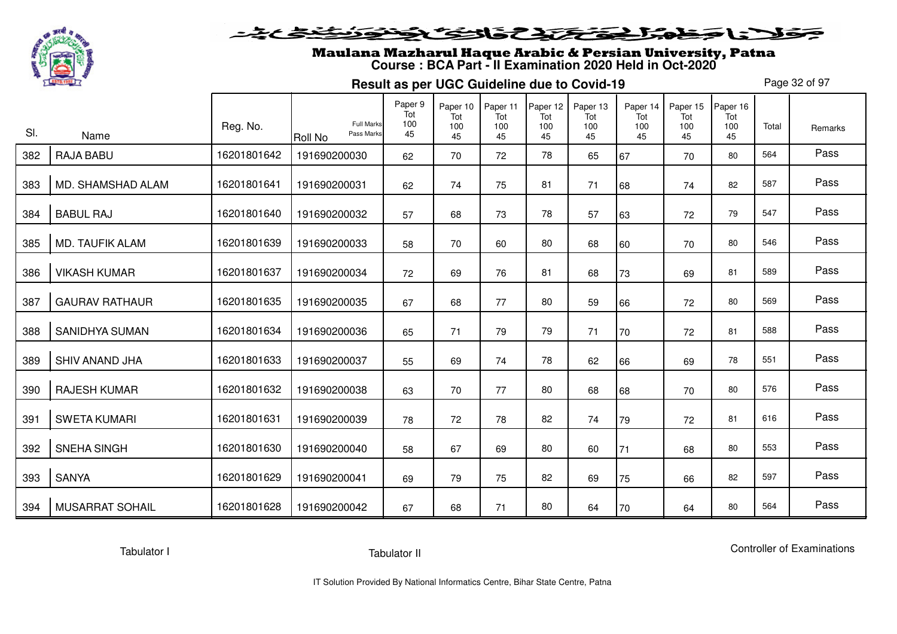# Maulana Mazharul Haque Arabic & Persian University, Patna

## Course : BCA Part - II Examination 2020 Held in Oct-2020

### Result as per UGC Guideline due to Covid-19

| Sl. | Name | Reg. No. | Roll No (Full Marks / Pass Marks) | Paper 9 Tot 100 45 | Paper 10 Tot 100 45 | Paper 11 Tot 100 45 | Paper 12 Tot 100 45 | Paper 13 Tot 100 45 | Paper 14 Tot 100 45 | Paper 15 Tot 100 45 | Paper 16 Tot 100 45 | Total | Remarks |
|---|---|---|---|---|---|---|---|---|---|---|---|---|---|
| 382 | RAJA BABU | 16201801642 | 191690200030 | 62 | 70 | 72 | 78 | 65 | 67 | 70 | 80 | 564 | Pass |
| 383 | MD. SHAMSHAD ALAM | 16201801641 | 191690200031 | 62 | 74 | 75 | 81 | 71 | 68 | 74 | 82 | 587 | Pass |
| 384 | BABUL RAJ | 16201801640 | 191690200032 | 57 | 68 | 73 | 78 | 57 | 63 | 72 | 79 | 547 | Pass |
| 385 | MD. TAUFIK ALAM | 16201801639 | 191690200033 | 58 | 70 | 60 | 80 | 68 | 60 | 70 | 80 | 546 | Pass |
| 386 | VIKASH KUMAR | 16201801637 | 191690200034 | 72 | 69 | 76 | 81 | 68 | 73 | 69 | 81 | 589 | Pass |
| 387 | GAURAV RATHAUR | 16201801635 | 191690200035 | 67 | 68 | 77 | 80 | 59 | 66 | 72 | 80 | 569 | Pass |
| 388 | SANIDHYA SUMAN | 16201801634 | 191690200036 | 65 | 71 | 79 | 79 | 71 | 70 | 72 | 81 | 588 | Pass |
| 389 | SHIV ANAND JHA | 16201801633 | 191690200037 | 55 | 69 | 74 | 78 | 62 | 66 | 69 | 78 | 551 | Pass |
| 390 | RAJESH KUMAR | 16201801632 | 191690200038 | 63 | 70 | 77 | 80 | 68 | 68 | 70 | 80 | 576 | Pass |
| 391 | SWETA KUMARI | 16201801631 | 191690200039 | 78 | 72 | 78 | 82 | 74 | 79 | 72 | 81 | 616 | Pass |
| 392 | SNEHA SINGH | 16201801630 | 191690200040 | 58 | 67 | 69 | 80 | 60 | 71 | 68 | 80 | 553 | Pass |
| 393 | SANYA | 16201801629 | 191690200041 | 69 | 79 | 75 | 82 | 69 | 75 | 66 | 82 | 597 | Pass |
| 394 | MUSARRAT SOHAIL | 16201801628 | 191690200042 | 67 | 68 | 71 | 80 | 64 | 70 | 64 | 80 | 564 | Pass |

Tabulator I

Tabulator II

Controller of Examinations

IT Solution Provided By National Informatics Centre, Bihar State Centre, Patna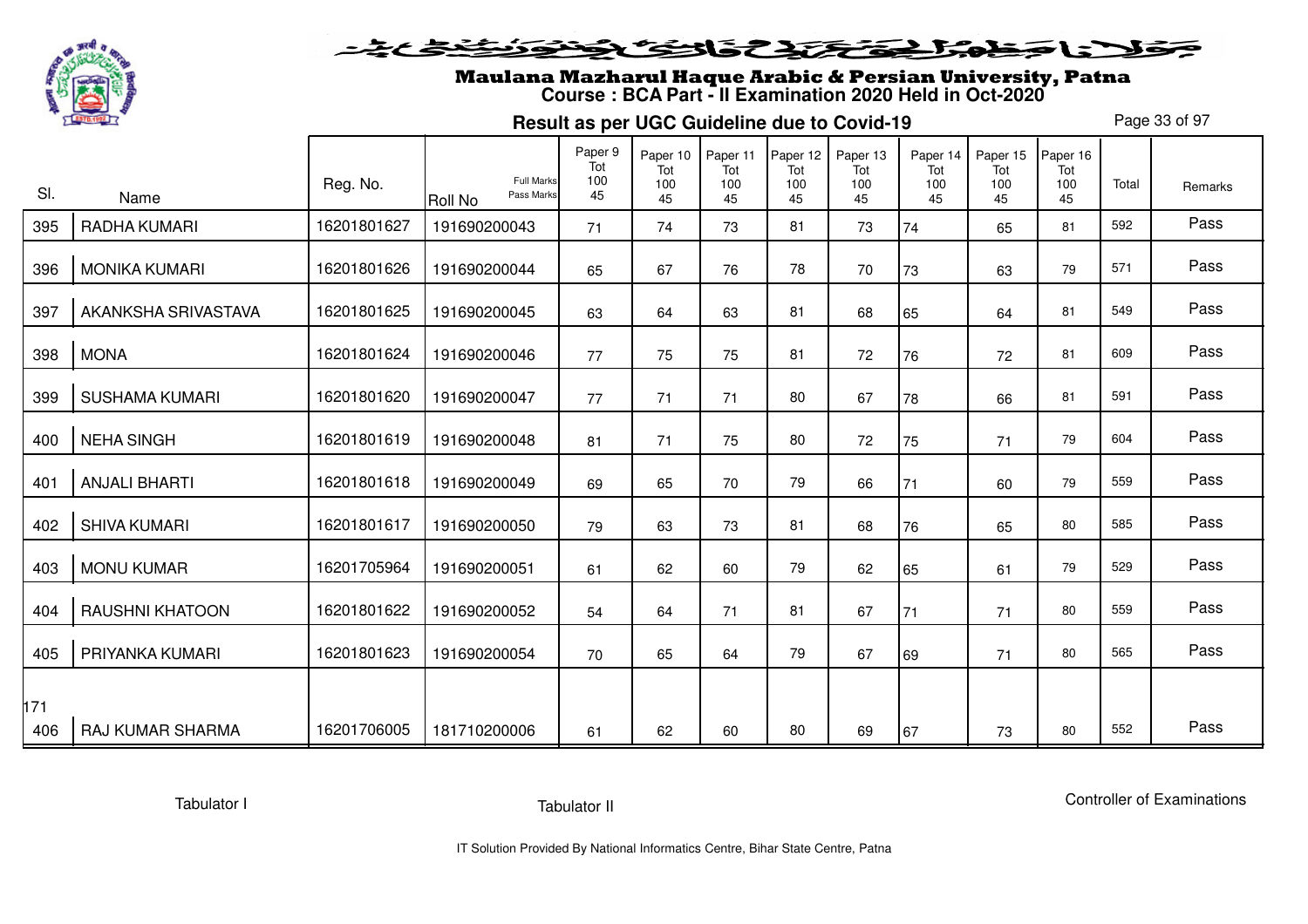# Maulana Mazharul Haque Arabic & Persian University, Patna

## Course : BCA Part - II Examination 2020 Held in Oct-2020

### Result as per UGC Guideline due to Covid-19

| Sl. | Name | Reg. No. | Roll No | Paper 9 Tot 100 45 | Paper 10 Tot 100 45 | Paper 11 Tot 100 45 | Paper 12 Tot 100 45 | Paper 13 Tot 100 45 | Paper 14 Tot 100 45 | Paper 15 Tot 100 45 | Paper 16 Tot 100 45 | Total | Remarks |
|---|---|---|---|---|---|---|---|---|---|---|---|---|---|
| 395 | RADHA KUMARI | 16201801627 | 191690200043 | 71 | 74 | 73 | 81 | 73 | 74 | 65 | 81 | 592 | Pass |
| 396 | MONIKA KUMARI | 16201801626 | 191690200044 | 65 | 67 | 76 | 78 | 70 | 73 | 63 | 79 | 571 | Pass |
| 397 | AKANKSHA SRIVASTAVA | 16201801625 | 191690200045 | 63 | 64 | 63 | 81 | 68 | 65 | 64 | 81 | 549 | Pass |
| 398 | MONA | 16201801624 | 191690200046 | 77 | 75 | 75 | 81 | 72 | 76 | 72 | 81 | 609 | Pass |
| 399 | SUSHAMA KUMARI | 16201801620 | 191690200047 | 77 | 71 | 71 | 80 | 67 | 78 | 66 | 81 | 591 | Pass |
| 400 | NEHA SINGH | 16201801619 | 191690200048 | 81 | 71 | 75 | 80 | 72 | 75 | 71 | 79 | 604 | Pass |
| 401 | ANJALI BHARTI | 16201801618 | 191690200049 | 69 | 65 | 70 | 79 | 66 | 71 | 60 | 79 | 559 | Pass |
| 402 | SHIVA KUMARI | 16201801617 | 191690200050 | 79 | 63 | 73 | 81 | 68 | 76 | 65 | 80 | 585 | Pass |
| 403 | MONU KUMAR | 16201705964 | 191690200051 | 61 | 62 | 60 | 79 | 62 | 65 | 61 | 79 | 529 | Pass |
| 404 | RAUSHNI KHATOON | 16201801622 | 191690200052 | 54 | 64 | 71 | 81 | 67 | 71 | 71 | 80 | 559 | Pass |
| 405 | PRIYANKA KUMARI | 16201801623 | 191690200054 | 70 | 65 | 64 | 79 | 67 | 69 | 71 | 80 | 565 | Pass |
| 171<br>406 | RAJ KUMAR SHARMA | 16201706005 | 181710200006 | 61 | 62 | 60 | 80 | 69 | 67 | 73 | 80 | 552 | Pass |

Tabulator I | Tabulator II | Controller of Examinations

IT Solution Provided By National Informatics Centre, Bihar State Centre, Patna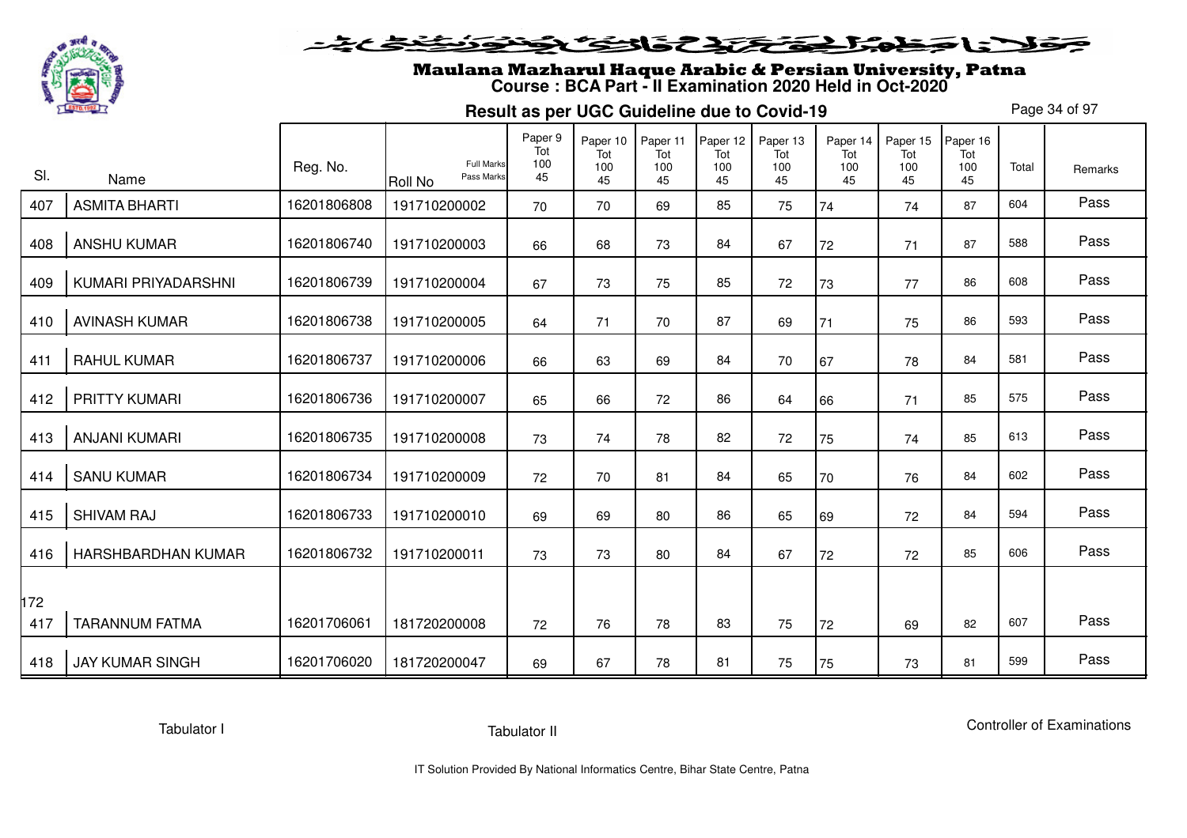# Maulana Mazharul Haque Arabic & Persian University, Patna

## Course : BCA Part - II Examination 2020 Held in Oct-2020

### Result as per UGC Guideline due to Covid-19

| Sl. | Name | Reg. No. | Roll No (Full Marks / Pass Marks) | Paper 9 Tot 100 45 | Paper 10 Tot 100 45 | Paper 11 Tot 100 45 | Paper 12 Tot 100 45 | Paper 13 Tot 100 45 | Paper 14 Tot 100 45 | Paper 15 Tot 100 45 | Paper 16 Tot 100 45 | Total | Remarks |
|---|---|---|---|---|---|---|---|---|---|---|---|---|---|
| 407 | ASMITA BHARTI | 16201806808 | 191710200002 | 70 | 70 | 69 | 85 | 75 | 74 | 74 | 87 | 604 | Pass |
| 408 | ANSHU KUMAR | 16201806740 | 191710200003 | 66 | 68 | 73 | 84 | 67 | 72 | 71 | 87 | 588 | Pass |
| 409 | KUMARI PRIYADARSHNI | 16201806739 | 191710200004 | 67 | 73 | 75 | 85 | 72 | 73 | 77 | 86 | 608 | Pass |
| 410 | AVINASH KUMAR | 16201806738 | 191710200005 | 64 | 71 | 70 | 87 | 69 | 71 | 75 | 86 | 593 | Pass |
| 411 | RAHUL KUMAR | 16201806737 | 191710200006 | 66 | 63 | 69 | 84 | 70 | 67 | 78 | 84 | 581 | Pass |
| 412 | PRITTY KUMARI | 16201806736 | 191710200007 | 65 | 66 | 72 | 86 | 64 | 66 | 71 | 85 | 575 | Pass |
| 413 | ANJANI KUMARI | 16201806735 | 191710200008 | 73 | 74 | 78 | 82 | 72 | 75 | 74 | 85 | 613 | Pass |
| 414 | SANU KUMAR | 16201806734 | 191710200009 | 72 | 70 | 81 | 84 | 65 | 70 | 76 | 84 | 602 | Pass |
| 415 | SHIVAM RAJ | 16201806733 | 191710200010 | 69 | 69 | 80 | 86 | 65 | 69 | 72 | 84 | 594 | Pass |
| 416 | HARSHBARDHAN KUMAR | 16201806732 | 191710200011 | 73 | 73 | 80 | 84 | 67 | 72 | 72 | 85 | 606 | Pass |
| 172 | | | | | | | | | | | | | |
| 417 | TARANNUM FATMA | 16201706061 | 181720200008 | 72 | 76 | 78 | 83 | 75 | 72 | 69 | 82 | 607 | Pass |
| 418 | JAY KUMAR SINGH | 16201706020 | 181720200047 | 69 | 67 | 78 | 81 | 75 | 75 | 73 | 81 | 599 | Pass |

Tabulator I

Tabulator II

Controller of Examinations

IT Solution Provided By National Informatics Centre, Bihar State Centre, Patna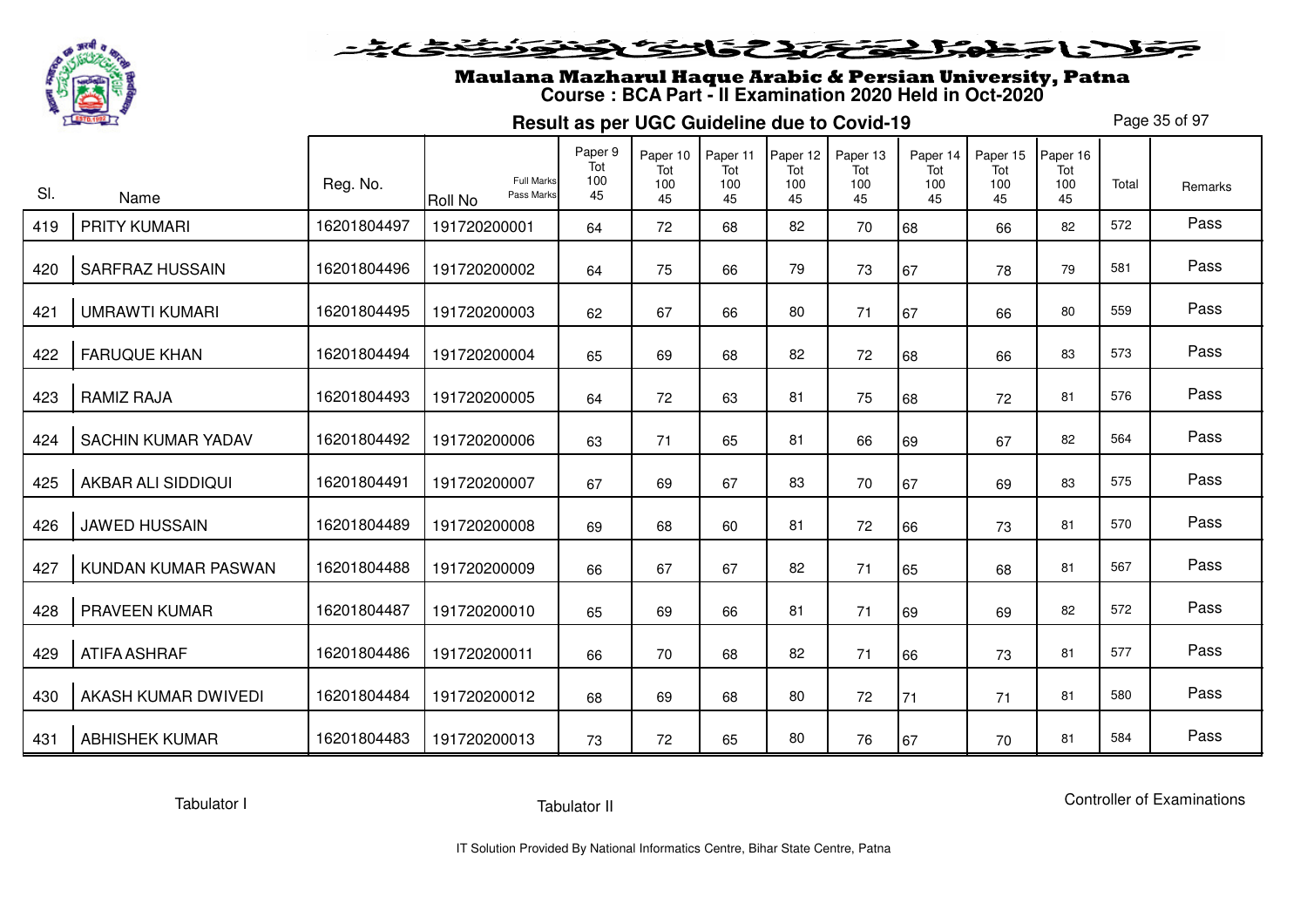# Maulana Mazharul Haque Arabic & Persian University, Patna

## Course : BCA Part - II Examination 2020 Held in Oct-2020

### Result as per UGC Guideline due to Covid-19

| Sl. | Name | Reg. No. | Roll No (Full Marks / Pass Marks) | Paper 9 Tot 100 45 | Paper 10 Tot 100 45 | Paper 11 Tot 100 45 | Paper 12 Tot 100 45 | Paper 13 Tot 100 45 | Paper 14 Tot 100 45 | Paper 15 Tot 100 45 | Paper 16 Tot 100 45 | Total | Remarks |
|---|---|---|---|---|---|---|---|---|---|---|---|---|---|
| 419 | PRITY KUMARI | 16201804497 | 191720200001 | 64 | 72 | 68 | 82 | 70 | 68 | 66 | 82 | 572 | Pass |
| 420 | SARFRAZ HUSSAIN | 16201804496 | 191720200002 | 64 | 75 | 66 | 79 | 73 | 67 | 78 | 79 | 581 | Pass |
| 421 | UMRAWTI KUMARI | 16201804495 | 191720200003 | 62 | 67 | 66 | 80 | 71 | 67 | 66 | 80 | 559 | Pass |
| 422 | FARUQUE KHAN | 16201804494 | 191720200004 | 65 | 69 | 68 | 82 | 72 | 68 | 66 | 83 | 573 | Pass |
| 423 | RAMIZ RAJA | 16201804493 | 191720200005 | 64 | 72 | 63 | 81 | 75 | 68 | 72 | 81 | 576 | Pass |
| 424 | SACHIN KUMAR YADAV | 16201804492 | 191720200006 | 63 | 71 | 65 | 81 | 66 | 69 | 67 | 82 | 564 | Pass |
| 425 | AKBAR ALI SIDDIQUI | 16201804491 | 191720200007 | 67 | 69 | 67 | 83 | 70 | 67 | 69 | 83 | 575 | Pass |
| 426 | JAWED HUSSAIN | 16201804489 | 191720200008 | 69 | 68 | 60 | 81 | 72 | 66 | 73 | 81 | 570 | Pass |
| 427 | KUNDAN KUMAR PASWAN | 16201804488 | 191720200009 | 66 | 67 | 67 | 82 | 71 | 65 | 68 | 81 | 567 | Pass |
| 428 | PRAVEEN KUMAR | 16201804487 | 191720200010 | 65 | 69 | 66 | 81 | 71 | 69 | 69 | 82 | 572 | Pass |
| 429 | ATIFA ASHRAF | 16201804486 | 191720200011 | 66 | 70 | 68 | 82 | 71 | 66 | 73 | 81 | 577 | Pass |
| 430 | AKASH KUMAR DWIVEDI | 16201804484 | 191720200012 | 68 | 69 | 68 | 80 | 72 | 71 | 71 | 81 | 580 | Pass |
| 431 | ABHISHEK KUMAR | 16201804483 | 191720200013 | 73 | 72 | 65 | 80 | 76 | 67 | 70 | 81 | 584 | Pass |

Tabulator I

Tabulator II

Controller of Examinations

IT Solution Provided By National Informatics Centre, Bihar State Centre, Patna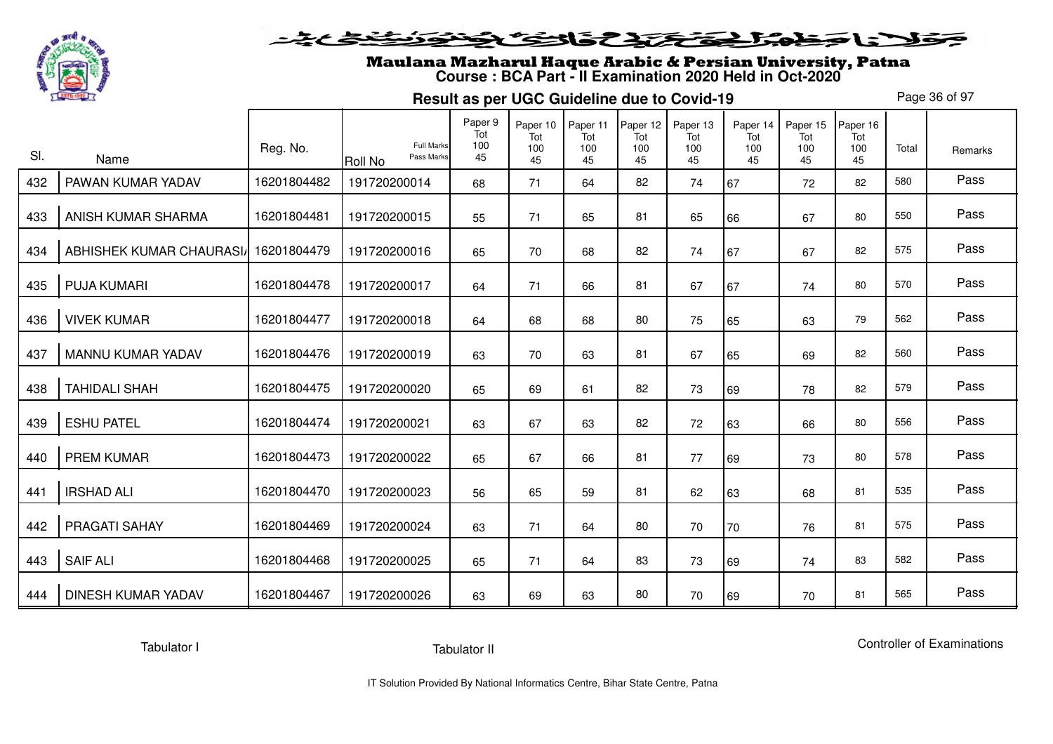# Maulana Mazharul Haque Arabic & Persian University, Patna

## Course : BCA Part - II Examination 2020 Held in Oct-2020

### Result as per UGC Guideline due to Covid-19

| Sl. | Name | Reg. No. | Roll No (Full Marks / Pass Marks) | Paper 9 Tot 100 45 | Paper 10 Tot 100 45 | Paper 11 Tot 100 45 | Paper 12 Tot 100 45 | Paper 13 Tot 100 45 | Paper 14 Tot 100 45 | Paper 15 Tot 100 45 | Paper 16 Tot 100 45 | Total | Remarks |
|---|---|---|---|---|---|---|---|---|---|---|---|---|---|
| 432 | PAWAN KUMAR YADAV | 16201804482 | 191720200014 | 68 | 71 | 64 | 82 | 74 | 67 | 72 | 82 | 580 | Pass |
| 433 | ANISH KUMAR SHARMA | 16201804481 | 191720200015 | 55 | 71 | 65 | 81 | 65 | 66 | 67 | 80 | 550 | Pass |
| 434 | ABHISHEK KUMAR CHAURASI/ | 16201804479 | 191720200016 | 65 | 70 | 68 | 82 | 74 | 67 | 67 | 82 | 575 | Pass |
| 435 | PUJA KUMARI | 16201804478 | 191720200017 | 64 | 71 | 66 | 81 | 67 | 67 | 74 | 80 | 570 | Pass |
| 436 | VIVEK KUMAR | 16201804477 | 191720200018 | 64 | 68 | 68 | 80 | 75 | 65 | 63 | 79 | 562 | Pass |
| 437 | MANNU KUMAR YADAV | 16201804476 | 191720200019 | 63 | 70 | 63 | 81 | 67 | 65 | 69 | 82 | 560 | Pass |
| 438 | TAHIDALI SHAH | 16201804475 | 191720200020 | 65 | 69 | 61 | 82 | 73 | 69 | 78 | 82 | 579 | Pass |
| 439 | ESHU PATEL | 16201804474 | 191720200021 | 63 | 67 | 63 | 82 | 72 | 63 | 66 | 80 | 556 | Pass |
| 440 | PREM KUMAR | 16201804473 | 191720200022 | 65 | 67 | 66 | 81 | 77 | 69 | 73 | 80 | 578 | Pass |
| 441 | IRSHAD ALI | 16201804470 | 191720200023 | 56 | 65 | 59 | 81 | 62 | 63 | 68 | 81 | 535 | Pass |
| 442 | PRAGATI SAHAY | 16201804469 | 191720200024 | 63 | 71 | 64 | 80 | 70 | 70 | 76 | 81 | 575 | Pass |
| 443 | SAIF ALI | 16201804468 | 191720200025 | 65 | 71 | 64 | 83 | 73 | 69 | 74 | 83 | 582 | Pass |
| 444 | DINESH KUMAR YADAV | 16201804467 | 191720200026 | 63 | 69 | 63 | 80 | 70 | 69 | 70 | 81 | 565 | Pass |

Tabulator I

Tabulator II

Controller of Examinations

IT Solution Provided By National Informatics Centre, Bihar State Centre, Patna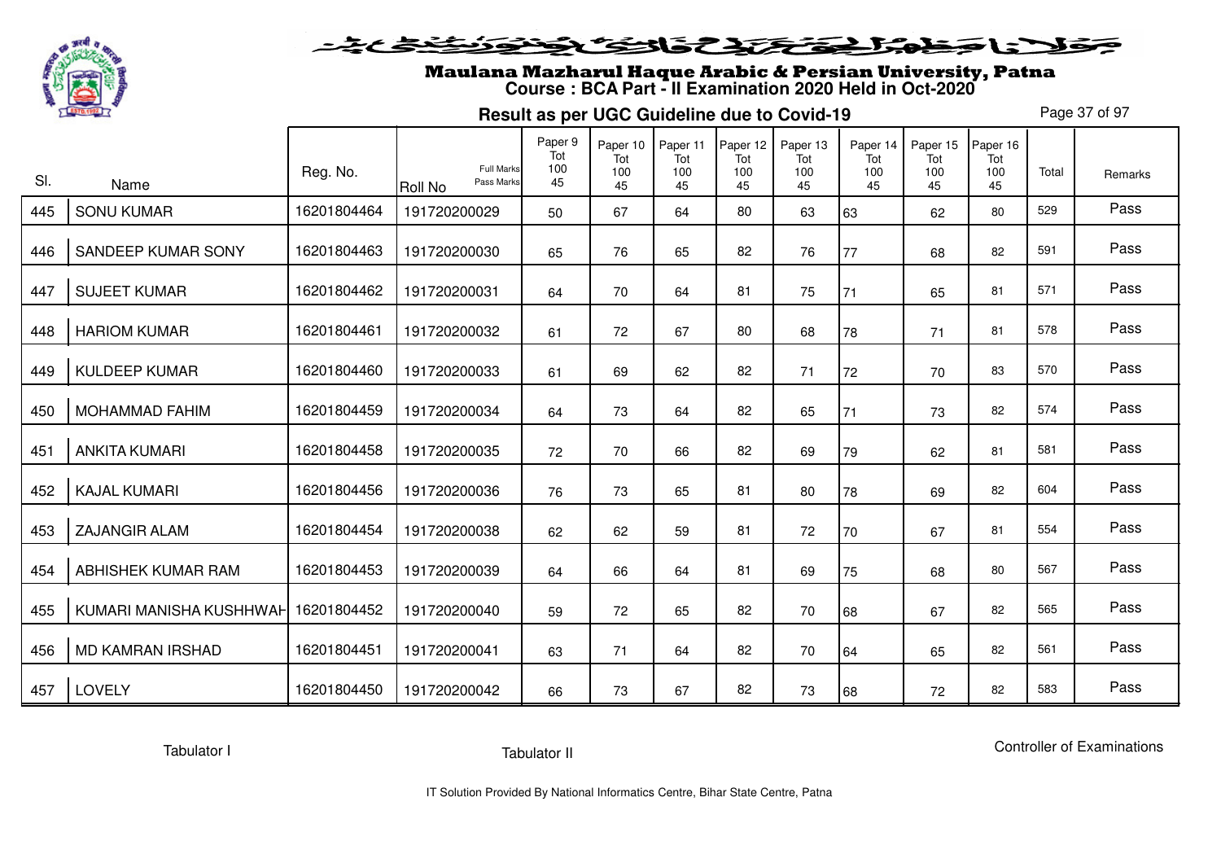# Maulana Mazharul Haque Arabic & Persian University, Patna

## Course : BCA Part - II Examination 2020 Held in Oct-2020

### Result as per UGC Guideline due to Covid-19

| Sl. | Name | Reg. No. | Roll No (Full Marks / Pass Marks) | Paper 9 Tot 100 45 | Paper 10 Tot 100 45 | Paper 11 Tot 100 45 | Paper 12 Tot 100 45 | Paper 13 Tot 100 45 | Paper 14 Tot 100 45 | Paper 15 Tot 100 45 | Paper 16 Tot 100 45 | Total | Remarks |
|---|---|---|---|---|---|---|---|---|---|---|---|---|---|
| 445 | SONU KUMAR | 16201804464 | 191720200029 | 50 | 67 | 64 | 80 | 63 | 63 | 62 | 80 | 529 | Pass |
| 446 | SANDEEP KUMAR SONY | 16201804463 | 191720200030 | 65 | 76 | 65 | 82 | 76 | 77 | 68 | 82 | 591 | Pass |
| 447 | SUJEET KUMAR | 16201804462 | 191720200031 | 64 | 70 | 64 | 81 | 75 | 71 | 65 | 81 | 571 | Pass |
| 448 | HARIOM KUMAR | 16201804461 | 191720200032 | 61 | 72 | 67 | 80 | 68 | 78 | 71 | 81 | 578 | Pass |
| 449 | KULDEEP KUMAR | 16201804460 | 191720200033 | 61 | 69 | 62 | 82 | 71 | 72 | 70 | 83 | 570 | Pass |
| 450 | MOHAMMAD FAHIM | 16201804459 | 191720200034 | 64 | 73 | 64 | 82 | 65 | 71 | 73 | 82 | 574 | Pass |
| 451 | ANKITA KUMARI | 16201804458 | 191720200035 | 72 | 70 | 66 | 82 | 69 | 79 | 62 | 81 | 581 | Pass |
| 452 | KAJAL KUMARI | 16201804456 | 191720200036 | 76 | 73 | 65 | 81 | 80 | 78 | 69 | 82 | 604 | Pass |
| 453 | ZAJANGIR ALAM | 16201804454 | 191720200038 | 62 | 62 | 59 | 81 | 72 | 70 | 67 | 81 | 554 | Pass |
| 454 | ABHISHEK KUMAR RAM | 16201804453 | 191720200039 | 64 | 66 | 64 | 81 | 69 | 75 | 68 | 80 | 567 | Pass |
| 455 | KUMARI MANISHA KUSHHWAH | 16201804452 | 191720200040 | 59 | 72 | 65 | 82 | 70 | 68 | 67 | 82 | 565 | Pass |
| 456 | MD KAMRAN IRSHAD | 16201804451 | 191720200041 | 63 | 71 | 64 | 82 | 70 | 64 | 65 | 82 | 561 | Pass |
| 457 | LOVELY | 16201804450 | 191720200042 | 66 | 73 | 67 | 82 | 73 | 68 | 72 | 82 | 583 | Pass |

Tabulator I

Tabulator II

Controller of Examinations

IT Solution Provided By National Informatics Centre, Bihar State Centre, Patna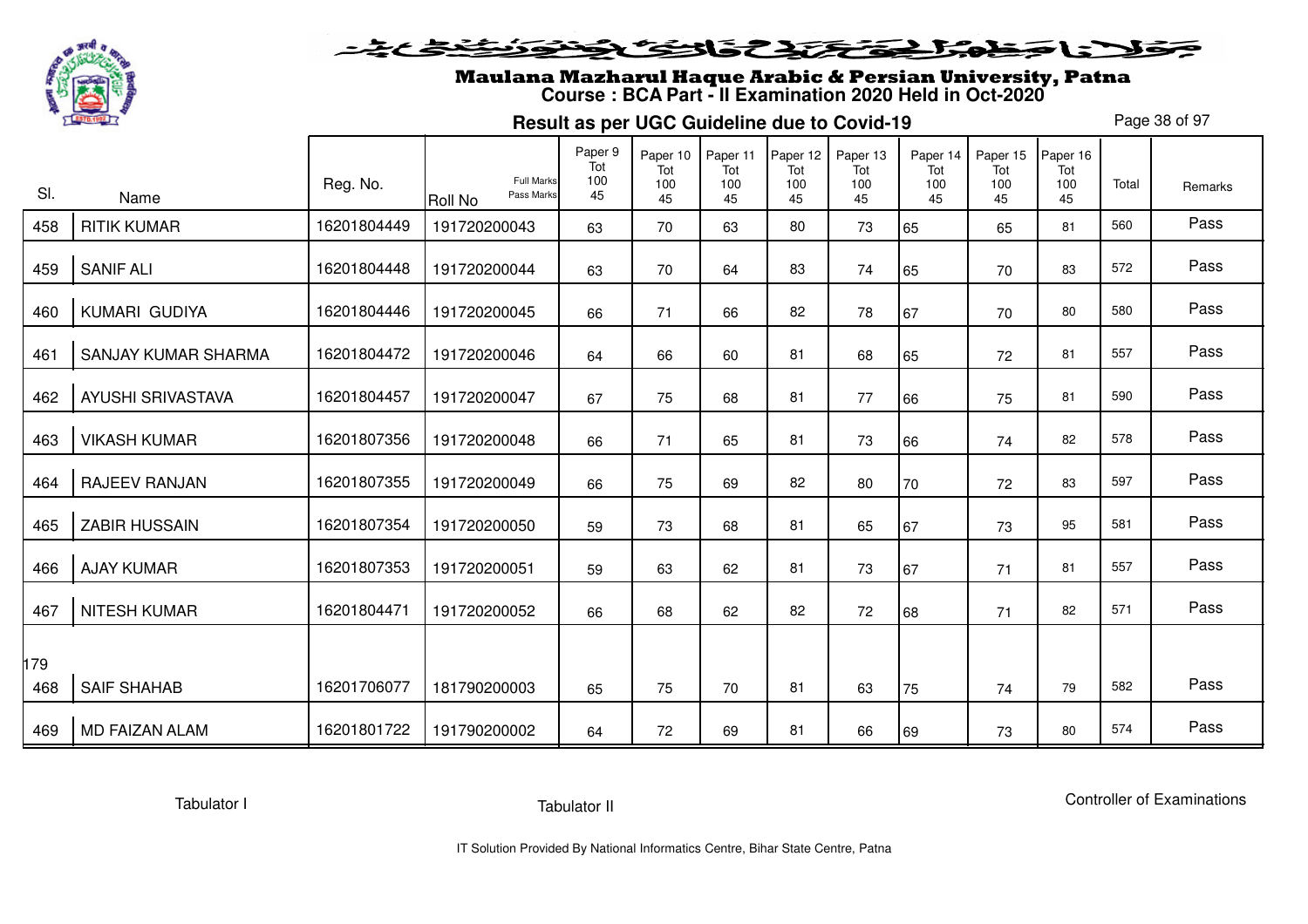# Maulana Mazharul Haque Arabic & Persian University, Patna

## Course : BCA Part - II Examination 2020 Held in Oct-2020

### Result as per UGC Guideline due to Covid-19

| Sl. | Name | Reg. No. | Roll No (Full Marks / Pass Marks) | Paper 9 Tot 100 45 | Paper 10 Tot 100 45 | Paper 11 Tot 100 45 | Paper 12 Tot 100 45 | Paper 13 Tot 100 45 | Paper 14 Tot 100 45 | Paper 15 Tot 100 45 | Paper 16 Tot 100 45 | Total | Remarks |
|---|---|---|---|---|---|---|---|---|---|---|---|---|---|
| 458 | RITIK KUMAR | 16201804449 | 191720200043 | 63 | 70 | 63 | 80 | 73 | 65 | 65 | 81 | 560 | Pass |
| 459 | SANIF ALI | 16201804448 | 191720200044 | 63 | 70 | 64 | 83 | 74 | 65 | 70 | 83 | 572 | Pass |
| 460 | KUMARI GUDIYA | 16201804446 | 191720200045 | 66 | 71 | 66 | 82 | 78 | 67 | 70 | 80 | 580 | Pass |
| 461 | SANJAY KUMAR SHARMA | 16201804472 | 191720200046 | 64 | 66 | 60 | 81 | 68 | 65 | 72 | 81 | 557 | Pass |
| 462 | AYUSHI SRIVASTAVA | 16201804457 | 191720200047 | 67 | 75 | 68 | 81 | 77 | 66 | 75 | 81 | 590 | Pass |
| 463 | VIKASH KUMAR | 16201807356 | 191720200048 | 66 | 71 | 65 | 81 | 73 | 66 | 74 | 82 | 578 | Pass |
| 464 | RAJEEV RANJAN | 16201807355 | 191720200049 | 66 | 75 | 69 | 82 | 80 | 70 | 72 | 83 | 597 | Pass |
| 465 | ZABIR HUSSAIN | 16201807354 | 191720200050 | 59 | 73 | 68 | 81 | 65 | 67 | 73 | 95 | 581 | Pass |
| 466 | AJAY KUMAR | 16201807353 | 191720200051 | 59 | 63 | 62 | 81 | 73 | 67 | 71 | 81 | 557 | Pass |
| 467 | NITESH KUMAR | 16201804471 | 191720200052 | 66 | 68 | 62 | 82 | 72 | 68 | 71 | 82 | 571 | Pass |
| 179 | | | | | | | | | | | | | |
| 468 | SAIF SHAHAB | 16201706077 | 181790200003 | 65 | 75 | 70 | 81 | 63 | 75 | 74 | 79 | 582 | Pass |
| 469 | MD FAIZAN ALAM | 16201801722 | 191790200002 | 64 | 72 | 69 | 81 | 66 | 69 | 73 | 80 | 574 | Pass |

Tabulator I

Tabulator II

Controller of Examinations

IT Solution Provided By National Informatics Centre, Bihar State Centre, Patna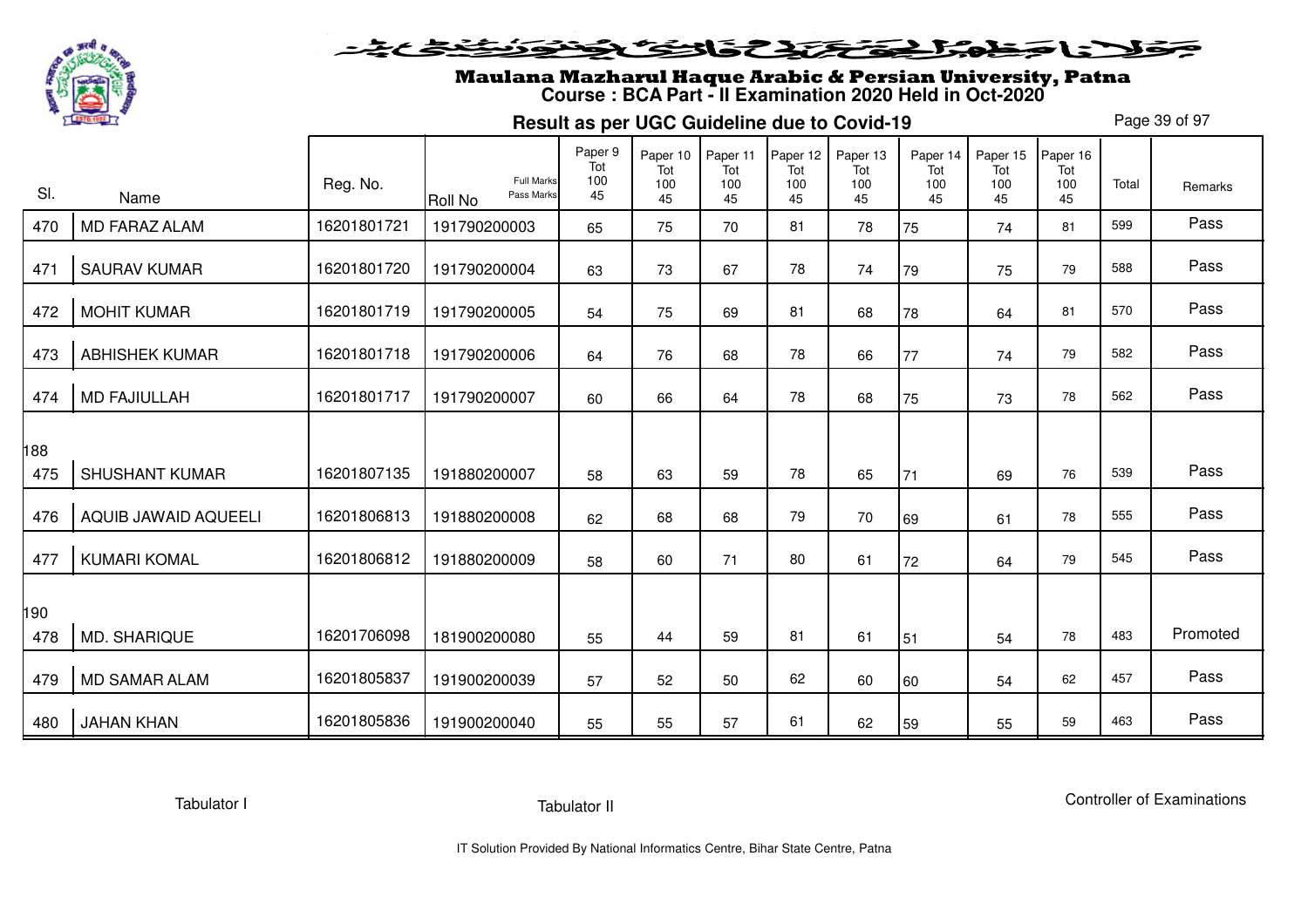# Maulana Mazharul Haque Arabic & Persian University, Patna

## Course : BCA Part - II Examination 2020 Held in Oct-2020

### Result as per UGC Guideline due to Covid-19

| Sl. | Name | Reg. No. | Roll No (Full Marks / Pass Marks) | Paper 9 Tot 100 45 | Paper 10 Tot 100 45 | Paper 11 Tot 100 45 | Paper 12 Tot 100 45 | Paper 13 Tot 100 45 | Paper 14 Tot 100 45 | Paper 15 Tot 100 45 | Paper 16 Tot 100 45 | Total | Remarks |
|---|---|---|---|---|---|---|---|---|---|---|---|---|---|
| 470 | MD FARAZ ALAM | 16201801721 | 191790200003 | 65 | 75 | 70 | 81 | 78 | 75 | 74 | 81 | 599 | Pass |
| 471 | SAURAV KUMAR | 16201801720 | 191790200004 | 63 | 73 | 67 | 78 | 74 | 79 | 75 | 79 | 588 | Pass |
| 472 | MOHIT KUMAR | 16201801719 | 191790200005 | 54 | 75 | 69 | 81 | 68 | 78 | 64 | 81 | 570 | Pass |
| 473 | ABHISHEK KUMAR | 16201801718 | 191790200006 | 64 | 76 | 68 | 78 | 66 | 77 | 74 | 79 | 582 | Pass |
| 474 | MD FAJIULLAH | 16201801717 | 191790200007 | 60 | 66 | 64 | 78 | 68 | 75 | 73 | 78 | 562 | Pass |
| 188 | | | | | | | | | | | | | |
| 475 | SHUSHANT KUMAR | 16201807135 | 191880200007 | 58 | 63 | 59 | 78 | 65 | 71 | 69 | 76 | 539 | Pass |
| 476 | AQUIB JAWAID AQUEELI | 16201806813 | 191880200008 | 62 | 68 | 68 | 79 | 70 | 69 | 61 | 78 | 555 | Pass |
| 477 | KUMARI KOMAL | 16201806812 | 191880200009 | 58 | 60 | 71 | 80 | 61 | 72 | 64 | 79 | 545 | Pass |
| 190 | | | | | | | | | | | | | |
| 478 | MD. SHARIQUE | 16201706098 | 181900200080 | 55 | 44 | 59 | 81 | 61 | 51 | 54 | 78 | 483 | Promoted |
| 479 | MD SAMAR ALAM | 16201805837 | 191900200039 | 57 | 52 | 50 | 62 | 60 | 60 | 54 | 62 | 457 | Pass |
| 480 | JAHAN KHAN | 16201805836 | 191900200040 | 55 | 55 | 57 | 61 | 62 | 59 | 55 | 59 | 463 | Pass |

Tabulator I | Tabulator II | Controller of Examinations

IT Solution Provided By National Informatics Centre, Bihar State Centre, Patna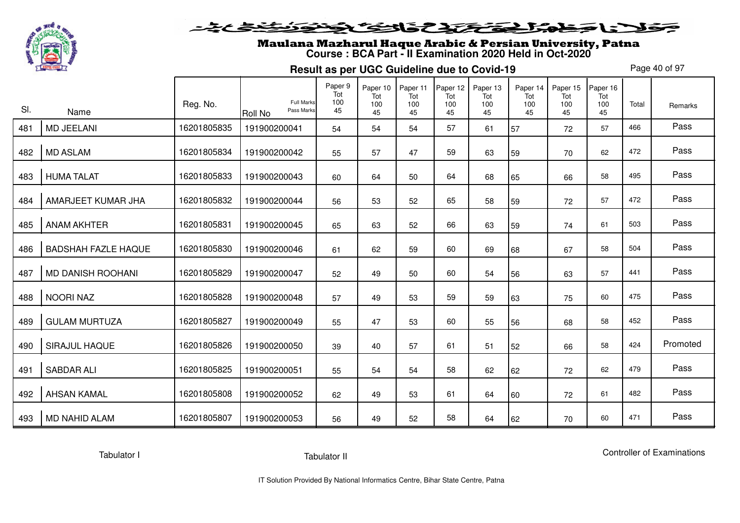# Maulana Mazharul Haque Arabic & Persian University, Patna

## Course : BCA Part - II Examination 2020 Held in Oct-2020

### Result as per UGC Guideline due to Covid-19

| Sl. | Name | Reg. No. | Roll No (Full Marks / Pass Marks) | Paper 9 Tot 100 45 | Paper 10 Tot 100 45 | Paper 11 Tot 100 45 | Paper 12 Tot 100 45 | Paper 13 Tot 100 45 | Paper 14 Tot 100 45 | Paper 15 Tot 100 45 | Paper 16 Tot 100 45 | Total | Remarks |
|---|---|---|---|---|---|---|---|---|---|---|---|---|---|
| 481 | MD JEELANI | 16201805835 | 191900200041 | 54 | 54 | 54 | 57 | 61 | 57 | 72 | 57 | 466 | Pass |
| 482 | MD ASLAM | 16201805834 | 191900200042 | 55 | 57 | 47 | 59 | 63 | 59 | 70 | 62 | 472 | Pass |
| 483 | HUMA TALAT | 16201805833 | 191900200043 | 60 | 64 | 50 | 64 | 68 | 65 | 66 | 58 | 495 | Pass |
| 484 | AMARJEET KUMAR JHA | 16201805832 | 191900200044 | 56 | 53 | 52 | 65 | 58 | 59 | 72 | 57 | 472 | Pass |
| 485 | ANAM AKHTER | 16201805831 | 191900200045 | 65 | 63 | 52 | 66 | 63 | 59 | 74 | 61 | 503 | Pass |
| 486 | BADSHAH FAZLE HAQUE | 16201805830 | 191900200046 | 61 | 62 | 59 | 60 | 69 | 68 | 67 | 58 | 504 | Pass |
| 487 | MD DANISH ROOHANI | 16201805829 | 191900200047 | 52 | 49 | 50 | 60 | 54 | 56 | 63 | 57 | 441 | Pass |
| 488 | NOORI NAZ | 16201805828 | 191900200048 | 57 | 49 | 53 | 59 | 59 | 63 | 75 | 60 | 475 | Pass |
| 489 | GULAM MURTUZA | 16201805827 | 191900200049 | 55 | 47 | 53 | 60 | 55 | 56 | 68 | 58 | 452 | Pass |
| 490 | SIRAJUL HAQUE | 16201805826 | 191900200050 | 39 | 40 | 57 | 61 | 51 | 52 | 66 | 58 | 424 | Promoted |
| 491 | SABDAR ALI | 16201805825 | 191900200051 | 55 | 54 | 54 | 58 | 62 | 62 | 72 | 62 | 479 | Pass |
| 492 | AHSAN KAMAL | 16201805808 | 191900200052 | 62 | 49 | 53 | 61 | 64 | 60 | 72 | 61 | 482 | Pass |
| 493 | MD NAHID ALAM | 16201805807 | 191900200053 | 56 | 49 | 52 | 58 | 64 | 62 | 70 | 60 | 471 | Pass |

Tabulator I

Tabulator II

Controller of Examinations

IT Solution Provided By National Informatics Centre, Bihar State Centre, Patna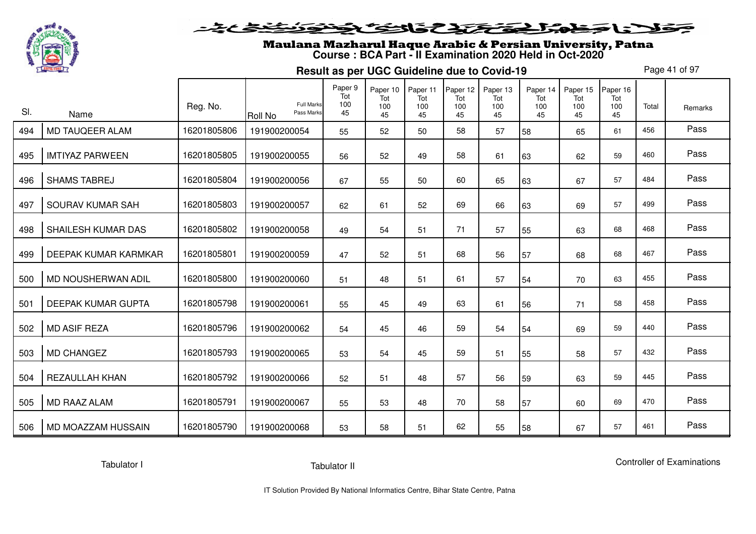# Maulana Mazharul Haque Arabic & Persian University, Patna

## Course : BCA Part - II Examination 2020 Held in Oct-2020

### Result as per UGC Guideline due to Covid-19

| Sl. | Name | Reg. No. | Roll No (Full Marks / Pass Marks) | Paper 9 Tot 100 45 | Paper 10 Tot 100 45 | Paper 11 Tot 100 45 | Paper 12 Tot 100 45 | Paper 13 Tot 100 45 | Paper 14 Tot 100 45 | Paper 15 Tot 100 45 | Paper 16 Tot 100 45 | Total | Remarks |
|---|---|---|---|---|---|---|---|---|---|---|---|---|---|
| 494 | MD TAUQEER ALAM | 16201805806 | 191900200054 | 55 | 52 | 50 | 58 | 57 | 58 | 65 | 61 | 456 | Pass |
| 495 | IMTIYAZ PARWEEN | 16201805805 | 191900200055 | 56 | 52 | 49 | 58 | 61 | 63 | 62 | 59 | 460 | Pass |
| 496 | SHAMS TABREJ | 16201805804 | 191900200056 | 67 | 55 | 50 | 60 | 65 | 63 | 67 | 57 | 484 | Pass |
| 497 | SOURAV KUMAR SAH | 16201805803 | 191900200057 | 62 | 61 | 52 | 69 | 66 | 63 | 69 | 57 | 499 | Pass |
| 498 | SHAILESH KUMAR DAS | 16201805802 | 191900200058 | 49 | 54 | 51 | 71 | 57 | 55 | 63 | 68 | 468 | Pass |
| 499 | DEEPAK KUMAR KARMKAR | 16201805801 | 191900200059 | 47 | 52 | 51 | 68 | 56 | 57 | 68 | 68 | 467 | Pass |
| 500 | MD NOUSHERWAN ADIL | 16201805800 | 191900200060 | 51 | 48 | 51 | 61 | 57 | 54 | 70 | 63 | 455 | Pass |
| 501 | DEEPAK KUMAR GUPTA | 16201805798 | 191900200061 | 55 | 45 | 49 | 63 | 61 | 56 | 71 | 58 | 458 | Pass |
| 502 | MD ASIF REZA | 16201805796 | 191900200062 | 54 | 45 | 46 | 59 | 54 | 54 | 69 | 59 | 440 | Pass |
| 503 | MD CHANGEZ | 16201805793 | 191900200065 | 53 | 54 | 45 | 59 | 51 | 55 | 58 | 57 | 432 | Pass |
| 504 | REZAULLAH KHAN | 16201805792 | 191900200066 | 52 | 51 | 48 | 57 | 56 | 59 | 63 | 59 | 445 | Pass |
| 505 | MD RAAZ ALAM | 16201805791 | 191900200067 | 55 | 53 | 48 | 70 | 58 | 57 | 60 | 69 | 470 | Pass |
| 506 | MD MOAZZAM HUSSAIN | 16201805790 | 191900200068 | 53 | 58 | 51 | 62 | 55 | 58 | 67 | 57 | 461 | Pass |

Tabulator I

Tabulator II

Controller of Examinations

IT Solution Provided By National Informatics Centre, Bihar State Centre, Patna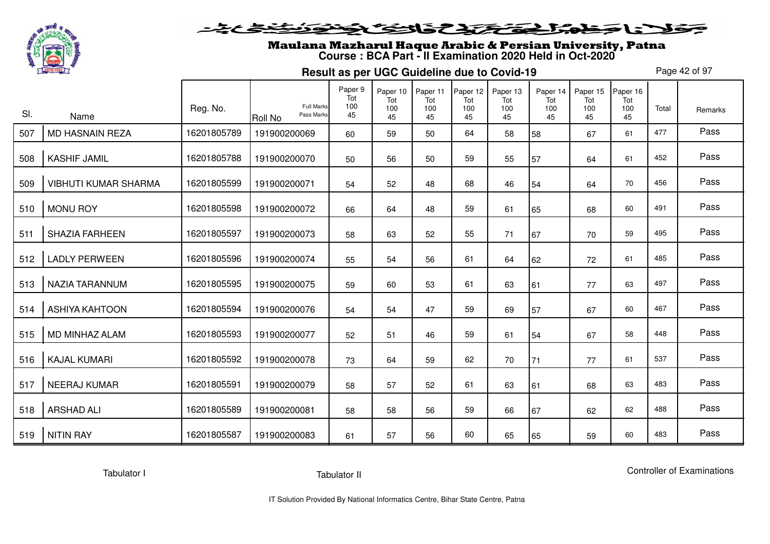# Maulana Mazharul Haque Arabic & Persian University, Patna

## Course : BCA Part - II Examination 2020 Held in Oct-2020

### Result as per UGC Guideline due to Covid-19

| Sl. | Name | Reg. No. | Roll No (Full Marks / Pass Marks) | Paper 9 Tot 100 45 | Paper 10 Tot 100 45 | Paper 11 Tot 100 45 | Paper 12 Tot 100 45 | Paper 13 Tot 100 45 | Paper 14 Tot 100 45 | Paper 15 Tot 100 45 | Paper 16 Tot 100 45 | Total | Remarks |
|---|---|---|---|---|---|---|---|---|---|---|---|---|---|
| 507 | MD HASNAIN REZA | 16201805789 | 191900200069 | 60 | 59 | 50 | 64 | 58 | 58 | 67 | 61 | 477 | Pass |
| 508 | KASHIF JAMIL | 16201805788 | 191900200070 | 50 | 56 | 50 | 59 | 55 | 57 | 64 | 61 | 452 | Pass |
| 509 | VIBHUTI KUMAR SHARMA | 16201805599 | 191900200071 | 54 | 52 | 48 | 68 | 46 | 54 | 64 | 70 | 456 | Pass |
| 510 | MONU ROY | 16201805598 | 191900200072 | 66 | 64 | 48 | 59 | 61 | 65 | 68 | 60 | 491 | Pass |
| 511 | SHAZIA FARHEEN | 16201805597 | 191900200073 | 58 | 63 | 52 | 55 | 71 | 67 | 70 | 59 | 495 | Pass |
| 512 | LADLY PERWEEN | 16201805596 | 191900200074 | 55 | 54 | 56 | 61 | 64 | 62 | 72 | 61 | 485 | Pass |
| 513 | NAZIA TARANNUM | 16201805595 | 191900200075 | 59 | 60 | 53 | 61 | 63 | 61 | 77 | 63 | 497 | Pass |
| 514 | ASHIYA KAHTOON | 16201805594 | 191900200076 | 54 | 54 | 47 | 59 | 69 | 57 | 67 | 60 | 467 | Pass |
| 515 | MD MINHAZ ALAM | 16201805593 | 191900200077 | 52 | 51 | 46 | 59 | 61 | 54 | 67 | 58 | 448 | Pass |
| 516 | KAJAL KUMARI | 16201805592 | 191900200078 | 73 | 64 | 59 | 62 | 70 | 71 | 77 | 61 | 537 | Pass |
| 517 | NEERAJ KUMAR | 16201805591 | 191900200079 | 58 | 57 | 52 | 61 | 63 | 61 | 68 | 63 | 483 | Pass |
| 518 | ARSHAD ALI | 16201805589 | 191900200081 | 58 | 58 | 56 | 59 | 66 | 67 | 62 | 62 | 488 | Pass |
| 519 | NITIN RAY | 16201805587 | 191900200083 | 61 | 57 | 56 | 60 | 65 | 65 | 59 | 60 | 483 | Pass |

Tabulator I

Tabulator II

Controller of Examinations

IT Solution Provided By National Informatics Centre, Bihar State Centre, Patna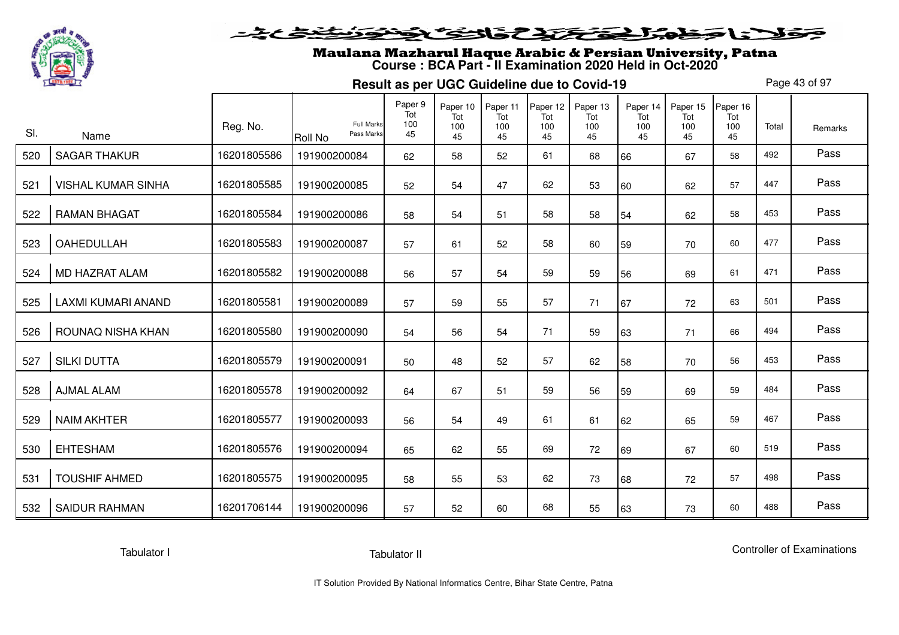# Maulana Mazharul Haque Arabic & Persian University, Patna

## Course : BCA Part - II Examination 2020 Held in Oct-2020

### Result as per UGC Guideline due to Covid-19

| Sl. | Name | Reg. No. | Roll No (Full Marks / Pass Marks) | Paper 9 Tot 100 45 | Paper 10 Tot 100 45 | Paper 11 Tot 100 45 | Paper 12 Tot 100 45 | Paper 13 Tot 100 45 | Paper 14 Tot 100 45 | Paper 15 Tot 100 45 | Paper 16 Tot 100 45 | Total | Remarks |
|---|---|---|---|---|---|---|---|---|---|---|---|---|---|
| 520 | SAGAR THAKUR | 16201805586 | 191900200084 | 62 | 58 | 52 | 61 | 68 | 66 | 67 | 58 | 492 | Pass |
| 521 | VISHAL KUMAR SINHA | 16201805585 | 191900200085 | 52 | 54 | 47 | 62 | 53 | 60 | 62 | 57 | 447 | Pass |
| 522 | RAMAN BHAGAT | 16201805584 | 191900200086 | 58 | 54 | 51 | 58 | 58 | 54 | 62 | 58 | 453 | Pass |
| 523 | OAHEDULLAH | 16201805583 | 191900200087 | 57 | 61 | 52 | 58 | 60 | 59 | 70 | 60 | 477 | Pass |
| 524 | MD HAZRAT ALAM | 16201805582 | 191900200088 | 56 | 57 | 54 | 59 | 59 | 56 | 69 | 61 | 471 | Pass |
| 525 | LAXMI KUMARI ANAND | 16201805581 | 191900200089 | 57 | 59 | 55 | 57 | 71 | 67 | 72 | 63 | 501 | Pass |
| 526 | ROUNAQ NISHA KHAN | 16201805580 | 191900200090 | 54 | 56 | 54 | 71 | 59 | 63 | 71 | 66 | 494 | Pass |
| 527 | SILKI DUTTA | 16201805579 | 191900200091 | 50 | 48 | 52 | 57 | 62 | 58 | 70 | 56 | 453 | Pass |
| 528 | AJMAL ALAM | 16201805578 | 191900200092 | 64 | 67 | 51 | 59 | 56 | 59 | 69 | 59 | 484 | Pass |
| 529 | NAIM AKHTER | 16201805577 | 191900200093 | 56 | 54 | 49 | 61 | 61 | 62 | 65 | 59 | 467 | Pass |
| 530 | EHTESHAM | 16201805576 | 191900200094 | 65 | 62 | 55 | 69 | 72 | 69 | 67 | 60 | 519 | Pass |
| 531 | TOUSHIF AHMED | 16201805575 | 191900200095 | 58 | 55 | 53 | 62 | 73 | 68 | 72 | 57 | 498 | Pass |
| 532 | SAIDUR RAHMAN | 16201706144 | 191900200096 | 57 | 52 | 60 | 68 | 55 | 63 | 73 | 60 | 488 | Pass |

Tabulator I    Tabulator II    Controller of Examinations

IT Solution Provided By National Informatics Centre, Bihar State Centre, Patna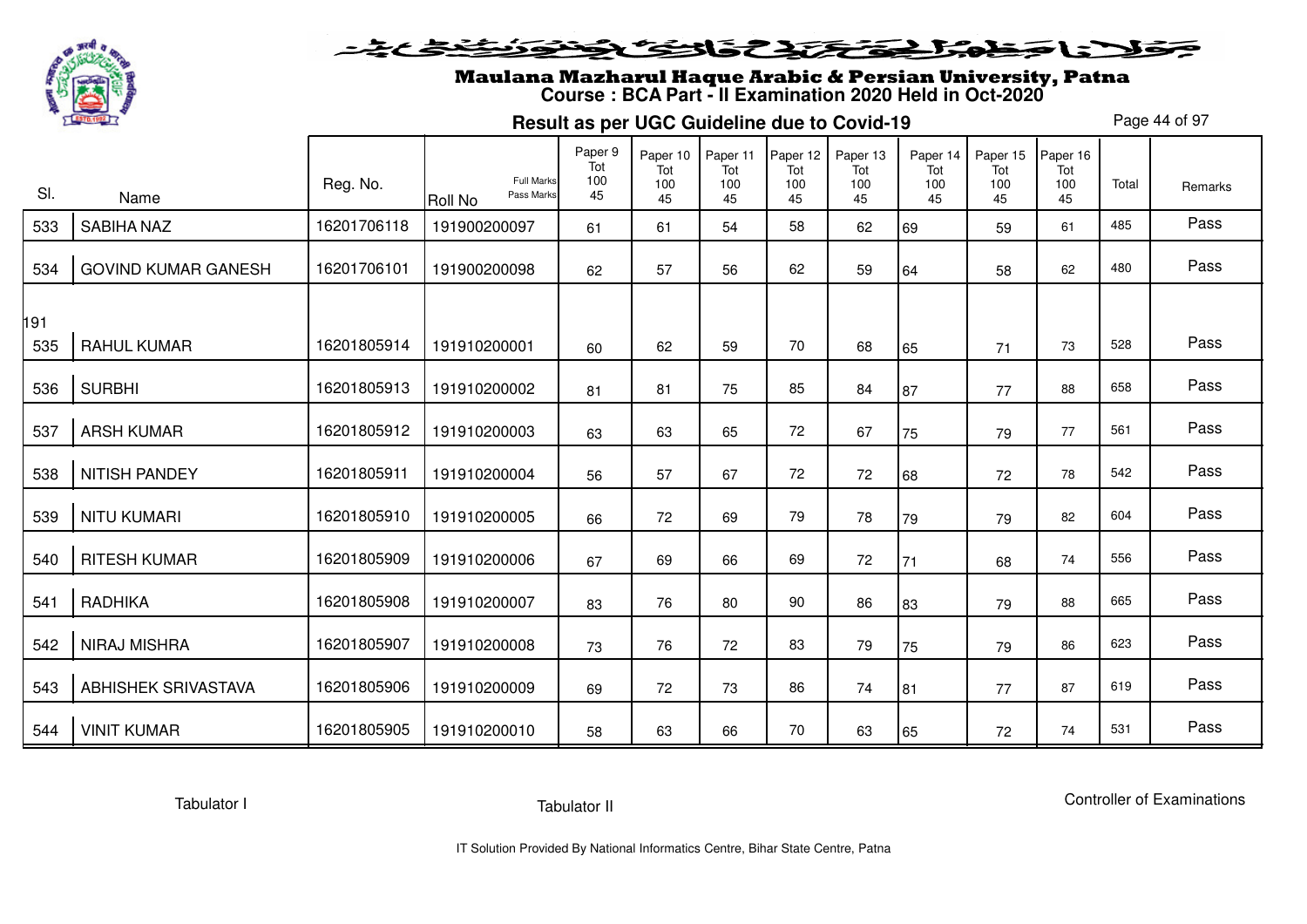# Maulana Mazharul Haque Arabic & Persian University, Patna

## Course : BCA Part - II Examination 2020 Held in Oct-2020

### Result as per UGC Guideline due to Covid-19

| Sl. | Name | Reg. No. | Roll No (Full Marks / Pass Marks) | Paper 9 Tot 100 45 | Paper 10 Tot 100 45 | Paper 11 Tot 100 45 | Paper 12 Tot 100 45 | Paper 13 Tot 100 45 | Paper 14 Tot 100 45 | Paper 15 Tot 100 45 | Paper 16 Tot 100 45 | Total | Remarks |
|---|---|---|---|---|---|---|---|---|---|---|---|---|---|
| 533 | SABIHA NAZ | 16201706118 | 191900200097 | 61 | 61 | 54 | 58 | 62 | 69 | 59 | 61 | 485 | Pass |
| 534 | GOVIND KUMAR GANESH | 16201706101 | 191900200098 | 62 | 57 | 56 | 62 | 59 | 64 | 58 | 62 | 480 | Pass |
| 191 | | | | | | | | | | | | | |
| 535 | RAHUL KUMAR | 16201805914 | 191910200001 | 60 | 62 | 59 | 70 | 68 | 65 | 71 | 73 | 528 | Pass |
| 536 | SURBHI | 16201805913 | 191910200002 | 81 | 81 | 75 | 85 | 84 | 87 | 77 | 88 | 658 | Pass |
| 537 | ARSH KUMAR | 16201805912 | 191910200003 | 63 | 63 | 65 | 72 | 67 | 75 | 79 | 77 | 561 | Pass |
| 538 | NITISH PANDEY | 16201805911 | 191910200004 | 56 | 57 | 67 | 72 | 72 | 68 | 72 | 78 | 542 | Pass |
| 539 | NITU KUMARI | 16201805910 | 191910200005 | 66 | 72 | 69 | 79 | 78 | 79 | 79 | 82 | 604 | Pass |
| 540 | RITESH KUMAR | 16201805909 | 191910200006 | 67 | 69 | 66 | 69 | 72 | 71 | 68 | 74 | 556 | Pass |
| 541 | RADHIKA | 16201805908 | 191910200007 | 83 | 76 | 80 | 90 | 86 | 83 | 79 | 88 | 665 | Pass |
| 542 | NIRAJ MISHRA | 16201805907 | 191910200008 | 73 | 76 | 72 | 83 | 79 | 75 | 79 | 86 | 623 | Pass |
| 543 | ABHISHEK SRIVASTAVA | 16201805906 | 191910200009 | 69 | 72 | 73 | 86 | 74 | 81 | 77 | 87 | 619 | Pass |
| 544 | VINIT KUMAR | 16201805905 | 191910200010 | 58 | 63 | 66 | 70 | 63 | 65 | 72 | 74 | 531 | Pass |

Tabulator I

Tabulator II

Controller of Examinations

IT Solution Provided By National Informatics Centre, Bihar State Centre, Patna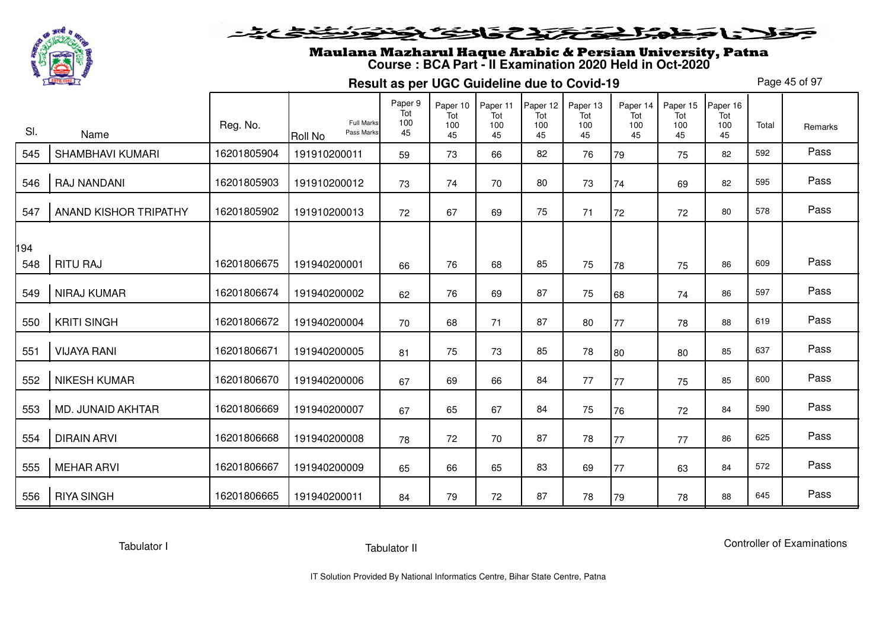# Maulana Mazharul Haque Arabic & Persian University, Patna

**Course : BCA Part - II Examination 2020 Held in Oct-2020**

**Result as per UGC Guideline due to Covid-19**

| Sl. | Name | Reg. No. | Roll No (Full Marks / Pass Marks) | Paper 9 Tot 100 45 | Paper 10 Tot 100 45 | Paper 11 Tot 100 45 | Paper 12 Tot 100 45 | Paper 13 Tot 100 45 | Paper 14 Tot 100 45 | Paper 15 Tot 100 45 | Paper 16 Tot 100 45 | Total | Remarks |
|---|---|---|---|---|---|---|---|---|---|---|---|---|---|
| 545 | SHAMBHAVI KUMARI | 16201805904 | 191910200011 | 59 | 73 | 66 | 82 | 76 | 79 | 75 | 82 | 592 | Pass |
| 546 | RAJ NANDANI | 16201805903 | 191910200012 | 73 | 74 | 70 | 80 | 73 | 74 | 69 | 82 | 595 | Pass |
| 547 | ANAND KISHOR TRIPATHY | 16201805902 | 191910200013 | 72 | 67 | 69 | 75 | 71 | 72 | 72 | 80 | 578 | Pass |
| 194 | | | | | | | | | | | | | |
| 548 | RITU RAJ | 16201806675 | 191940200001 | 66 | 76 | 68 | 85 | 75 | 78 | 75 | 86 | 609 | Pass |
| 549 | NIRAJ KUMAR | 16201806674 | 191940200002 | 62 | 76 | 69 | 87 | 75 | 68 | 74 | 86 | 597 | Pass |
| 550 | KRITI SINGH | 16201806672 | 191940200004 | 70 | 68 | 71 | 87 | 80 | 77 | 78 | 88 | 619 | Pass |
| 551 | VIJAYA RANI | 16201806671 | 191940200005 | 81 | 75 | 73 | 85 | 78 | 80 | 80 | 85 | 637 | Pass |
| 552 | NIKESH KUMAR | 16201806670 | 191940200006 | 67 | 69 | 66 | 84 | 77 | 77 | 75 | 85 | 600 | Pass |
| 553 | MD. JUNAID AKHTAR | 16201806669 | 191940200007 | 67 | 65 | 67 | 84 | 75 | 76 | 72 | 84 | 590 | Pass |
| 554 | DIRAIN ARVI | 16201806668 | 191940200008 | 78 | 72 | 70 | 87 | 78 | 77 | 77 | 86 | 625 | Pass |
| 555 | MEHAR ARVI | 16201806667 | 191940200009 | 65 | 66 | 65 | 83 | 69 | 77 | 63 | 84 | 572 | Pass |
| 556 | RIYA SINGH | 16201806665 | 191940200011 | 84 | 79 | 72 | 87 | 78 | 79 | 78 | 88 | 645 | Pass |

Tabulator I | Tabulator II | Controller of Examinations

IT Solution Provided By National Informatics Centre, Bihar State Centre, Patna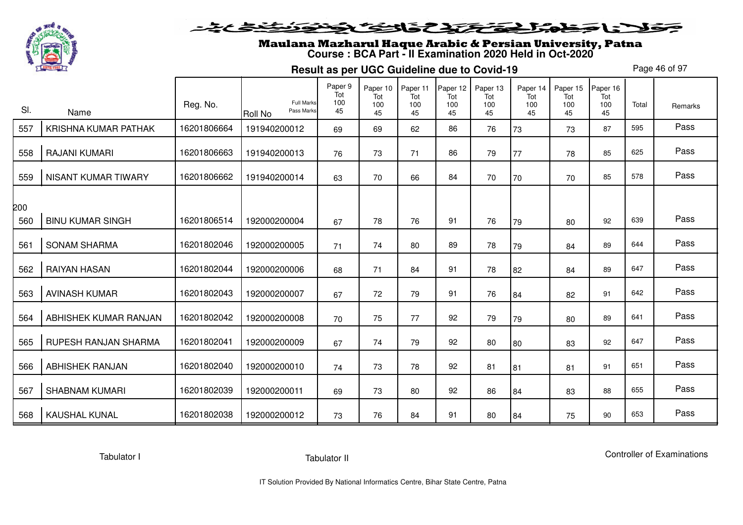# Maulana Mazharul Haque Arabic & Persian University, Patna

## Course : BCA Part - II Examination 2020 Held in Oct-2020

### Result as per UGC Guideline due to Covid-19

| Sl. | Name | Reg. No. | Roll No (Full Marks / Pass Marks) | Paper 9 Tot 100 45 | Paper 10 Tot 100 45 | Paper 11 Tot 100 45 | Paper 12 Tot 100 45 | Paper 13 Tot 100 45 | Paper 14 Tot 100 45 | Paper 15 Tot 100 45 | Paper 16 Tot 100 45 | Total | Remarks |
|---|---|---|---|---|---|---|---|---|---|---|---|---|---|
| 557 | KRISHNA KUMAR PATHAK | 16201806664 | 191940200012 | 69 | 69 | 62 | 86 | 76 | 73 | 73 | 87 | 595 | Pass |
| 558 | RAJANI KUMARI | 16201806663 | 191940200013 | 76 | 73 | 71 | 86 | 79 | 77 | 78 | 85 | 625 | Pass |
| 559 | NISANT KUMAR TIWARY | 16201806662 | 191940200014 | 63 | 70 | 66 | 84 | 70 | 70 | 70 | 85 | 578 | Pass |
| 200 | | | | | | | | | | | | | |
| 560 | BINU KUMAR SINGH | 16201806514 | 192000200004 | 67 | 78 | 76 | 91 | 76 | 79 | 80 | 92 | 639 | Pass |
| 561 | SONAM SHARMA | 16201802046 | 192000200005 | 71 | 74 | 80 | 89 | 78 | 79 | 84 | 89 | 644 | Pass |
| 562 | RAIYAN HASAN | 16201802044 | 192000200006 | 68 | 71 | 84 | 91 | 78 | 82 | 84 | 89 | 647 | Pass |
| 563 | AVINASH KUMAR | 16201802043 | 192000200007 | 67 | 72 | 79 | 91 | 76 | 84 | 82 | 91 | 642 | Pass |
| 564 | ABHISHEK KUMAR RANJAN | 16201802042 | 192000200008 | 70 | 75 | 77 | 92 | 79 | 79 | 80 | 89 | 641 | Pass |
| 565 | RUPESH RANJAN SHARMA | 16201802041 | 192000200009 | 67 | 74 | 79 | 92 | 80 | 80 | 83 | 92 | 647 | Pass |
| 566 | ABHISHEK RANJAN | 16201802040 | 192000200010 | 74 | 73 | 78 | 92 | 81 | 81 | 81 | 91 | 651 | Pass |
| 567 | SHABNAM KUMARI | 16201802039 | 192000200011 | 69 | 73 | 80 | 92 | 86 | 84 | 83 | 88 | 655 | Pass |
| 568 | KAUSHAL KUNAL | 16201802038 | 192000200012 | 73 | 76 | 84 | 91 | 80 | 84 | 75 | 90 | 653 | Pass |

Tabulator I | Tabulator II | Controller of Examinations

IT Solution Provided By National Informatics Centre, Bihar State Centre, Patna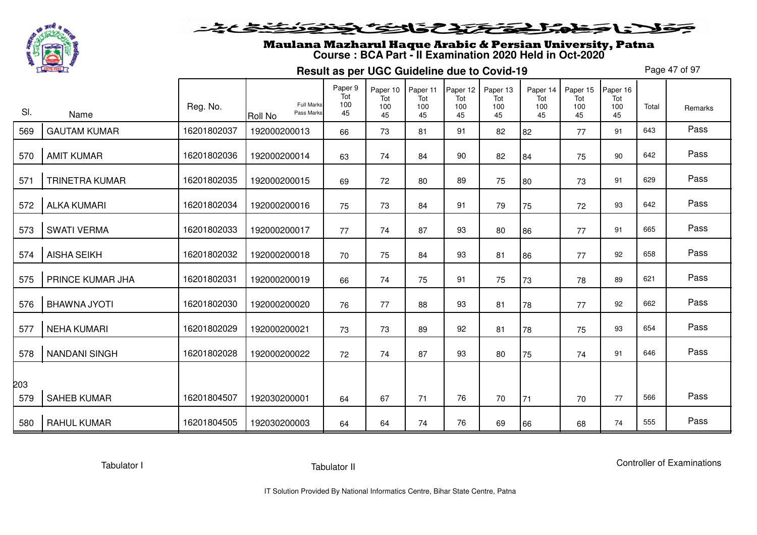# Maulana Mazharul Haque Arabic & Persian University, Patna

## Course : BCA Part - II Examination 2020 Held in Oct-2020

### Result as per UGC Guideline due to Covid-19

| Sl. | Name | Reg. No. | Roll No (Full Marks / Pass Marks) | Paper 9 Tot 100 45 | Paper 10 Tot 100 45 | Paper 11 Tot 100 45 | Paper 12 Tot 100 45 | Paper 13 Tot 100 45 | Paper 14 Tot 100 45 | Paper 15 Tot 100 45 | Paper 16 Tot 100 45 | Total | Remarks |
|---|---|---|---|---|---|---|---|---|---|---|---|---|---|
| 569 | GAUTAM KUMAR | 16201802037 | 192000200013 | 66 | 73 | 81 | 91 | 82 | 82 | 77 | 91 | 643 | Pass |
| 570 | AMIT KUMAR | 16201802036 | 192000200014 | 63 | 74 | 84 | 90 | 82 | 84 | 75 | 90 | 642 | Pass |
| 571 | TRINETRA KUMAR | 16201802035 | 192000200015 | 69 | 72 | 80 | 89 | 75 | 80 | 73 | 91 | 629 | Pass |
| 572 | ALKA KUMARI | 16201802034 | 192000200016 | 75 | 73 | 84 | 91 | 79 | 75 | 72 | 93 | 642 | Pass |
| 573 | SWATI VERMA | 16201802033 | 192000200017 | 77 | 74 | 87 | 93 | 80 | 86 | 77 | 91 | 665 | Pass |
| 574 | AISHA SEIKH | 16201802032 | 192000200018 | 70 | 75 | 84 | 93 | 81 | 86 | 77 | 92 | 658 | Pass |
| 575 | PRINCE KUMAR JHA | 16201802031 | 192000200019 | 66 | 74 | 75 | 91 | 75 | 73 | 78 | 89 | 621 | Pass |
| 576 | BHAWNA JYOTI | 16201802030 | 192000200020 | 76 | 77 | 88 | 93 | 81 | 78 | 77 | 92 | 662 | Pass |
| 577 | NEHA KUMARI | 16201802029 | 192000200021 | 73 | 73 | 89 | 92 | 81 | 78 | 75 | 93 | 654 | Pass |
| 578 | NANDANI SINGH | 16201802028 | 192000200022 | 72 | 74 | 87 | 93 | 80 | 75 | 74 | 91 | 646 | Pass |
| 203 | | | | | | | | | | | | | |
| 579 | SAHEB KUMAR | 16201804507 | 192030200001 | 64 | 67 | 71 | 76 | 70 | 71 | 70 | 77 | 566 | Pass |
| 580 | RAHUL KUMAR | 16201804505 | 192030200003 | 64 | 64 | 74 | 76 | 69 | 66 | 68 | 74 | 555 | Pass |

Tabulator I | Tabulator II | Controller of Examinations

IT Solution Provided By National Informatics Centre, Bihar State Centre, Patna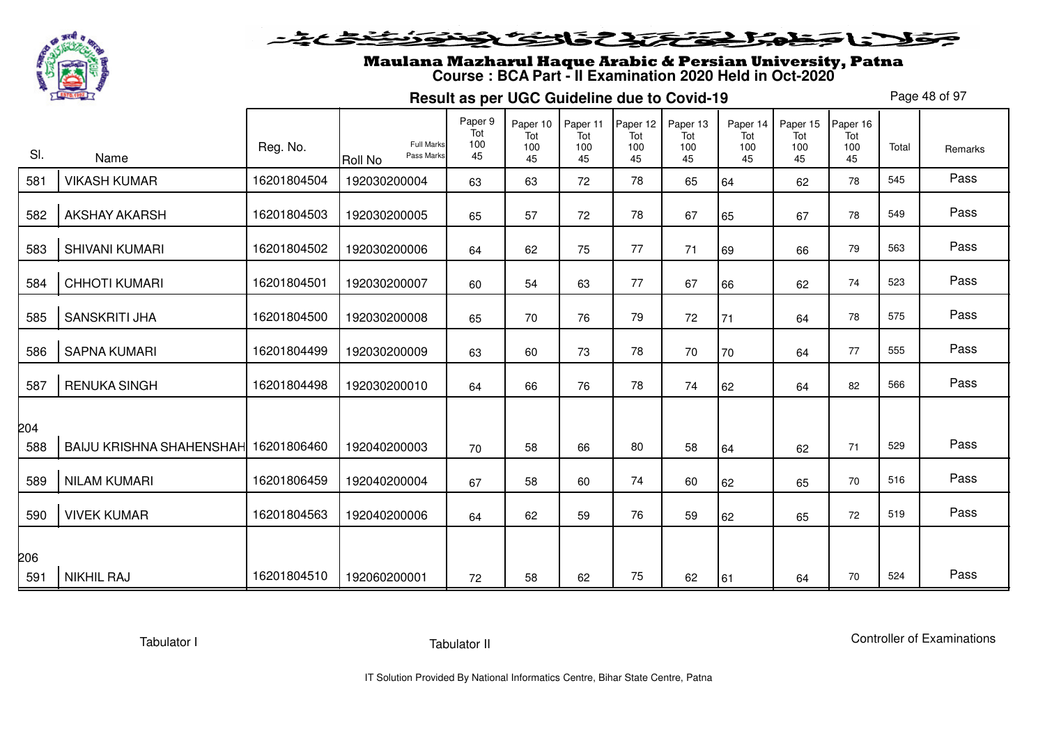# Maulana Mazharul Haque Arabic & Persian University, Patna

**Course : BCA Part - II Examination 2020 Held in Oct-2020**

**Result as per UGC Guideline due to Covid-19**

| Sl. | Name | Reg. No. | Roll No (Full Marks / Pass Marks) | Paper 9 Tot 100 45 | Paper 10 Tot 100 45 | Paper 11 Tot 100 45 | Paper 12 Tot 100 45 | Paper 13 Tot 100 45 | Paper 14 Tot 100 45 | Paper 15 Tot 100 45 | Paper 16 Tot 100 45 | Total | Remarks |
|---|---|---|---|---|---|---|---|---|---|---|---|---|---|
| 581 | VIKASH KUMAR | 16201804504 | 192030200004 | 63 | 63 | 72 | 78 | 65 | 64 | 62 | 78 | 545 | Pass |
| 582 | AKSHAY AKARSH | 16201804503 | 192030200005 | 65 | 57 | 72 | 78 | 67 | 65 | 67 | 78 | 549 | Pass |
| 583 | SHIVANI KUMARI | 16201804502 | 192030200006 | 64 | 62 | 75 | 77 | 71 | 69 | 66 | 79 | 563 | Pass |
| 584 | CHHOTI KUMARI | 16201804501 | 192030200007 | 60 | 54 | 63 | 77 | 67 | 66 | 62 | 74 | 523 | Pass |
| 585 | SANSKRITI JHA | 16201804500 | 192030200008 | 65 | 70 | 76 | 79 | 72 | 71 | 64 | 78 | 575 | Pass |
| 586 | SAPNA KUMARI | 16201804499 | 192030200009 | 63 | 60 | 73 | 78 | 70 | 70 | 64 | 77 | 555 | Pass |
| 587 | RENUKA SINGH | 16201804498 | 192030200010 | 64 | 66 | 76 | 78 | 74 | 62 | 64 | 82 | 566 | Pass |
| 204 | | | | | | | | | | | | | |
| 588 | BAIJU KRISHNA SHAHENSHAH | 16201806460 | 192040200003 | 70 | 58 | 66 | 80 | 58 | 64 | 62 | 71 | 529 | Pass |
| 589 | NILAM KUMARI | 16201806459 | 192040200004 | 67 | 58 | 60 | 74 | 60 | 62 | 65 | 70 | 516 | Pass |
| 590 | VIVEK KUMAR | 16201804563 | 192040200006 | 64 | 62 | 59 | 76 | 59 | 62 | 65 | 72 | 519 | Pass |
| 206 | | | | | | | | | | | | | |
| 591 | NIKHIL RAJ | 16201804510 | 192060200001 | 72 | 58 | 62 | 75 | 62 | 61 | 64 | 70 | 524 | Pass |

Tabulator I    Tabulator II    Controller of Examinations

IT Solution Provided By National Informatics Centre, Bihar State Centre, Patna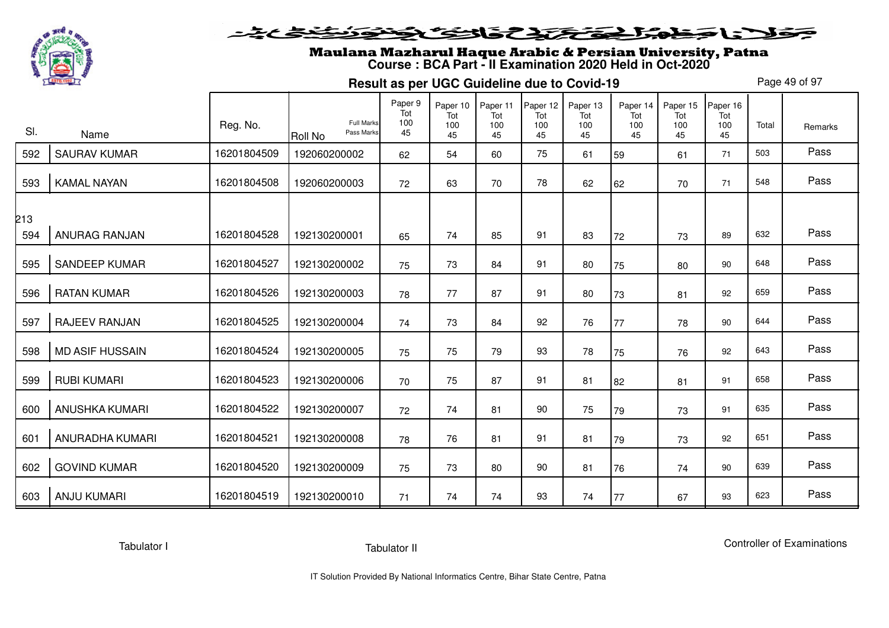# Maulana Mazharul Haque Arabic & Persian University, Patna

## Course : BCA Part - II Examination 2020 Held in Oct-2020

### Result as per UGC Guideline due to Covid-19

| Sl. | Name | Reg. No. | Roll No (Full Marks / Pass Marks) | Paper 9 Tot 100 45 | Paper 10 Tot 100 45 | Paper 11 Tot 100 45 | Paper 12 Tot 100 45 | Paper 13 Tot 100 45 | Paper 14 Tot 100 45 | Paper 15 Tot 100 45 | Paper 16 Tot 100 45 | Total | Remarks |
|---|---|---|---|---|---|---|---|---|---|---|---|---|---|
| 592 | SAURAV KUMAR | 16201804509 | 192060200002 | 62 | 54 | 60 | 75 | 61 | 59 | 61 | 71 | 503 | Pass |
| 593 | KAMAL NAYAN | 16201804508 | 192060200003 | 72 | 63 | 70 | 78 | 62 | 62 | 70 | 71 | 548 | Pass |
| 213 | | | | | | | | | | | | | |
| 594 | ANURAG RANJAN | 16201804528 | 192130200001 | 65 | 74 | 85 | 91 | 83 | 72 | 73 | 89 | 632 | Pass |
| 595 | SANDEEP KUMAR | 16201804527 | 192130200002 | 75 | 73 | 84 | 91 | 80 | 75 | 80 | 90 | 648 | Pass |
| 596 | RATAN KUMAR | 16201804526 | 192130200003 | 78 | 77 | 87 | 91 | 80 | 73 | 81 | 92 | 659 | Pass |
| 597 | RAJEEV RANJAN | 16201804525 | 192130200004 | 74 | 73 | 84 | 92 | 76 | 77 | 78 | 90 | 644 | Pass |
| 598 | MD ASIF HUSSAIN | 16201804524 | 192130200005 | 75 | 75 | 79 | 93 | 78 | 75 | 76 | 92 | 643 | Pass |
| 599 | RUBI KUMARI | 16201804523 | 192130200006 | 70 | 75 | 87 | 91 | 81 | 82 | 81 | 91 | 658 | Pass |
| 600 | ANUSHKA KUMARI | 16201804522 | 192130200007 | 72 | 74 | 81 | 90 | 75 | 79 | 73 | 91 | 635 | Pass |
| 601 | ANURADHA KUMARI | 16201804521 | 192130200008 | 78 | 76 | 81 | 91 | 81 | 79 | 73 | 92 | 651 | Pass |
| 602 | GOVIND KUMAR | 16201804520 | 192130200009 | 75 | 73 | 80 | 90 | 81 | 76 | 74 | 90 | 639 | Pass |
| 603 | ANJU KUMARI | 16201804519 | 192130200010 | 71 | 74 | 74 | 93 | 74 | 77 | 67 | 93 | 623 | Pass |

Tabulator I

Tabulator II

Controller of Examinations

IT Solution Provided By National Informatics Centre, Bihar State Centre, Patna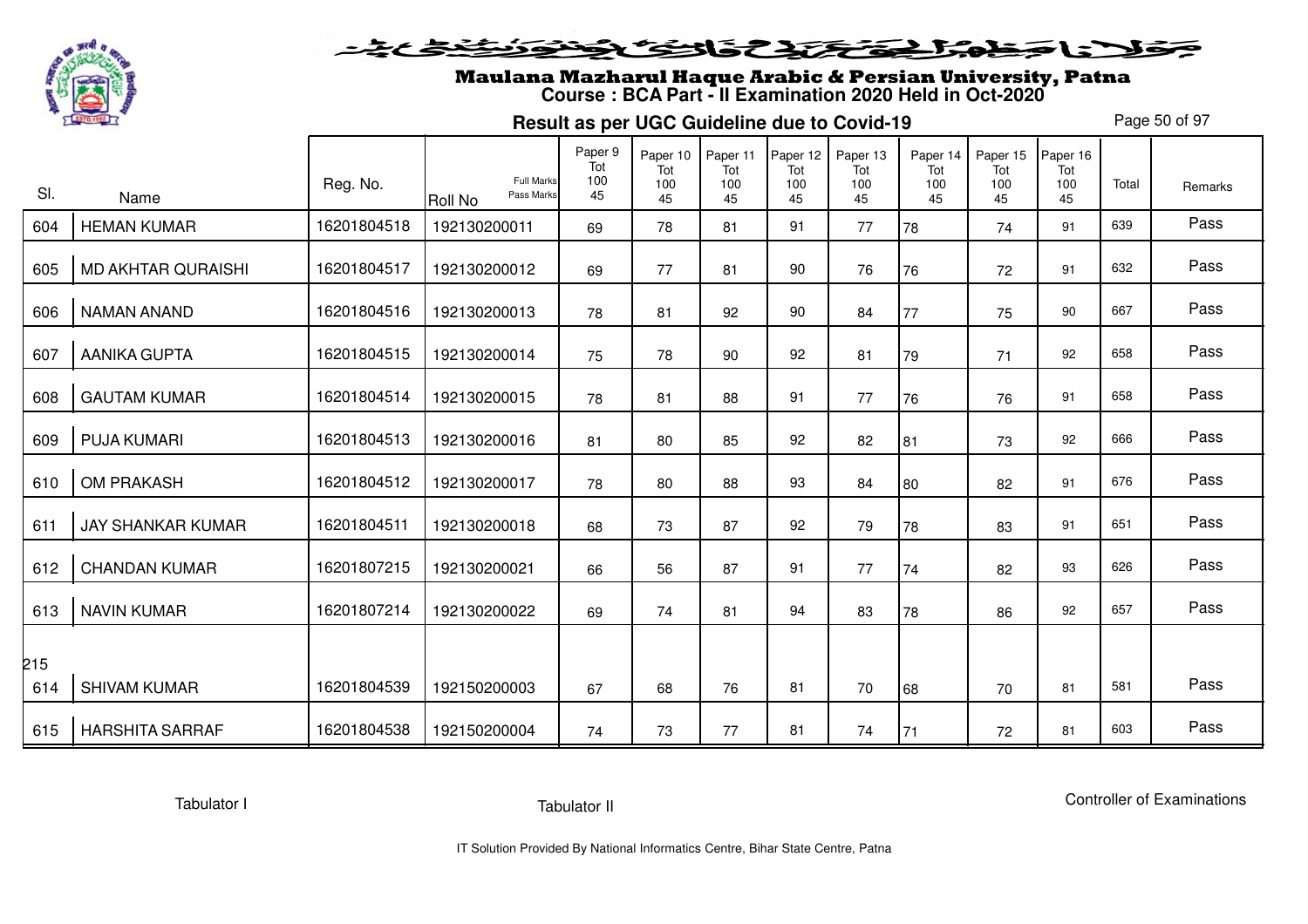مولانا مظہر الحق عربی و فارسی یونیورسٹی

# Maulana Mazharul Haque Arabic & Persian University, Patna

## Course : BCA Part - II Examination 2020 Held in Oct-2020

### Result as per UGC Guideline due to Covid-19

| Sl. | Name | Reg. No. | Roll No (Full Marks / Pass Marks) | Paper 9 Tot 100 45 | Paper 10 Tot 100 45 | Paper 11 Tot 100 45 | Paper 12 Tot 100 45 | Paper 13 Tot 100 45 | Paper 14 Tot 100 45 | Paper 15 Tot 100 45 | Paper 16 Tot 100 45 | Total | Remarks |
|---|---|---|---|---|---|---|---|---|---|---|---|---|---|
| 604 | HEMAN KUMAR | 16201804518 | 192130200011 | 69 | 78 | 81 | 91 | 77 | 78 | 74 | 91 | 639 | Pass |
| 605 | MD AKHTAR QURAISHI | 16201804517 | 192130200012 | 69 | 77 | 81 | 90 | 76 | 76 | 72 | 91 | 632 | Pass |
| 606 | NAMAN ANAND | 16201804516 | 192130200013 | 78 | 81 | 92 | 90 | 84 | 77 | 75 | 90 | 667 | Pass |
| 607 | AANIKA GUPTA | 16201804515 | 192130200014 | 75 | 78 | 90 | 92 | 81 | 79 | 71 | 92 | 658 | Pass |
| 608 | GAUTAM KUMAR | 16201804514 | 192130200015 | 78 | 81 | 88 | 91 | 77 | 76 | 76 | 91 | 658 | Pass |
| 609 | PUJA KUMARI | 16201804513 | 192130200016 | 81 | 80 | 85 | 92 | 82 | 81 | 73 | 92 | 666 | Pass |
| 610 | OM PRAKASH | 16201804512 | 192130200017 | 78 | 80 | 88 | 93 | 84 | 80 | 82 | 91 | 676 | Pass |
| 611 | JAY SHANKAR KUMAR | 16201804511 | 192130200018 | 68 | 73 | 87 | 92 | 79 | 78 | 83 | 91 | 651 | Pass |
| 612 | CHANDAN KUMAR | 16201807215 | 192130200021 | 66 | 56 | 87 | 91 | 77 | 74 | 82 | 93 | 626 | Pass |
| 613 | NAVIN KUMAR | 16201807214 | 192130200022 | 69 | 74 | 81 | 94 | 83 | 78 | 86 | 92 | 657 | Pass |
| 215 | | | | | | | | | | | | | |
| 614 | SHIVAM KUMAR | 16201804539 | 192150200003 | 67 | 68 | 76 | 81 | 70 | 68 | 70 | 81 | 581 | Pass |
| 615 | HARSHITA SARRAF | 16201804538 | 192150200004 | 74 | 73 | 77 | 81 | 74 | 71 | 72 | 81 | 603 | Pass |

Tabulator I    Tabulator II    Controller of Examinations

IT Solution Provided By National Informatics Centre, Bihar State Centre, Patna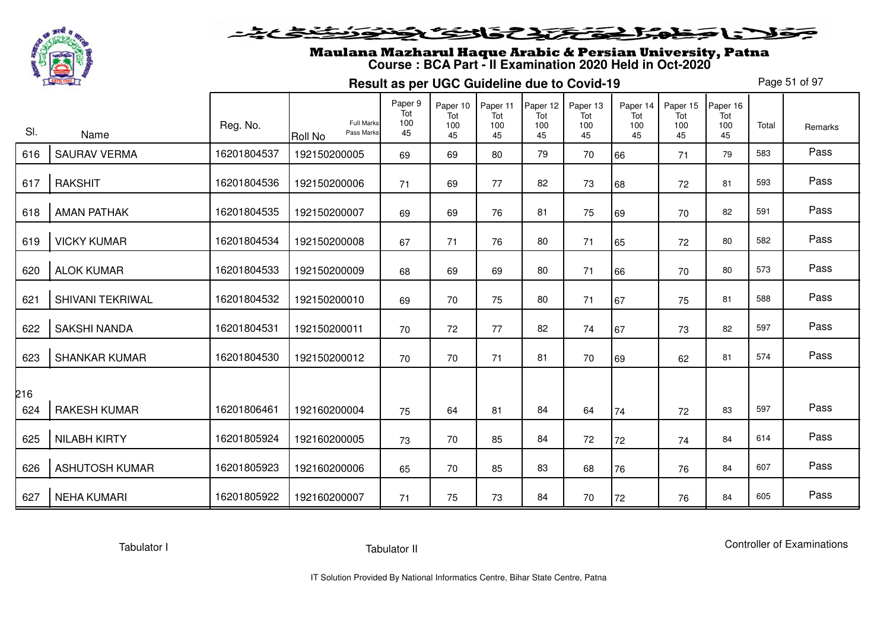# Maulana Mazharul Haque Arabic & Persian University, Patna

**Course : BCA Part - II Examination 2020 Held in Oct-2020**

**Result as per UGC Guideline due to Covid-19**

| Sl. | Name | Reg. No. | Roll No | Paper 9 Tot 100 45 | Paper 10 Tot 100 45 | Paper 11 Tot 100 45 | Paper 12 Tot 100 45 | Paper 13 Tot 100 45 | Paper 14 Tot 100 45 | Paper 15 Tot 100 45 | Paper 16 Tot 100 45 | Total | Remarks |
|---|---|---|---|---|---|---|---|---|---|---|---|---|---|
| 616 | SAURAV VERMA | 16201804537 | 192150200005 | 69 | 69 | 80 | 79 | 70 | 66 | 71 | 79 | 583 | Pass |
| 617 | RAKSHIT | 16201804536 | 192150200006 | 71 | 69 | 77 | 82 | 73 | 68 | 72 | 81 | 593 | Pass |
| 618 | AMAN PATHAK | 16201804535 | 192150200007 | 69 | 69 | 76 | 81 | 75 | 69 | 70 | 82 | 591 | Pass |
| 619 | VICKY KUMAR | 16201804534 | 192150200008 | 67 | 71 | 76 | 80 | 71 | 65 | 72 | 80 | 582 | Pass |
| 620 | ALOK KUMAR | 16201804533 | 192150200009 | 68 | 69 | 69 | 80 | 71 | 66 | 70 | 80 | 573 | Pass |
| 621 | SHIVANI TEKRIWAL | 16201804532 | 192150200010 | 69 | 70 | 75 | 80 | 71 | 67 | 75 | 81 | 588 | Pass |
| 622 | SAKSHI NANDA | 16201804531 | 192150200011 | 70 | 72 | 77 | 82 | 74 | 67 | 73 | 82 | 597 | Pass |
| 623 | SHANKAR KUMAR | 16201804530 | 192150200012 | 70 | 70 | 71 | 81 | 70 | 69 | 62 | 81 | 574 | Pass |
| 216 | | | | | | | | | | | | | |
| 624 | RAKESH KUMAR | 16201806461 | 192160200004 | 75 | 64 | 81 | 84 | 64 | 74 | 72 | 83 | 597 | Pass |
| 625 | NILABH KIRTY | 16201805924 | 192160200005 | 73 | 70 | 85 | 84 | 72 | 72 | 74 | 84 | 614 | Pass |
| 626 | ASHUTOSH KUMAR | 16201805923 | 192160200006 | 65 | 70 | 85 | 83 | 68 | 76 | 76 | 84 | 607 | Pass |
| 627 | NEHA KUMARI | 16201805922 | 192160200007 | 71 | 75 | 73 | 84 | 70 | 72 | 76 | 84 | 605 | Pass |

Tabulator I

Tabulator II

Controller of Examinations

IT Solution Provided By National Informatics Centre, Bihar State Centre, Patna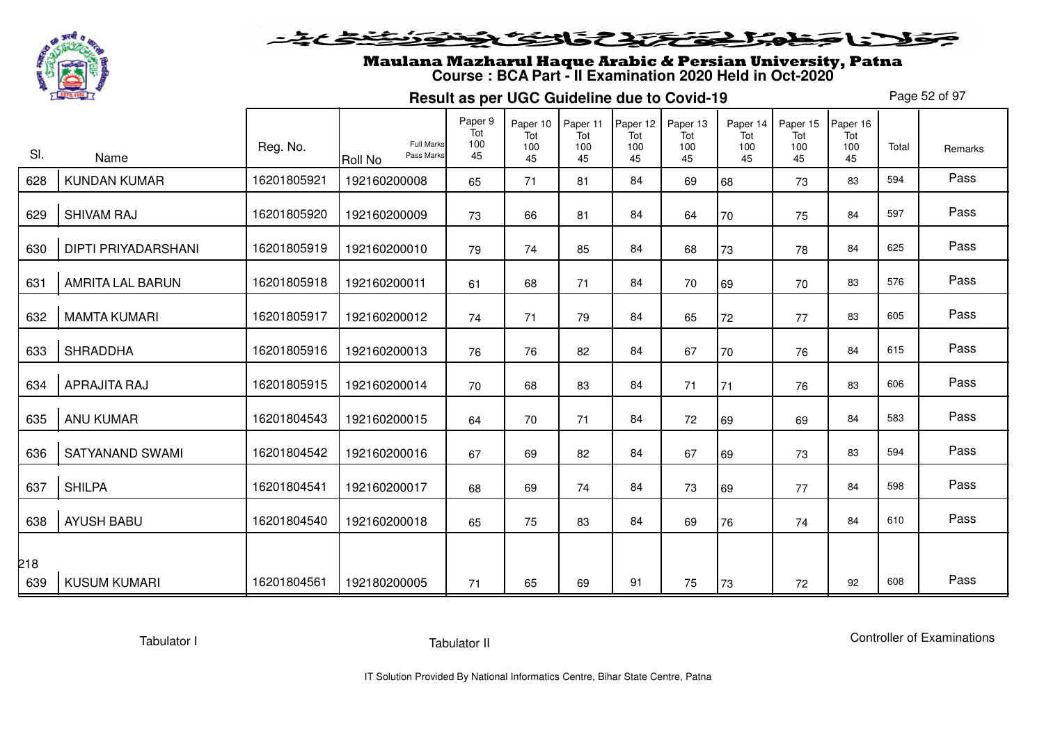# Maulana Mazharul Haque Arabic & Persian University, Patna

## Course : BCA Part - II Examination 2020 Held in Oct-2020

### Result as per UGC Guideline due to Covid-19

| Sl. | Name | Reg. No. | Roll No (Full Marks / Pass Marks) | Paper 9 Tot 100 45 | Paper 10 Tot 100 45 | Paper 11 Tot 100 45 | Paper 12 Tot 100 45 | Paper 13 Tot 100 45 | Paper 14 Tot 100 45 | Paper 15 Tot 100 45 | Paper 16 Tot 100 45 | Total | Remarks |
|---|---|---|---|---|---|---|---|---|---|---|---|---|---|
| 628 | KUNDAN KUMAR | 16201805921 | 192160200008 | 65 | 71 | 81 | 84 | 69 | 68 | 73 | 83 | 594 | Pass |
| 629 | SHIVAM RAJ | 16201805920 | 192160200009 | 73 | 66 | 81 | 84 | 64 | 70 | 75 | 84 | 597 | Pass |
| 630 | DIPTI PRIYADARSHANI | 16201805919 | 192160200010 | 79 | 74 | 85 | 84 | 68 | 73 | 78 | 84 | 625 | Pass |
| 631 | AMRITA LAL BARUN | 16201805918 | 192160200011 | 61 | 68 | 71 | 84 | 70 | 69 | 70 | 83 | 576 | Pass |
| 632 | MAMTA KUMARI | 16201805917 | 192160200012 | 74 | 71 | 79 | 84 | 65 | 72 | 77 | 83 | 605 | Pass |
| 633 | SHRADDHA | 16201805916 | 192160200013 | 76 | 76 | 82 | 84 | 67 | 70 | 76 | 84 | 615 | Pass |
| 634 | APRAJITA RAJ | 16201805915 | 192160200014 | 70 | 68 | 83 | 84 | 71 | 71 | 76 | 83 | 606 | Pass |
| 635 | ANU KUMAR | 16201804543 | 192160200015 | 64 | 70 | 71 | 84 | 72 | 69 | 69 | 84 | 583 | Pass |
| 636 | SATYANAND SWAMI | 16201804542 | 192160200016 | 67 | 69 | 82 | 84 | 67 | 69 | 73 | 83 | 594 | Pass |
| 637 | SHILPA | 16201804541 | 192160200017 | 68 | 69 | 74 | 84 | 73 | 69 | 77 | 84 | 598 | Pass |
| 638 | AYUSH BABU | 16201804540 | 192160200018 | 65 | 75 | 83 | 84 | 69 | 76 | 74 | 84 | 610 | Pass |
| 218 639 | KUSUM KUMARI | 16201804561 | 192180200005 | 71 | 65 | 69 | 91 | 75 | 73 | 72 | 92 | 608 | Pass |

Tabulator I

Tabulator II

Controller of Examinations

IT Solution Provided By National Informatics Centre, Bihar State Centre, Patna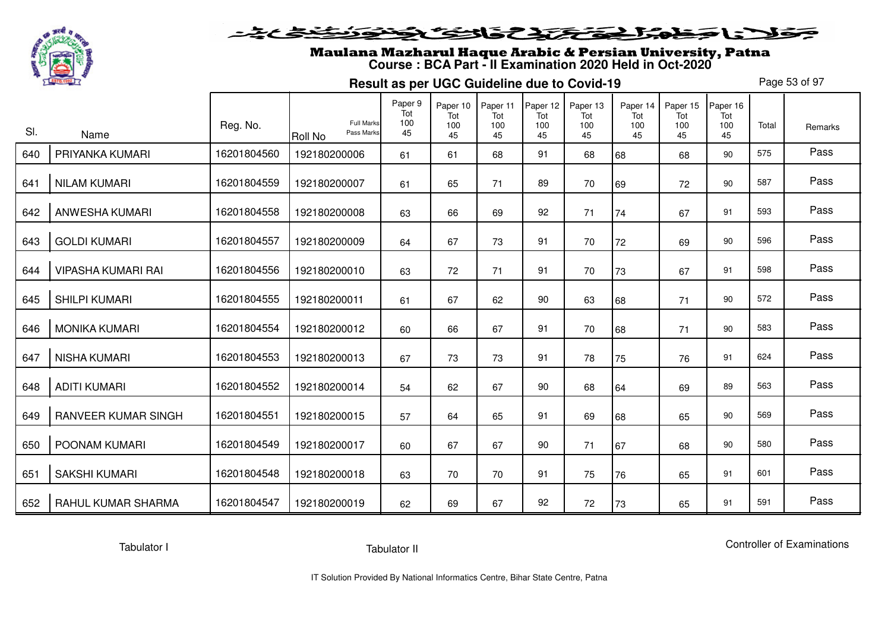# Maulana Mazharul Haque Arabic & Persian University, Patna

## Course : BCA Part - II Examination 2020 Held in Oct-2020

### Result as per UGC Guideline due to Covid-19

| Sl. | Name | Reg. No. | Roll No (Full Marks / Pass Marks) | Paper 9 Tot 100 45 | Paper 10 Tot 100 45 | Paper 11 Tot 100 45 | Paper 12 Tot 100 45 | Paper 13 Tot 100 45 | Paper 14 Tot 100 45 | Paper 15 Tot 100 45 | Paper 16 Tot 100 45 | Total | Remarks |
|---|---|---|---|---|---|---|---|---|---|---|---|---|---|
| 640 | PRIYANKA KUMARI | 16201804560 | 192180200006 | 61 | 61 | 68 | 91 | 68 | 68 | 68 | 90 | 575 | Pass |
| 641 | NILAM KUMARI | 16201804559 | 192180200007 | 61 | 65 | 71 | 89 | 70 | 69 | 72 | 90 | 587 | Pass |
| 642 | ANWESHA KUMARI | 16201804558 | 192180200008 | 63 | 66 | 69 | 92 | 71 | 74 | 67 | 91 | 593 | Pass |
| 643 | GOLDI KUMARI | 16201804557 | 192180200009 | 64 | 67 | 73 | 91 | 70 | 72 | 69 | 90 | 596 | Pass |
| 644 | VIPASHA KUMARI RAI | 16201804556 | 192180200010 | 63 | 72 | 71 | 91 | 70 | 73 | 67 | 91 | 598 | Pass |
| 645 | SHILPI KUMARI | 16201804555 | 192180200011 | 61 | 67 | 62 | 90 | 63 | 68 | 71 | 90 | 572 | Pass |
| 646 | MONIKA KUMARI | 16201804554 | 192180200012 | 60 | 66 | 67 | 91 | 70 | 68 | 71 | 90 | 583 | Pass |
| 647 | NISHA KUMARI | 16201804553 | 192180200013 | 67 | 73 | 73 | 91 | 78 | 75 | 76 | 91 | 624 | Pass |
| 648 | ADITI KUMARI | 16201804552 | 192180200014 | 54 | 62 | 67 | 90 | 68 | 64 | 69 | 89 | 563 | Pass |
| 649 | RANVEER KUMAR SINGH | 16201804551 | 192180200015 | 57 | 64 | 65 | 91 | 69 | 68 | 65 | 90 | 569 | Pass |
| 650 | POONAM KUMARI | 16201804549 | 192180200017 | 60 | 67 | 67 | 90 | 71 | 67 | 68 | 90 | 580 | Pass |
| 651 | SAKSHI KUMARI | 16201804548 | 192180200018 | 63 | 70 | 70 | 91 | 75 | 76 | 65 | 91 | 601 | Pass |
| 652 | RAHUL KUMAR SHARMA | 16201804547 | 192180200019 | 62 | 69 | 67 | 92 | 72 | 73 | 65 | 91 | 591 | Pass |

Tabulator I          Tabulator II          Controller of Examinations

IT Solution Provided By National Informatics Centre, Bihar State Centre, Patna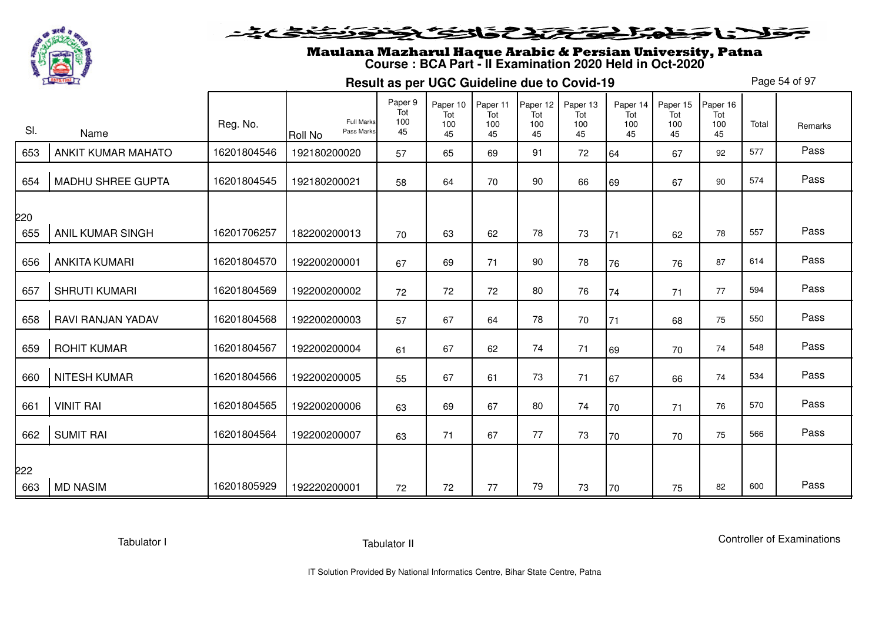# Maulana Mazharul Haque Arabic & Persian University, Patna

**Course : BCA Part - II Examination 2020 Held in Oct-2020**

**Result as per UGC Guideline due to Covid-19**

| Sl. | Name | Reg. No. | Roll No (Full Marks / Pass Marks) | Paper 9 Tot 100 45 | Paper 10 Tot 100 45 | Paper 11 Tot 100 45 | Paper 12 Tot 100 45 | Paper 13 Tot 100 45 | Paper 14 Tot 100 45 | Paper 15 Tot 100 45 | Paper 16 Tot 100 45 | Total | Remarks |
|---|---|---|---|---|---|---|---|---|---|---|---|---|---|
| 653 | ANKIT KUMAR MAHATO | 16201804546 | 192180200020 | 57 | 65 | 69 | 91 | 72 | 64 | 67 | 92 | 577 | Pass |
| 654 | MADHU SHREE GUPTA | 16201804545 | 192180200021 | 58 | 64 | 70 | 90 | 66 | 69 | 67 | 90 | 574 | Pass |
| 220 | | | | | | | | | | | | | |
| 655 | ANIL KUMAR SINGH | 16201706257 | 182200200013 | 70 | 63 | 62 | 78 | 73 | 71 | 62 | 78 | 557 | Pass |
| 656 | ANKITA KUMARI | 16201804570 | 192200200001 | 67 | 69 | 71 | 90 | 78 | 76 | 76 | 87 | 614 | Pass |
| 657 | SHRUTI KUMARI | 16201804569 | 192200200002 | 72 | 72 | 72 | 80 | 76 | 74 | 71 | 77 | 594 | Pass |
| 658 | RAVI RANJAN YADAV | 16201804568 | 192200200003 | 57 | 67 | 64 | 78 | 70 | 71 | 68 | 75 | 550 | Pass |
| 659 | ROHIT KUMAR | 16201804567 | 192200200004 | 61 | 67 | 62 | 74 | 71 | 69 | 70 | 74 | 548 | Pass |
| 660 | NITESH KUMAR | 16201804566 | 192200200005 | 55 | 67 | 61 | 73 | 71 | 67 | 66 | 74 | 534 | Pass |
| 661 | VINIT RAI | 16201804565 | 192200200006 | 63 | 69 | 67 | 80 | 74 | 70 | 71 | 76 | 570 | Pass |
| 662 | SUMIT RAI | 16201804564 | 192200200007 | 63 | 71 | 67 | 77 | 73 | 70 | 70 | 75 | 566 | Pass |
| 222 | | | | | | | | | | | | | |
| 663 | MD NASIM | 16201805929 | 192220200001 | 72 | 72 | 77 | 79 | 73 | 70 | 75 | 82 | 600 | Pass |

Tabulator I

Tabulator II

Controller of Examinations

IT Solution Provided By National Informatics Centre, Bihar State Centre, Patna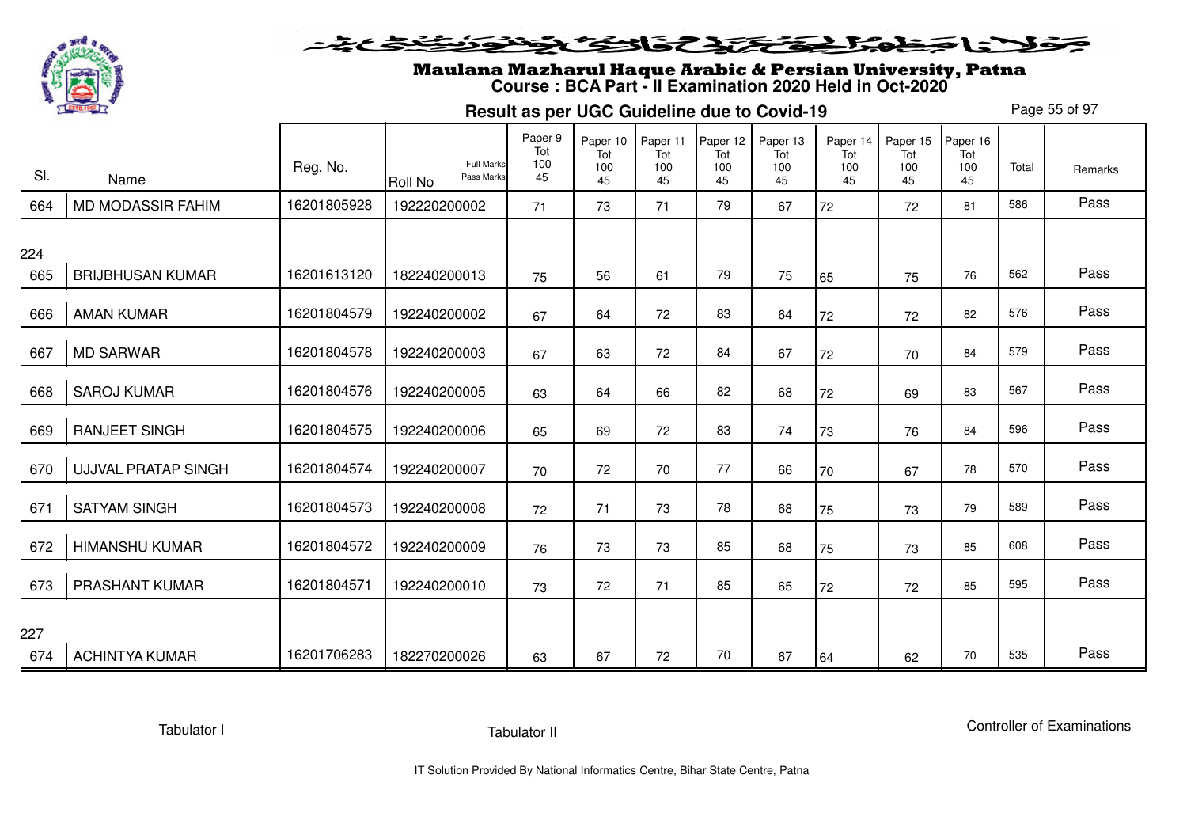# Maulana Mazharul Haque Arabic & Persian University, Patna

## Course : BCA Part - II Examination 2020 Held in Oct-2020

### Result as per UGC Guideline due to Covid-19

| Sl. | Name | Reg. No. | Roll No (Full Marks / Pass Marks) | Paper 9 Tot 100 45 | Paper 10 Tot 100 45 | Paper 11 Tot 100 45 | Paper 12 Tot 100 45 | Paper 13 Tot 100 45 | Paper 14 Tot 100 45 | Paper 15 Tot 100 45 | Paper 16 Tot 100 45 | Total | Remarks |
|---|---|---|---|---|---|---|---|---|---|---|---|---|---|
| 664 | MD MODASSIR FAHIM | 16201805928 | 192220200002 | 71 | 73 | 71 | 79 | 67 | 72 | 72 | 81 | 586 | Pass |
| 224 | | | | | | | | | | | | | |
| 665 | BRIJBHUSAN KUMAR | 16201613120 | 182240200013 | 75 | 56 | 61 | 79 | 75 | 65 | 75 | 76 | 562 | Pass |
| 666 | AMAN KUMAR | 16201804579 | 192240200002 | 67 | 64 | 72 | 83 | 64 | 72 | 72 | 82 | 576 | Pass |
| 667 | MD SARWAR | 16201804578 | 192240200003 | 67 | 63 | 72 | 84 | 67 | 72 | 70 | 84 | 579 | Pass |
| 668 | SAROJ KUMAR | 16201804576 | 192240200005 | 63 | 64 | 66 | 82 | 68 | 72 | 69 | 83 | 567 | Pass |
| 669 | RANJEET SINGH | 16201804575 | 192240200006 | 65 | 69 | 72 | 83 | 74 | 73 | 76 | 84 | 596 | Pass |
| 670 | UJJVAL PRATAP SINGH | 16201804574 | 192240200007 | 70 | 72 | 70 | 77 | 66 | 70 | 67 | 78 | 570 | Pass |
| 671 | SATYAM SINGH | 16201804573 | 192240200008 | 72 | 71 | 73 | 78 | 68 | 75 | 73 | 79 | 589 | Pass |
| 672 | HIMANSHU KUMAR | 16201804572 | 192240200009 | 76 | 73 | 73 | 85 | 68 | 75 | 73 | 85 | 608 | Pass |
| 673 | PRASHANT KUMAR | 16201804571 | 192240200010 | 73 | 72 | 71 | 85 | 65 | 72 | 72 | 85 | 595 | Pass |
| 227 | | | | | | | | | | | | | |
| 674 | ACHINTYA KUMAR | 16201706283 | 182270200026 | 63 | 67 | 72 | 70 | 67 | 64 | 62 | 70 | 535 | Pass |

Tabulator I    Tabulator II    Controller of Examinations

IT Solution Provided By National Informatics Centre, Bihar State Centre, Patna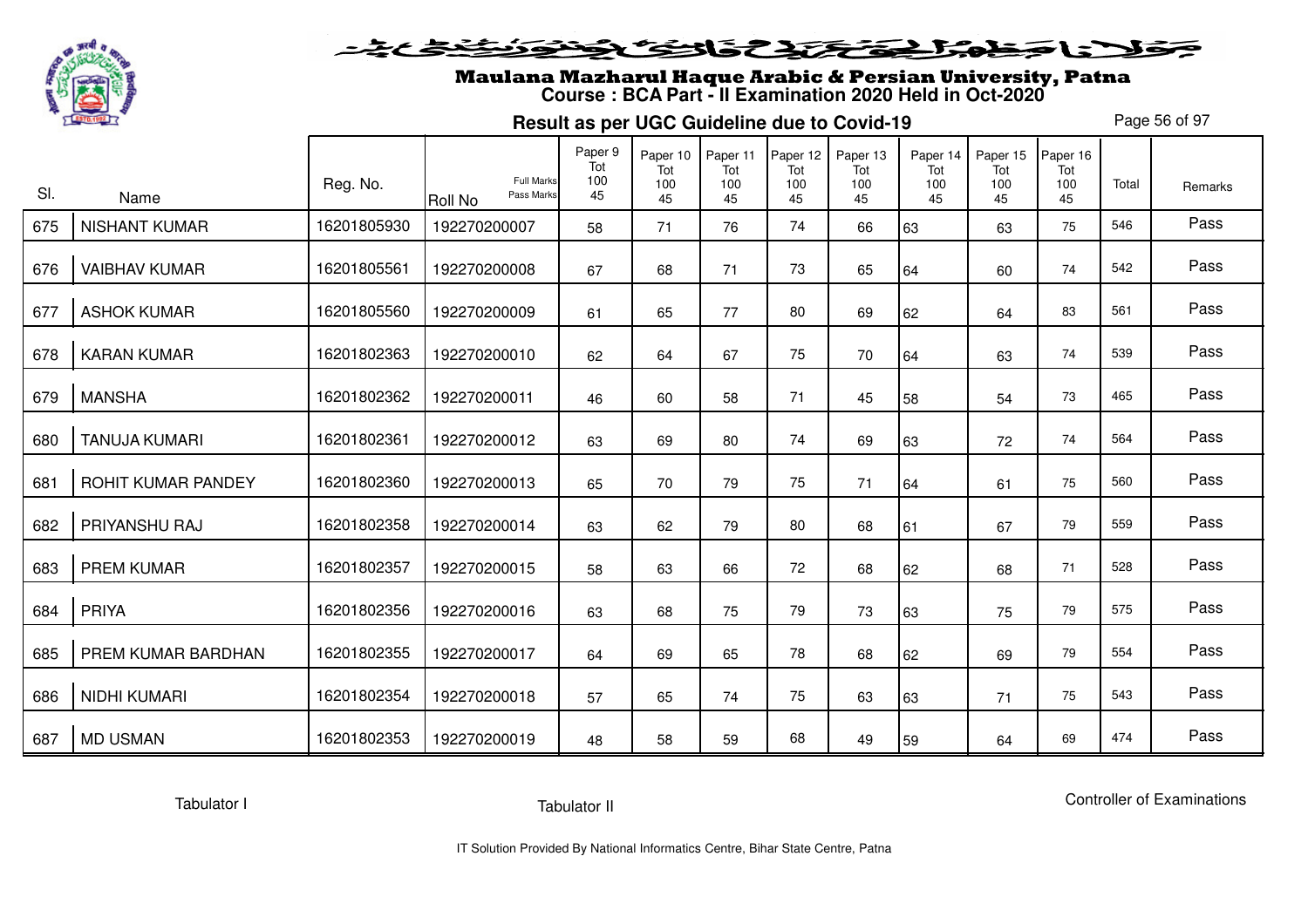# Maulana Mazharul Haque Arabic & Persian University, Patna

## Course : BCA Part - II Examination 2020 Held in Oct-2020

### Result as per UGC Guideline due to Covid-19

| Sl. | Name | Reg. No. | Roll No (Full Marks / Pass Marks) | Paper 9 Tot 100 45 | Paper 10 Tot 100 45 | Paper 11 Tot 100 45 | Paper 12 Tot 100 45 | Paper 13 Tot 100 45 | Paper 14 Tot 100 45 | Paper 15 Tot 100 45 | Paper 16 Tot 100 45 | Total | Remarks |
|---|---|---|---|---|---|---|---|---|---|---|---|---|---|
| 675 | NISHANT KUMAR | 16201805930 | 192270200007 | 58 | 71 | 76 | 74 | 66 | 63 | 63 | 75 | 546 | Pass |
| 676 | VAIBHAV KUMAR | 16201805561 | 192270200008 | 67 | 68 | 71 | 73 | 65 | 64 | 60 | 74 | 542 | Pass |
| 677 | ASHOK KUMAR | 16201805560 | 192270200009 | 61 | 65 | 77 | 80 | 69 | 62 | 64 | 83 | 561 | Pass |
| 678 | KARAN KUMAR | 16201802363 | 192270200010 | 62 | 64 | 67 | 75 | 70 | 64 | 63 | 74 | 539 | Pass |
| 679 | MANSHA | 16201802362 | 192270200011 | 46 | 60 | 58 | 71 | 45 | 58 | 54 | 73 | 465 | Pass |
| 680 | TANUJA KUMARI | 16201802361 | 192270200012 | 63 | 69 | 80 | 74 | 69 | 63 | 72 | 74 | 564 | Pass |
| 681 | ROHIT KUMAR PANDEY | 16201802360 | 192270200013 | 65 | 70 | 79 | 75 | 71 | 64 | 61 | 75 | 560 | Pass |
| 682 | PRIYANSHU RAJ | 16201802358 | 192270200014 | 63 | 62 | 79 | 80 | 68 | 61 | 67 | 79 | 559 | Pass |
| 683 | PREM KUMAR | 16201802357 | 192270200015 | 58 | 63 | 66 | 72 | 68 | 62 | 68 | 71 | 528 | Pass |
| 684 | PRIYA | 16201802356 | 192270200016 | 63 | 68 | 75 | 79 | 73 | 63 | 75 | 79 | 575 | Pass |
| 685 | PREM KUMAR BARDHAN | 16201802355 | 192270200017 | 64 | 69 | 65 | 78 | 68 | 62 | 69 | 79 | 554 | Pass |
| 686 | NIDHI KUMARI | 16201802354 | 192270200018 | 57 | 65 | 74 | 75 | 63 | 63 | 71 | 75 | 543 | Pass |
| 687 | MD USMAN | 16201802353 | 192270200019 | 48 | 58 | 59 | 68 | 49 | 59 | 64 | 69 | 474 | Pass |

Tabulator I | Tabulator II | Controller of Examinations

IT Solution Provided By National Informatics Centre, Bihar State Centre, Patna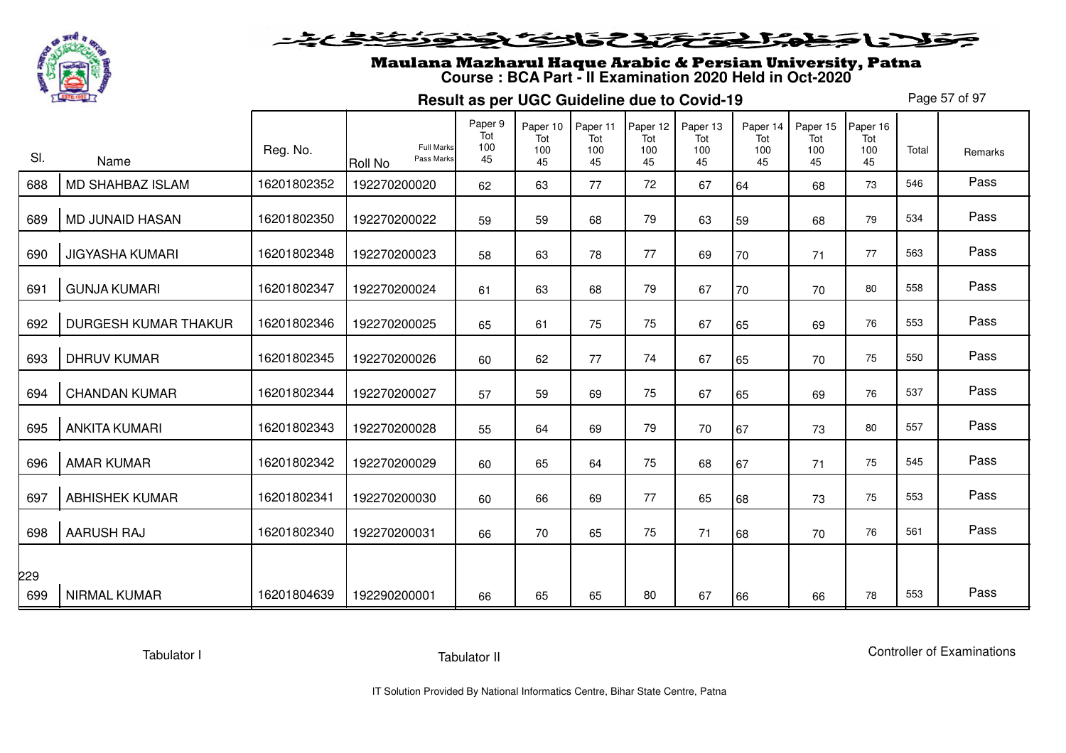# Maulana Mazharul Haque Arabic & Persian University, Patna

## Course : BCA Part - II Examination 2020 Held in Oct-2020

### Result as per UGC Guideline due to Covid-19

| Sl. | Name | Reg. No. | Roll No (Full Marks / Pass Marks) | Paper 9 Tot 100 45 | Paper 10 Tot 100 45 | Paper 11 Tot 100 45 | Paper 12 Tot 100 45 | Paper 13 Tot 100 45 | Paper 14 Tot 100 45 | Paper 15 Tot 100 45 | Paper 16 Tot 100 45 | Total | Remarks |
|---|---|---|---|---|---|---|---|---|---|---|---|---|---|
| 688 | MD SHAHBAZ ISLAM | 16201802352 | 192270200020 | 62 | 63 | 77 | 72 | 67 | 64 | 68 | 73 | 546 | Pass |
| 689 | MD JUNAID HASAN | 16201802350 | 192270200022 | 59 | 59 | 68 | 79 | 63 | 59 | 68 | 79 | 534 | Pass |
| 690 | JIGYASHA KUMARI | 16201802348 | 192270200023 | 58 | 63 | 78 | 77 | 69 | 70 | 71 | 77 | 563 | Pass |
| 691 | GUNJA KUMARI | 16201802347 | 192270200024 | 61 | 63 | 68 | 79 | 67 | 70 | 70 | 80 | 558 | Pass |
| 692 | DURGESH KUMAR THAKUR | 16201802346 | 192270200025 | 65 | 61 | 75 | 75 | 67 | 65 | 69 | 76 | 553 | Pass |
| 693 | DHRUV KUMAR | 16201802345 | 192270200026 | 60 | 62 | 77 | 74 | 67 | 65 | 70 | 75 | 550 | Pass |
| 694 | CHANDAN KUMAR | 16201802344 | 192270200027 | 57 | 59 | 69 | 75 | 67 | 65 | 69 | 76 | 537 | Pass |
| 695 | ANKITA KUMARI | 16201802343 | 192270200028 | 55 | 64 | 69 | 79 | 70 | 67 | 73 | 80 | 557 | Pass |
| 696 | AMAR KUMAR | 16201802342 | 192270200029 | 60 | 65 | 64 | 75 | 68 | 67 | 71 | 75 | 545 | Pass |
| 697 | ABHISHEK KUMAR | 16201802341 | 192270200030 | 60 | 66 | 69 | 77 | 65 | 68 | 73 | 75 | 553 | Pass |
| 698 | AARUSH RAJ | 16201802340 | 192270200031 | 66 | 70 | 65 | 75 | 71 | 68 | 70 | 76 | 561 | Pass |
| 229<br>699 | NIRMAL KUMAR | 16201804639 | 192290200001 | 66 | 65 | 65 | 80 | 67 | 66 | 66 | 78 | 553 | Pass |

Tabulator I    Tabulator II    Controller of Examinations

IT Solution Provided By National Informatics Centre, Bihar State Centre, Patna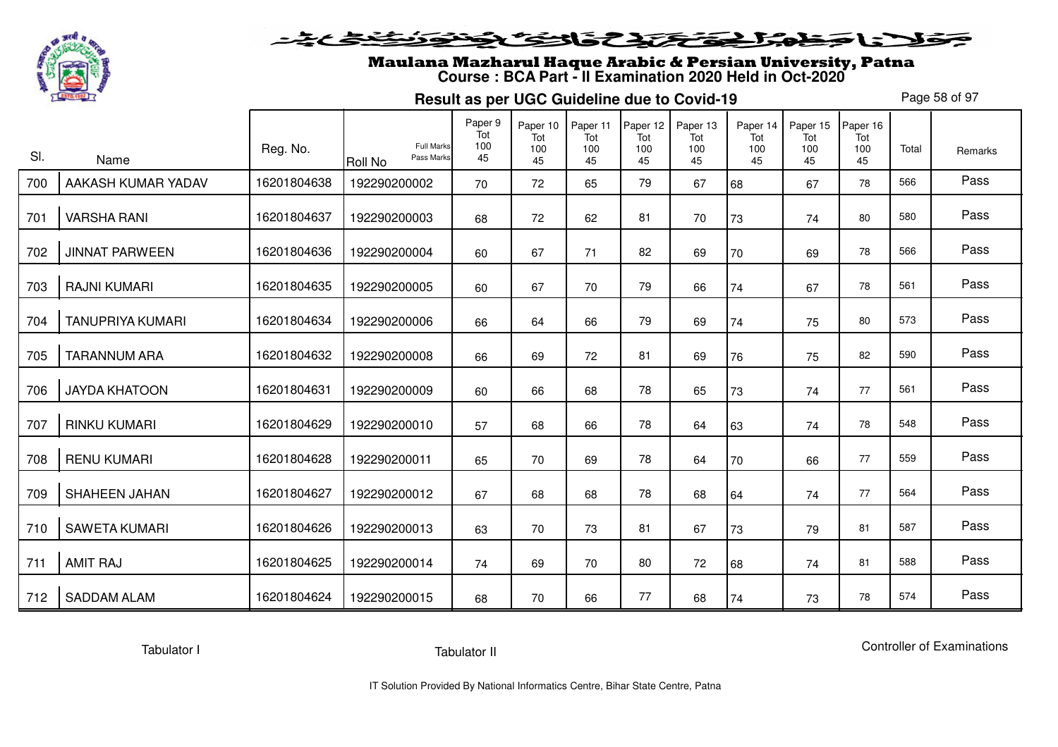# Maulana Mazharul Haque Arabic & Persian University, Patna

## Course : BCA Part - II Examination 2020 Held in Oct-2020

### Result as per UGC Guideline due to Covid-19

| Sl. | Name | Reg. No. | Roll No (Full Marks / Pass Marks) | Paper 9 Tot 100 45 | Paper 10 Tot 100 45 | Paper 11 Tot 100 45 | Paper 12 Tot 100 45 | Paper 13 Tot 100 45 | Paper 14 Tot 100 45 | Paper 15 Tot 100 45 | Paper 16 Tot 100 45 | Total | Remarks |
|---|---|---|---|---|---|---|---|---|---|---|---|---|---|
| 700 | AAKASH KUMAR YADAV | 16201804638 | 192290200002 | 70 | 72 | 65 | 79 | 67 | 68 | 67 | 78 | 566 | Pass |
| 701 | VARSHA RANI | 16201804637 | 192290200003 | 68 | 72 | 62 | 81 | 70 | 73 | 74 | 80 | 580 | Pass |
| 702 | JINNAT PARWEEN | 16201804636 | 192290200004 | 60 | 67 | 71 | 82 | 69 | 70 | 69 | 78 | 566 | Pass |
| 703 | RAJNI KUMARI | 16201804635 | 192290200005 | 60 | 67 | 70 | 79 | 66 | 74 | 67 | 78 | 561 | Pass |
| 704 | TANUPRIYA KUMARI | 16201804634 | 192290200006 | 66 | 64 | 66 | 79 | 69 | 74 | 75 | 80 | 573 | Pass |
| 705 | TARANNUM ARA | 16201804632 | 192290200008 | 66 | 69 | 72 | 81 | 69 | 76 | 75 | 82 | 590 | Pass |
| 706 | JAYDA KHATOON | 16201804631 | 192290200009 | 60 | 66 | 68 | 78 | 65 | 73 | 74 | 77 | 561 | Pass |
| 707 | RINKU KUMARI | 16201804629 | 192290200010 | 57 | 68 | 66 | 78 | 64 | 63 | 74 | 78 | 548 | Pass |
| 708 | RENU KUMARI | 16201804628 | 192290200011 | 65 | 70 | 69 | 78 | 64 | 70 | 66 | 77 | 559 | Pass |
| 709 | SHAHEEN JAHAN | 16201804627 | 192290200012 | 67 | 68 | 68 | 78 | 68 | 64 | 74 | 77 | 564 | Pass |
| 710 | SAWETA KUMARI | 16201804626 | 192290200013 | 63 | 70 | 73 | 81 | 67 | 73 | 79 | 81 | 587 | Pass |
| 711 | AMIT RAJ | 16201804625 | 192290200014 | 74 | 69 | 70 | 80 | 72 | 68 | 74 | 81 | 588 | Pass |
| 712 | SADDAM ALAM | 16201804624 | 192290200015 | 68 | 70 | 66 | 77 | 68 | 74 | 73 | 78 | 574 | Pass |

Tabulator I  Tabulator II  Controller of Examinations

IT Solution Provided By National Informatics Centre, Bihar State Centre, Patna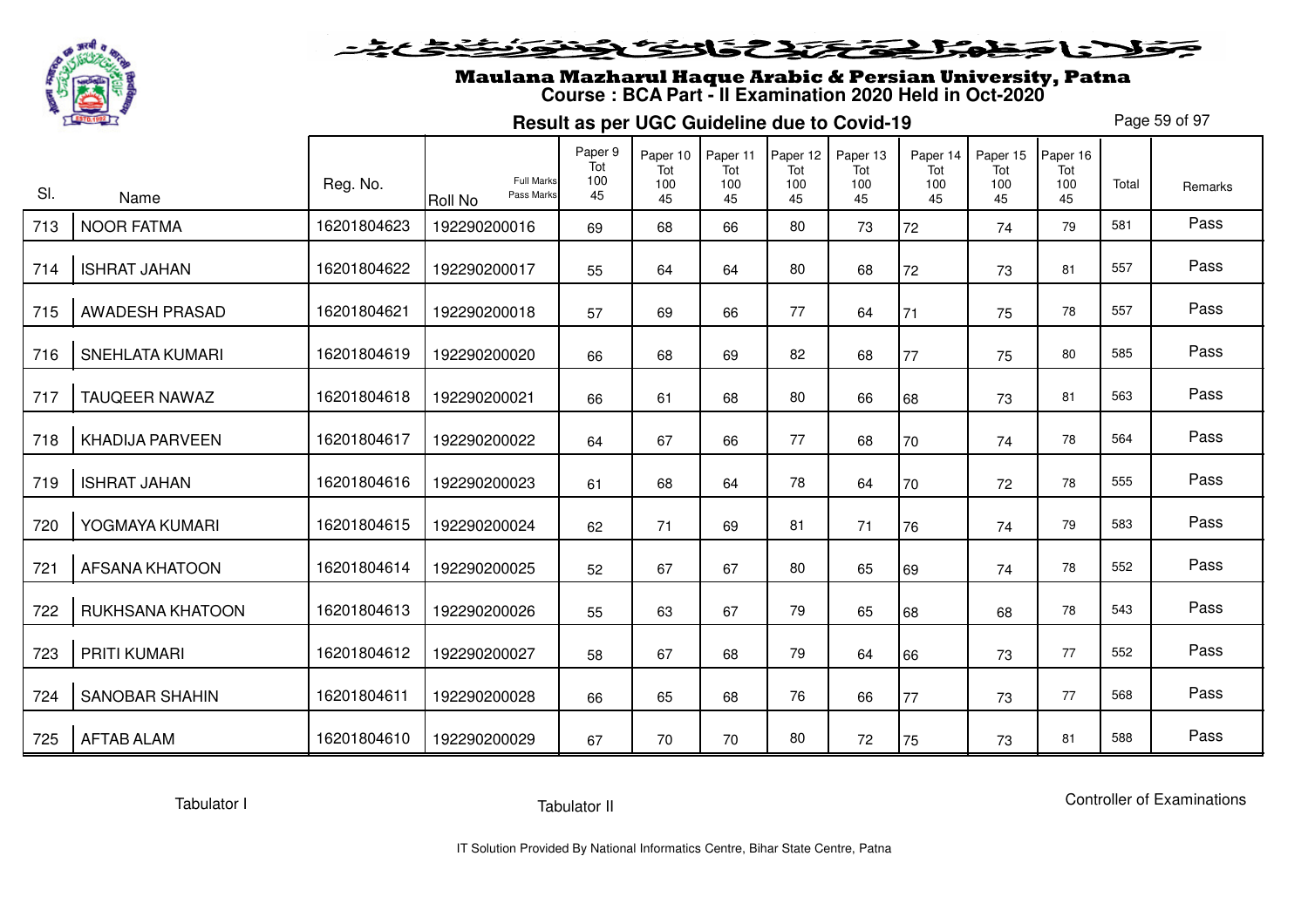# Maulana Mazharul Haque Arabic & Persian University, Patna

## Course : BCA Part - II Examination 2020 Held in Oct-2020

### Result as per UGC Guideline due to Covid-19

| Sl. | Name | Reg. No. | Roll No (Full Marks / Pass Marks) | Paper 9 Tot 100 45 | Paper 10 Tot 100 45 | Paper 11 Tot 100 45 | Paper 12 Tot 100 45 | Paper 13 Tot 100 45 | Paper 14 Tot 100 45 | Paper 15 Tot 100 45 | Paper 16 Tot 100 45 | Total | Remarks |
|---|---|---|---|---|---|---|---|---|---|---|---|---|---|
| 713 | NOOR FATMA | 16201804623 | 192290200016 | 69 | 68 | 66 | 80 | 73 | 72 | 74 | 79 | 581 | Pass |
| 714 | ISHRAT JAHAN | 16201804622 | 192290200017 | 55 | 64 | 64 | 80 | 68 | 72 | 73 | 81 | 557 | Pass |
| 715 | AWADESH PRASAD | 16201804621 | 192290200018 | 57 | 69 | 66 | 77 | 64 | 71 | 75 | 78 | 557 | Pass |
| 716 | SNEHLATA KUMARI | 16201804619 | 192290200020 | 66 | 68 | 69 | 82 | 68 | 77 | 75 | 80 | 585 | Pass |
| 717 | TAUQEER NAWAZ | 16201804618 | 192290200021 | 66 | 61 | 68 | 80 | 66 | 68 | 73 | 81 | 563 | Pass |
| 718 | KHADIJA PARVEEN | 16201804617 | 192290200022 | 64 | 67 | 66 | 77 | 68 | 70 | 74 | 78 | 564 | Pass |
| 719 | ISHRAT JAHAN | 16201804616 | 192290200023 | 61 | 68 | 64 | 78 | 64 | 70 | 72 | 78 | 555 | Pass |
| 720 | YOGMAYA KUMARI | 16201804615 | 192290200024 | 62 | 71 | 69 | 81 | 71 | 76 | 74 | 79 | 583 | Pass |
| 721 | AFSANA KHATOON | 16201804614 | 192290200025 | 52 | 67 | 67 | 80 | 65 | 69 | 74 | 78 | 552 | Pass |
| 722 | RUKHSANA KHATOON | 16201804613 | 192290200026 | 55 | 63 | 67 | 79 | 65 | 68 | 68 | 78 | 543 | Pass |
| 723 | PRITI KUMARI | 16201804612 | 192290200027 | 58 | 67 | 68 | 79 | 64 | 66 | 73 | 77 | 552 | Pass |
| 724 | SANOBAR SHAHIN | 16201804611 | 192290200028 | 66 | 65 | 68 | 76 | 66 | 77 | 73 | 77 | 568 | Pass |
| 725 | AFTAB ALAM | 16201804610 | 192290200029 | 67 | 70 | 70 | 80 | 72 | 75 | 73 | 81 | 588 | Pass |

Tabulator I

Tabulator II

Controller of Examinations

IT Solution Provided By National Informatics Centre, Bihar State Centre, Patna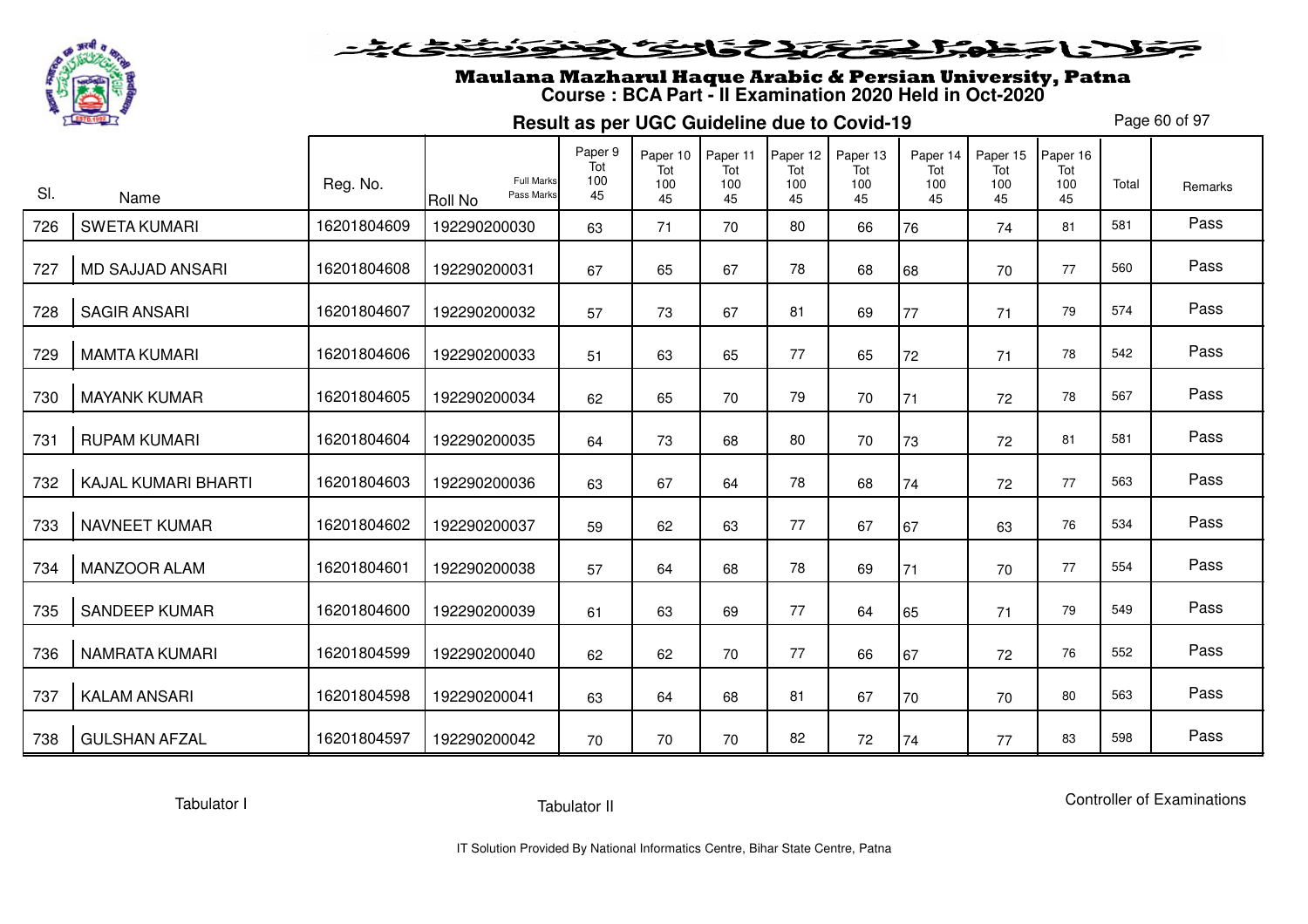# Maulana Mazharul Haque Arabic & Persian University, Patna

## Course : BCA Part - II Examination 2020 Held in Oct-2020

### Result as per UGC Guideline due to Covid-19

| Sl. | Name | Reg. No. | Roll No (Full Marks / Pass Marks) | Paper 9 Tot 100 45 | Paper 10 Tot 100 45 | Paper 11 Tot 100 45 | Paper 12 Tot 100 45 | Paper 13 Tot 100 45 | Paper 14 Tot 100 45 | Paper 15 Tot 100 45 | Paper 16 Tot 100 45 | Total | Remarks |
|---|---|---|---|---|---|---|---|---|---|---|---|---|---|
| 726 | SWETA KUMARI | 16201804609 | 192290200030 | 63 | 71 | 70 | 80 | 66 | 76 | 74 | 81 | 581 | Pass |
| 727 | MD SAJJAD ANSARI | 16201804608 | 192290200031 | 67 | 65 | 67 | 78 | 68 | 68 | 70 | 77 | 560 | Pass |
| 728 | SAGIR ANSARI | 16201804607 | 192290200032 | 57 | 73 | 67 | 81 | 69 | 77 | 71 | 79 | 574 | Pass |
| 729 | MAMTA KUMARI | 16201804606 | 192290200033 | 51 | 63 | 65 | 77 | 65 | 72 | 71 | 78 | 542 | Pass |
| 730 | MAYANK KUMAR | 16201804605 | 192290200034 | 62 | 65 | 70 | 79 | 70 | 71 | 72 | 78 | 567 | Pass |
| 731 | RUPAM KUMARI | 16201804604 | 192290200035 | 64 | 73 | 68 | 80 | 70 | 73 | 72 | 81 | 581 | Pass |
| 732 | KAJAL KUMARI BHARTI | 16201804603 | 192290200036 | 63 | 67 | 64 | 78 | 68 | 74 | 72 | 77 | 563 | Pass |
| 733 | NAVNEET KUMAR | 16201804602 | 192290200037 | 59 | 62 | 63 | 77 | 67 | 67 | 63 | 76 | 534 | Pass |
| 734 | MANZOOR ALAM | 16201804601 | 192290200038 | 57 | 64 | 68 | 78 | 69 | 71 | 70 | 77 | 554 | Pass |
| 735 | SANDEEP KUMAR | 16201804600 | 192290200039 | 61 | 63 | 69 | 77 | 64 | 65 | 71 | 79 | 549 | Pass |
| 736 | NAMRATA KUMARI | 16201804599 | 192290200040 | 62 | 62 | 70 | 77 | 66 | 67 | 72 | 76 | 552 | Pass |
| 737 | KALAM ANSARI | 16201804598 | 192290200041 | 63 | 64 | 68 | 81 | 67 | 70 | 70 | 80 | 563 | Pass |
| 738 | GULSHAN AFZAL | 16201804597 | 192290200042 | 70 | 70 | 70 | 82 | 72 | 74 | 77 | 83 | 598 | Pass |

Tabulator I    Tabulator II    Controller of Examinations

IT Solution Provided By National Informatics Centre, Bihar State Centre, Patna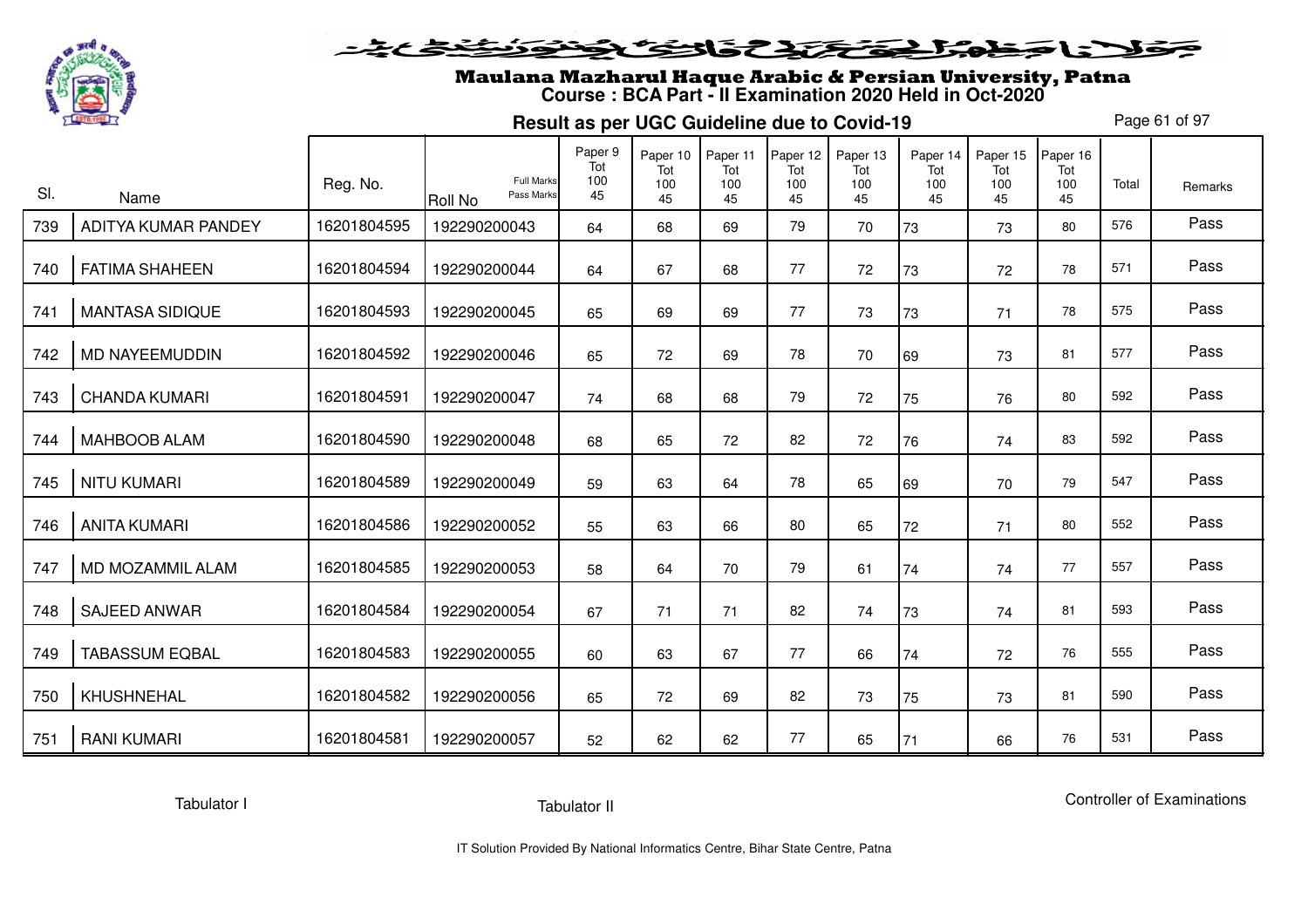# Maulana Mazharul Haque Arabic & Persian University, Patna

## Course : BCA Part - II Examination 2020 Held in Oct-2020

### Result as per UGC Guideline due to Covid-19

| Sl. | Name | Reg. No. | Roll No (Full Marks / Pass Marks) | Paper 9 Tot 100 45 | Paper 10 Tot 100 45 | Paper 11 Tot 100 45 | Paper 12 Tot 100 45 | Paper 13 Tot 100 45 | Paper 14 Tot 100 45 | Paper 15 Tot 100 45 | Paper 16 Tot 100 45 | Total | Remarks |
|---|---|---|---|---|---|---|---|---|---|---|---|---|---|
| 739 | ADITYA KUMAR PANDEY | 16201804595 | 192290200043 | 64 | 68 | 69 | 79 | 70 | 73 | 73 | 80 | 576 | Pass |
| 740 | FATIMA SHAHEEN | 16201804594 | 192290200044 | 64 | 67 | 68 | 77 | 72 | 73 | 72 | 78 | 571 | Pass |
| 741 | MANTASA SIDIQUE | 16201804593 | 192290200045 | 65 | 69 | 69 | 77 | 73 | 73 | 71 | 78 | 575 | Pass |
| 742 | MD NAYEEMUDDIN | 16201804592 | 192290200046 | 65 | 72 | 69 | 78 | 70 | 69 | 73 | 81 | 577 | Pass |
| 743 | CHANDA KUMARI | 16201804591 | 192290200047 | 74 | 68 | 68 | 79 | 72 | 75 | 76 | 80 | 592 | Pass |
| 744 | MAHBOOB ALAM | 16201804590 | 192290200048 | 68 | 65 | 72 | 82 | 72 | 76 | 74 | 83 | 592 | Pass |
| 745 | NITU KUMARI | 16201804589 | 192290200049 | 59 | 63 | 64 | 78 | 65 | 69 | 70 | 79 | 547 | Pass |
| 746 | ANITA KUMARI | 16201804586 | 192290200052 | 55 | 63 | 66 | 80 | 65 | 72 | 71 | 80 | 552 | Pass |
| 747 | MD MOZAMMIL ALAM | 16201804585 | 192290200053 | 58 | 64 | 70 | 79 | 61 | 74 | 74 | 77 | 557 | Pass |
| 748 | SAJEED ANWAR | 16201804584 | 192290200054 | 67 | 71 | 71 | 82 | 74 | 73 | 74 | 81 | 593 | Pass |
| 749 | TABASSUM EQBAL | 16201804583 | 192290200055 | 60 | 63 | 67 | 77 | 66 | 74 | 72 | 76 | 555 | Pass |
| 750 | KHUSHNEHAL | 16201804582 | 192290200056 | 65 | 72 | 69 | 82 | 73 | 75 | 73 | 81 | 590 | Pass |
| 751 | RANI KUMARI | 16201804581 | 192290200057 | 52 | 62 | 62 | 77 | 65 | 71 | 66 | 76 | 531 | Pass |

Tabulator I    Tabulator II    Controller of Examinations

IT Solution Provided By National Informatics Centre, Bihar State Centre, Patna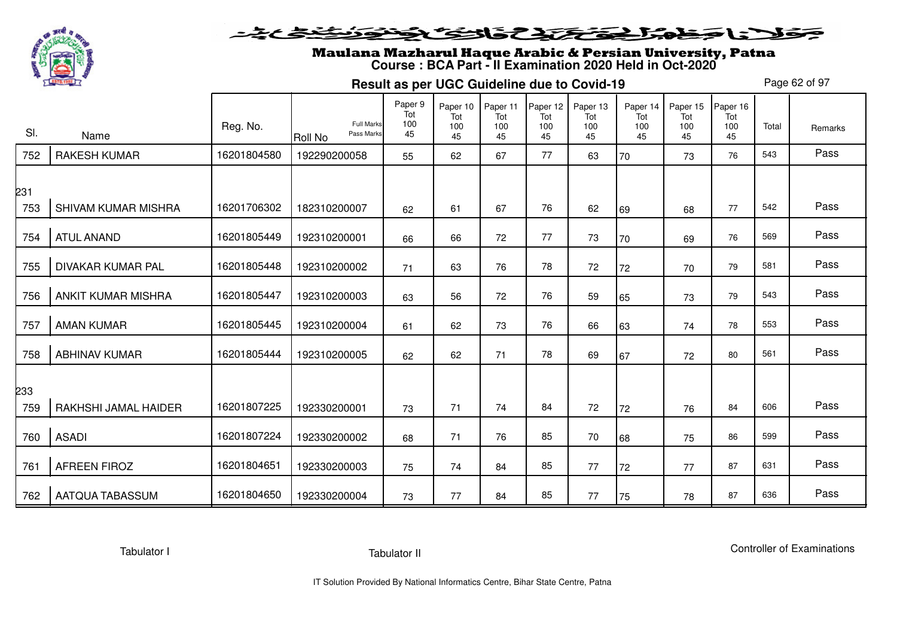# Maulana Mazharul Haque Arabic & Persian University, Patna

## Course : BCA Part - II Examination 2020 Held in Oct-2020

### Result as per UGC Guideline due to Covid-19

| Sl. | Name | Reg. No. | Roll No (Full Marks / Pass Marks) | Paper 9 Tot 100 45 | Paper 10 Tot 100 45 | Paper 11 Tot 100 45 | Paper 12 Tot 100 45 | Paper 13 Tot 100 45 | Paper 14 Tot 100 45 | Paper 15 Tot 100 45 | Paper 16 Tot 100 45 | Total | Remarks |
|---|---|---|---|---|---|---|---|---|---|---|---|---|---|
| 752 | RAKESH KUMAR | 16201804580 | 192290200058 | 55 | 62 | 67 | 77 | 63 | 70 | 73 | 76 | 543 | Pass |
| 231 | | | | | | | | | | | | | |
| 753 | SHIVAM KUMAR MISHRA | 16201706302 | 182310200007 | 62 | 61 | 67 | 76 | 62 | 69 | 68 | 77 | 542 | Pass |
| 754 | ATUL ANAND | 16201805449 | 192310200001 | 66 | 66 | 72 | 77 | 73 | 70 | 69 | 76 | 569 | Pass |
| 755 | DIVAKAR KUMAR PAL | 16201805448 | 192310200002 | 71 | 63 | 76 | 78 | 72 | 72 | 70 | 79 | 581 | Pass |
| 756 | ANKIT KUMAR MISHRA | 16201805447 | 192310200003 | 63 | 56 | 72 | 76 | 59 | 65 | 73 | 79 | 543 | Pass |
| 757 | AMAN KUMAR | 16201805445 | 192310200004 | 61 | 62 | 73 | 76 | 66 | 63 | 74 | 78 | 553 | Pass |
| 758 | ABHINAV KUMAR | 16201805444 | 192310200005 | 62 | 62 | 71 | 78 | 69 | 67 | 72 | 80 | 561 | Pass |
| 233 | | | | | | | | | | | | | |
| 759 | RAKHSHI JAMAL HAIDER | 16201807225 | 192330200001 | 73 | 71 | 74 | 84 | 72 | 72 | 76 | 84 | 606 | Pass |
| 760 | ASADI | 16201807224 | 192330200002 | 68 | 71 | 76 | 85 | 70 | 68 | 75 | 86 | 599 | Pass |
| 761 | AFREEN FIROZ | 16201804651 | 192330200003 | 75 | 74 | 84 | 85 | 77 | 72 | 77 | 87 | 631 | Pass |
| 762 | AATQUA TABASSUM | 16201804650 | 192330200004 | 73 | 77 | 84 | 85 | 77 | 75 | 78 | 87 | 636 | Pass |

Tabulator I  Tabulator II  Controller of Examinations

IT Solution Provided By National Informatics Centre, Bihar State Centre, Patna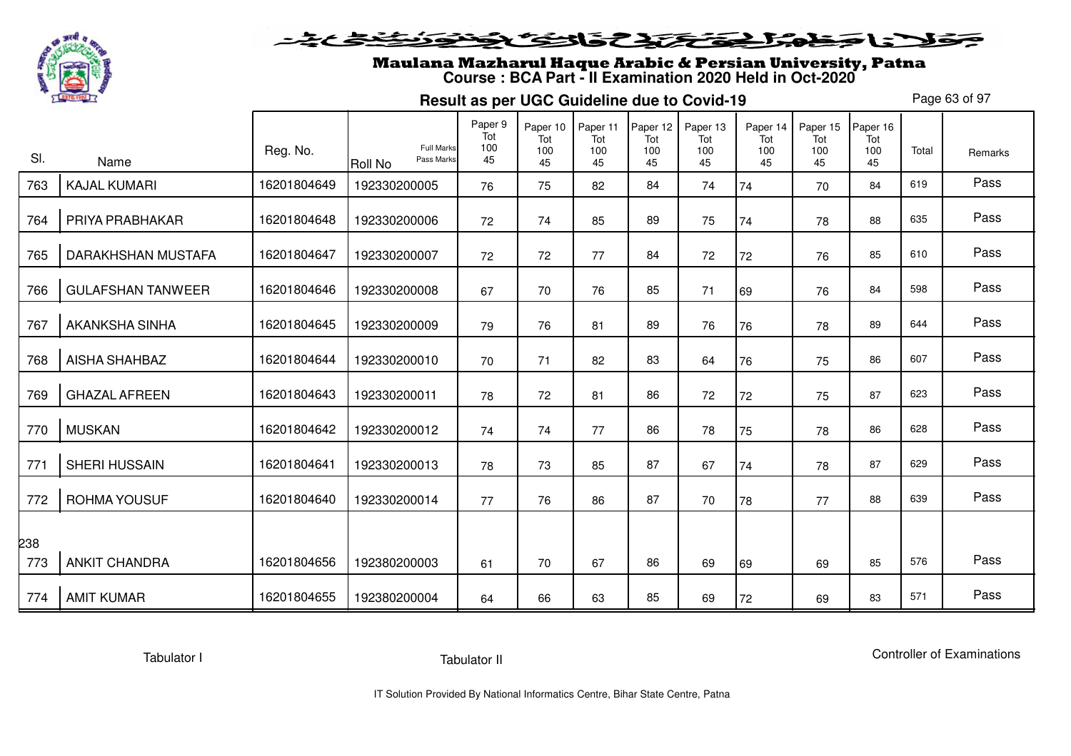# Maulana Mazharul Haque Arabic & Persian University, Patna

## Course : BCA Part - II Examination 2020 Held in Oct-2020

### Result as per UGC Guideline due to Covid-19

| Sl. | Name | Reg. No. | Roll No (Full Marks / Pass Marks) | Paper 9 Tot 100 45 | Paper 10 Tot 100 45 | Paper 11 Tot 100 45 | Paper 12 Tot 100 45 | Paper 13 Tot 100 45 | Paper 14 Tot 100 45 | Paper 15 Tot 100 45 | Paper 16 Tot 100 45 | Total | Remarks |
|---|---|---|---|---|---|---|---|---|---|---|---|---|---|
| 763 | KAJAL KUMARI | 16201804649 | 192330200005 | 76 | 75 | 82 | 84 | 74 | 74 | 70 | 84 | 619 | Pass |
| 764 | PRIYA PRABHAKAR | 16201804648 | 192330200006 | 72 | 74 | 85 | 89 | 75 | 74 | 78 | 88 | 635 | Pass |
| 765 | DARAKHSHAN MUSTAFA | 16201804647 | 192330200007 | 72 | 72 | 77 | 84 | 72 | 72 | 76 | 85 | 610 | Pass |
| 766 | GULAFSHAN TANWEER | 16201804646 | 192330200008 | 67 | 70 | 76 | 85 | 71 | 69 | 76 | 84 | 598 | Pass |
| 767 | AKANKSHA SINHA | 16201804645 | 192330200009 | 79 | 76 | 81 | 89 | 76 | 76 | 78 | 89 | 644 | Pass |
| 768 | AISHA SHAHBAZ | 16201804644 | 192330200010 | 70 | 71 | 82 | 83 | 64 | 76 | 75 | 86 | 607 | Pass |
| 769 | GHAZAL AFREEN | 16201804643 | 192330200011 | 78 | 72 | 81 | 86 | 72 | 72 | 75 | 87 | 623 | Pass |
| 770 | MUSKAN | 16201804642 | 192330200012 | 74 | 74 | 77 | 86 | 78 | 75 | 78 | 86 | 628 | Pass |
| 771 | SHERI HUSSAIN | 16201804641 | 192330200013 | 78 | 73 | 85 | 87 | 67 | 74 | 78 | 87 | 629 | Pass |
| 772 | ROHMA YOUSUF | 16201804640 | 192330200014 | 77 | 76 | 86 | 87 | 70 | 78 | 77 | 88 | 639 | Pass |
| 238 | | | | | | | | | | | | | |
| 773 | ANKIT CHANDRA | 16201804656 | 192380200003 | 61 | 70 | 67 | 86 | 69 | 69 | 69 | 85 | 576 | Pass |
| 774 | AMIT KUMAR | 16201804655 | 192380200004 | 64 | 66 | 63 | 85 | 69 | 72 | 69 | 83 | 571 | Pass |

Tabulator I    Tabulator II    Controller of Examinations

IT Solution Provided By National Informatics Centre, Bihar State Centre, Patna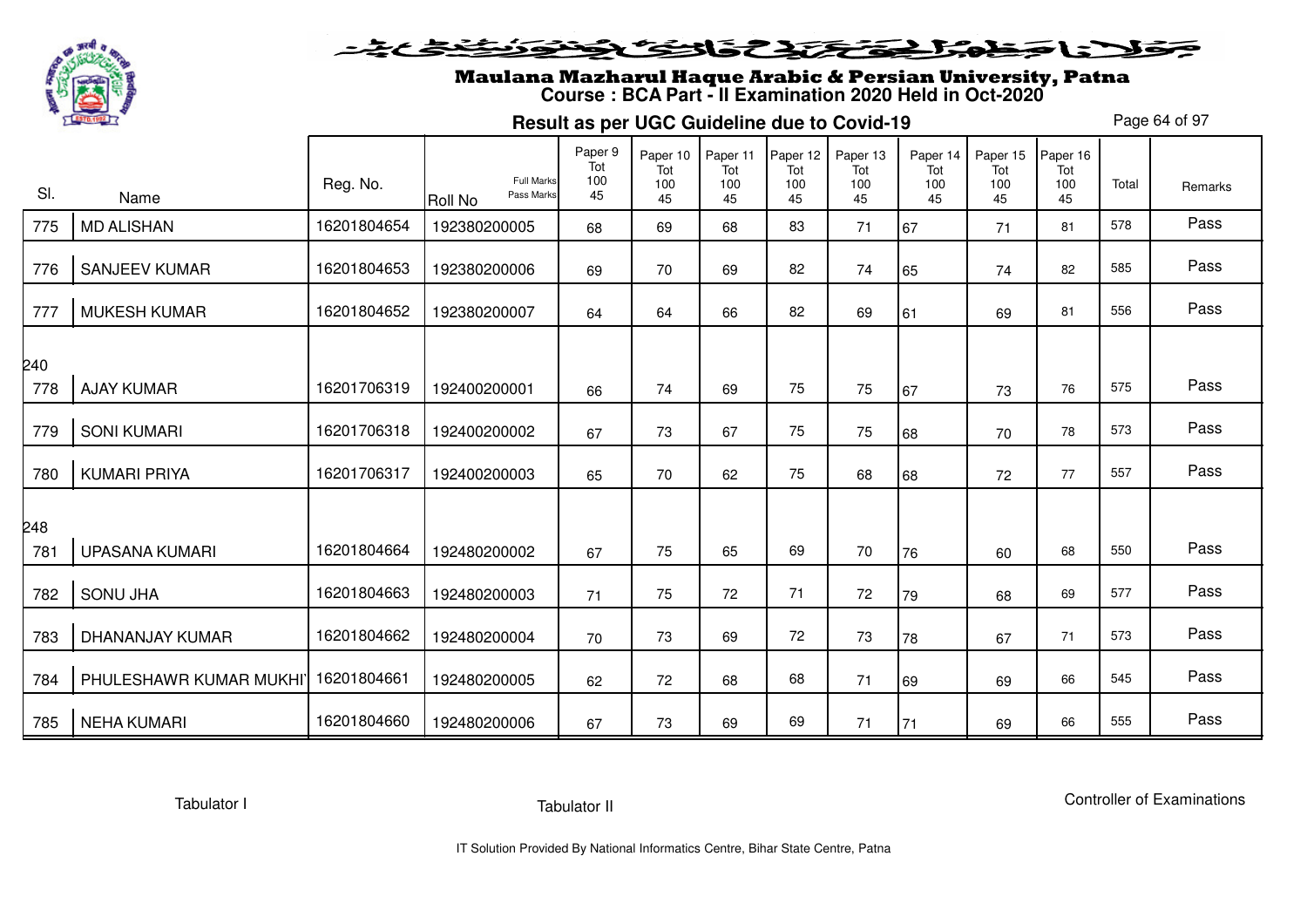## Maulana Mazharul Haque Arabic & Persian University, Patna

### Course : BCA Part - II Examination 2020 Held in Oct-2020

### Result as per UGC Guideline due to Covid-19

| Sl. | Name | Reg. No. | Roll No (Full Marks / Pass Marks) | Paper 9 Tot 100 45 | Paper 10 Tot 100 45 | Paper 11 Tot 100 45 | Paper 12 Tot 100 45 | Paper 13 Tot 100 45 | Paper 14 Tot 100 45 | Paper 15 Tot 100 45 | Paper 16 Tot 100 45 | Total | Remarks |
|---|---|---|---|---|---|---|---|---|---|---|---|---|---|
| 775 | MD ALISHAN | 16201804654 | 192380200005 | 68 | 69 | 68 | 83 | 71 | 67 | 71 | 81 | 578 | Pass |
| 776 | SANJEEV KUMAR | 16201804653 | 192380200006 | 69 | 70 | 69 | 82 | 74 | 65 | 74 | 82 | 585 | Pass |
| 777 | MUKESH KUMAR | 16201804652 | 192380200007 | 64 | 64 | 66 | 82 | 69 | 61 | 69 | 81 | 556 | Pass |
| 240 | | | | | | | | | | | | | |
| 778 | AJAY KUMAR | 16201706319 | 192400200001 | 66 | 74 | 69 | 75 | 75 | 67 | 73 | 76 | 575 | Pass |
| 779 | SONI KUMARI | 16201706318 | 192400200002 | 67 | 73 | 67 | 75 | 75 | 68 | 70 | 78 | 573 | Pass |
| 780 | KUMARI PRIYA | 16201706317 | 192400200003 | 65 | 70 | 62 | 75 | 68 | 68 | 72 | 77 | 557 | Pass |
| 248 | | | | | | | | | | | | | |
| 781 | UPASANA KUMARI | 16201804664 | 192480200002 | 67 | 75 | 65 | 69 | 70 | 76 | 60 | 68 | 550 | Pass |
| 782 | SONU JHA | 16201804663 | 192480200003 | 71 | 75 | 72 | 71 | 72 | 79 | 68 | 69 | 577 | Pass |
| 783 | DHANANJAY KUMAR | 16201804662 | 192480200004 | 70 | 73 | 69 | 72 | 73 | 78 | 67 | 71 | 573 | Pass |
| 784 | PHULESHAWR KUMAR MUKHI' | 16201804661 | 192480200005 | 62 | 72 | 68 | 68 | 71 | 69 | 69 | 66 | 545 | Pass |
| 785 | NEHA KUMARI | 16201804660 | 192480200006 | 67 | 73 | 69 | 69 | 71 | 71 | 69 | 66 | 555 | Pass |

Tabulator I | Tabulator II | Controller of Examinations

IT Solution Provided By National Informatics Centre, Bihar State Centre, Patna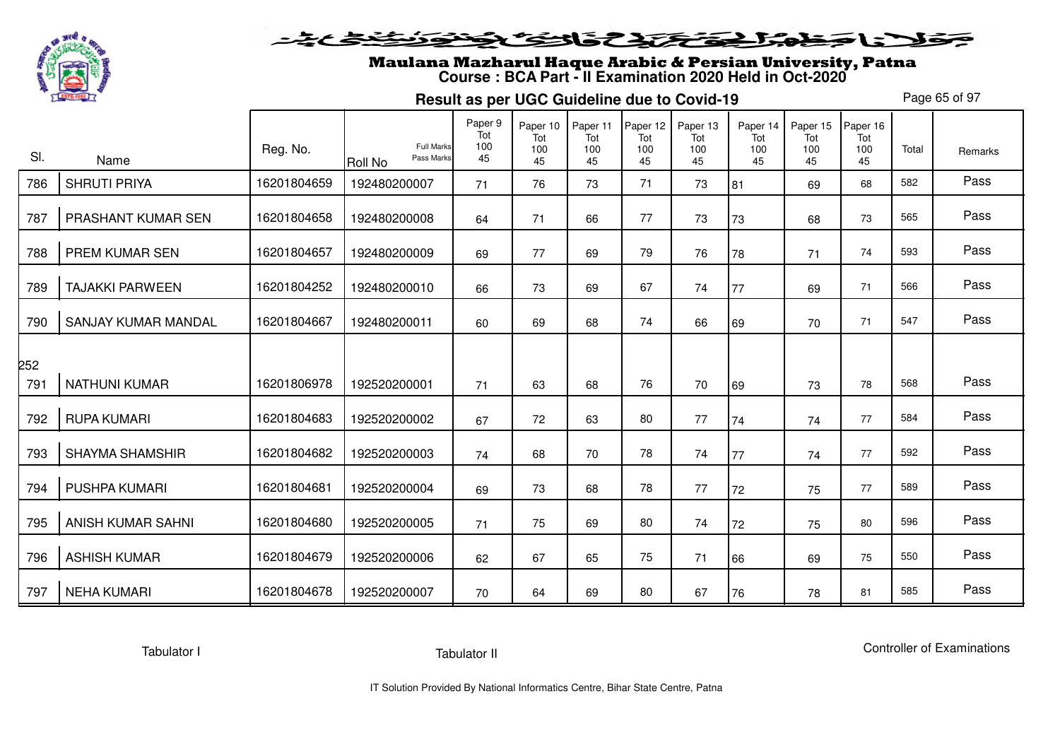# Maulana Mazharul Haque Arabic & Persian University, Patna

## Course : BCA Part - II Examination 2020 Held in Oct-2020

### Result as per UGC Guideline due to Covid-19

| Sl. | Name | Reg. No. | Roll No (Full Marks / Pass Marks) | Paper 9 Tot 100 45 | Paper 10 Tot 100 45 | Paper 11 Tot 100 45 | Paper 12 Tot 100 45 | Paper 13 Tot 100 45 | Paper 14 Tot 100 45 | Paper 15 Tot 100 45 | Paper 16 Tot 100 45 | Total | Remarks |
|---|---|---|---|---|---|---|---|---|---|---|---|---|---|
| 786 | SHRUTI PRIYA | 16201804659 | 192480200007 | 71 | 76 | 73 | 71 | 73 | 81 | 69 | 68 | 582 | Pass |
| 787 | PRASHANT KUMAR SEN | 16201804658 | 192480200008 | 64 | 71 | 66 | 77 | 73 | 73 | 68 | 73 | 565 | Pass |
| 788 | PREM KUMAR SEN | 16201804657 | 192480200009 | 69 | 77 | 69 | 79 | 76 | 78 | 71 | 74 | 593 | Pass |
| 789 | TAJAKKI PARWEEN | 16201804252 | 192480200010 | 66 | 73 | 69 | 67 | 74 | 77 | 69 | 71 | 566 | Pass |
| 790 | SANJAY KUMAR MANDAL | 16201804667 | 192480200011 | 60 | 69 | 68 | 74 | 66 | 69 | 70 | 71 | 547 | Pass |
| 252 | | | | | | | | | | | | | |
| 791 | NATHUNI KUMAR | 16201806978 | 192520200001 | 71 | 63 | 68 | 76 | 70 | 69 | 73 | 78 | 568 | Pass |
| 792 | RUPA KUMARI | 16201804683 | 192520200002 | 67 | 72 | 63 | 80 | 77 | 74 | 74 | 77 | 584 | Pass |
| 793 | SHAYMA SHAMSHIR | 16201804682 | 192520200003 | 74 | 68 | 70 | 78 | 74 | 77 | 74 | 77 | 592 | Pass |
| 794 | PUSHPA KUMARI | 16201804681 | 192520200004 | 69 | 73 | 68 | 78 | 77 | 72 | 75 | 77 | 589 | Pass |
| 795 | ANISH KUMAR SAHNI | 16201804680 | 192520200005 | 71 | 75 | 69 | 80 | 74 | 72 | 75 | 80 | 596 | Pass |
| 796 | ASHISH KUMAR | 16201804679 | 192520200006 | 62 | 67 | 65 | 75 | 71 | 66 | 69 | 75 | 550 | Pass |
| 797 | NEHA KUMARI | 16201804678 | 192520200007 | 70 | 64 | 69 | 80 | 67 | 76 | 78 | 81 | 585 | Pass |

Tabulator I    Tabulator II    Controller of Examinations

IT Solution Provided By National Informatics Centre, Bihar State Centre, Patna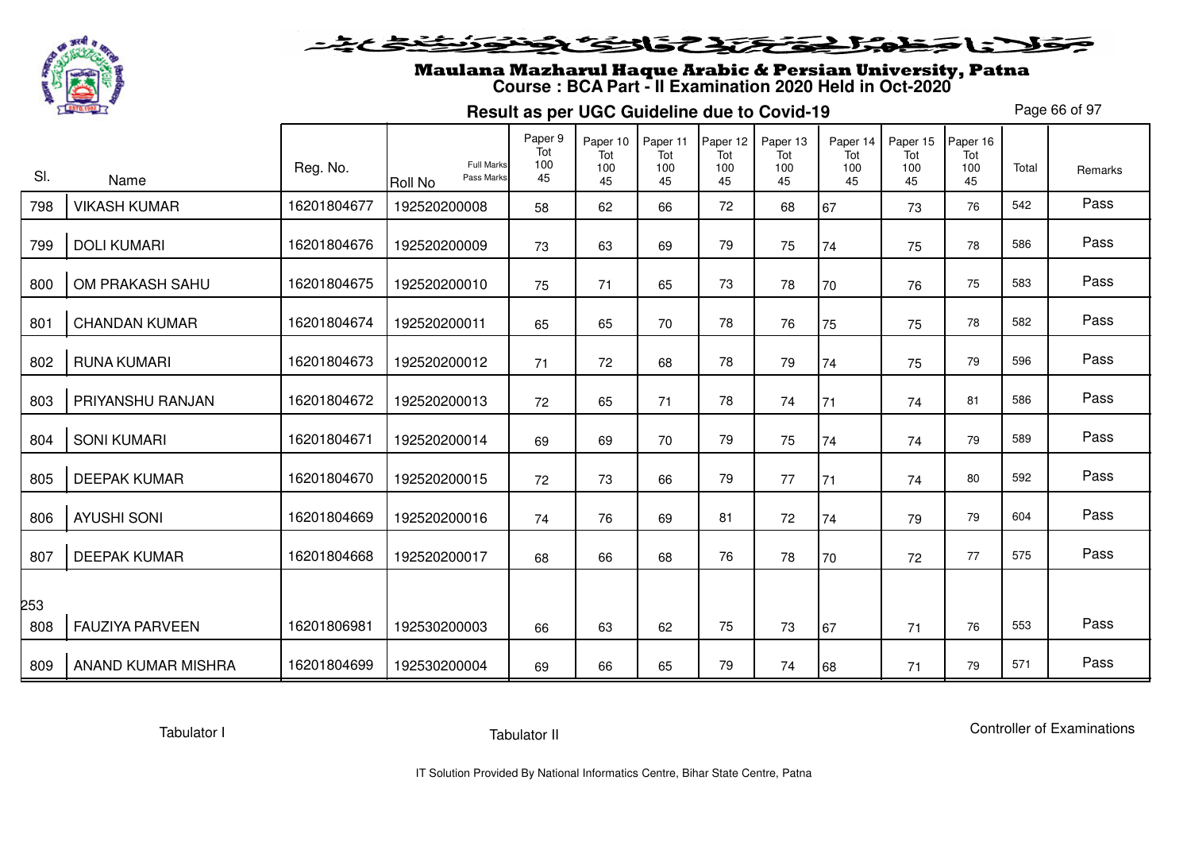# Maulana Mazharul Haque Arabic & Persian University, Patna

## Course : BCA Part - II Examination 2020 Held in Oct-2020

### Result as per UGC Guideline due to Covid-19

| Sl. | Name | Reg. No. | Roll No (Full Marks / Pass Marks) | Paper 9 Tot 100 45 | Paper 10 Tot 100 45 | Paper 11 Tot 100 45 | Paper 12 Tot 100 45 | Paper 13 Tot 100 45 | Paper 14 Tot 100 45 | Paper 15 Tot 100 45 | Paper 16 Tot 100 45 | Total | Remarks |
|---|---|---|---|---|---|---|---|---|---|---|---|---|---|
| 798 | VIKASH KUMAR | 16201804677 | 192520200008 | 58 | 62 | 66 | 72 | 68 | 67 | 73 | 76 | 542 | Pass |
| 799 | DOLI KUMARI | 16201804676 | 192520200009 | 73 | 63 | 69 | 79 | 75 | 74 | 75 | 78 | 586 | Pass |
| 800 | OM PRAKASH SAHU | 16201804675 | 192520200010 | 75 | 71 | 65 | 73 | 78 | 70 | 76 | 75 | 583 | Pass |
| 801 | CHANDAN KUMAR | 16201804674 | 192520200011 | 65 | 65 | 70 | 78 | 76 | 75 | 75 | 78 | 582 | Pass |
| 802 | RUNA KUMARI | 16201804673 | 192520200012 | 71 | 72 | 68 | 78 | 79 | 74 | 75 | 79 | 596 | Pass |
| 803 | PRIYANSHU RANJAN | 16201804672 | 192520200013 | 72 | 65 | 71 | 78 | 74 | 71 | 74 | 81 | 586 | Pass |
| 804 | SONI KUMARI | 16201804671 | 192520200014 | 69 | 69 | 70 | 79 | 75 | 74 | 74 | 79 | 589 | Pass |
| 805 | DEEPAK KUMAR | 16201804670 | 192520200015 | 72 | 73 | 66 | 79 | 77 | 71 | 74 | 80 | 592 | Pass |
| 806 | AYUSHI SONI | 16201804669 | 192520200016 | 74 | 76 | 69 | 81 | 72 | 74 | 79 | 79 | 604 | Pass |
| 807 | DEEPAK KUMAR | 16201804668 | 192520200017 | 68 | 66 | 68 | 76 | 78 | 70 | 72 | 77 | 575 | Pass |
| 253 | | | | | | | | | | | | | |
| 808 | FAUZIYA PARVEEN | 16201806981 | 192530200003 | 66 | 63 | 62 | 75 | 73 | 67 | 71 | 76 | 553 | Pass |
| 809 | ANAND KUMAR MISHRA | 16201804699 | 192530200004 | 69 | 66 | 65 | 79 | 74 | 68 | 71 | 79 | 571 | Pass |

Tabulator I    Tabulator II    Controller of Examinations

IT Solution Provided By National Informatics Centre, Bihar State Centre, Patna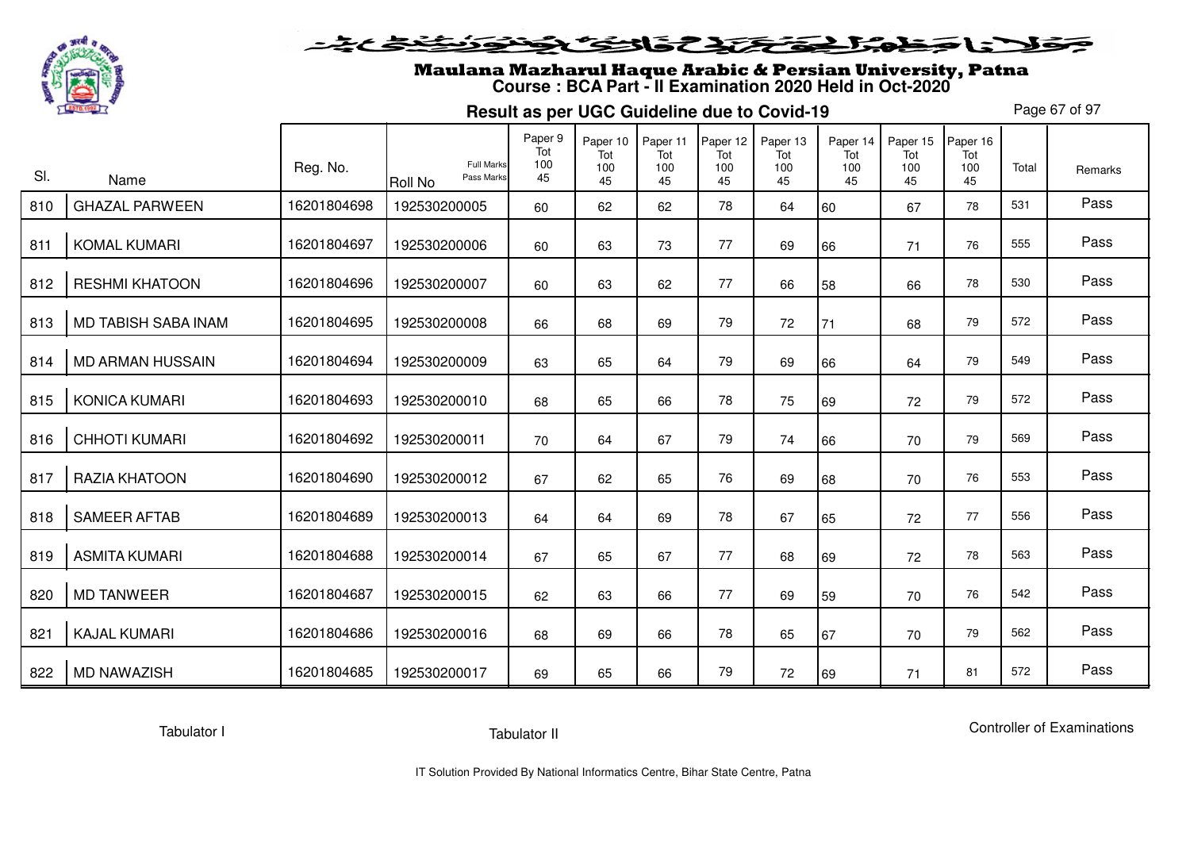# Maulana Mazharul Haque Arabic & Persian University, Patna

## Course : BCA Part - II Examination 2020 Held in Oct-2020

### Result as per UGC Guideline due to Covid-19

| Sl. | Name | Reg. No. | Roll No (Full Marks / Pass Marks) | Paper 9 Tot 100 45 | Paper 10 Tot 100 45 | Paper 11 Tot 100 45 | Paper 12 Tot 100 45 | Paper 13 Tot 100 45 | Paper 14 Tot 100 45 | Paper 15 Tot 100 45 | Paper 16 Tot 100 45 | Total | Remarks |
|---|---|---|---|---|---|---|---|---|---|---|---|---|---|
| 810 | GHAZAL PARWEEN | 16201804698 | 192530200005 | 60 | 62 | 62 | 78 | 64 | 60 | 67 | 78 | 531 | Pass |
| 811 | KOMAL KUMARI | 16201804697 | 192530200006 | 60 | 63 | 73 | 77 | 69 | 66 | 71 | 76 | 555 | Pass |
| 812 | RESHMI KHATOON | 16201804696 | 192530200007 | 60 | 63 | 62 | 77 | 66 | 58 | 66 | 78 | 530 | Pass |
| 813 | MD TABISH SABA INAM | 16201804695 | 192530200008 | 66 | 68 | 69 | 79 | 72 | 71 | 68 | 79 | 572 | Pass |
| 814 | MD ARMAN HUSSAIN | 16201804694 | 192530200009 | 63 | 65 | 64 | 79 | 69 | 66 | 64 | 79 | 549 | Pass |
| 815 | KONICA KUMARI | 16201804693 | 192530200010 | 68 | 65 | 66 | 78 | 75 | 69 | 72 | 79 | 572 | Pass |
| 816 | CHHOTI KUMARI | 16201804692 | 192530200011 | 70 | 64 | 67 | 79 | 74 | 66 | 70 | 79 | 569 | Pass |
| 817 | RAZIA KHATOON | 16201804690 | 192530200012 | 67 | 62 | 65 | 76 | 69 | 68 | 70 | 76 | 553 | Pass |
| 818 | SAMEER AFTAB | 16201804689 | 192530200013 | 64 | 64 | 69 | 78 | 67 | 65 | 72 | 77 | 556 | Pass |
| 819 | ASMITA KUMARI | 16201804688 | 192530200014 | 67 | 65 | 67 | 77 | 68 | 69 | 72 | 78 | 563 | Pass |
| 820 | MD TANWEER | 16201804687 | 192530200015 | 62 | 63 | 66 | 77 | 69 | 59 | 70 | 76 | 542 | Pass |
| 821 | KAJAL KUMARI | 16201804686 | 192530200016 | 68 | 69 | 66 | 78 | 65 | 67 | 70 | 79 | 562 | Pass |
| 822 | MD NAWAZISH | 16201804685 | 192530200017 | 69 | 65 | 66 | 79 | 72 | 69 | 71 | 81 | 572 | Pass |

Tabulator I | Tabulator II | Controller of Examinations

IT Solution Provided By National Informatics Centre, Bihar State Centre, Patna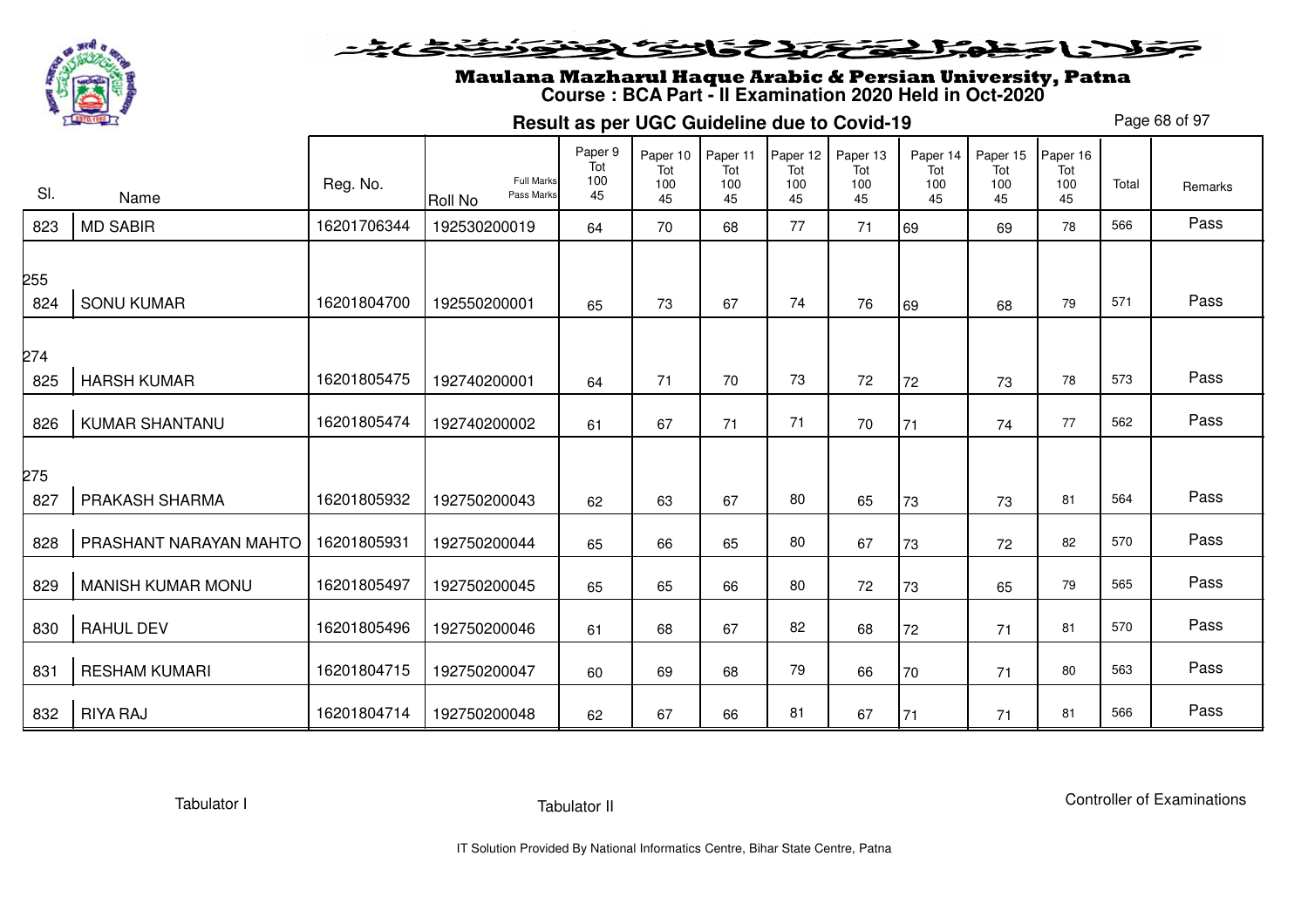# Maulana Mazharul Haque Arabic & Persian University, Patna

**Course : BCA Part - II Examination 2020 Held in Oct-2020**

**Result as per UGC Guideline due to Covid-19**

| Sl. | Name | Reg. No. | Roll No (Full Marks / Pass Marks) | Paper 9 Tot 100 45 | Paper 10 Tot 100 45 | Paper 11 Tot 100 45 | Paper 12 Tot 100 45 | Paper 13 Tot 100 45 | Paper 14 Tot 100 45 | Paper 15 Tot 100 45 | Paper 16 Tot 100 45 | Total | Remarks |
|---|---|---|---|---|---|---|---|---|---|---|---|---|---|
| 823 | MD SABIR | 16201706344 | 192530200019 | 64 | 70 | 68 | 77 | 71 | 69 | 69 | 78 | 566 | Pass |
| 255 | | | | | | | | | | | | | |
| 824 | SONU KUMAR | 16201804700 | 192550200001 | 65 | 73 | 67 | 74 | 76 | 69 | 68 | 79 | 571 | Pass |
| 274 | | | | | | | | | | | | | |
| 825 | HARSH KUMAR | 16201805475 | 192740200001 | 64 | 71 | 70 | 73 | 72 | 72 | 73 | 78 | 573 | Pass |
| 826 | KUMAR SHANTANU | 16201805474 | 192740200002 | 61 | 67 | 71 | 71 | 70 | 71 | 74 | 77 | 562 | Pass |
| 275 | | | | | | | | | | | | | |
| 827 | PRAKASH SHARMA | 16201805932 | 192750200043 | 62 | 63 | 67 | 80 | 65 | 73 | 73 | 81 | 564 | Pass |
| 828 | PRASHANT NARAYAN MAHTO | 16201805931 | 192750200044 | 65 | 66 | 65 | 80 | 67 | 73 | 72 | 82 | 570 | Pass |
| 829 | MANISH KUMAR MONU | 16201805497 | 192750200045 | 65 | 65 | 66 | 80 | 72 | 73 | 65 | 79 | 565 | Pass |
| 830 | RAHUL DEV | 16201805496 | 192750200046 | 61 | 68 | 67 | 82 | 68 | 72 | 71 | 81 | 570 | Pass |
| 831 | RESHAM KUMARI | 16201804715 | 192750200047 | 60 | 69 | 68 | 79 | 66 | 70 | 71 | 80 | 563 | Pass |
| 832 | RIYA RAJ | 16201804714 | 192750200048 | 62 | 67 | 66 | 81 | 67 | 71 | 71 | 81 | 566 | Pass |

Tabulator I    Tabulator II    Controller of Examinations

IT Solution Provided By National Informatics Centre, Bihar State Centre, Patna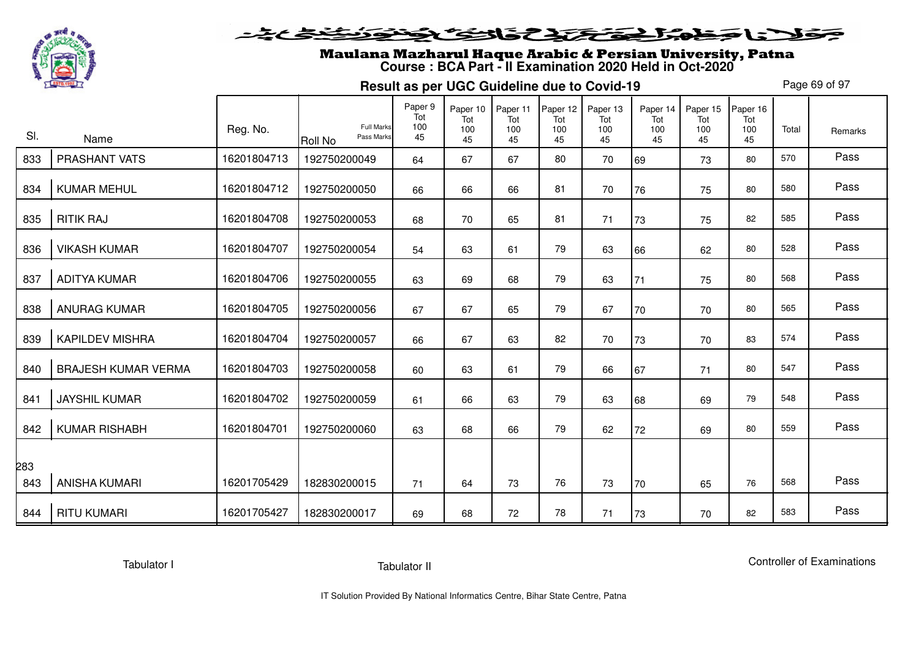# Maulana Mazharul Haque Arabic & Persian University, Patna

**Course : BCA Part - II Examination 2020 Held in Oct-2020**

**Result as per UGC Guideline due to Covid-19**

| Sl. | Name | Reg. No. | Roll No (Full Marks / Pass Marks) | Paper 9 Tot 100 45 | Paper 10 Tot 100 45 | Paper 11 Tot 100 45 | Paper 12 Tot 100 45 | Paper 13 Tot 100 45 | Paper 14 Tot 100 45 | Paper 15 Tot 100 45 | Paper 16 Tot 100 45 | Total | Remarks |
|---|---|---|---|---|---|---|---|---|---|---|---|---|---|
| 833 | PRASHANT VATS | 16201804713 | 192750200049 | 64 | 67 | 67 | 80 | 70 | 69 | 73 | 80 | 570 | Pass |
| 834 | KUMAR MEHUL | 16201804712 | 192750200050 | 66 | 66 | 66 | 81 | 70 | 76 | 75 | 80 | 580 | Pass |
| 835 | RITIK RAJ | 16201804708 | 192750200053 | 68 | 70 | 65 | 81 | 71 | 73 | 75 | 82 | 585 | Pass |
| 836 | VIKASH KUMAR | 16201804707 | 192750200054 | 54 | 63 | 61 | 79 | 63 | 66 | 62 | 80 | 528 | Pass |
| 837 | ADITYA KUMAR | 16201804706 | 192750200055 | 63 | 69 | 68 | 79 | 63 | 71 | 75 | 80 | 568 | Pass |
| 838 | ANURAG KUMAR | 16201804705 | 192750200056 | 67 | 67 | 65 | 79 | 67 | 70 | 70 | 80 | 565 | Pass |
| 839 | KAPILDEV MISHRA | 16201804704 | 192750200057 | 66 | 67 | 63 | 82 | 70 | 73 | 70 | 83 | 574 | Pass |
| 840 | BRAJESH KUMAR VERMA | 16201804703 | 192750200058 | 60 | 63 | 61 | 79 | 66 | 67 | 71 | 80 | 547 | Pass |
| 841 | JAYSHIL KUMAR | 16201804702 | 192750200059 | 61 | 66 | 63 | 79 | 63 | 68 | 69 | 79 | 548 | Pass |
| 842 | KUMAR RISHABH | 16201804701 | 192750200060 | 63 | 68 | 66 | 79 | 62 | 72 | 69 | 80 | 559 | Pass |
| 283 | | | | | | | | | | | | | |
| 843 | ANISHA KUMARI | 16201705429 | 182830200015 | 71 | 64 | 73 | 76 | 73 | 70 | 65 | 76 | 568 | Pass |
| 844 | RITU KUMARI | 16201705427 | 182830200017 | 69 | 68 | 72 | 78 | 71 | 73 | 70 | 82 | 583 | Pass |

Tabulator I    Tabulator II    Controller of Examinations

IT Solution Provided By National Informatics Centre, Bihar State Centre, Patna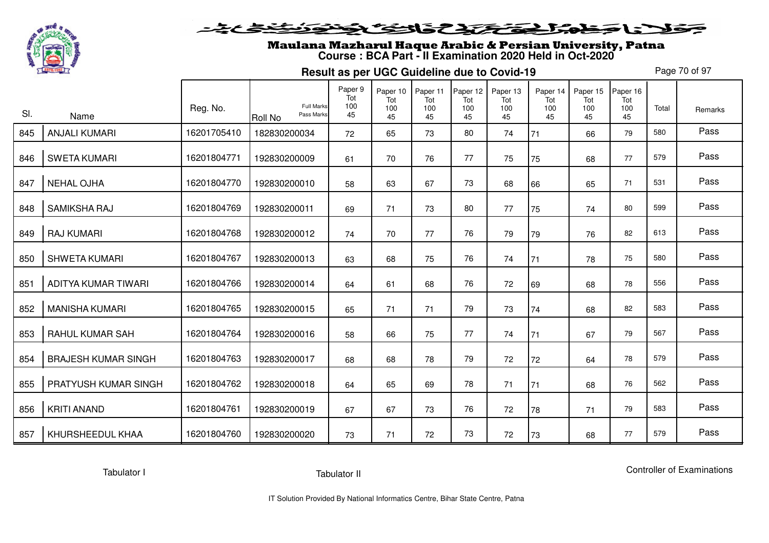# Maulana Mazharul Haque Arabic & Persian University, Patna

## Course : BCA Part - II Examination 2020 Held in Oct-2020

### Result as per UGC Guideline due to Covid-19

| Sl. | Name | Reg. No. | Roll No (Full Marks / Pass Marks) | Paper 9 Tot 100 45 | Paper 10 Tot 100 45 | Paper 11 Tot 100 45 | Paper 12 Tot 100 45 | Paper 13 Tot 100 45 | Paper 14 Tot 100 45 | Paper 15 Tot 100 45 | Paper 16 Tot 100 45 | Total | Remarks |
|---|---|---|---|---|---|---|---|---|---|---|---|---|---|
| 845 | ANJALI KUMARI | 16201705410 | 182830200034 | 72 | 65 | 73 | 80 | 74 | 71 | 66 | 79 | 580 | Pass |
| 846 | SWETA KUMARI | 16201804771 | 192830200009 | 61 | 70 | 76 | 77 | 75 | 75 | 68 | 77 | 579 | Pass |
| 847 | NEHAL OJHA | 16201804770 | 192830200010 | 58 | 63 | 67 | 73 | 68 | 66 | 65 | 71 | 531 | Pass |
| 848 | SAMIKSHA RAJ | 16201804769 | 192830200011 | 69 | 71 | 73 | 80 | 77 | 75 | 74 | 80 | 599 | Pass |
| 849 | RAJ KUMARI | 16201804768 | 192830200012 | 74 | 70 | 77 | 76 | 79 | 79 | 76 | 82 | 613 | Pass |
| 850 | SHWETA KUMARI | 16201804767 | 192830200013 | 63 | 68 | 75 | 76 | 74 | 71 | 78 | 75 | 580 | Pass |
| 851 | ADITYA KUMAR TIWARI | 16201804766 | 192830200014 | 64 | 61 | 68 | 76 | 72 | 69 | 68 | 78 | 556 | Pass |
| 852 | MANISHA KUMARI | 16201804765 | 192830200015 | 65 | 71 | 71 | 79 | 73 | 74 | 68 | 82 | 583 | Pass |
| 853 | RAHUL KUMAR SAH | 16201804764 | 192830200016 | 58 | 66 | 75 | 77 | 74 | 71 | 67 | 79 | 567 | Pass |
| 854 | BRAJESH KUMAR SINGH | 16201804763 | 192830200017 | 68 | 68 | 78 | 79 | 72 | 72 | 64 | 78 | 579 | Pass |
| 855 | PRATYUSH KUMAR SINGH | 16201804762 | 192830200018 | 64 | 65 | 69 | 78 | 71 | 71 | 68 | 76 | 562 | Pass |
| 856 | KRITI ANAND | 16201804761 | 192830200019 | 67 | 67 | 73 | 76 | 72 | 78 | 71 | 79 | 583 | Pass |
| 857 | KHURSHEEDUL KHAA | 16201804760 | 192830200020 | 73 | 71 | 72 | 73 | 72 | 73 | 68 | 77 | 579 | Pass |

Tabulator I

Tabulator II

Controller of Examinations

IT Solution Provided By National Informatics Centre, Bihar State Centre, Patna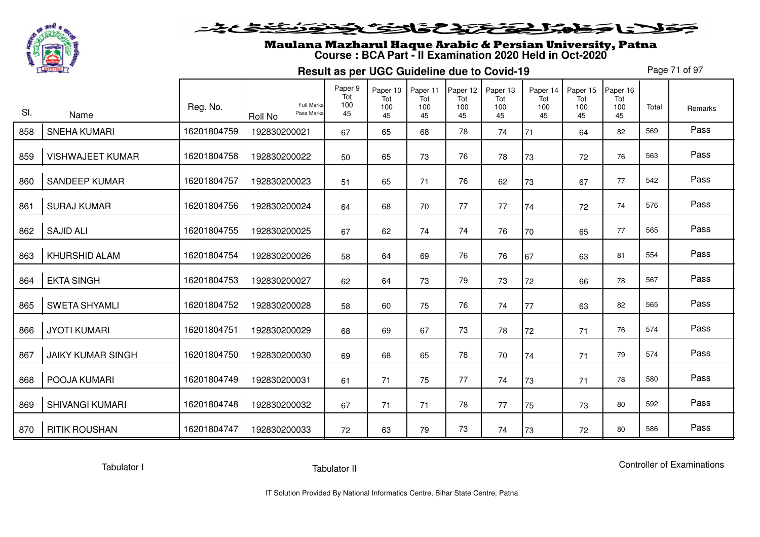# Maulana Mazharul Haque Arabic & Persian University, Patna

## Course : BCA Part - II Examination 2020 Held in Oct-2020

### Result as per UGC Guideline due to Covid-19

| Sl. | Name | Reg. No. | Roll No (Full Marks / Pass Marks) | Paper 9 Tot 100 45 | Paper 10 Tot 100 45 | Paper 11 Tot 100 45 | Paper 12 Tot 100 45 | Paper 13 Tot 100 45 | Paper 14 Tot 100 45 | Paper 15 Tot 100 45 | Paper 16 Tot 100 45 | Total | Remarks |
|---|---|---|---|---|---|---|---|---|---|---|---|---|---|
| 858 | SNEHA KUMARI | 16201804759 | 192830200021 | 67 | 65 | 68 | 78 | 74 | 71 | 64 | 82 | 569 | Pass |
| 859 | VISHWAJEET KUMAR | 16201804758 | 192830200022 | 50 | 65 | 73 | 76 | 78 | 73 | 72 | 76 | 563 | Pass |
| 860 | SANDEEP KUMAR | 16201804757 | 192830200023 | 51 | 65 | 71 | 76 | 62 | 73 | 67 | 77 | 542 | Pass |
| 861 | SURAJ KUMAR | 16201804756 | 192830200024 | 64 | 68 | 70 | 77 | 77 | 74 | 72 | 74 | 576 | Pass |
| 862 | SAJID ALI | 16201804755 | 192830200025 | 67 | 62 | 74 | 74 | 76 | 70 | 65 | 77 | 565 | Pass |
| 863 | KHURSHID ALAM | 16201804754 | 192830200026 | 58 | 64 | 69 | 76 | 76 | 67 | 63 | 81 | 554 | Pass |
| 864 | EKTA SINGH | 16201804753 | 192830200027 | 62 | 64 | 73 | 79 | 73 | 72 | 66 | 78 | 567 | Pass |
| 865 | SWETA SHYAMLI | 16201804752 | 192830200028 | 58 | 60 | 75 | 76 | 74 | 77 | 63 | 82 | 565 | Pass |
| 866 | JYOTI KUMARI | 16201804751 | 192830200029 | 68 | 69 | 67 | 73 | 78 | 72 | 71 | 76 | 574 | Pass |
| 867 | JAIKY KUMAR SINGH | 16201804750 | 192830200030 | 69 | 68 | 65 | 78 | 70 | 74 | 71 | 79 | 574 | Pass |
| 868 | POOJA KUMARI | 16201804749 | 192830200031 | 61 | 71 | 75 | 77 | 74 | 73 | 71 | 78 | 580 | Pass |
| 869 | SHIVANGI KUMARI | 16201804748 | 192830200032 | 67 | 71 | 71 | 78 | 77 | 75 | 73 | 80 | 592 | Pass |
| 870 | RITIK ROUSHAN | 16201804747 | 192830200033 | 72 | 63 | 79 | 73 | 74 | 73 | 72 | 80 | 586 | Pass |

Tabulator I | Tabulator II | Controller of Examinations

IT Solution Provided By National Informatics Centre, Bihar State Centre, Patna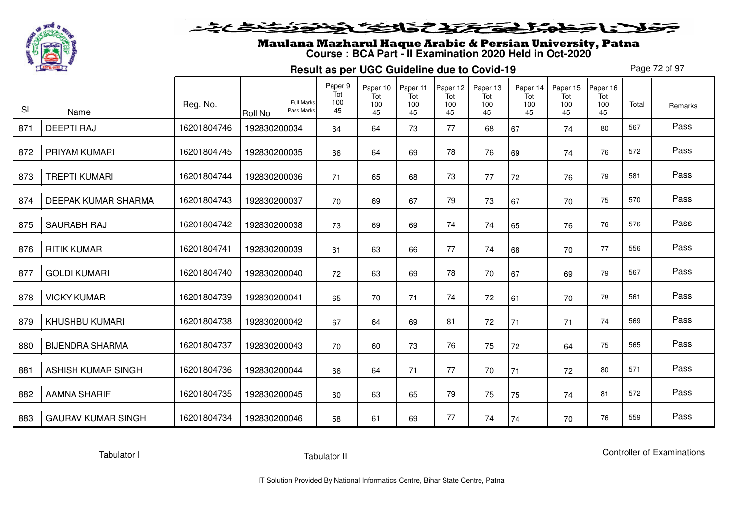# Maulana Mazharul Haque Arabic & Persian University, Patna

## Course : BCA Part - II Examination 2020 Held in Oct-2020

### Result as per UGC Guideline due to Covid-19

| Sl. | Name | Reg. No. | Roll No (Full Marks / Pass Marks) | Paper 9 Tot 100 45 | Paper 10 Tot 100 45 | Paper 11 Tot 100 45 | Paper 12 Tot 100 45 | Paper 13 Tot 100 45 | Paper 14 Tot 100 45 | Paper 15 Tot 100 45 | Paper 16 Tot 100 45 | Total | Remarks |
|---|---|---|---|---|---|---|---|---|---|---|---|---|---|
| 871 | DEEPTI RAJ | 16201804746 | 192830200034 | 64 | 64 | 73 | 77 | 68 | 67 | 74 | 80 | 567 | Pass |
| 872 | PRIYAM KUMARI | 16201804745 | 192830200035 | 66 | 64 | 69 | 78 | 76 | 69 | 74 | 76 | 572 | Pass |
| 873 | TREPTI KUMARI | 16201804744 | 192830200036 | 71 | 65 | 68 | 73 | 77 | 72 | 76 | 79 | 581 | Pass |
| 874 | DEEPAK KUMAR SHARMA | 16201804743 | 192830200037 | 70 | 69 | 67 | 79 | 73 | 67 | 70 | 75 | 570 | Pass |
| 875 | SAURABH RAJ | 16201804742 | 192830200038 | 73 | 69 | 69 | 74 | 74 | 65 | 76 | 76 | 576 | Pass |
| 876 | RITIK KUMAR | 16201804741 | 192830200039 | 61 | 63 | 66 | 77 | 74 | 68 | 70 | 77 | 556 | Pass |
| 877 | GOLDI KUMARI | 16201804740 | 192830200040 | 72 | 63 | 69 | 78 | 70 | 67 | 69 | 79 | 567 | Pass |
| 878 | VICKY KUMAR | 16201804739 | 192830200041 | 65 | 70 | 71 | 74 | 72 | 61 | 70 | 78 | 561 | Pass |
| 879 | KHUSHBU KUMARI | 16201804738 | 192830200042 | 67 | 64 | 69 | 81 | 72 | 71 | 71 | 74 | 569 | Pass |
| 880 | BIJENDRA SHARMA | 16201804737 | 192830200043 | 70 | 60 | 73 | 76 | 75 | 72 | 64 | 75 | 565 | Pass |
| 881 | ASHISH KUMAR SINGH | 16201804736 | 192830200044 | 66 | 64 | 71 | 77 | 70 | 71 | 72 | 80 | 571 | Pass |
| 882 | AAMNA SHARIF | 16201804735 | 192830200045 | 60 | 63 | 65 | 79 | 75 | 75 | 74 | 81 | 572 | Pass |
| 883 | GAURAV KUMAR SINGH | 16201804734 | 192830200046 | 58 | 61 | 69 | 77 | 74 | 74 | 70 | 76 | 559 | Pass |

Tabulator I Tabulator II Controller of Examinations

IT Solution Provided By National Informatics Centre, Bihar State Centre, Patna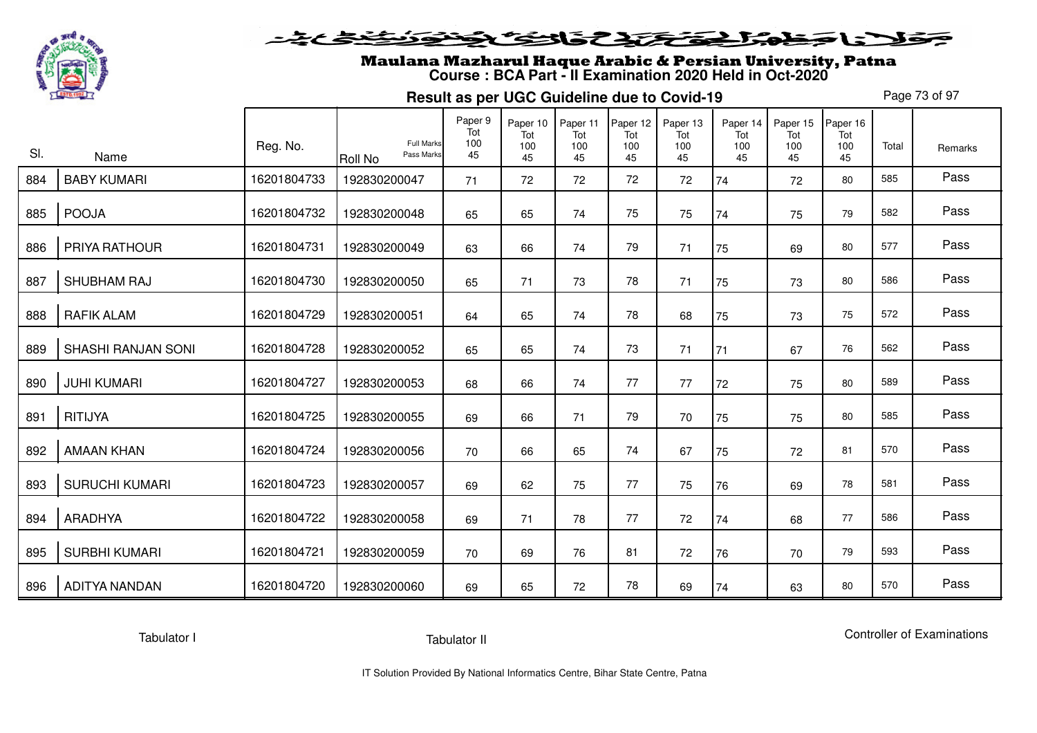# Maulana Mazharul Haque Arabic & Persian University, Patna

## Course : BCA Part - II Examination 2020 Held in Oct-2020

### Result as per UGC Guideline due to Covid-19

| Sl. | Name | Reg. No. | Roll No (Full Marks / Pass Marks) | Paper 9 Tot 100 45 | Paper 10 Tot 100 45 | Paper 11 Tot 100 45 | Paper 12 Tot 100 45 | Paper 13 Tot 100 45 | Paper 14 Tot 100 45 | Paper 15 Tot 100 45 | Paper 16 Tot 100 45 | Total | Remarks |
|---|---|---|---|---|---|---|---|---|---|---|---|---|---|
| 884 | BABY KUMARI | 16201804733 | 192830200047 | 71 | 72 | 72 | 72 | 72 | 74 | 72 | 80 | 585 | Pass |
| 885 | POOJA | 16201804732 | 192830200048 | 65 | 65 | 74 | 75 | 75 | 74 | 75 | 79 | 582 | Pass |
| 886 | PRIYA RATHOUR | 16201804731 | 192830200049 | 63 | 66 | 74 | 79 | 71 | 75 | 69 | 80 | 577 | Pass |
| 887 | SHUBHAM RAJ | 16201804730 | 192830200050 | 65 | 71 | 73 | 78 | 71 | 75 | 73 | 80 | 586 | Pass |
| 888 | RAFIK ALAM | 16201804729 | 192830200051 | 64 | 65 | 74 | 78 | 68 | 75 | 73 | 75 | 572 | Pass |
| 889 | SHASHI RANJAN SONI | 16201804728 | 192830200052 | 65 | 65 | 74 | 73 | 71 | 71 | 67 | 76 | 562 | Pass |
| 890 | JUHI KUMARI | 16201804727 | 192830200053 | 68 | 66 | 74 | 77 | 77 | 72 | 75 | 80 | 589 | Pass |
| 891 | RITIJYA | 16201804725 | 192830200055 | 69 | 66 | 71 | 79 | 70 | 75 | 75 | 80 | 585 | Pass |
| 892 | AMAAN KHAN | 16201804724 | 192830200056 | 70 | 66 | 65 | 74 | 67 | 75 | 72 | 81 | 570 | Pass |
| 893 | SURUCHI KUMARI | 16201804723 | 192830200057 | 69 | 62 | 75 | 77 | 75 | 76 | 69 | 78 | 581 | Pass |
| 894 | ARADHYA | 16201804722 | 192830200058 | 69 | 71 | 78 | 77 | 72 | 74 | 68 | 77 | 586 | Pass |
| 895 | SURBHI KUMARI | 16201804721 | 192830200059 | 70 | 69 | 76 | 81 | 72 | 76 | 70 | 79 | 593 | Pass |
| 896 | ADITYA NANDAN | 16201804720 | 192830200060 | 69 | 65 | 72 | 78 | 69 | 74 | 63 | 80 | 570 | Pass |

Tabulator I    Tabulator II    Controller of Examinations

IT Solution Provided By National Informatics Centre, Bihar State Centre, Patna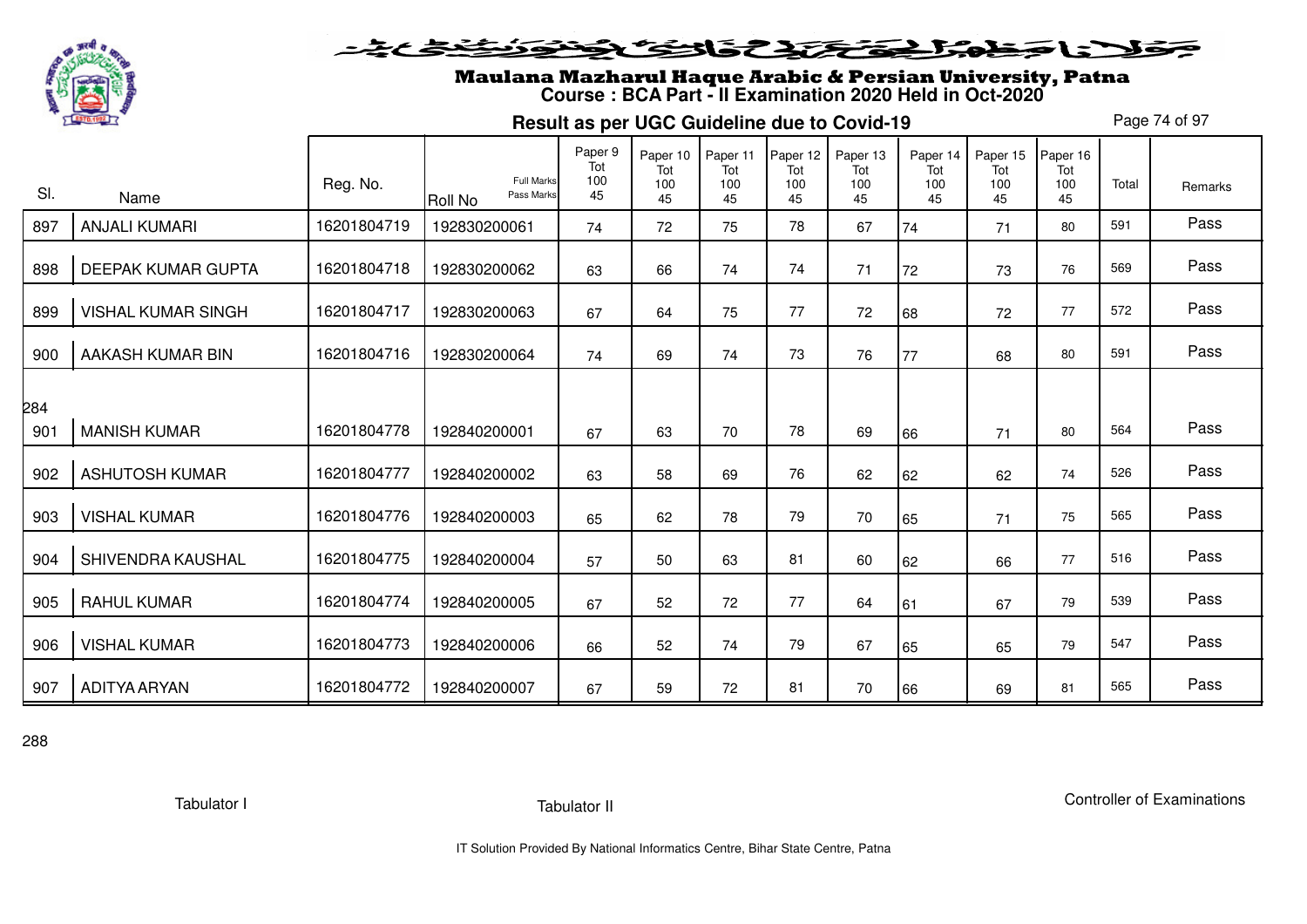# Maulana Mazharul Haque Arabic & Persian University, Patna

## Course : BCA Part - II Examination 2020 Held in Oct-2020

### Result as per UGC Guideline due to Covid-19

| Sl. | Name | Reg. No. | Roll No (Full Marks / Pass Marks) | Paper 9 Tot 100 45 | Paper 10 Tot 100 45 | Paper 11 Tot 100 45 | Paper 12 Tot 100 45 | Paper 13 Tot 100 45 | Paper 14 Tot 100 45 | Paper 15 Tot 100 45 | Paper 16 Tot 100 45 | Total | Remarks |
|---|---|---|---|---|---|---|---|---|---|---|---|---|---|
| 897 | ANJALI KUMARI | 16201804719 | 192830200061 | 74 | 72 | 75 | 78 | 67 | 74 | 71 | 80 | 591 | Pass |
| 898 | DEEPAK KUMAR GUPTA | 16201804718 | 192830200062 | 63 | 66 | 74 | 74 | 71 | 72 | 73 | 76 | 569 | Pass |
| 899 | VISHAL KUMAR SINGH | 16201804717 | 192830200063 | 67 | 64 | 75 | 77 | 72 | 68 | 72 | 77 | 572 | Pass |
| 900 | AAKASH KUMAR BIN | 16201804716 | 192830200064 | 74 | 69 | 74 | 73 | 76 | 77 | 68 | 80 | 591 | Pass |
| 284 | | | | | | | | | | | | | |
| 901 | MANISH KUMAR | 16201804778 | 192840200001 | 67 | 63 | 70 | 78 | 69 | 66 | 71 | 80 | 564 | Pass |
| 902 | ASHUTOSH KUMAR | 16201804777 | 192840200002 | 63 | 58 | 69 | 76 | 62 | 62 | 62 | 74 | 526 | Pass |
| 903 | VISHAL KUMAR | 16201804776 | 192840200003 | 65 | 62 | 78 | 79 | 70 | 65 | 71 | 75 | 565 | Pass |
| 904 | SHIVENDRA KAUSHAL | 16201804775 | 192840200004 | 57 | 50 | 63 | 81 | 60 | 62 | 66 | 77 | 516 | Pass |
| 905 | RAHUL KUMAR | 16201804774 | 192840200005 | 67 | 52 | 72 | 77 | 64 | 61 | 67 | 79 | 539 | Pass |
| 906 | VISHAL KUMAR | 16201804773 | 192840200006 | 66 | 52 | 74 | 79 | 67 | 65 | 65 | 79 | 547 | Pass |
| 907 | ADITYA ARYAN | 16201804772 | 192840200007 | 67 | 59 | 72 | 81 | 70 | 66 | 69 | 81 | 565 | Pass |

288

Tabulator I

Tabulator II

Controller of Examinations

IT Solution Provided By National Informatics Centre, Bihar State Centre, Patna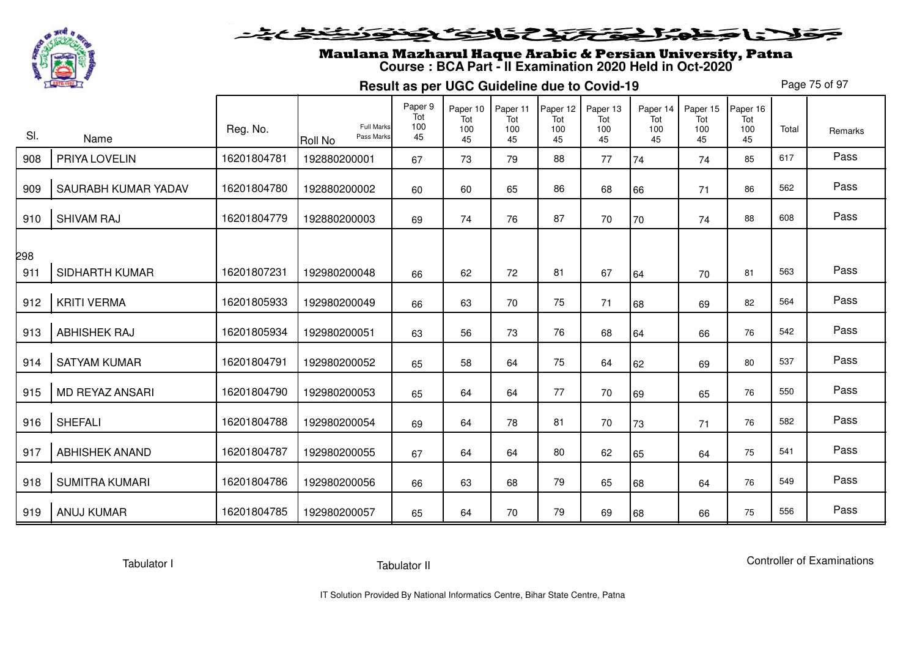# Maulana Mazharul Haque Arabic & Persian University, Patna

## Course : BCA Part - II Examination 2020 Held in Oct-2020

### Result as per UGC Guideline due to Covid-19

| Sl. | Name | Reg. No. | Roll No (Full Marks / Pass Marks) | Paper 9 Tot 100 45 | Paper 10 Tot 100 45 | Paper 11 Tot 100 45 | Paper 12 Tot 100 45 | Paper 13 Tot 100 45 | Paper 14 Tot 100 45 | Paper 15 Tot 100 45 | Paper 16 Tot 100 45 | Total | Remarks |
|---|---|---|---|---|---|---|---|---|---|---|---|---|---|
| 908 | PRIYA LOVELIN | 16201804781 | 192880200001 | 67 | 73 | 79 | 88 | 77 | 74 | 74 | 85 | 617 | Pass |
| 909 | SAURABH KUMAR YADAV | 16201804780 | 192880200002 | 60 | 60 | 65 | 86 | 68 | 66 | 71 | 86 | 562 | Pass |
| 910 | SHIVAM RAJ | 16201804779 | 192880200003 | 69 | 74 | 76 | 87 | 70 | 70 | 74 | 88 | 608 | Pass |
| 298 | | | | | | | | | | | | | |
| 911 | SIDHARTH KUMAR | 16201807231 | 192980200048 | 66 | 62 | 72 | 81 | 67 | 64 | 70 | 81 | 563 | Pass |
| 912 | KRITI VERMA | 16201805933 | 192980200049 | 66 | 63 | 70 | 75 | 71 | 68 | 69 | 82 | 564 | Pass |
| 913 | ABHISHEK RAJ | 16201805934 | 192980200051 | 63 | 56 | 73 | 76 | 68 | 64 | 66 | 76 | 542 | Pass |
| 914 | SATYAM KUMAR | 16201804791 | 192980200052 | 65 | 58 | 64 | 75 | 64 | 62 | 69 | 80 | 537 | Pass |
| 915 | MD REYAZ ANSARI | 16201804790 | 192980200053 | 65 | 64 | 64 | 77 | 70 | 69 | 65 | 76 | 550 | Pass |
| 916 | SHEFALI | 16201804788 | 192980200054 | 69 | 64 | 78 | 81 | 70 | 73 | 71 | 76 | 582 | Pass |
| 917 | ABHISHEK ANAND | 16201804787 | 192980200055 | 67 | 64 | 64 | 80 | 62 | 65 | 64 | 75 | 541 | Pass |
| 918 | SUMITRA KUMARI | 16201804786 | 192980200056 | 66 | 63 | 68 | 79 | 65 | 68 | 64 | 76 | 549 | Pass |
| 919 | ANUJ KUMAR | 16201804785 | 192980200057 | 65 | 64 | 70 | 79 | 69 | 68 | 66 | 75 | 556 | Pass |

Tabulator I | Tabulator II | Controller of Examinations

IT Solution Provided By National Informatics Centre, Bihar State Centre, Patna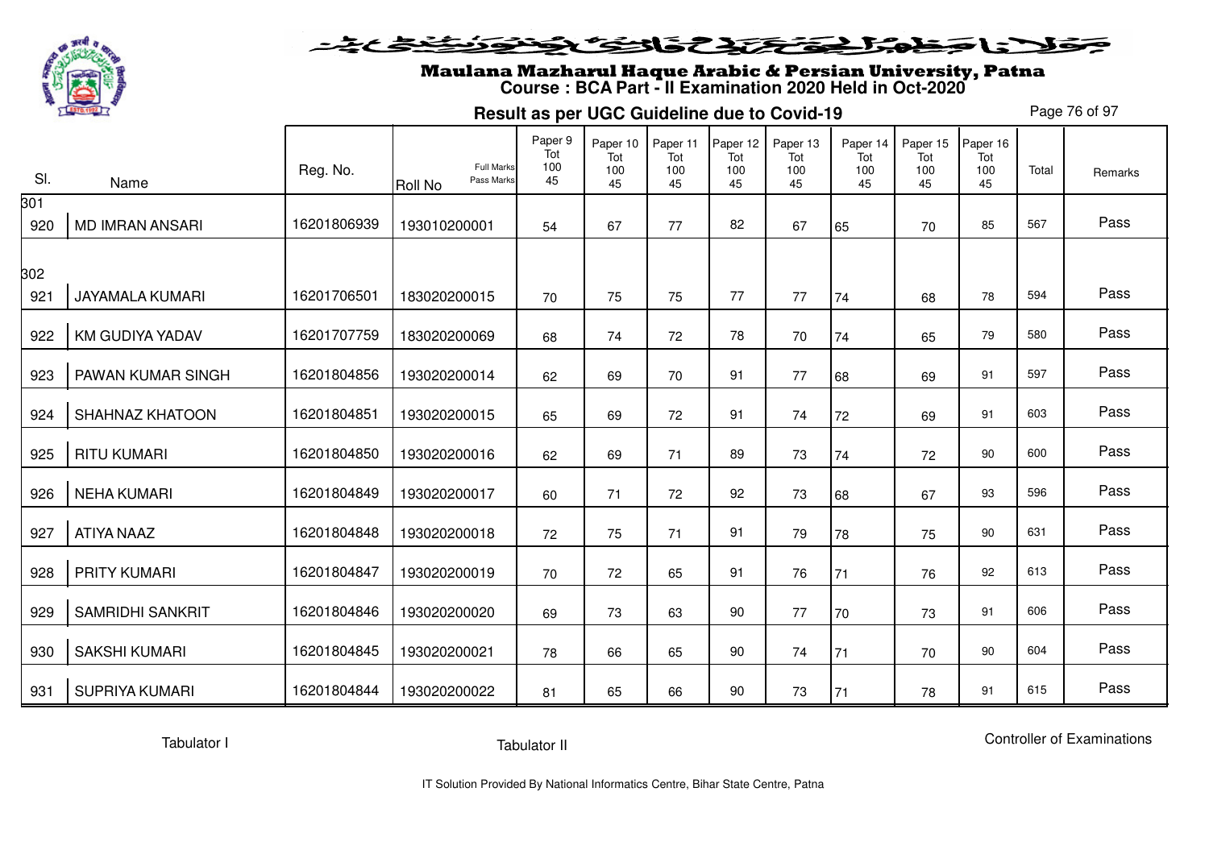# Maulana Mazharul Haque Arabic & Persian University, Patna

## Course : BCA Part - II Examination 2020 Held in Oct-2020

### Result as per UGC Guideline due to Covid-19

| Sl. | Name | Reg. No. | Roll No (Full Marks / Pass Marks) | Paper 9 Tot 100 45 | Paper 10 Tot 100 45 | Paper 11 Tot 100 45 | Paper 12 Tot 100 45 | Paper 13 Tot 100 45 | Paper 14 Tot 100 45 | Paper 15 Tot 100 45 | Paper 16 Tot 100 45 | Total | Remarks |
|---|---|---|---|---|---|---|---|---|---|---|---|---|---|
| 301 | | | | | | | | | | | | | |
| 920 | MD IMRAN ANSARI | 16201806939 | 193010200001 | 54 | 67 | 77 | 82 | 67 | 65 | 70 | 85 | 567 | Pass |
| 302 | | | | | | | | | | | | | |
| 921 | JAYAMALA KUMARI | 16201706501 | 183020200015 | 70 | 75 | 75 | 77 | 77 | 74 | 68 | 78 | 594 | Pass |
| 922 | KM GUDIYA YADAV | 16201707759 | 183020200069 | 68 | 74 | 72 | 78 | 70 | 74 | 65 | 79 | 580 | Pass |
| 923 | PAWAN KUMAR SINGH | 16201804856 | 193020200014 | 62 | 69 | 70 | 91 | 77 | 68 | 69 | 91 | 597 | Pass |
| 924 | SHAHNAZ KHATOON | 16201804851 | 193020200015 | 65 | 69 | 72 | 91 | 74 | 72 | 69 | 91 | 603 | Pass |
| 925 | RITU KUMARI | 16201804850 | 193020200016 | 62 | 69 | 71 | 89 | 73 | 74 | 72 | 90 | 600 | Pass |
| 926 | NEHA KUMARI | 16201804849 | 193020200017 | 60 | 71 | 72 | 92 | 73 | 68 | 67 | 93 | 596 | Pass |
| 927 | ATIYA NAAZ | 16201804848 | 193020200018 | 72 | 75 | 71 | 91 | 79 | 78 | 75 | 90 | 631 | Pass |
| 928 | PRITY KUMARI | 16201804847 | 193020200019 | 70 | 72 | 65 | 91 | 76 | 71 | 76 | 92 | 613 | Pass |
| 929 | SAMRIDHI SANKRIT | 16201804846 | 193020200020 | 69 | 73 | 63 | 90 | 77 | 70 | 73 | 91 | 606 | Pass |
| 930 | SAKSHI KUMARI | 16201804845 | 193020200021 | 78 | 66 | 65 | 90 | 74 | 71 | 70 | 90 | 604 | Pass |
| 931 | SUPRIYA KUMARI | 16201804844 | 193020200022 | 81 | 65 | 66 | 90 | 73 | 71 | 78 | 91 | 615 | Pass |

Tabulator I

Tabulator II

Controller of Examinations

IT Solution Provided By National Informatics Centre, Bihar State Centre, Patna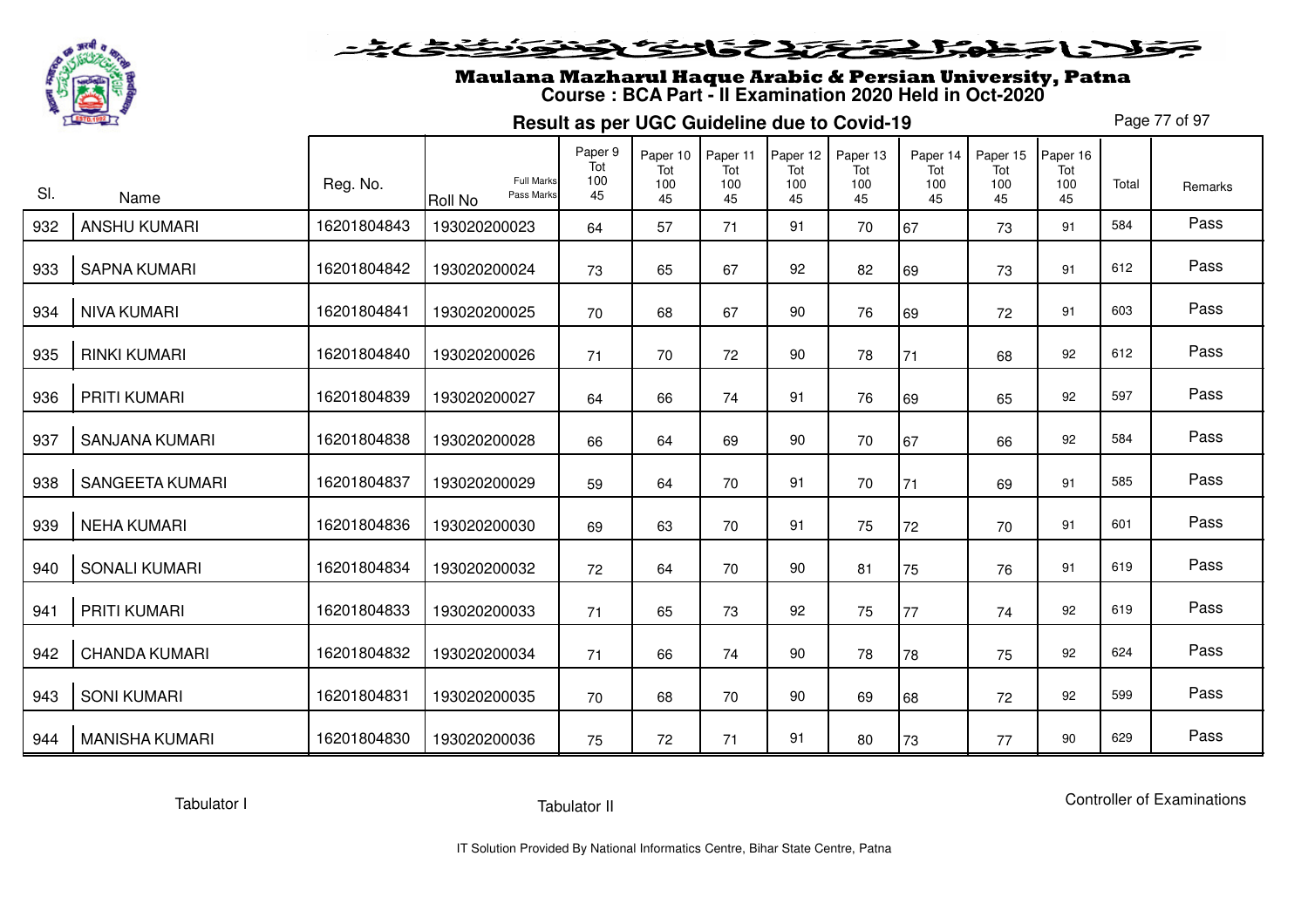# Maulana Mazharul Haque Arabic & Persian University, Patna

## Course : BCA Part - II Examination 2020 Held in Oct-2020

### Result as per UGC Guideline due to Covid-19

| Sl. | Name | Reg. No. | Roll No (Full Marks / Pass Marks) | Paper 9 Tot 100 45 | Paper 10 Tot 100 45 | Paper 11 Tot 100 45 | Paper 12 Tot 100 45 | Paper 13 Tot 100 45 | Paper 14 Tot 100 45 | Paper 15 Tot 100 45 | Paper 16 Tot 100 45 | Total | Remarks |
|---|---|---|---|---|---|---|---|---|---|---|---|---|---|
| 932 | ANSHU KUMARI | 16201804843 | 193020200023 | 64 | 57 | 71 | 91 | 70 | 67 | 73 | 91 | 584 | Pass |
| 933 | SAPNA KUMARI | 16201804842 | 193020200024 | 73 | 65 | 67 | 92 | 82 | 69 | 73 | 91 | 612 | Pass |
| 934 | NIVA KUMARI | 16201804841 | 193020200025 | 70 | 68 | 67 | 90 | 76 | 69 | 72 | 91 | 603 | Pass |
| 935 | RINKI KUMARI | 16201804840 | 193020200026 | 71 | 70 | 72 | 90 | 78 | 71 | 68 | 92 | 612 | Pass |
| 936 | PRITI KUMARI | 16201804839 | 193020200027 | 64 | 66 | 74 | 91 | 76 | 69 | 65 | 92 | 597 | Pass |
| 937 | SANJANA KUMARI | 16201804838 | 193020200028 | 66 | 64 | 69 | 90 | 70 | 67 | 66 | 92 | 584 | Pass |
| 938 | SANGEETA KUMARI | 16201804837 | 193020200029 | 59 | 64 | 70 | 91 | 70 | 71 | 69 | 91 | 585 | Pass |
| 939 | NEHA KUMARI | 16201804836 | 193020200030 | 69 | 63 | 70 | 91 | 75 | 72 | 70 | 91 | 601 | Pass |
| 940 | SONALI KUMARI | 16201804834 | 193020200032 | 72 | 64 | 70 | 90 | 81 | 75 | 76 | 91 | 619 | Pass |
| 941 | PRITI KUMARI | 16201804833 | 193020200033 | 71 | 65 | 73 | 92 | 75 | 77 | 74 | 92 | 619 | Pass |
| 942 | CHANDA KUMARI | 16201804832 | 193020200034 | 71 | 66 | 74 | 90 | 78 | 78 | 75 | 92 | 624 | Pass |
| 943 | SONI KUMARI | 16201804831 | 193020200035 | 70 | 68 | 70 | 90 | 69 | 68 | 72 | 92 | 599 | Pass |
| 944 | MANISHA KUMARI | 16201804830 | 193020200036 | 75 | 72 | 71 | 91 | 80 | 73 | 77 | 90 | 629 | Pass |

Tabulator I

Tabulator II

Controller of Examinations

IT Solution Provided By National Informatics Centre, Bihar State Centre, Patna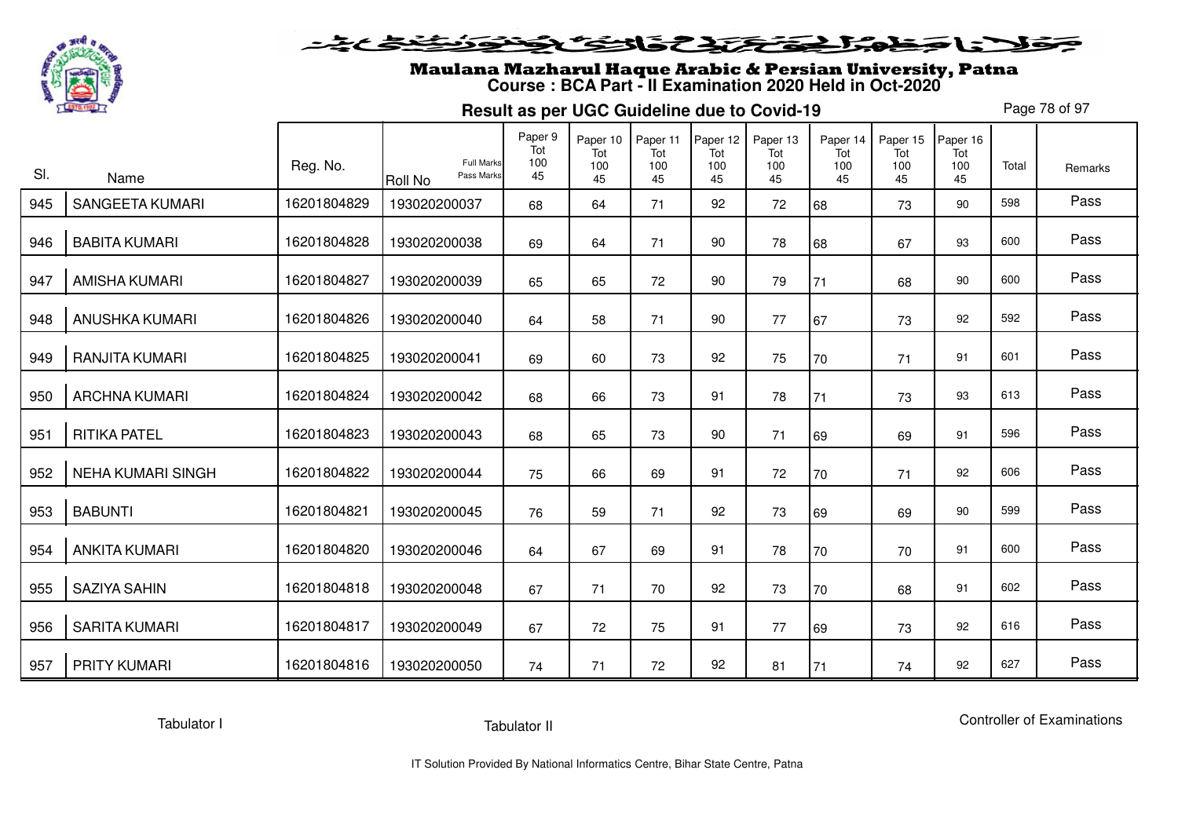# Maulana Mazharul Haque Arabic & Persian University, Patna

## Course : BCA Part - II Examination 2020 Held in Oct-2020

### Result as per UGC Guideline due to Covid-19

| Sl. | Name | Reg. No. | Roll No (Full Marks / Pass Marks) | Paper 9 Tot 100 45 | Paper 10 Tot 100 45 | Paper 11 Tot 100 45 | Paper 12 Tot 100 45 | Paper 13 Tot 100 45 | Paper 14 Tot 100 45 | Paper 15 Tot 100 45 | Paper 16 Tot 100 45 | Total | Remarks |
|---|---|---|---|---|---|---|---|---|---|---|---|---|---|
| 945 | SANGEETA KUMARI | 16201804829 | 193020200037 | 68 | 64 | 71 | 92 | 72 | 68 | 73 | 90 | 598 | Pass |
| 946 | BABITA KUMARI | 16201804828 | 193020200038 | 69 | 64 | 71 | 90 | 78 | 68 | 67 | 93 | 600 | Pass |
| 947 | AMISHA KUMARI | 16201804827 | 193020200039 | 65 | 65 | 72 | 90 | 79 | 71 | 68 | 90 | 600 | Pass |
| 948 | ANUSHKA KUMARI | 16201804826 | 193020200040 | 64 | 58 | 71 | 90 | 77 | 67 | 73 | 92 | 592 | Pass |
| 949 | RANJITA KUMARI | 16201804825 | 193020200041 | 69 | 60 | 73 | 92 | 75 | 70 | 71 | 91 | 601 | Pass |
| 950 | ARCHNA KUMARI | 16201804824 | 193020200042 | 68 | 66 | 73 | 91 | 78 | 71 | 73 | 93 | 613 | Pass |
| 951 | RITIKA PATEL | 16201804823 | 193020200043 | 68 | 65 | 73 | 90 | 71 | 69 | 69 | 91 | 596 | Pass |
| 952 | NEHA KUMARI SINGH | 16201804822 | 193020200044 | 75 | 66 | 69 | 91 | 72 | 70 | 71 | 92 | 606 | Pass |
| 953 | BABUNTI | 16201804821 | 193020200045 | 76 | 59 | 71 | 92 | 73 | 69 | 69 | 90 | 599 | Pass |
| 954 | ANKITA KUMARI | 16201804820 | 193020200046 | 64 | 67 | 69 | 91 | 78 | 70 | 70 | 91 | 600 | Pass |
| 955 | SAZIYA SAHIN | 16201804818 | 193020200048 | 67 | 71 | 70 | 92 | 73 | 70 | 68 | 91 | 602 | Pass |
| 956 | SARITA KUMARI | 16201804817 | 193020200049 | 67 | 72 | 75 | 91 | 77 | 69 | 73 | 92 | 616 | Pass |
| 957 | PRITY KUMARI | 16201804816 | 193020200050 | 74 | 71 | 72 | 92 | 81 | 71 | 74 | 92 | 627 | Pass |

Tabulator I    Tabulator II    Controller of Examinations

IT Solution Provided By National Informatics Centre, Bihar State Centre, Patna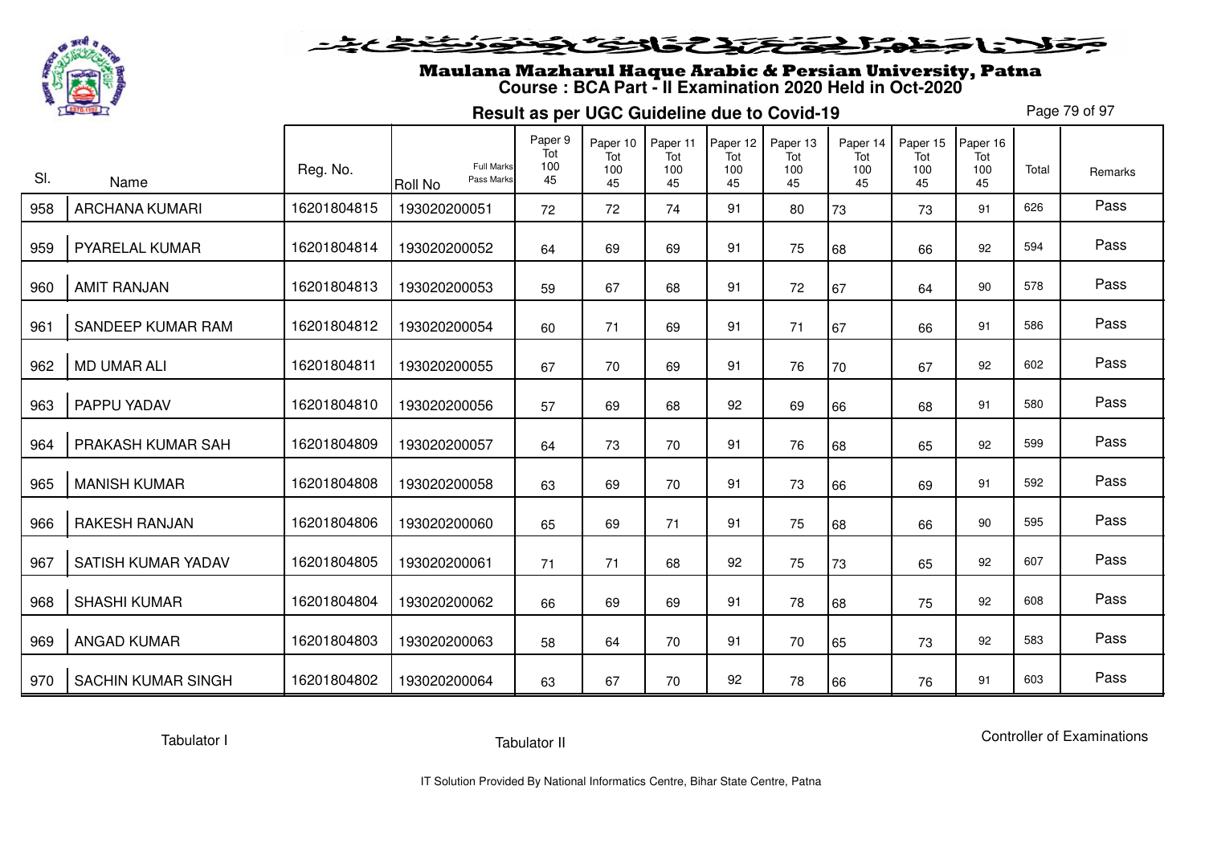# Maulana Mazharul Haque Arabic & Persian University, Patna

## Course : BCA Part - II Examination 2020 Held in Oct-2020

### Result as per UGC Guideline due to Covid-19

| Sl. | Name | Reg. No. | Roll No (Full Marks / Pass Marks) | Paper 9 Tot 100 45 | Paper 10 Tot 100 45 | Paper 11 Tot 100 45 | Paper 12 Tot 100 45 | Paper 13 Tot 100 45 | Paper 14 Tot 100 45 | Paper 15 Tot 100 45 | Paper 16 Tot 100 45 | Total | Remarks |
|---|---|---|---|---|---|---|---|---|---|---|---|---|---|
| 958 | ARCHANA KUMARI | 16201804815 | 193020200051 | 72 | 72 | 74 | 91 | 80 | 73 | 73 | 91 | 626 | Pass |
| 959 | PYARELAL KUMAR | 16201804814 | 193020200052 | 64 | 69 | 69 | 91 | 75 | 68 | 66 | 92 | 594 | Pass |
| 960 | AMIT RANJAN | 16201804813 | 193020200053 | 59 | 67 | 68 | 91 | 72 | 67 | 64 | 90 | 578 | Pass |
| 961 | SANDEEP KUMAR RAM | 16201804812 | 193020200054 | 60 | 71 | 69 | 91 | 71 | 67 | 66 | 91 | 586 | Pass |
| 962 | MD UMAR ALI | 16201804811 | 193020200055 | 67 | 70 | 69 | 91 | 76 | 70 | 67 | 92 | 602 | Pass |
| 963 | PAPPU YADAV | 16201804810 | 193020200056 | 57 | 69 | 68 | 92 | 69 | 66 | 68 | 91 | 580 | Pass |
| 964 | PRAKASH KUMAR SAH | 16201804809 | 193020200057 | 64 | 73 | 70 | 91 | 76 | 68 | 65 | 92 | 599 | Pass |
| 965 | MANISH KUMAR | 16201804808 | 193020200058 | 63 | 69 | 70 | 91 | 73 | 66 | 69 | 91 | 592 | Pass |
| 966 | RAKESH RANJAN | 16201804806 | 193020200060 | 65 | 69 | 71 | 91 | 75 | 68 | 66 | 90 | 595 | Pass |
| 967 | SATISH KUMAR YADAV | 16201804805 | 193020200061 | 71 | 71 | 68 | 92 | 75 | 73 | 65 | 92 | 607 | Pass |
| 968 | SHASHI KUMAR | 16201804804 | 193020200062 | 66 | 69 | 69 | 91 | 78 | 68 | 75 | 92 | 608 | Pass |
| 969 | ANGAD KUMAR | 16201804803 | 193020200063 | 58 | 64 | 70 | 91 | 70 | 65 | 73 | 92 | 583 | Pass |
| 970 | SACHIN KUMAR SINGH | 16201804802 | 193020200064 | 63 | 67 | 70 | 92 | 78 | 66 | 76 | 91 | 603 | Pass |

Tabulator I &nbsp;&nbsp;&nbsp;&nbsp; Tabulator II &nbsp;&nbsp;&nbsp;&nbsp; Controller of Examinations

IT Solution Provided By National Informatics Centre, Bihar State Centre, Patna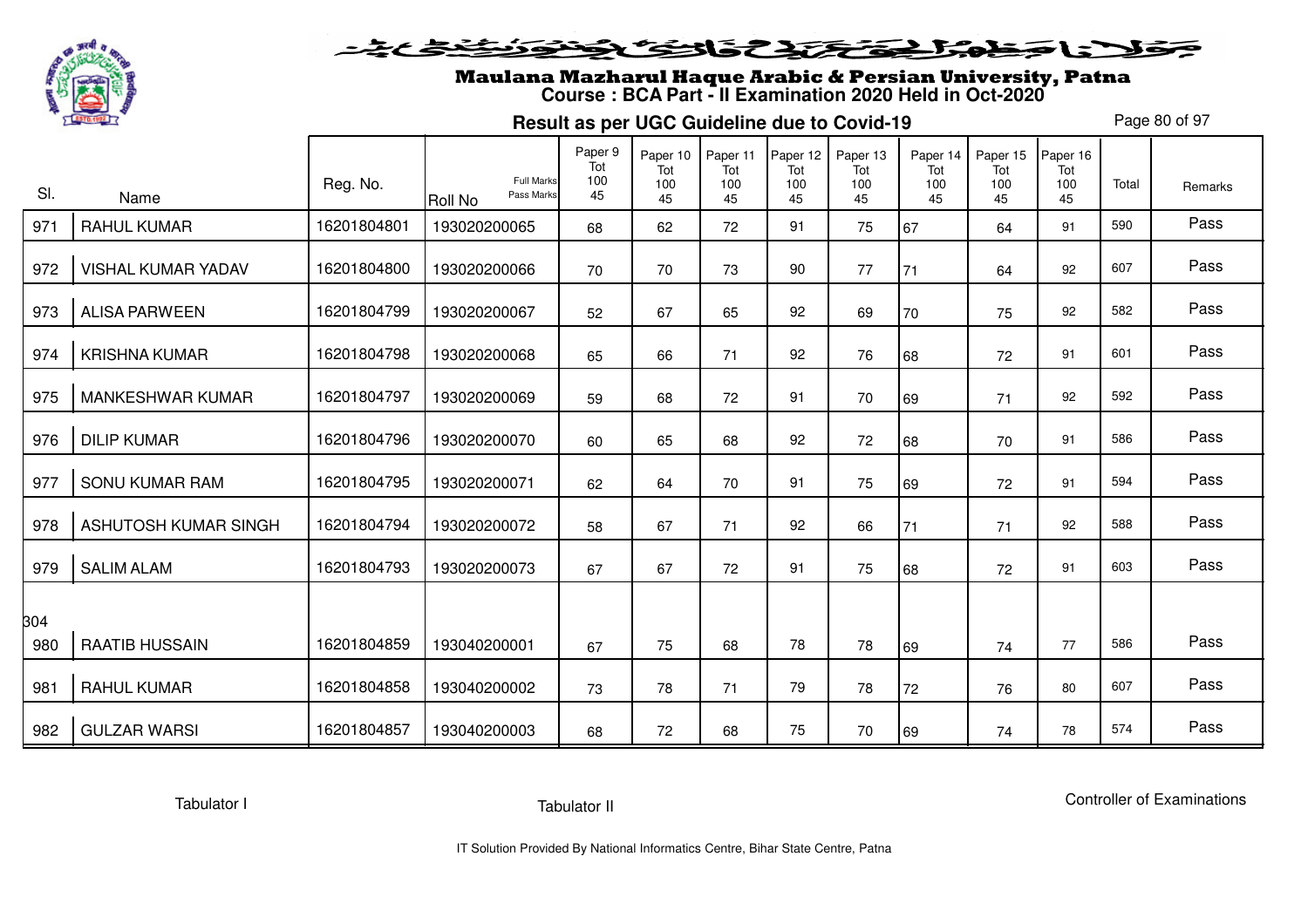# Maulana Mazharul Haque Arabic & Persian University, Patna

**Course : BCA Part - II Examination 2020 Held in Oct-2020**

**Result as per UGC Guideline due to Covid-19**

| Sl. | Name | Reg. No. | Roll No (Full Marks / Pass Marks) | Paper 9 Tot 100 45 | Paper 10 Tot 100 45 | Paper 11 Tot 100 45 | Paper 12 Tot 100 45 | Paper 13 Tot 100 45 | Paper 14 Tot 100 45 | Paper 15 Tot 100 45 | Paper 16 Tot 100 45 | Total | Remarks |
|---|---|---|---|---|---|---|---|---|---|---|---|---|---|
| 971 | RAHUL KUMAR | 16201804801 | 193020200065 | 68 | 62 | 72 | 91 | 75 | 67 | 64 | 91 | 590 | Pass |
| 972 | VISHAL KUMAR YADAV | 16201804800 | 193020200066 | 70 | 70 | 73 | 90 | 77 | 71 | 64 | 92 | 607 | Pass |
| 973 | ALISA PARWEEN | 16201804799 | 193020200067 | 52 | 67 | 65 | 92 | 69 | 70 | 75 | 92 | 582 | Pass |
| 974 | KRISHNA KUMAR | 16201804798 | 193020200068 | 65 | 66 | 71 | 92 | 76 | 68 | 72 | 91 | 601 | Pass |
| 975 | MANKESHWAR KUMAR | 16201804797 | 193020200069 | 59 | 68 | 72 | 91 | 70 | 69 | 71 | 92 | 592 | Pass |
| 976 | DILIP KUMAR | 16201804796 | 193020200070 | 60 | 65 | 68 | 92 | 72 | 68 | 70 | 91 | 586 | Pass |
| 977 | SONU KUMAR RAM | 16201804795 | 193020200071 | 62 | 64 | 70 | 91 | 75 | 69 | 72 | 91 | 594 | Pass |
| 978 | ASHUTOSH KUMAR SINGH | 16201804794 | 193020200072 | 58 | 67 | 71 | 92 | 66 | 71 | 71 | 92 | 588 | Pass |
| 979 | SALIM ALAM | 16201804793 | 193020200073 | 67 | 67 | 72 | 91 | 75 | 68 | 72 | 91 | 603 | Pass |
| 304 | | | | | | | | | | | | | |
| 980 | RAATIB HUSSAIN | 16201804859 | 193040200001 | 67 | 75 | 68 | 78 | 78 | 69 | 74 | 77 | 586 | Pass |
| 981 | RAHUL KUMAR | 16201804858 | 193040200002 | 73 | 78 | 71 | 79 | 78 | 72 | 76 | 80 | 607 | Pass |
| 982 | GULZAR WARSI | 16201804857 | 193040200003 | 68 | 72 | 68 | 75 | 70 | 69 | 74 | 78 | 574 | Pass |

Tabulator I　　　　Tabulator II　　　　Controller of Examinations

IT Solution Provided By National Informatics Centre, Bihar State Centre, Patna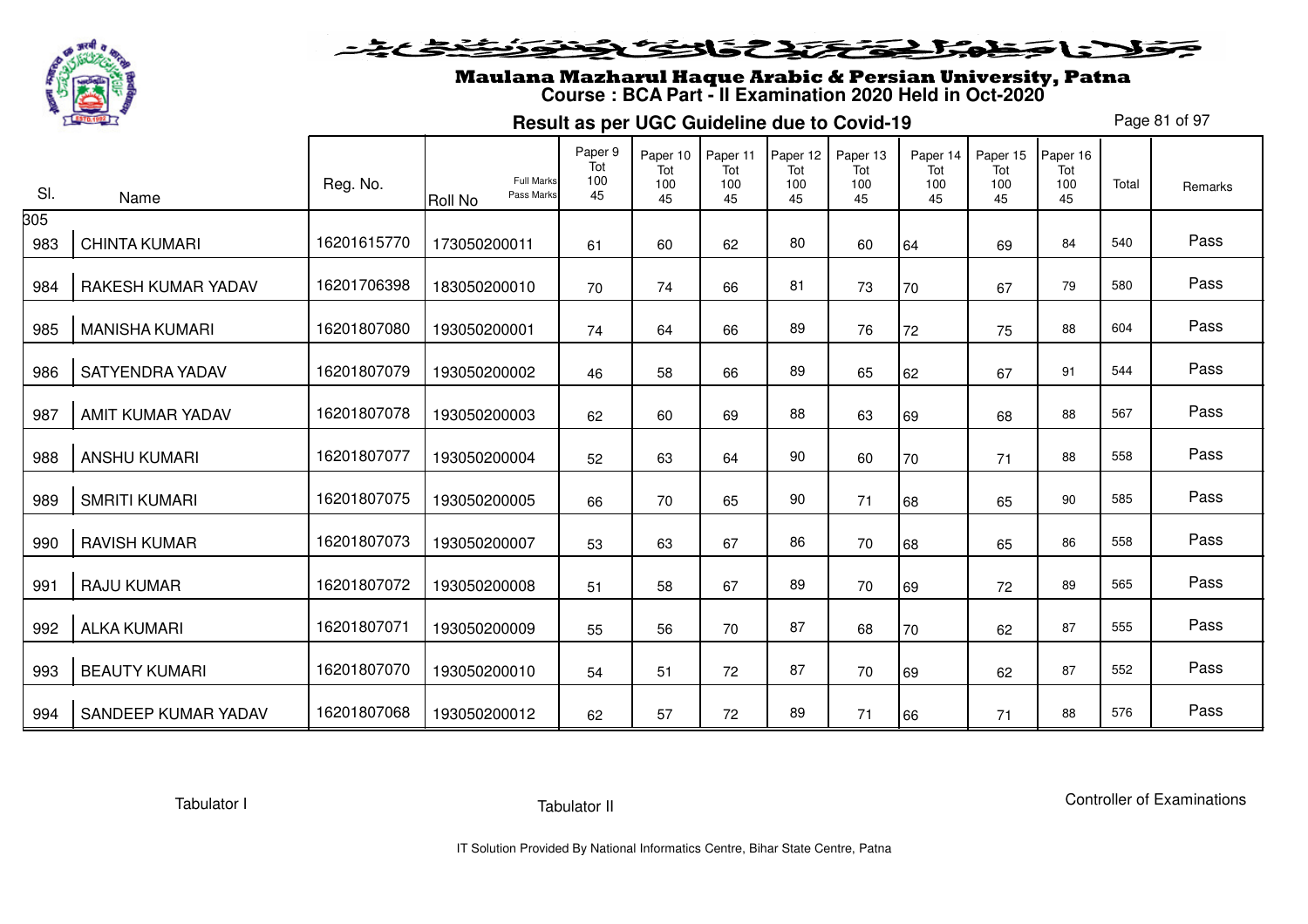# Maulana Mazharul Haque Arabic & Persian University, Patna

## Course : BCA Part - II Examination 2020 Held in Oct-2020

### Result as per UGC Guideline due to Covid-19

| Sl. | Name | Reg. No. | Roll No (Full Marks / Pass Marks) | Paper 9 Tot 100 45 | Paper 10 Tot 100 45 | Paper 11 Tot 100 45 | Paper 12 Tot 100 45 | Paper 13 Tot 100 45 | Paper 14 Tot 100 45 | Paper 15 Tot 100 45 | Paper 16 Tot 100 45 | Total | Remarks |
|---|---|---|---|---|---|---|---|---|---|---|---|---|---|
| 305 | | | | | | | | | | | | | |
| 983 | CHINTA KUMARI | 16201615770 | 173050200011 | 61 | 60 | 62 | 80 | 60 | 64 | 69 | 84 | 540 | Pass |
| 984 | RAKESH KUMAR YADAV | 16201706398 | 183050200010 | 70 | 74 | 66 | 81 | 73 | 70 | 67 | 79 | 580 | Pass |
| 985 | MANISHA KUMARI | 16201807080 | 193050200001 | 74 | 64 | 66 | 89 | 76 | 72 | 75 | 88 | 604 | Pass |
| 986 | SATYENDRA YADAV | 16201807079 | 193050200002 | 46 | 58 | 66 | 89 | 65 | 62 | 67 | 91 | 544 | Pass |
| 987 | AMIT KUMAR YADAV | 16201807078 | 193050200003 | 62 | 60 | 69 | 88 | 63 | 69 | 68 | 88 | 567 | Pass |
| 988 | ANSHU KUMARI | 16201807077 | 193050200004 | 52 | 63 | 64 | 90 | 60 | 70 | 71 | 88 | 558 | Pass |
| 989 | SMRITI KUMARI | 16201807075 | 193050200005 | 66 | 70 | 65 | 90 | 71 | 68 | 65 | 90 | 585 | Pass |
| 990 | RAVISH KUMAR | 16201807073 | 193050200007 | 53 | 63 | 67 | 86 | 70 | 68 | 65 | 86 | 558 | Pass |
| 991 | RAJU KUMAR | 16201807072 | 193050200008 | 51 | 58 | 67 | 89 | 70 | 69 | 72 | 89 | 565 | Pass |
| 992 | ALKA KUMARI | 16201807071 | 193050200009 | 55 | 56 | 70 | 87 | 68 | 70 | 62 | 87 | 555 | Pass |
| 993 | BEAUTY KUMARI | 16201807070 | 193050200010 | 54 | 51 | 72 | 87 | 70 | 69 | 62 | 87 | 552 | Pass |
| 994 | SANDEEP KUMAR YADAV | 16201807068 | 193050200012 | 62 | 57 | 72 | 89 | 71 | 66 | 71 | 88 | 576 | Pass |

Tabulator I | Tabulator II | Controller of Examinations

IT Solution Provided By National Informatics Centre, Bihar State Centre, Patna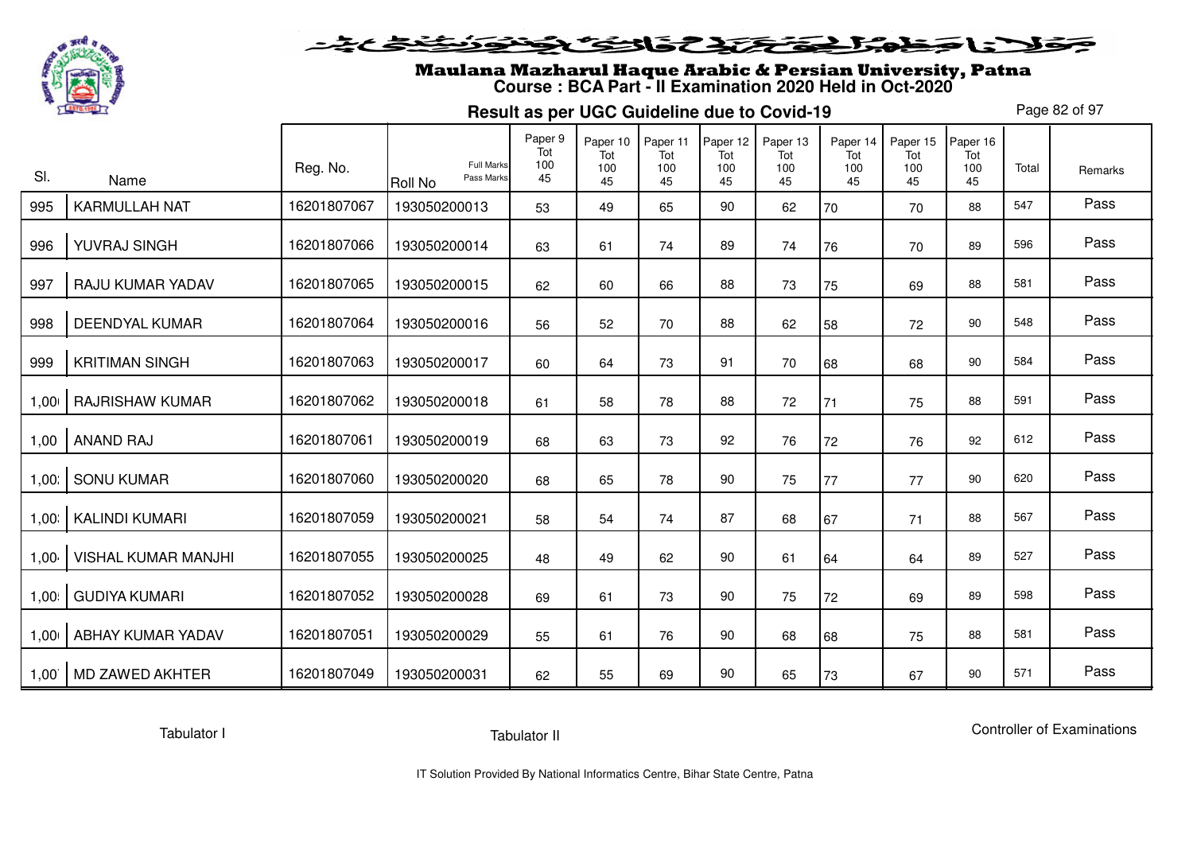# Maulana Mazharul Haque Arabic & Persian University, Patna

## Course : BCA Part - II Examination 2020 Held in Oct-2020

### Result as per UGC Guideline due to Covid-19

| Sl. | Name | Reg. No. | Roll No (Full Marks / Pass Marks) | Paper 9 Tot 100 45 | Paper 10 Tot 100 45 | Paper 11 Tot 100 45 | Paper 12 Tot 100 45 | Paper 13 Tot 100 45 | Paper 14 Tot 100 45 | Paper 15 Tot 100 45 | Paper 16 Tot 100 45 | Total | Remarks |
|---|---|---|---|---|---|---|---|---|---|---|---|---|---|
| 995 | KARMULLAH NAT | 16201807067 | 193050200013 | 53 | 49 | 65 | 90 | 62 | 70 | 70 | 88 | 547 | Pass |
| 996 | YUVRAJ SINGH | 16201807066 | 193050200014 | 63 | 61 | 74 | 89 | 74 | 76 | 70 | 89 | 596 | Pass |
| 997 | RAJU KUMAR YADAV | 16201807065 | 193050200015 | 62 | 60 | 66 | 88 | 73 | 75 | 69 | 88 | 581 | Pass |
| 998 | DEENDYAL KUMAR | 16201807064 | 193050200016 | 56 | 52 | 70 | 88 | 62 | 58 | 72 | 90 | 548 | Pass |
| 999 | KRITIMAN SINGH | 16201807063 | 193050200017 | 60 | 64 | 73 | 91 | 70 | 68 | 68 | 90 | 584 | Pass |
| 1,00 | RAJRISHAW KUMAR | 16201807062 | 193050200018 | 61 | 58 | 78 | 88 | 72 | 71 | 75 | 88 | 591 | Pass |
| 1,00 | ANAND RAJ | 16201807061 | 193050200019 | 68 | 63 | 73 | 92 | 76 | 72 | 76 | 92 | 612 | Pass |
| 1,00 | SONU KUMAR | 16201807060 | 193050200020 | 68 | 65 | 78 | 90 | 75 | 77 | 77 | 90 | 620 | Pass |
| 1,00 | KALINDI KUMARI | 16201807059 | 193050200021 | 58 | 54 | 74 | 87 | 68 | 67 | 71 | 88 | 567 | Pass |
| 1,00 | VISHAL KUMAR MANJHI | 16201807055 | 193050200025 | 48 | 49 | 62 | 90 | 61 | 64 | 64 | 89 | 527 | Pass |
| 1,00 | GUDIYA KUMARI | 16201807052 | 193050200028 | 69 | 61 | 73 | 90 | 75 | 72 | 69 | 89 | 598 | Pass |
| 1,00 | ABHAY KUMAR YADAV | 16201807051 | 193050200029 | 55 | 61 | 76 | 90 | 68 | 68 | 75 | 88 | 581 | Pass |
| 1,00 | MD ZAWED AKHTER | 16201807049 | 193050200031 | 62 | 55 | 69 | 90 | 65 | 73 | 67 | 90 | 571 | Pass |

Tabulator I

Tabulator II

Controller of Examinations

IT Solution Provided By National Informatics Centre, Bihar State Centre, Patna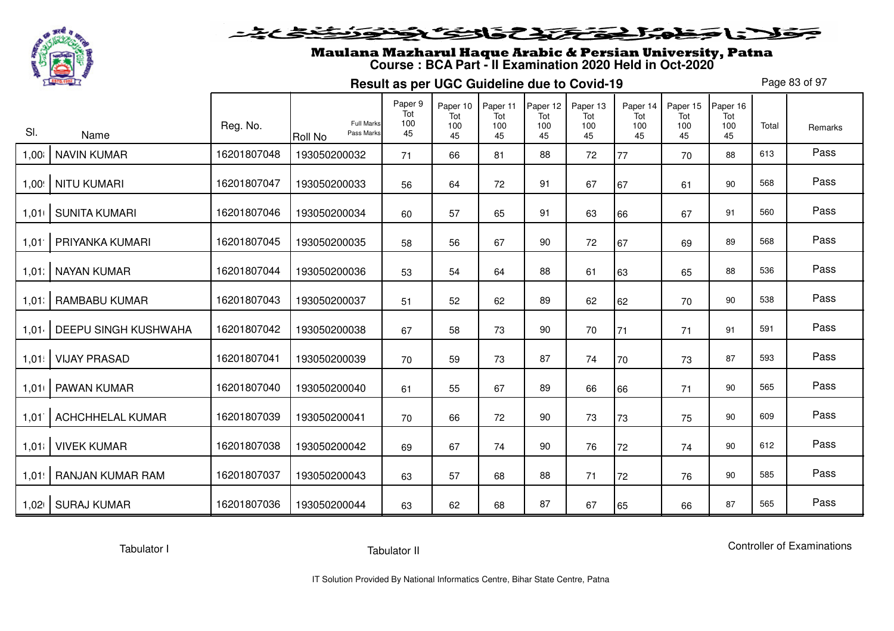# Maulana Mazharul Haque Arabic & Persian University, Patna

## Course : BCA Part - II Examination 2020 Held in Oct-2020

### Result as per UGC Guideline due to Covid-19

| Sl. | Name | Reg. No. | Roll No (Full Marks / Pass Marks) | Paper 9 Tot 100 45 | Paper 10 Tot 100 45 | Paper 11 Tot 100 45 | Paper 12 Tot 100 45 | Paper 13 Tot 100 45 | Paper 14 Tot 100 45 | Paper 15 Tot 100 45 | Paper 16 Tot 100 45 | Total | Remarks |
|---|---|---|---|---|---|---|---|---|---|---|---|---|---|
| 1,00 | NAVIN KUMAR | 16201807048 | 193050200032 | 71 | 66 | 81 | 88 | 72 | 77 | 70 | 88 | 613 | Pass |
| 1,00 | NITU KUMARI | 16201807047 | 193050200033 | 56 | 64 | 72 | 91 | 67 | 67 | 61 | 90 | 568 | Pass |
| 1,01 | SUNITA KUMARI | 16201807046 | 193050200034 | 60 | 57 | 65 | 91 | 63 | 66 | 67 | 91 | 560 | Pass |
| 1,01 | PRIYANKA KUMARI | 16201807045 | 193050200035 | 58 | 56 | 67 | 90 | 72 | 67 | 69 | 89 | 568 | Pass |
| 1,01 | NAYAN KUMAR | 16201807044 | 193050200036 | 53 | 54 | 64 | 88 | 61 | 63 | 65 | 88 | 536 | Pass |
| 1,01 | RAMBABU KUMAR | 16201807043 | 193050200037 | 51 | 52 | 62 | 89 | 62 | 62 | 70 | 90 | 538 | Pass |
| 1,01 | DEEPU SINGH KUSHWAHA | 16201807042 | 193050200038 | 67 | 58 | 73 | 90 | 70 | 71 | 71 | 91 | 591 | Pass |
| 1,01 | VIJAY PRASAD | 16201807041 | 193050200039 | 70 | 59 | 73 | 87 | 74 | 70 | 73 | 87 | 593 | Pass |
| 1,01 | PAWAN KUMAR | 16201807040 | 193050200040 | 61 | 55 | 67 | 89 | 66 | 66 | 71 | 90 | 565 | Pass |
| 1,01 | ACHCHHELAL KUMAR | 16201807039 | 193050200041 | 70 | 66 | 72 | 90 | 73 | 73 | 75 | 90 | 609 | Pass |
| 1,01 | VIVEK KUMAR | 16201807038 | 193050200042 | 69 | 67 | 74 | 90 | 76 | 72 | 74 | 90 | 612 | Pass |
| 1,01 | RANJAN KUMAR RAM | 16201807037 | 193050200043 | 63 | 57 | 68 | 88 | 71 | 72 | 76 | 90 | 585 | Pass |
| 1,02 | SURAJ KUMAR | 16201807036 | 193050200044 | 63 | 62 | 68 | 87 | 67 | 65 | 66 | 87 | 565 | Pass |

Tabulator I          Tabulator II          Controller of Examinations

IT Solution Provided By National Informatics Centre, Bihar State Centre, Patna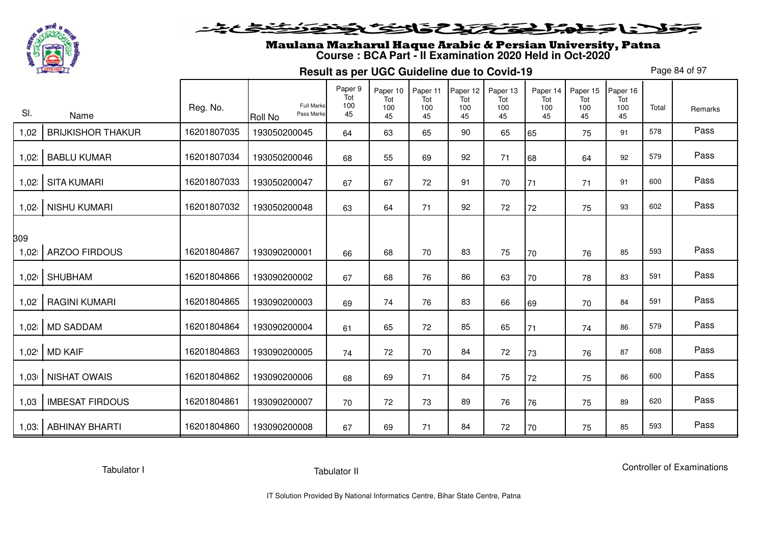# Maulana Mazharul Haque Arabic & Persian University, Patna

## Course : BCA Part - II Examination 2020 Held in Oct-2020

### Result as per UGC Guideline due to Covid-19

| Sl. | Name | Reg. No. | Roll No (Full Marks / Pass Marks) | Paper 9 Tot 100 45 | Paper 10 Tot 100 45 | Paper 11 Tot 100 45 | Paper 12 Tot 100 45 | Paper 13 Tot 100 45 | Paper 14 Tot 100 45 | Paper 15 Tot 100 45 | Paper 16 Tot 100 45 | Total | Remarks |
|---|---|---|---|---|---|---|---|---|---|---|---|---|---|
| 1,02 | BRIJKISHOR THAKUR | 16201807035 | 193050200045 | 64 | 63 | 65 | 90 | 65 | 65 | 75 | 91 | 578 | Pass |
| 1,02 | BABLU KUMAR | 16201807034 | 193050200046 | 68 | 55 | 69 | 92 | 71 | 68 | 64 | 92 | 579 | Pass |
| 1,02 | SITA KUMARI | 16201807033 | 193050200047 | 67 | 67 | 72 | 91 | 70 | 71 | 71 | 91 | 600 | Pass |
| 1,02 | NISHU KUMARI | 16201807032 | 193050200048 | 63 | 64 | 71 | 92 | 72 | 72 | 75 | 93 | 602 | Pass |
| 309 | | | | | | | | | | | | | |
| 1,02 | ARZOO FIRDOUS | 16201804867 | 193090200001 | 66 | 68 | 70 | 83 | 75 | 70 | 76 | 85 | 593 | Pass |
| 1,02 | SHUBHAM | 16201804866 | 193090200002 | 67 | 68 | 76 | 86 | 63 | 70 | 78 | 83 | 591 | Pass |
| 1,02 | RAGINI KUMARI | 16201804865 | 193090200003 | 69 | 74 | 76 | 83 | 66 | 69 | 70 | 84 | 591 | Pass |
| 1,02 | MD SADDAM | 16201804864 | 193090200004 | 61 | 65 | 72 | 85 | 65 | 71 | 74 | 86 | 579 | Pass |
| 1,02 | MD KAIF | 16201804863 | 193090200005 | 74 | 72 | 70 | 84 | 72 | 73 | 76 | 87 | 608 | Pass |
| 1,03 | NISHAT OWAIS | 16201804862 | 193090200006 | 68 | 69 | 71 | 84 | 75 | 72 | 75 | 86 | 600 | Pass |
| 1,03 | IMBESAT FIRDOUS | 16201804861 | 193090200007 | 70 | 72 | 73 | 89 | 76 | 76 | 75 | 89 | 620 | Pass |
| 1,03 | ABHINAY BHARTI | 16201804860 | 193090200008 | 67 | 69 | 71 | 84 | 72 | 70 | 75 | 85 | 593 | Pass |

Tabulator I

Tabulator II

Controller of Examinations

IT Solution Provided By National Informatics Centre, Bihar State Centre, Patna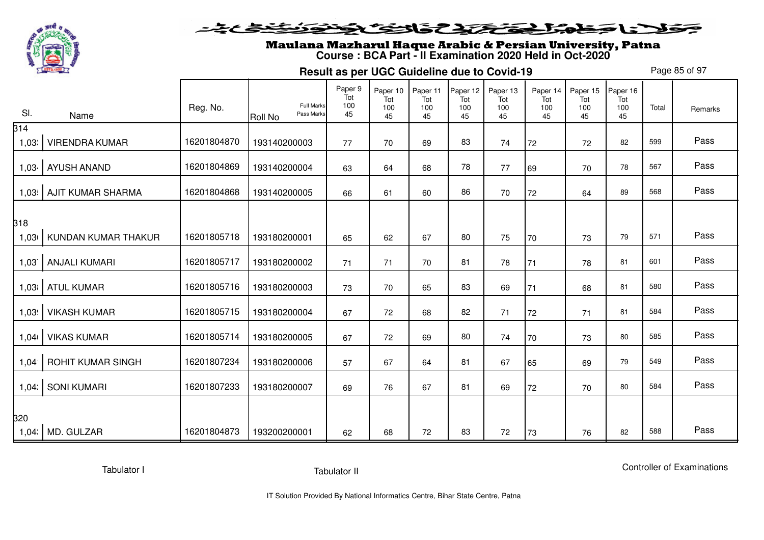# Maulana Mazharul Haque Arabic & Persian University, Patna

## Course : BCA Part - II Examination 2020 Held in Oct-2020

### Result as per UGC Guideline due to Covid-19

| Sl. | Name | Reg. No. | Roll No (Full Marks / Pass Marks) | Paper 9 Tot 100 45 | Paper 10 Tot 100 45 | Paper 11 Tot 100 45 | Paper 12 Tot 100 45 | Paper 13 Tot 100 45 | Paper 14 Tot 100 45 | Paper 15 Tot 100 45 | Paper 16 Tot 100 45 | Total | Remarks |
|---|---|---|---|---|---|---|---|---|---|---|---|---|---|
| 314 | | | | | | | | | | | | | |
| 1,03: | VIRENDRA KUMAR | 16201804870 | 193140200003 | 77 | 70 | 69 | 83 | 74 | 72 | 72 | 82 | 599 | Pass |
| 1,03 | AYUSH ANAND | 16201804869 | 193140200004 | 63 | 64 | 68 | 78 | 77 | 69 | 70 | 78 | 567 | Pass |
| 1,03 | AJIT KUMAR SHARMA | 16201804868 | 193140200005 | 66 | 61 | 60 | 86 | 70 | 72 | 64 | 89 | 568 | Pass |
| 318 | | | | | | | | | | | | | |
| 1,03 | KUNDAN KUMAR THAKUR | 16201805718 | 193180200001 | 65 | 62 | 67 | 80 | 75 | 70 | 73 | 79 | 571 | Pass |
| 1,03 | ANJALI KUMARI | 16201805717 | 193180200002 | 71 | 71 | 70 | 81 | 78 | 71 | 78 | 81 | 601 | Pass |
| 1,03 | ATUL KUMAR | 16201805716 | 193180200003 | 73 | 70 | 65 | 83 | 69 | 71 | 68 | 81 | 580 | Pass |
| 1,03 | VIKASH KUMAR | 16201805715 | 193180200004 | 67 | 72 | 68 | 82 | 71 | 72 | 71 | 81 | 584 | Pass |
| 1,04 | VIKAS KUMAR | 16201805714 | 193180200005 | 67 | 72 | 69 | 80 | 74 | 70 | 73 | 80 | 585 | Pass |
| 1,04 | ROHIT KUMAR SINGH | 16201807234 | 193180200006 | 57 | 67 | 64 | 81 | 67 | 65 | 69 | 79 | 549 | Pass |
| 1,04 | SONI KUMARI | 16201807233 | 193180200007 | 69 | 76 | 67 | 81 | 69 | 72 | 70 | 80 | 584 | Pass |
| 320 | | | | | | | | | | | | | |
| 1,04 | MD. GULZAR | 16201804873 | 193200200001 | 62 | 68 | 72 | 83 | 72 | 73 | 76 | 82 | 588 | Pass |

Tabulator I    Tabulator II    Controller of Examinations

IT Solution Provided By National Informatics Centre, Bihar State Centre, Patna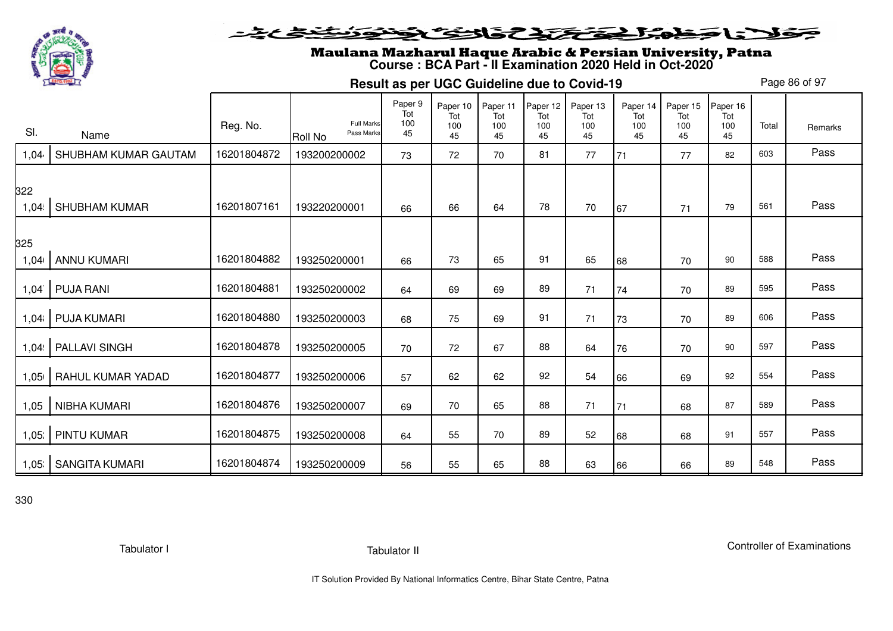# Maulana Mazharul Haque Arabic & Persian University, Patna

## Course : BCA Part - II Examination 2020 Held in Oct-2020

### Result as per UGC Guideline due to Covid-19

| Sl. | Name | Reg. No. | Roll No (Full Marks / Pass Marks) | Paper 9 Tot 100 45 | Paper 10 Tot 100 45 | Paper 11 Tot 100 45 | Paper 12 Tot 100 45 | Paper 13 Tot 100 45 | Paper 14 Tot 100 45 | Paper 15 Tot 100 45 | Paper 16 Tot 100 45 | Total | Remarks |
|---|---|---|---|---|---|---|---|---|---|---|---|---|---|
| 1,04 | SHUBHAM KUMAR GAUTAM | 16201804872 | 193200200002 | 73 | 72 | 70 | 81 | 77 | 71 | 77 | 82 | 603 | Pass |
| 322 | | | | | | | | | | | | | |
| 1,04 | SHUBHAM KUMAR | 16201807161 | 193220200001 | 66 | 66 | 64 | 78 | 70 | 67 | 71 | 79 | 561 | Pass |
| 325 | | | | | | | | | | | | | |
| 1,04 | ANNU KUMARI | 16201804882 | 193250200001 | 66 | 73 | 65 | 91 | 65 | 68 | 70 | 90 | 588 | Pass |
| 1,04 | PUJA RANI | 16201804881 | 193250200002 | 64 | 69 | 69 | 89 | 71 | 74 | 70 | 89 | 595 | Pass |
| 1,04 | PUJA KUMARI | 16201804880 | 193250200003 | 68 | 75 | 69 | 91 | 71 | 73 | 70 | 89 | 606 | Pass |
| 1,04 | PALLAVI SINGH | 16201804878 | 193250200005 | 70 | 72 | 67 | 88 | 64 | 76 | 70 | 90 | 597 | Pass |
| 1,05 | RAHUL KUMAR YADAD | 16201804877 | 193250200006 | 57 | 62 | 62 | 92 | 54 | 66 | 69 | 92 | 554 | Pass |
| 1,05 | NIBHA KUMARI | 16201804876 | 193250200007 | 69 | 70 | 65 | 88 | 71 | 71 | 68 | 87 | 589 | Pass |
| 1,05 | PINTU KUMAR | 16201804875 | 193250200008 | 64 | 55 | 70 | 89 | 52 | 68 | 68 | 91 | 557 | Pass |
| 1,05 | SANGITA KUMARI | 16201804874 | 193250200009 | 56 | 55 | 65 | 88 | 63 | 66 | 66 | 89 | 548 | Pass |

330

Tabulator I | Tabulator II | Controller of Examinations

IT Solution Provided By National Informatics Centre, Bihar State Centre, Patna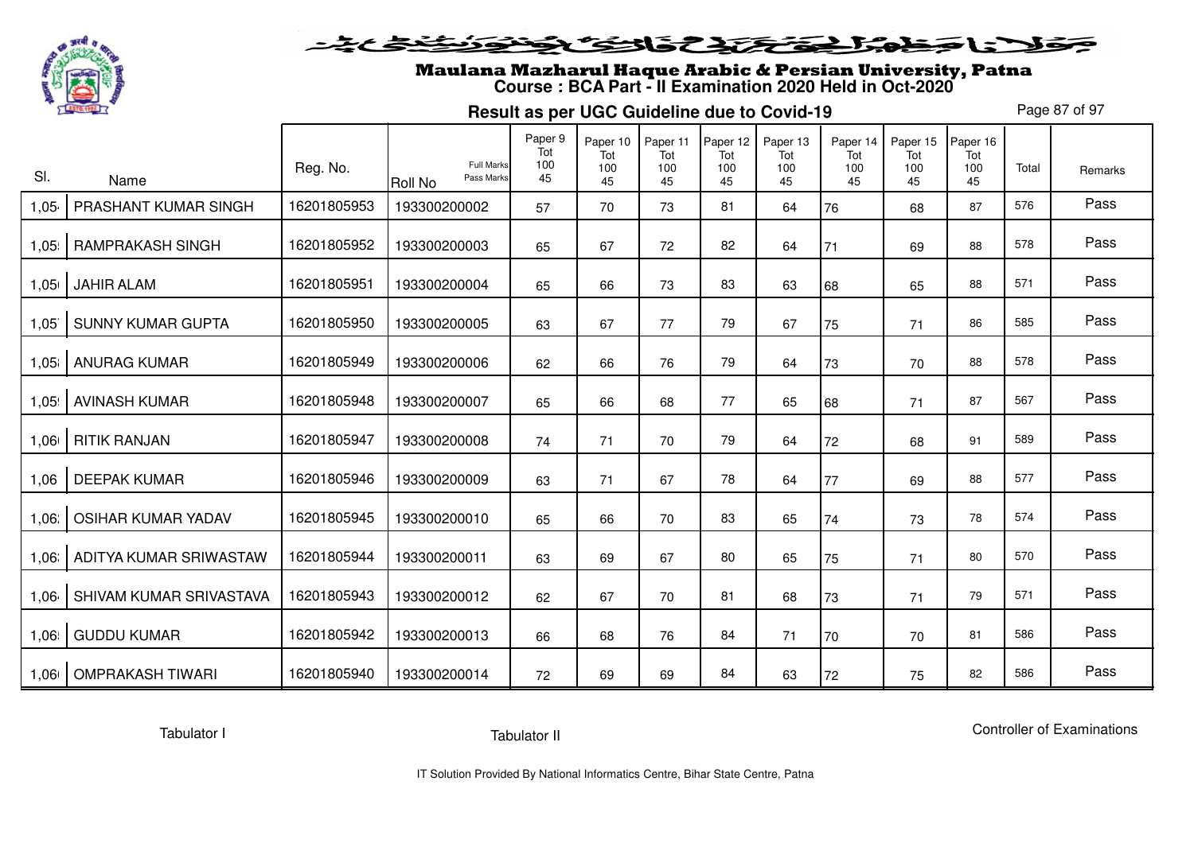# Maulana Mazharul Haque Arabic & Persian University, Patna

## Course : BCA Part - II Examination 2020 Held in Oct-2020

### Result as per UGC Guideline due to Covid-19

| Sl. | Name | Reg. No. | Roll No (Full Marks / Pass Marks) | Paper 9 Tot 100 45 | Paper 10 Tot 100 45 | Paper 11 Tot 100 45 | Paper 12 Tot 100 45 | Paper 13 Tot 100 45 | Paper 14 Tot 100 45 | Paper 15 Tot 100 45 | Paper 16 Tot 100 45 | Total | Remarks |
|---|---|---|---|---|---|---|---|---|---|---|---|---|---|
| 1,05 | PRASHANT KUMAR SINGH | 16201805953 | 193300200002 | 57 | 70 | 73 | 81 | 64 | 76 | 68 | 87 | 576 | Pass |
| 1,05 | RAMPRAKASH SINGH | 16201805952 | 193300200003 | 65 | 67 | 72 | 82 | 64 | 71 | 69 | 88 | 578 | Pass |
| 1,05 | JAHIR ALAM | 16201805951 | 193300200004 | 65 | 66 | 73 | 83 | 63 | 68 | 65 | 88 | 571 | Pass |
| 1,05 | SUNNY KUMAR GUPTA | 16201805950 | 193300200005 | 63 | 67 | 77 | 79 | 67 | 75 | 71 | 86 | 585 | Pass |
| 1,05 | ANURAG KUMAR | 16201805949 | 193300200006 | 62 | 66 | 76 | 79 | 64 | 73 | 70 | 88 | 578 | Pass |
| 1,05 | AVINASH KUMAR | 16201805948 | 193300200007 | 65 | 66 | 68 | 77 | 65 | 68 | 71 | 87 | 567 | Pass |
| 1,06 | RITIK RANJAN | 16201805947 | 193300200008 | 74 | 71 | 70 | 79 | 64 | 72 | 68 | 91 | 589 | Pass |
| 1,06 | DEEPAK KUMAR | 16201805946 | 193300200009 | 63 | 71 | 67 | 78 | 64 | 77 | 69 | 88 | 577 | Pass |
| 1,06 | OSIHAR KUMAR YADAV | 16201805945 | 193300200010 | 65 | 66 | 70 | 83 | 65 | 74 | 73 | 78 | 574 | Pass |
| 1,06 | ADITYA KUMAR SRIWASTAW | 16201805944 | 193300200011 | 63 | 69 | 67 | 80 | 65 | 75 | 71 | 80 | 570 | Pass |
| 1,06 | SHIVAM KUMAR SRIVASTAVA | 16201805943 | 193300200012 | 62 | 67 | 70 | 81 | 68 | 73 | 71 | 79 | 571 | Pass |
| 1,06 | GUDDU KUMAR | 16201805942 | 193300200013 | 66 | 68 | 76 | 84 | 71 | 70 | 70 | 81 | 586 | Pass |
| 1,06 | OMPRAKASH TIWARI | 16201805940 | 193300200014 | 72 | 69 | 69 | 84 | 63 | 72 | 75 | 82 | 586 | Pass |

Tabulator I

Tabulator II

Controller of Examinations

IT Solution Provided By National Informatics Centre, Bihar State Centre, Patna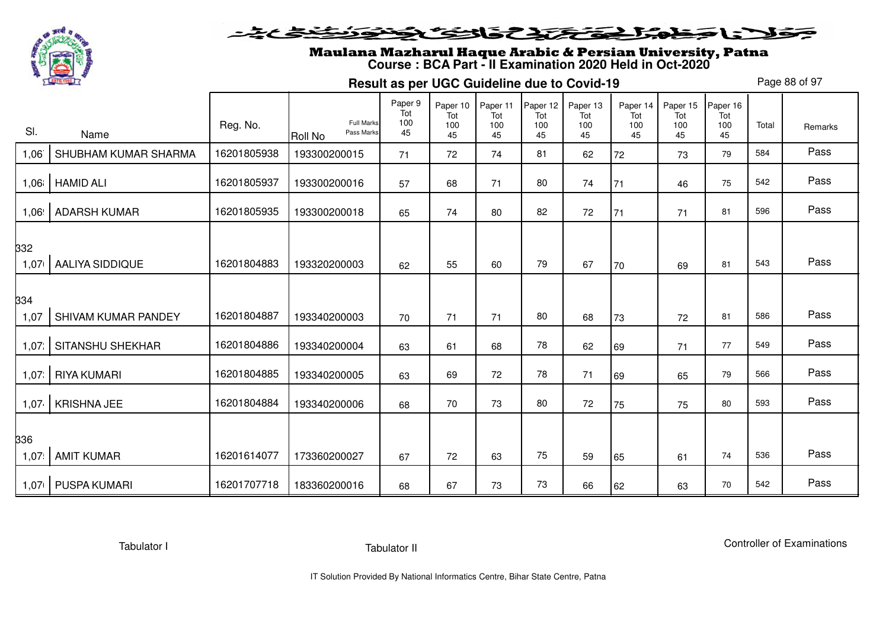# Maulana Mazharul Haque Arabic & Persian University, Patna

## Course : BCA Part - II Examination 2020 Held in Oct-2020

### Result as per UGC Guideline due to Covid-19

| Sl. | Name | Reg. No. | Roll No (Full Marks / Pass Marks) | Paper 9 Tot 100 45 | Paper 10 Tot 100 45 | Paper 11 Tot 100 45 | Paper 12 Tot 100 45 | Paper 13 Tot 100 45 | Paper 14 Tot 100 45 | Paper 15 Tot 100 45 | Paper 16 Tot 100 45 | Total | Remarks |
|---|---|---|---|---|---|---|---|---|---|---|---|---|---|
| 1,06 | SHUBHAM KUMAR SHARMA | 16201805938 | 193300200015 | 71 | 72 | 74 | 81 | 62 | 72 | 73 | 79 | 584 | Pass |
| 1,06 | HAMID ALI | 16201805937 | 193300200016 | 57 | 68 | 71 | 80 | 74 | 71 | 46 | 75 | 542 | Pass |
| 1,06 | ADARSH KUMAR | 16201805935 | 193300200018 | 65 | 74 | 80 | 82 | 72 | 71 | 71 | 81 | 596 | Pass |
| 332 | | | | | | | | | | | | | |
| 1,07 | AALIYA SIDDIQUE | 16201804883 | 193320200003 | 62 | 55 | 60 | 79 | 67 | 70 | 69 | 81 | 543 | Pass |
| 334 | | | | | | | | | | | | | |
| 1,07 | SHIVAM KUMAR PANDEY | 16201804887 | 193340200003 | 70 | 71 | 71 | 80 | 68 | 73 | 72 | 81 | 586 | Pass |
| 1,07 | SITANSHU SHEKHAR | 16201804886 | 193340200004 | 63 | 61 | 68 | 78 | 62 | 69 | 71 | 77 | 549 | Pass |
| 1,07 | RIYA KUMARI | 16201804885 | 193340200005 | 63 | 69 | 72 | 78 | 71 | 69 | 65 | 79 | 566 | Pass |
| 1,07 | KRISHNA JEE | 16201804884 | 193340200006 | 68 | 70 | 73 | 80 | 72 | 75 | 75 | 80 | 593 | Pass |
| 336 | | | | | | | | | | | | | |
| 1,07 | AMIT KUMAR | 16201614077 | 173360200027 | 67 | 72 | 63 | 75 | 59 | 65 | 61 | 74 | 536 | Pass |
| 1,07 | PUSPA KUMARI | 16201707718 | 183360200016 | 68 | 67 | 73 | 73 | 66 | 62 | 63 | 70 | 542 | Pass |

Tabulator I | Tabulator II | Controller of Examinations

IT Solution Provided By National Informatics Centre, Bihar State Centre, Patna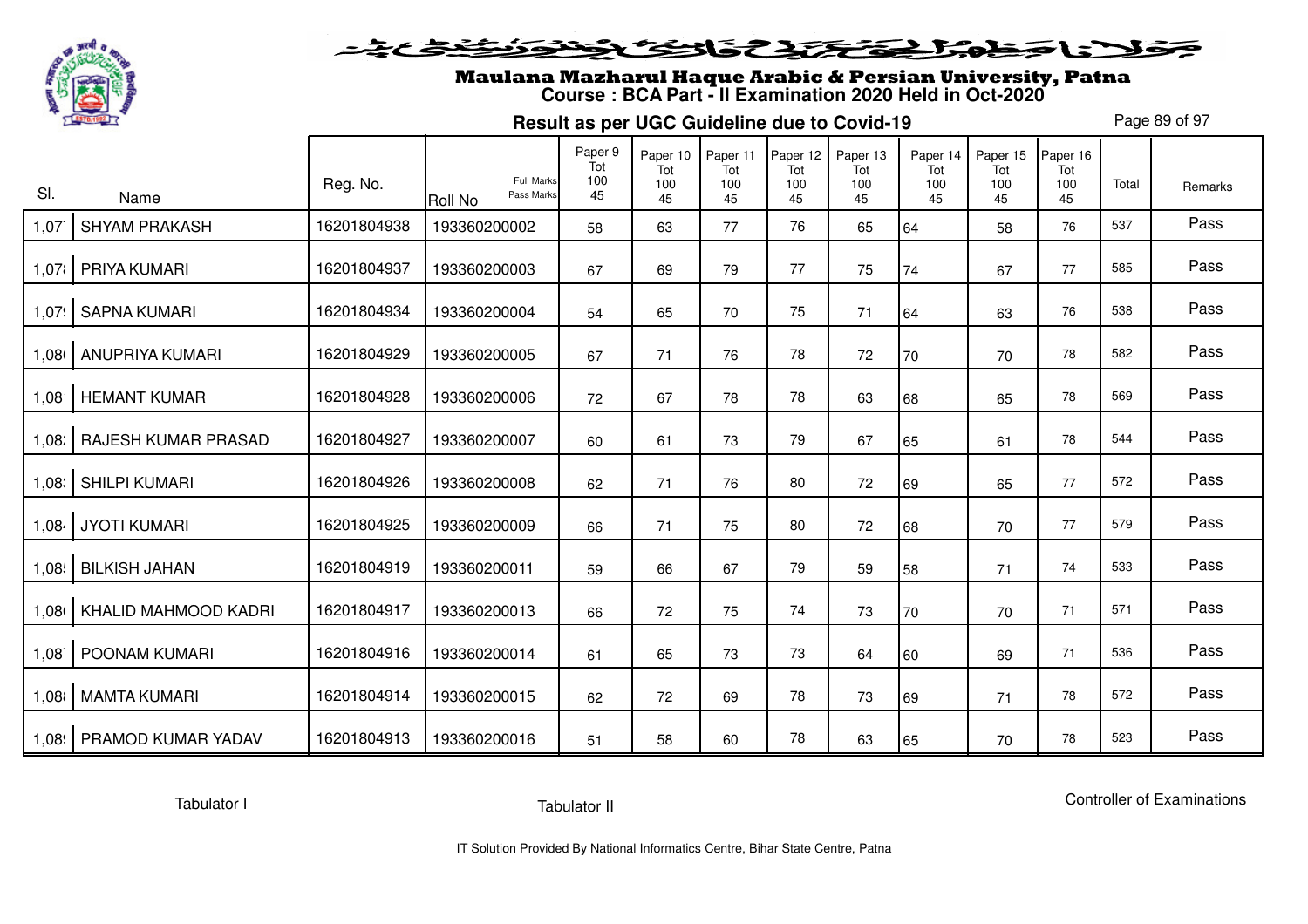# Maulana Mazharul Haque Arabic & Persian University, Patna

## Course : BCA Part - II Examination 2020 Held in Oct-2020

### Result as per UGC Guideline due to Covid-19

| Sl. | Name | Reg. No. | Roll No (Full Marks / Pass Marks) | Paper 9 Tot 100 45 | Paper 10 Tot 100 45 | Paper 11 Tot 100 45 | Paper 12 Tot 100 45 | Paper 13 Tot 100 45 | Paper 14 Tot 100 45 | Paper 15 Tot 100 45 | Paper 16 Tot 100 45 | Total | Remarks |
|---|---|---|---|---|---|---|---|---|---|---|---|---|---|
| 1,07 | SHYAM PRAKASH | 16201804938 | 193360200002 | 58 | 63 | 77 | 76 | 65 | 64 | 58 | 76 | 537 | Pass |
| 1,07 | PRIYA KUMARI | 16201804937 | 193360200003 | 67 | 69 | 79 | 77 | 75 | 74 | 67 | 77 | 585 | Pass |
| 1,07 | SAPNA KUMARI | 16201804934 | 193360200004 | 54 | 65 | 70 | 75 | 71 | 64 | 63 | 76 | 538 | Pass |
| 1,08 | ANUPRIYA KUMARI | 16201804929 | 193360200005 | 67 | 71 | 76 | 78 | 72 | 70 | 70 | 78 | 582 | Pass |
| 1,08 | HEMANT KUMAR | 16201804928 | 193360200006 | 72 | 67 | 78 | 78 | 63 | 68 | 65 | 78 | 569 | Pass |
| 1,08 | RAJESH KUMAR PRASAD | 16201804927 | 193360200007 | 60 | 61 | 73 | 79 | 67 | 65 | 61 | 78 | 544 | Pass |
| 1,08 | SHILPI KUMARI | 16201804926 | 193360200008 | 62 | 71 | 76 | 80 | 72 | 69 | 65 | 77 | 572 | Pass |
| 1,08 | JYOTI KUMARI | 16201804925 | 193360200009 | 66 | 71 | 75 | 80 | 72 | 68 | 70 | 77 | 579 | Pass |
| 1,08 | BILKISH JAHAN | 16201804919 | 193360200011 | 59 | 66 | 67 | 79 | 59 | 58 | 71 | 74 | 533 | Pass |
| 1,08 | KHALID MAHMOOD KADRI | 16201804917 | 193360200013 | 66 | 72 | 75 | 74 | 73 | 70 | 70 | 71 | 571 | Pass |
| 1,08 | POONAM KUMARI | 16201804916 | 193360200014 | 61 | 65 | 73 | 73 | 64 | 60 | 69 | 71 | 536 | Pass |
| 1,08 | MAMTA KUMARI | 16201804914 | 193360200015 | 62 | 72 | 69 | 78 | 73 | 69 | 71 | 78 | 572 | Pass |
| 1,08 | PRAMOD KUMAR YADAV | 16201804913 | 193360200016 | 51 | 58 | 60 | 78 | 63 | 65 | 70 | 78 | 523 | Pass |

Tabulator I

Tabulator II

Controller of Examinations

IT Solution Provided By National Informatics Centre, Bihar State Centre, Patna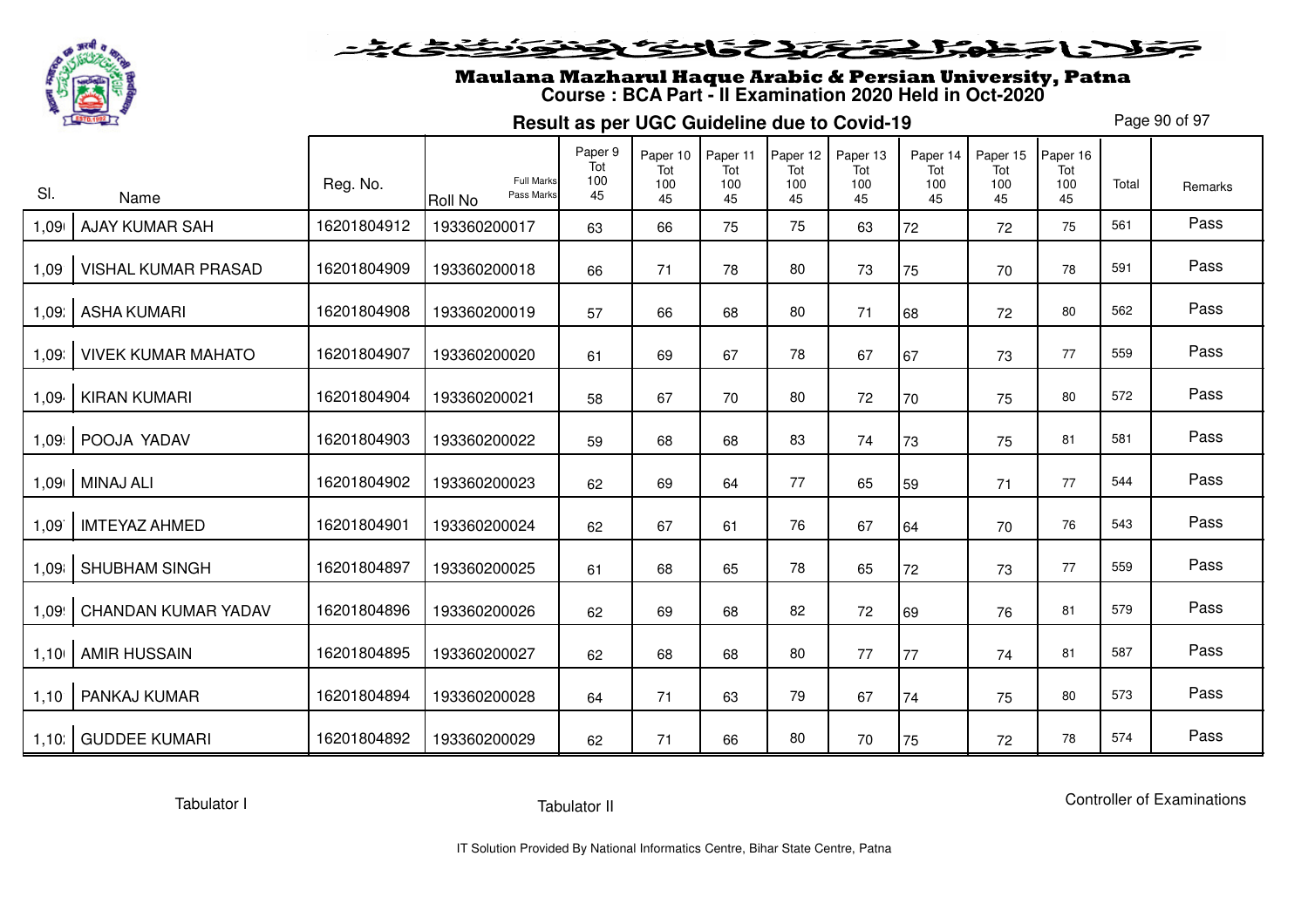# Maulana Mazharul Haque Arabic & Persian University, Patna

## Course : BCA Part - II Examination 2020 Held in Oct-2020

### Result as per UGC Guideline due to Covid-19

| Sl. | Name | Reg. No. | Roll No (Full Marks / Pass Marks) | Paper 9 Tot 100 45 | Paper 10 Tot 100 45 | Paper 11 Tot 100 45 | Paper 12 Tot 100 45 | Paper 13 Tot 100 45 | Paper 14 Tot 100 45 | Paper 15 Tot 100 45 | Paper 16 Tot 100 45 | Total | Remarks |
|---|---|---|---|---|---|---|---|---|---|---|---|---|---|
| 1,09 | AJAY KUMAR SAH | 16201804912 | 193360200017 | 63 | 66 | 75 | 75 | 63 | 72 | 72 | 75 | 561 | Pass |
| 1,09 | VISHAL KUMAR PRASAD | 16201804909 | 193360200018 | 66 | 71 | 78 | 80 | 73 | 75 | 70 | 78 | 591 | Pass |
| 1,09 | ASHA KUMARI | 16201804908 | 193360200019 | 57 | 66 | 68 | 80 | 71 | 68 | 72 | 80 | 562 | Pass |
| 1,09 | VIVEK KUMAR MAHATO | 16201804907 | 193360200020 | 61 | 69 | 67 | 78 | 67 | 67 | 73 | 77 | 559 | Pass |
| 1,09 | KIRAN KUMARI | 16201804904 | 193360200021 | 58 | 67 | 70 | 80 | 72 | 70 | 75 | 80 | 572 | Pass |
| 1,09 | POOJA YADAV | 16201804903 | 193360200022 | 59 | 68 | 68 | 83 | 74 | 73 | 75 | 81 | 581 | Pass |
| 1,09 | MINAJ ALI | 16201804902 | 193360200023 | 62 | 69 | 64 | 77 | 65 | 59 | 71 | 77 | 544 | Pass |
| 1,09 | IMTEYAZ AHMED | 16201804901 | 193360200024 | 62 | 67 | 61 | 76 | 67 | 64 | 70 | 76 | 543 | Pass |
| 1,09 | SHUBHAM SINGH | 16201804897 | 193360200025 | 61 | 68 | 65 | 78 | 65 | 72 | 73 | 77 | 559 | Pass |
| 1,09 | CHANDAN KUMAR YADAV | 16201804896 | 193360200026 | 62 | 69 | 68 | 82 | 72 | 69 | 76 | 81 | 579 | Pass |
| 1,10 | AMIR HUSSAIN | 16201804895 | 193360200027 | 62 | 68 | 68 | 80 | 77 | 77 | 74 | 81 | 587 | Pass |
| 1,10 | PANKAJ KUMAR | 16201804894 | 193360200028 | 64 | 71 | 63 | 79 | 67 | 74 | 75 | 80 | 573 | Pass |
| 1,10 | GUDDEE KUMARI | 16201804892 | 193360200029 | 62 | 71 | 66 | 80 | 70 | 75 | 72 | 78 | 574 | Pass |

Tabulator I

Tabulator II

Controller of Examinations

IT Solution Provided By National Informatics Centre, Bihar State Centre, Patna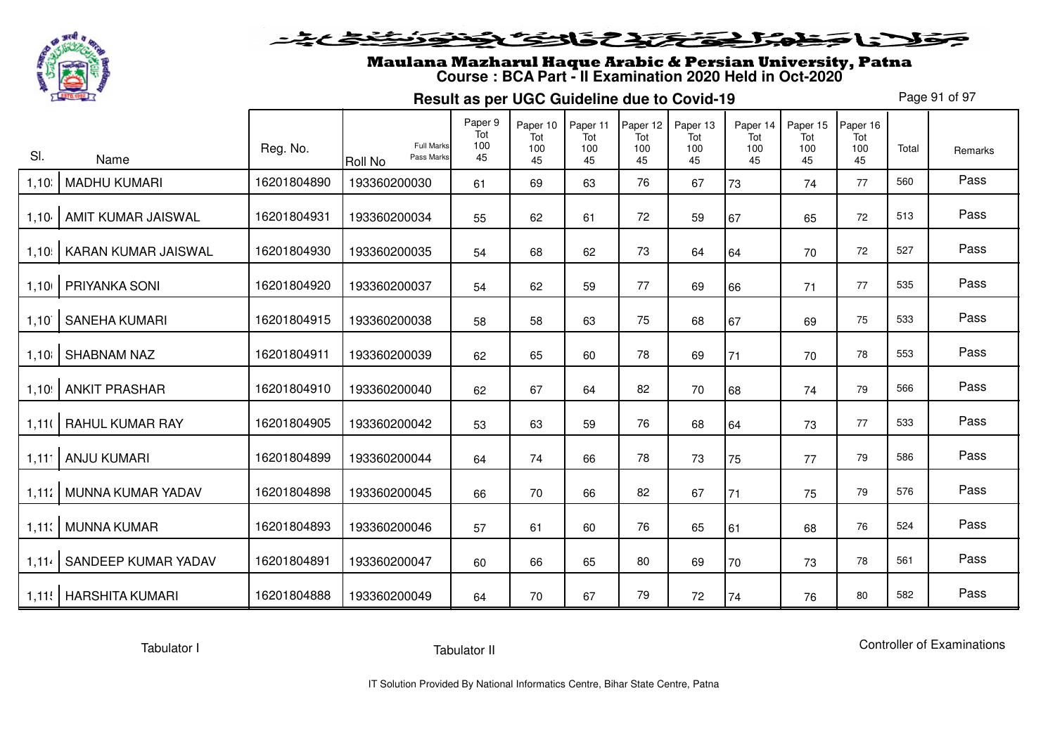# Maulana Mazharul Haque Arabic & Persian University, Patna

**Course : BCA Part - II Examination 2020 Held in Oct-2020**

**Result as per UGC Guideline due to Covid-19**

| Sl. | Name | Reg. No. | Roll No (Full Marks / Pass Marks) | Paper 9 Tot 100 45 | Paper 10 Tot 100 45 | Paper 11 Tot 100 45 | Paper 12 Tot 100 45 | Paper 13 Tot 100 45 | Paper 14 Tot 100 45 | Paper 15 Tot 100 45 | Paper 16 Tot 100 45 | Total | Remarks |
|---|---|---|---|---|---|---|---|---|---|---|---|---|---|
| 1,10: | MADHU KUMARI | 16201804890 | 193360200030 | 61 | 69 | 63 | 76 | 67 | 73 | 74 | 77 | 560 | Pass |
| 1,10 | AMIT KUMAR JAISWAL | 16201804931 | 193360200034 | 55 | 62 | 61 | 72 | 59 | 67 | 65 | 72 | 513 | Pass |
| 1,10 | KARAN KUMAR JAISWAL | 16201804930 | 193360200035 | 54 | 68 | 62 | 73 | 64 | 64 | 70 | 72 | 527 | Pass |
| 1,10 | PRIYANKA SONI | 16201804920 | 193360200037 | 54 | 62 | 59 | 77 | 69 | 66 | 71 | 77 | 535 | Pass |
| 1,10 | SANEHA KUMARI | 16201804915 | 193360200038 | 58 | 58 | 63 | 75 | 68 | 67 | 69 | 75 | 533 | Pass |
| 1,10 | SHABNAM NAZ | 16201804911 | 193360200039 | 62 | 65 | 60 | 78 | 69 | 71 | 70 | 78 | 553 | Pass |
| 1,10 | ANKIT PRASHAR | 16201804910 | 193360200040 | 62 | 67 | 64 | 82 | 70 | 68 | 74 | 79 | 566 | Pass |
| 1,11 | RAHUL KUMAR RAY | 16201804905 | 193360200042 | 53 | 63 | 59 | 76 | 68 | 64 | 73 | 77 | 533 | Pass |
| 1,11 | ANJU KUMARI | 16201804899 | 193360200044 | 64 | 74 | 66 | 78 | 73 | 75 | 77 | 79 | 586 | Pass |
| 1,11 | MUNNA KUMAR YADAV | 16201804898 | 193360200045 | 66 | 70 | 66 | 82 | 67 | 71 | 75 | 79 | 576 | Pass |
| 1,11 | MUNNA KUMAR | 16201804893 | 193360200046 | 57 | 61 | 60 | 76 | 65 | 61 | 68 | 76 | 524 | Pass |
| 1,11 | SANDEEP KUMAR YADAV | 16201804891 | 193360200047 | 60 | 66 | 65 | 80 | 69 | 70 | 73 | 78 | 561 | Pass |
| 1,11 | HARSHITA KUMARI | 16201804888 | 193360200049 | 64 | 70 | 67 | 79 | 72 | 74 | 76 | 80 | 582 | Pass |

Tabulator I Tabulator II Controller of Examinations

IT Solution Provided By National Informatics Centre, Bihar State Centre, Patna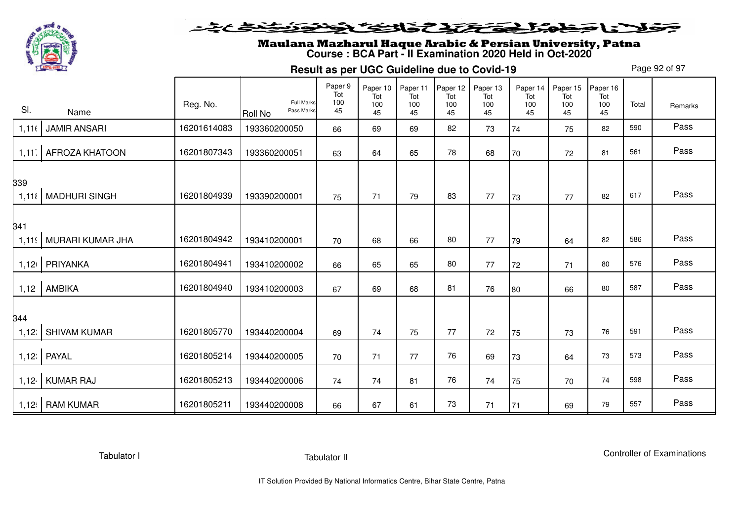# Maulana Mazharul Haque Arabic & Persian University, Patna

## Course : BCA Part - II Examination 2020 Held in Oct-2020

### Result as per UGC Guideline due to Covid-19

| Sl. | Name | Reg. No. | Roll No (Full Marks / Pass Marks) | Paper 9 Tot 100 45 | Paper 10 Tot 100 45 | Paper 11 Tot 100 45 | Paper 12 Tot 100 45 | Paper 13 Tot 100 45 | Paper 14 Tot 100 45 | Paper 15 Tot 100 45 | Paper 16 Tot 100 45 | Total | Remarks |
|---|---|---|---|---|---|---|---|---|---|---|---|---|---|
| 1,11( | JAMIR ANSARI | 16201614083 | 193360200050 | 66 | 69 | 69 | 82 | 73 | 74 | 75 | 82 | 590 | Pass |
| 1,11 | AFROZA KHATOON | 16201807343 | 193360200051 | 63 | 64 | 65 | 78 | 68 | 70 | 72 | 81 | 561 | Pass |
| 339 | | | | | | | | | | | | | |
| 1,11 | MADHURI SINGH | 16201804939 | 193390200001 | 75 | 71 | 79 | 83 | 77 | 73 | 77 | 82 | 617 | Pass |
| 341 | | | | | | | | | | | | | |
| 1,11 | MURARI KUMAR JHA | 16201804942 | 193410200001 | 70 | 68 | 66 | 80 | 77 | 79 | 64 | 82 | 586 | Pass |
| 1,12 | PRIYANKA | 16201804941 | 193410200002 | 66 | 65 | 65 | 80 | 77 | 72 | 71 | 80 | 576 | Pass |
| 1,12 | AMBIKA | 16201804940 | 193410200003 | 67 | 69 | 68 | 81 | 76 | 80 | 66 | 80 | 587 | Pass |
| 344 | | | | | | | | | | | | | |
| 1,12 | SHIVAM KUMAR | 16201805770 | 193440200004 | 69 | 74 | 75 | 77 | 72 | 75 | 73 | 76 | 591 | Pass |
| 1,12 | PAYAL | 16201805214 | 193440200005 | 70 | 71 | 77 | 76 | 69 | 73 | 64 | 73 | 573 | Pass |
| 1,12 | KUMAR RAJ | 16201805213 | 193440200006 | 74 | 74 | 81 | 76 | 74 | 75 | 70 | 74 | 598 | Pass |
| 1,12 | RAM KUMAR | 16201805211 | 193440200008 | 66 | 67 | 61 | 73 | 71 | 71 | 69 | 79 | 557 | Pass |

Tabulator I

Tabulator II

Controller of Examinations

IT Solution Provided By National Informatics Centre, Bihar State Centre, Patna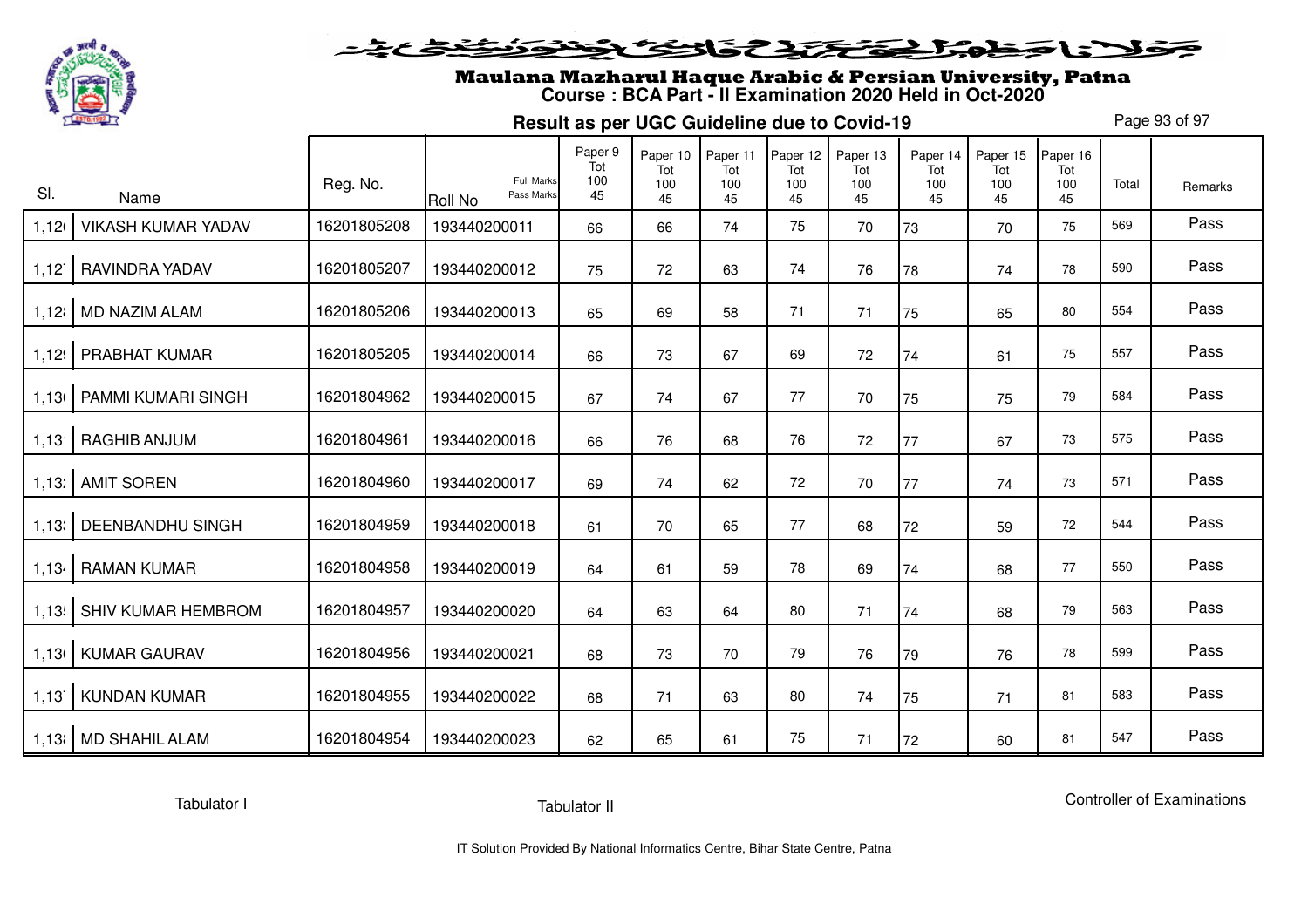# Maulana Mazharul Haque Arabic & Persian University, Patna

## Course : BCA Part - II Examination 2020 Held in Oct-2020

### Result as per UGC Guideline due to Covid-19

| Sl. | Name | Reg. No. | Roll No (Full Marks / Pass Marks) | Paper 9 Tot 100 45 | Paper 10 Tot 100 45 | Paper 11 Tot 100 45 | Paper 12 Tot 100 45 | Paper 13 Tot 100 45 | Paper 14 Tot 100 45 | Paper 15 Tot 100 45 | Paper 16 Tot 100 45 | Total | Remarks |
|---|---|---|---|---|---|---|---|---|---|---|---|---|---|
| 1,12 | VIKASH KUMAR YADAV | 16201805208 | 193440200011 | 66 | 66 | 74 | 75 | 70 | 73 | 70 | 75 | 569 | Pass |
| 1,12 | RAVINDRA YADAV | 16201805207 | 193440200012 | 75 | 72 | 63 | 74 | 76 | 78 | 74 | 78 | 590 | Pass |
| 1,12 | MD NAZIM ALAM | 16201805206 | 193440200013 | 65 | 69 | 58 | 71 | 71 | 75 | 65 | 80 | 554 | Pass |
| 1,12 | PRABHAT KUMAR | 16201805205 | 193440200014 | 66 | 73 | 67 | 69 | 72 | 74 | 61 | 75 | 557 | Pass |
| 1,13 | PAMMI KUMARI SINGH | 16201804962 | 193440200015 | 67 | 74 | 67 | 77 | 70 | 75 | 75 | 79 | 584 | Pass |
| 1,13 | RAGHIB ANJUM | 16201804961 | 193440200016 | 66 | 76 | 68 | 76 | 72 | 77 | 67 | 73 | 575 | Pass |
| 1,13 | AMIT SOREN | 16201804960 | 193440200017 | 69 | 74 | 62 | 72 | 70 | 77 | 74 | 73 | 571 | Pass |
| 1,13 | DEENBANDHU SINGH | 16201804959 | 193440200018 | 61 | 70 | 65 | 77 | 68 | 72 | 59 | 72 | 544 | Pass |
| 1,13 | RAMAN KUMAR | 16201804958 | 193440200019 | 64 | 61 | 59 | 78 | 69 | 74 | 68 | 77 | 550 | Pass |
| 1,13 | SHIV KUMAR HEMBROM | 16201804957 | 193440200020 | 64 | 63 | 64 | 80 | 71 | 74 | 68 | 79 | 563 | Pass |
| 1,13 | KUMAR GAURAV | 16201804956 | 193440200021 | 68 | 73 | 70 | 79 | 76 | 79 | 76 | 78 | 599 | Pass |
| 1,13 | KUNDAN KUMAR | 16201804955 | 193440200022 | 68 | 71 | 63 | 80 | 74 | 75 | 71 | 81 | 583 | Pass |
| 1,13 | MD SHAHIL ALAM | 16201804954 | 193440200023 | 62 | 65 | 61 | 75 | 71 | 72 | 60 | 81 | 547 | Pass |

Tabulator I | Tabulator II | Controller of Examinations

IT Solution Provided By National Informatics Centre, Bihar State Centre, Patna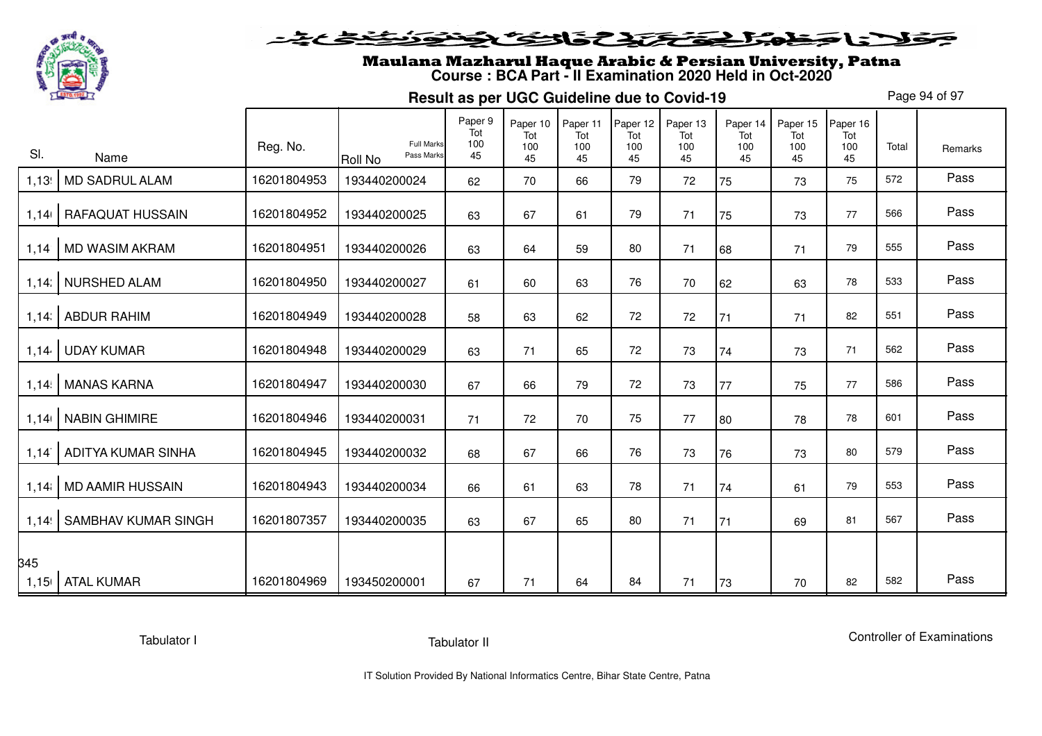# Maulana Mazharul Haque Arabic & Persian University, Patna

## Course : BCA Part - II Examination 2020 Held in Oct-2020

### Result as per UGC Guideline due to Covid-19

| Sl. | Name | Reg. No. | Roll No (Full Marks / Pass Marks) | Paper 9 Tot 100 45 | Paper 10 Tot 100 45 | Paper 11 Tot 100 45 | Paper 12 Tot 100 45 | Paper 13 Tot 100 45 | Paper 14 Tot 100 45 | Paper 15 Tot 100 45 | Paper 16 Tot 100 45 | Total | Remarks |
|---|---|---|---|---|---|---|---|---|---|---|---|---|---|
| 1,13 | MD SADRUL ALAM | 16201804953 | 193440200024 | 62 | 70 | 66 | 79 | 72 | 75 | 73 | 75 | 572 | Pass |
| 1,14 | RAFAQUAT HUSSAIN | 16201804952 | 193440200025 | 63 | 67 | 61 | 79 | 71 | 75 | 73 | 77 | 566 | Pass |
| 1,14 | MD WASIM AKRAM | 16201804951 | 193440200026 | 63 | 64 | 59 | 80 | 71 | 68 | 71 | 79 | 555 | Pass |
| 1,14 | NURSHED ALAM | 16201804950 | 193440200027 | 61 | 60 | 63 | 76 | 70 | 62 | 63 | 78 | 533 | Pass |
| 1,14 | ABDUR RAHIM | 16201804949 | 193440200028 | 58 | 63 | 62 | 72 | 72 | 71 | 71 | 82 | 551 | Pass |
| 1,14 | UDAY KUMAR | 16201804948 | 193440200029 | 63 | 71 | 65 | 72 | 73 | 74 | 73 | 71 | 562 | Pass |
| 1,14 | MANAS KARNA | 16201804947 | 193440200030 | 67 | 66 | 79 | 72 | 73 | 77 | 75 | 77 | 586 | Pass |
| 1,14 | NABIN GHIMIRE | 16201804946 | 193440200031 | 71 | 72 | 70 | 75 | 77 | 80 | 78 | 78 | 601 | Pass |
| 1,14 | ADITYA KUMAR SINHA | 16201804945 | 193440200032 | 68 | 67 | 66 | 76 | 73 | 76 | 73 | 80 | 579 | Pass |
| 1,14 | MD AAMIR HUSSAIN | 16201804943 | 193440200034 | 66 | 61 | 63 | 78 | 71 | 74 | 61 | 79 | 553 | Pass |
| 1,14 | SAMBHAV KUMAR SINGH | 16201807357 | 193440200035 | 63 | 67 | 65 | 80 | 71 | 71 | 69 | 81 | 567 | Pass |
| 345 | | | | | | | | | | | | | |
| 1,15 | ATAL KUMAR | 16201804969 | 193450200001 | 67 | 71 | 64 | 84 | 71 | 73 | 70 | 82 | 582 | Pass |

Tabulator I

Tabulator II

Controller of Examinations

IT Solution Provided By National Informatics Centre, Bihar State Centre, Patna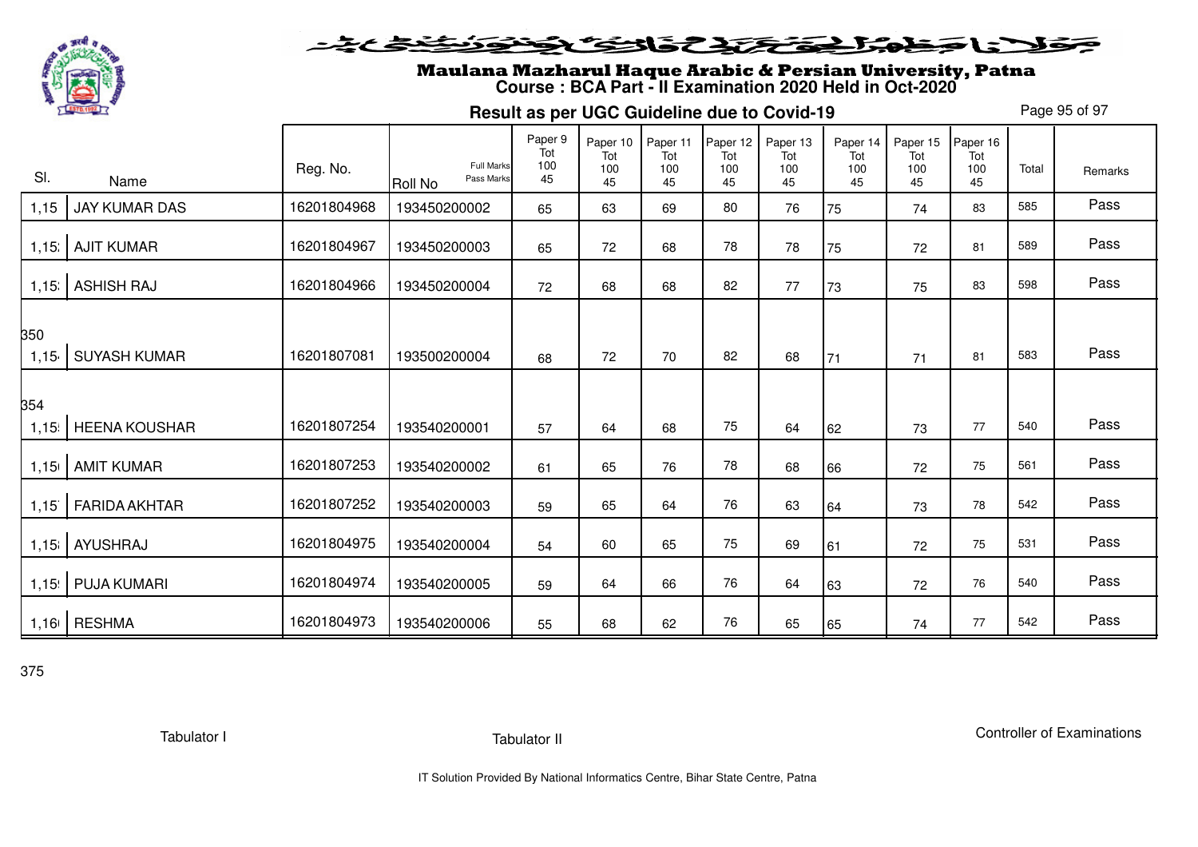# Maulana Mazharul Haque Arabic & Persian University, Patna

## Course : BCA Part - II Examination 2020 Held in Oct-2020

### Result as per UGC Guideline due to Covid-19

| Sl. | Name | Reg. No. | Roll No (Full Marks / Pass Marks) | Paper 9 Tot 100 45 | Paper 10 Tot 100 45 | Paper 11 Tot 100 45 | Paper 12 Tot 100 45 | Paper 13 Tot 100 45 | Paper 14 Tot 100 45 | Paper 15 Tot 100 45 | Paper 16 Tot 100 45 | Total | Remarks |
|---|---|---|---|---|---|---|---|---|---|---|---|---|---|
| 1,15 | JAY KUMAR DAS | 16201804968 | 193450200002 | 65 | 63 | 69 | 80 | 76 | 75 | 74 | 83 | 585 | Pass |
| 1,15 | AJIT KUMAR | 16201804967 | 193450200003 | 65 | 72 | 68 | 78 | 78 | 75 | 72 | 81 | 589 | Pass |
| 1,15 | ASHISH RAJ | 16201804966 | 193450200004 | 72 | 68 | 68 | 82 | 77 | 73 | 75 | 83 | 598 | Pass |

350

| Sl. | Name | Reg. No. | Roll No | Paper 9 | Paper 10 | Paper 11 | Paper 12 | Paper 13 | Paper 14 | Paper 15 | Paper 16 | Total | Remarks |
|---|---|---|---|---|---|---|---|---|---|---|---|---|---|
| 1,15 | SUYASH KUMAR | 16201807081 | 193500200004 | 68 | 72 | 70 | 82 | 68 | 71 | 71 | 81 | 583 | Pass |

354

| Sl. | Name | Reg. No. | Roll No | Paper 9 | Paper 10 | Paper 11 | Paper 12 | Paper 13 | Paper 14 | Paper 15 | Paper 16 | Total | Remarks |
|---|---|---|---|---|---|---|---|---|---|---|---|---|---|
| 1,15 | HEENA KOUSHAR | 16201807254 | 193540200001 | 57 | 64 | 68 | 75 | 64 | 62 | 73 | 77 | 540 | Pass |
| 1,15 | AMIT KUMAR | 16201807253 | 193540200002 | 61 | 65 | 76 | 78 | 68 | 66 | 72 | 75 | 561 | Pass |
| 1,15 | FARIDA AKHTAR | 16201807252 | 193540200003 | 59 | 65 | 64 | 76 | 63 | 64 | 73 | 78 | 542 | Pass |
| 1,15 | AYUSHRAJ | 16201804975 | 193540200004 | 54 | 60 | 65 | 75 | 69 | 61 | 72 | 75 | 531 | Pass |
| 1,15 | PUJA KUMARI | 16201804974 | 193540200005 | 59 | 64 | 66 | 76 | 64 | 63 | 72 | 76 | 540 | Pass |
| 1,16 | RESHMA | 16201804973 | 193540200006 | 55 | 68 | 62 | 76 | 65 | 65 | 74 | 77 | 542 | Pass |

375

Tabulator I | Tabulator II | Controller of Examinations

IT Solution Provided By National Informatics Centre, Bihar State Centre, Patna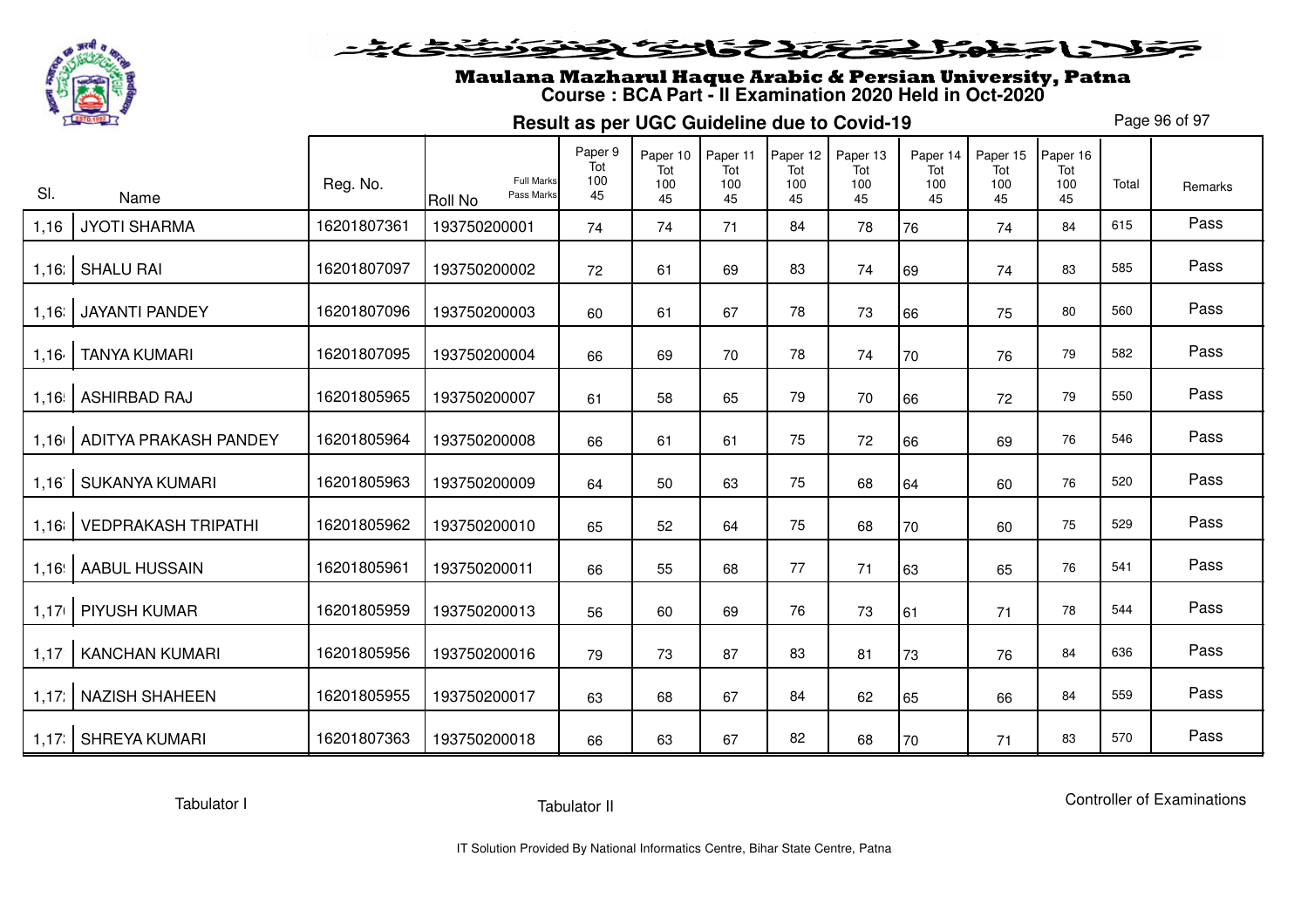# Maulana Mazharul Haque Arabic & Persian University, Patna

## Course : BCA Part - II Examination 2020 Held in Oct-2020

### Result as per UGC Guideline due to Covid-19

| Sl. | Name | Reg. No. | Roll No (Full Marks / Pass Marks) | Paper 9 Tot 100 45 | Paper 10 Tot 100 45 | Paper 11 Tot 100 45 | Paper 12 Tot 100 45 | Paper 13 Tot 100 45 | Paper 14 Tot 100 45 | Paper 15 Tot 100 45 | Paper 16 Tot 100 45 | Total | Remarks |
|---|---|---|---|---|---|---|---|---|---|---|---|---|---|
| 1,16 | JYOTI SHARMA | 16201807361 | 193750200001 | 74 | 74 | 71 | 84 | 78 | 76 | 74 | 84 | 615 | Pass |
| 1,16 | SHALU RAI | 16201807097 | 193750200002 | 72 | 61 | 69 | 83 | 74 | 69 | 74 | 83 | 585 | Pass |
| 1,16 | JAYANTI PANDEY | 16201807096 | 193750200003 | 60 | 61 | 67 | 78 | 73 | 66 | 75 | 80 | 560 | Pass |
| 1,16 | TANYA KUMARI | 16201807095 | 193750200004 | 66 | 69 | 70 | 78 | 74 | 70 | 76 | 79 | 582 | Pass |
| 1,16 | ASHIRBAD RAJ | 16201805965 | 193750200007 | 61 | 58 | 65 | 79 | 70 | 66 | 72 | 79 | 550 | Pass |
| 1,16 | ADITYA PRAKASH PANDEY | 16201805964 | 193750200008 | 66 | 61 | 61 | 75 | 72 | 66 | 69 | 76 | 546 | Pass |
| 1,16 | SUKANYA KUMARI | 16201805963 | 193750200009 | 64 | 50 | 63 | 75 | 68 | 64 | 60 | 76 | 520 | Pass |
| 1,16 | VEDPRAKASH TRIPATHI | 16201805962 | 193750200010 | 65 | 52 | 64 | 75 | 68 | 70 | 60 | 75 | 529 | Pass |
| 1,16 | AABUL HUSSAIN | 16201805961 | 193750200011 | 66 | 55 | 68 | 77 | 71 | 63 | 65 | 76 | 541 | Pass |
| 1,17 | PIYUSH KUMAR | 16201805959 | 193750200013 | 56 | 60 | 69 | 76 | 73 | 61 | 71 | 78 | 544 | Pass |
| 1,17 | KANCHAN KUMARI | 16201805956 | 193750200016 | 79 | 73 | 87 | 83 | 81 | 73 | 76 | 84 | 636 | Pass |
| 1,17 | NAZISH SHAHEEN | 16201805955 | 193750200017 | 63 | 68 | 67 | 84 | 62 | 65 | 66 | 84 | 559 | Pass |
| 1,17 | SHREYA KUMARI | 16201807363 | 193750200018 | 66 | 63 | 67 | 82 | 68 | 70 | 71 | 83 | 570 | Pass |

Tabulator I — Tabulator II — Controller of Examinations

IT Solution Provided By National Informatics Centre, Bihar State Centre, Patna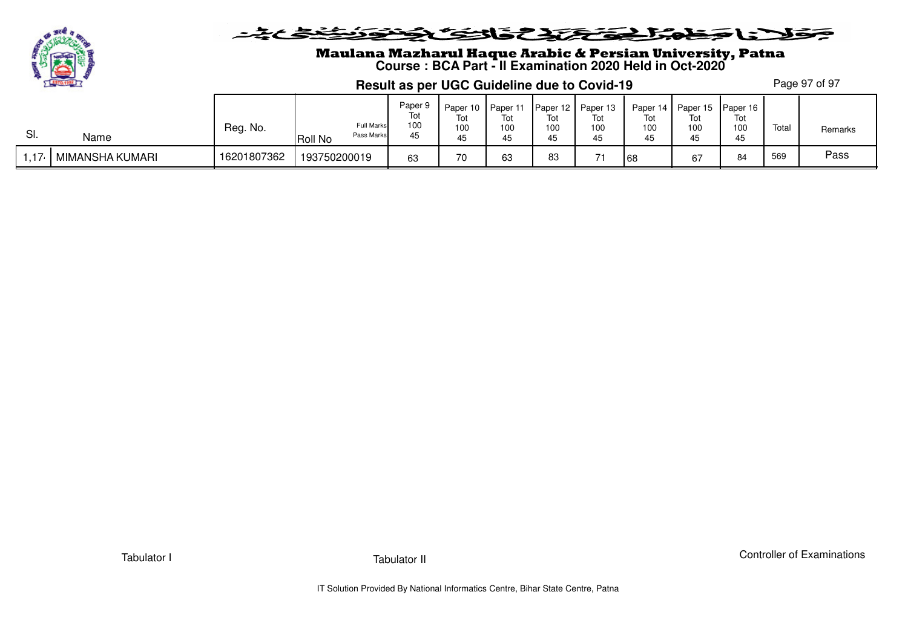# Maulana Mazharul Haque Arabic & Persian University, Patna

## Course : BCA Part - II Examination 2020 Held in Oct-2020

### Result as per UGC Guideline due to Covid-19

| Sl. | Name | Reg. No. | Roll No (Full Marks / Pass Marks) | Paper 9 Tot 100 45 | Paper 10 Tot 100 45 | Paper 11 Tot 100 45 | Paper 12 Tot 100 45 | Paper 13 Tot 100 45 | Paper 14 Tot 100 45 | Paper 15 Tot 100 45 | Paper 16 Tot 100 45 | Total | Remarks |
|---|---|---|---|---|---|---|---|---|---|---|---|---|---|
| 1,17 | MIMANSHA KUMARI | 16201807362 | 193750200019 | 63 | 70 | 63 | 83 | 71 | 68 | 67 | 84 | 569 | Pass |

Tabulator I

Tabulator II

Controller of Examinations

IT Solution Provided By National Informatics Centre, Bihar State Centre, Patna